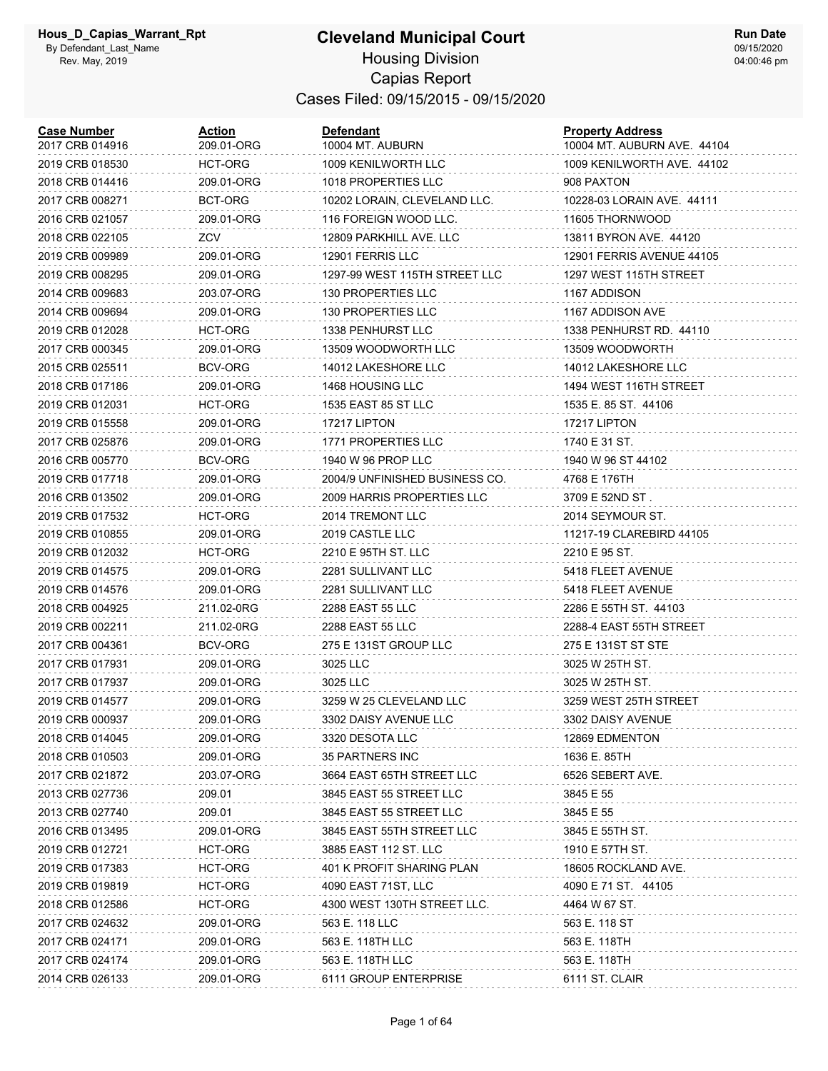Hous_D_Capias_Warrant_Rpt
By Defendant_Last_Name
Rev. May, 2019

# Cleveland Municipal Court

## Housing Division
## Capias Report
## Cases Filed: 09/15/2015 - 09/15/2020

**Run Date**
09/15/2020
04:00:46 pm

| Case Number | Action | Defendant | Property Address |
|---|---|---|---|
| 2017 CRB 014916 | 209.01-ORG | 10004 MT. AUBURN | 10004 MT. AUBURN AVE. 44104 |
| 2019 CRB 018530 | HCT-ORG | 1009 KENILWORTH LLC | 1009 KENILWORTH AVE. 44102 |
| 2018 CRB 014416 | 209.01-ORG | 1018 PROPERTIES LLC | 908 PAXTON |
| 2017 CRB 008271 | BCT-ORG | 10202 LORAIN, CLEVELAND LLC. | 10228-03 LORAIN AVE. 44111 |
| 2016 CRB 021057 | 209.01-ORG | 116 FOREIGN WOOD LLC. | 11605 THORNWOOD |
| 2018 CRB 022105 | ZCV | 12809 PARKHILL AVE. LLC | 13811 BYRON AVE. 44120 |
| 2019 CRB 009989 | 209.01-ORG | 12901 FERRIS LLC | 12901 FERRIS AVENUE 44105 |
| 2019 CRB 008295 | 209.01-ORG | 1297-99 WEST 115TH STREET LLC | 1297 WEST 115TH STREET |
| 2014 CRB 009683 | 203.07-ORG | 130 PROPERTIES LLC | 1167 ADDISON |
| 2014 CRB 009694 | 209.01-ORG | 130 PROPERTIES LLC | 1167 ADDISON AVE |
| 2019 CRB 012028 | HCT-ORG | 1338 PENHURST LLC | 1338 PENHURST RD. 44110 |
| 2017 CRB 000345 | 209.01-ORG | 13509 WOODWORTH LLC | 13509 WOODWORTH |
| 2015 CRB 025511 | BCV-ORG | 14012 LAKESHORE LLC | 14012 LAKESHORE LLC |
| 2018 CRB 017186 | 209.01-ORG | 1468 HOUSING LLC | 1494 WEST 116TH STREET |
| 2019 CRB 012031 | HCT-ORG | 1535 EAST 85 ST LLC | 1535 E. 85 ST. 44106 |
| 2019 CRB 015558 | 209.01-ORG | 17217 LIPTON | 17217 LIPTON |
| 2017 CRB 025876 | 209.01-ORG | 1771 PROPERTIES LLC | 1740 E 31 ST. |
| 2016 CRB 005770 | BCV-ORG | 1940 W 96 PROP LLC | 1940 W 96 ST 44102 |
| 2019 CRB 017718 | 209.01-ORG | 2004/9 UNFINISHED BUSINESS CO. | 4768 E 176TH |
| 2016 CRB 013502 | 209.01-ORG | 2009 HARRIS PROPERTIES LLC | 3709 E 52ND ST . |
| 2019 CRB 017532 | HCT-ORG | 2014 TREMONT LLC | 2014 SEYMOUR ST. |
| 2019 CRB 010855 | 209.01-ORG | 2019 CASTLE LLC | 11217-19 CLAREBIRD 44105 |
| 2019 CRB 012032 | HCT-ORG | 2210 E 95TH ST. LLC | 2210 E 95 ST. |
| 2019 CRB 014575 | 209.01-ORG | 2281 SULLIVANT LLC | 5418 FLEET AVENUE |
| 2019 CRB 014576 | 209.01-ORG | 2281 SULLIVANT LLC | 5418 FLEET AVENUE |
| 2018 CRB 004925 | 211.02-0RG | 2288 EAST 55 LLC | 2286 E 55TH ST. 44103 |
| 2019 CRB 002211 | 211.02-0RG | 2288 EAST 55 LLC | 2288-4 EAST 55TH STREET |
| 2017 CRB 004361 | BCV-ORG | 275 E 131ST GROUP LLC | 275 E 131ST ST STE |
| 2017 CRB 017931 | 209.01-ORG | 3025 LLC | 3025 W 25TH ST. |
| 2017 CRB 017937 | 209.01-ORG | 3025 LLC | 3025 W 25TH ST. |
| 2019 CRB 014577 | 209.01-ORG | 3259 W 25 CLEVELAND LLC | 3259 WEST 25TH STREET |
| 2019 CRB 000937 | 209.01-ORG | 3302 DAISY AVENUE LLC | 3302 DAISY AVENUE |
| 2018 CRB 014045 | 209.01-ORG | 3320 DESOTA LLC | 12869 EDMENTON |
| 2018 CRB 010503 | 209.01-ORG | 35 PARTNERS INC | 1636 E. 85TH |
| 2017 CRB 021872 | 203.07-ORG | 3664 EAST 65TH STREET LLC | 6526 SEBERT AVE. |
| 2013 CRB 027736 | 209.01 | 3845 EAST 55 STREET LLC | 3845 E 55 |
| 2013 CRB 027740 | 209.01 | 3845 EAST 55 STREET LLC | 3845 E 55 |
| 2016 CRB 013495 | 209.01-ORG | 3845 EAST 55TH STREET LLC | 3845 E 55TH ST. |
| 2019 CRB 012721 | HCT-ORG | 3885 EAST 112 ST. LLC | 1910 E 57TH ST. |
| 2019 CRB 017383 | HCT-ORG | 401 K PROFIT SHARING PLAN | 18605 ROCKLAND AVE. |
| 2019 CRB 019819 | HCT-ORG | 4090 EAST 71ST, LLC | 4090 E 71 ST. 44105 |
| 2018 CRB 012586 | HCT-ORG | 4300 WEST 130TH STREET LLC. | 4464 W 67 ST. |
| 2017 CRB 024632 | 209.01-ORG | 563 E. 118 LLC | 563 E. 118 ST |
| 2017 CRB 024171 | 209.01-ORG | 563 E. 118TH LLC | 563 E. 118TH |
| 2017 CRB 024174 | 209.01-ORG | 563 E. 118TH LLC | 563 E. 118TH |
| 2014 CRB 026133 | 209.01-ORG | 6111 GROUP ENTERPRISE | 6111 ST. CLAIR |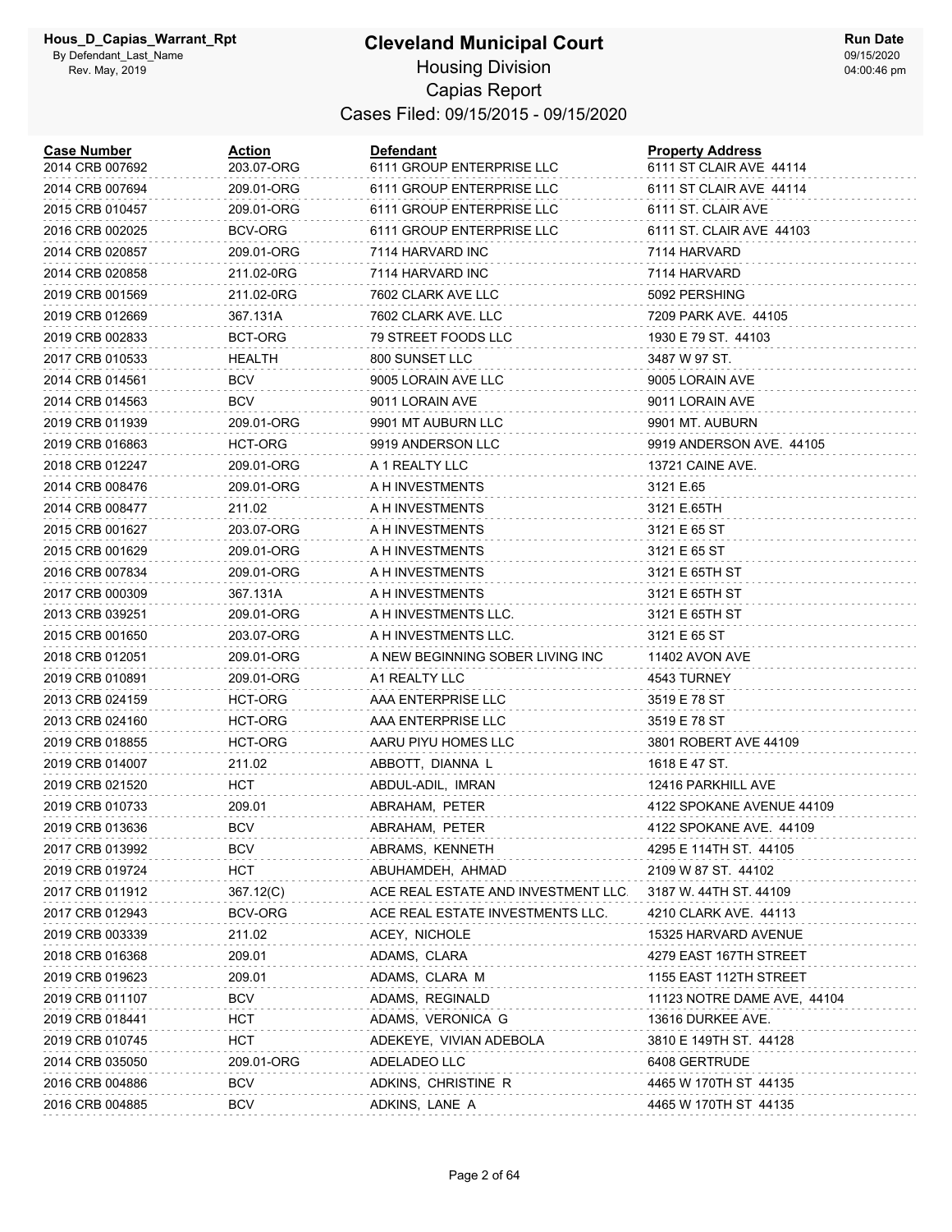# Cleveland Municipal Court

Hous_D_Capias_Warrant_Rpt
By Defendant_Last_Name
Rev. May, 2019

## Housing Division
## Capias Report
### Cases Filed: 09/15/2015 - 09/15/2020

Run Date
09/15/2020
04:00:46 pm

| Case Number | Action | Defendant | Property Address |
|---|---|---|---|
| 2014 CRB 007692 | 203.07-ORG | 6111 GROUP ENTERPRISE LLC | 6111 ST CLAIR AVE 44114 |
| 2014 CRB 007694 | 209.01-ORG | 6111 GROUP ENTERPRISE LLC | 6111 ST CLAIR AVE 44114 |
| 2015 CRB 010457 | 209.01-ORG | 6111 GROUP ENTERPRISE LLC | 6111 ST. CLAIR AVE |
| 2016 CRB 002025 | BCV-ORG | 6111 GROUP ENTERPRISE LLC | 6111 ST. CLAIR AVE 44103 |
| 2014 CRB 020857 | 209.01-ORG | 7114 HARVARD INC | 7114 HARVARD |
| 2014 CRB 020858 | 211.02-0RG | 7114 HARVARD INC | 7114 HARVARD |
| 2019 CRB 001569 | 211.02-0RG | 7602 CLARK AVE LLC | 5092 PERSHING |
| 2019 CRB 012669 | 367.131A | 7602 CLARK AVE. LLC | 7209 PARK AVE. 44105 |
| 2019 CRB 002833 | BCT-ORG | 79 STREET FOODS LLC | 1930 E 79 ST. 44103 |
| 2017 CRB 010533 | HEALTH | 800 SUNSET LLC | 3487 W 97 ST. |
| 2014 CRB 014561 | BCV | 9005 LORAIN AVE LLC | 9005 LORAIN AVE |
| 2014 CRB 014563 | BCV | 9011 LORAIN AVE | 9011 LORAIN AVE |
| 2019 CRB 011939 | 209.01-ORG | 9901 MT AUBURN LLC | 9901 MT. AUBURN |
| 2019 CRB 016863 | HCT-ORG | 9919 ANDERSON LLC | 9919 ANDERSON AVE. 44105 |
| 2018 CRB 012247 | 209.01-ORG | A 1 REALTY LLC | 13721 CAINE AVE. |
| 2014 CRB 008476 | 209.01-ORG | A H INVESTMENTS | 3121 E.65 |
| 2014 CRB 008477 | 211.02 | A H INVESTMENTS | 3121 E.65TH |
| 2015 CRB 001627 | 203.07-ORG | A H INVESTMENTS | 3121 E 65 ST |
| 2015 CRB 001629 | 209.01-ORG | A H INVESTMENTS | 3121 E 65 ST |
| 2016 CRB 007834 | 209.01-ORG | A H INVESTMENTS | 3121 E 65TH ST |
| 2017 CRB 000309 | 367.131A | A H INVESTMENTS | 3121 E 65TH ST |
| 2013 CRB 039251 | 209.01-ORG | A H INVESTMENTS LLC. | 3121 E 65TH ST |
| 2015 CRB 001650 | 203.07-ORG | A H INVESTMENTS LLC. | 3121 E 65 ST |
| 2018 CRB 012051 | 209.01-ORG | A NEW BEGINNING SOBER LIVING INC | 11402 AVON AVE |
| 2019 CRB 010891 | 209.01-ORG | A1 REALTY LLC | 4543 TURNEY |
| 2013 CRB 024159 | HCT-ORG | AAA ENTERPRISE LLC | 3519 E 78 ST |
| 2013 CRB 024160 | HCT-ORG | AAA ENTERPRISE LLC | 3519 E 78 ST |
| 2019 CRB 018855 | HCT-ORG | AARU PIYU HOMES LLC | 3801 ROBERT AVE 44109 |
| 2019 CRB 014007 | 211.02 | ABBOTT, DIANNA L | 1618 E 47 ST. |
| 2019 CRB 021520 | HCT | ABDUL-ADIL, IMRAN | 12416 PARKHILL AVE |
| 2019 CRB 010733 | 209.01 | ABRAHAM, PETER | 4122 SPOKANE AVENUE 44109 |
| 2019 CRB 013636 | BCV | ABRAHAM, PETER | 4122 SPOKANE AVE. 44109 |
| 2017 CRB 013992 | BCV | ABRAMS, KENNETH | 4295 E 114TH ST. 44105 |
| 2019 CRB 019724 | HCT | ABUHAMDEH, AHMAD | 2109 W 87 ST. 44102 |
| 2017 CRB 011912 | 367.12(C) | ACE REAL ESTATE AND INVESTMENT LLC. | 3187 W. 44TH ST. 44109 |
| 2017 CRB 012943 | BCV-ORG | ACE REAL ESTATE INVESTMENTS LLC. | 4210 CLARK AVE. 44113 |
| 2019 CRB 003339 | 211.02 | ACEY, NICHOLE | 15325 HARVARD AVENUE |
| 2018 CRB 016368 | 209.01 | ADAMS, CLARA | 4279 EAST 167TH STREET |
| 2019 CRB 019623 | 209.01 | ADAMS, CLARA M | 1155 EAST 112TH STREET |
| 2019 CRB 011107 | BCV | ADAMS, REGINALD | 11123 NOTRE DAME AVE, 44104 |
| 2019 CRB 018441 | HCT | ADAMS, VERONICA G | 13616 DURKEE AVE. |
| 2019 CRB 010745 | HCT | ADEKEYE, VIVIAN ADEBOLA | 3810 E 149TH ST. 44128 |
| 2014 CRB 035050 | 209.01-ORG | ADELADEO LLC | 6408 GERTRUDE |
| 2016 CRB 004886 | BCV | ADKINS, CHRISTINE R | 4465 W 170TH ST 44135 |
| 2016 CRB 004885 | BCV | ADKINS, LANE A | 4465 W 170TH ST 44135 |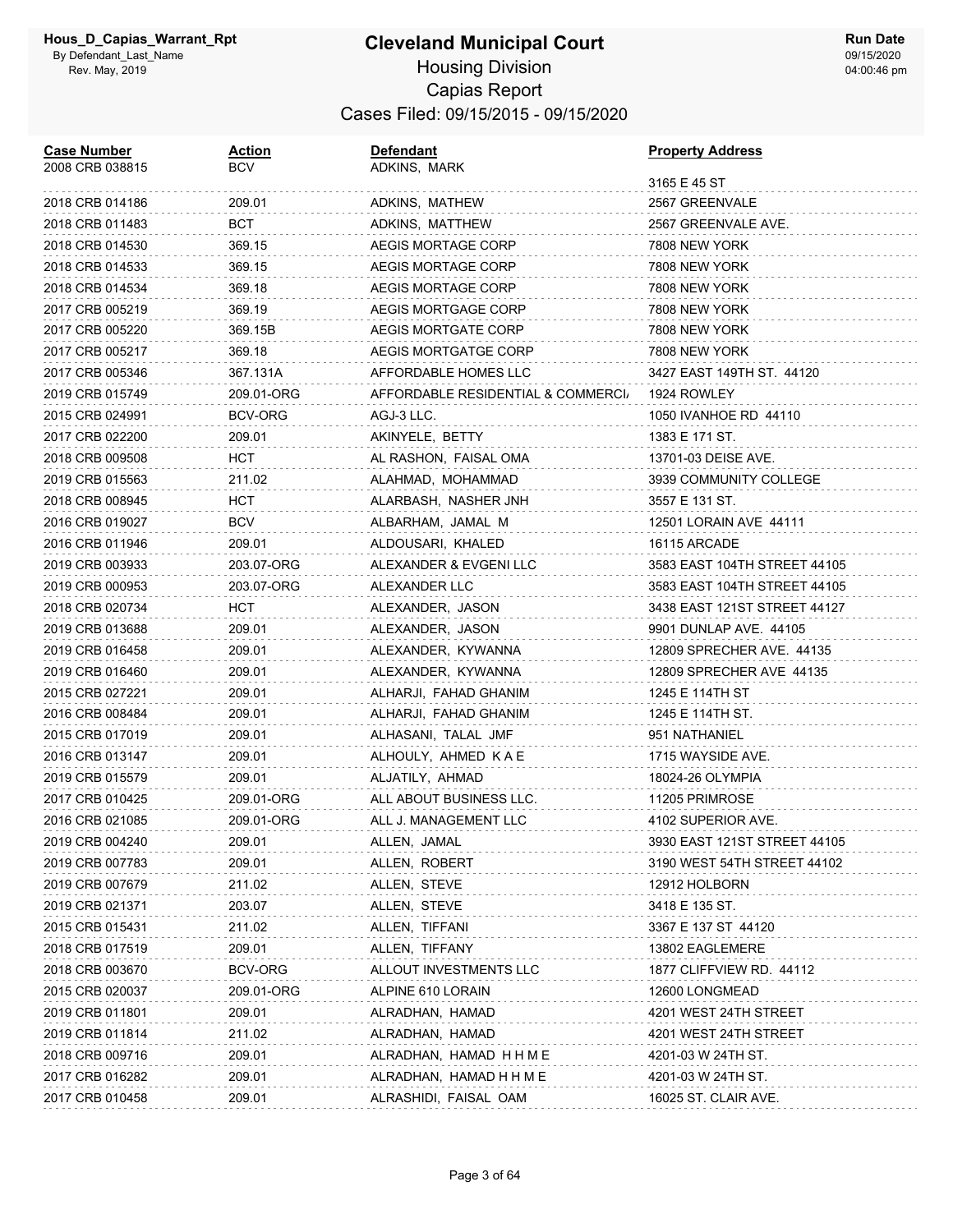Hous_D_Capias_Warrant_Rpt
By Defendant_Last_Name
Rev. May, 2019

# Cleveland Municipal Court

## Housing Division
## Capias Report
### Cases Filed: 09/15/2015 - 09/15/2020

**Run Date**
09/15/2020
04:00:46 pm

| Case Number | Action | Defendant | Property Address |
|---|---|---|---|
| 2008 CRB 038815 | BCV | ADKINS, MARK | 3165 E 45 ST |
| 2018 CRB 014186 | 209.01 | ADKINS, MATHEW | 2567 GREENVALE |
| 2018 CRB 011483 | BCT | ADKINS, MATTHEW | 2567 GREENVALE AVE. |
| 2018 CRB 014530 | 369.15 | AEGIS MORTAGE CORP | 7808 NEW YORK |
| 2018 CRB 014533 | 369.15 | AEGIS MORTAGE CORP | 7808 NEW YORK |
| 2018 CRB 014534 | 369.18 | AEGIS MORTAGE CORP | 7808 NEW YORK |
| 2017 CRB 005219 | 369.19 | AEGIS MORTGAGE CORP | 7808 NEW YORK |
| 2017 CRB 005220 | 369.15B | AEGIS MORTGATE CORP | 7808 NEW YORK |
| 2017 CRB 005217 | 369.18 | AEGIS MORTGATGE CORP | 7808 NEW YORK |
| 2017 CRB 005346 | 367.131A | AFFORDABLE HOMES LLC | 3427 EAST 149TH ST. 44120 |
| 2019 CRB 015749 | 209.01-ORG | AFFORDABLE RESIDENTIAL & COMMERCI | 1924 ROWLEY |
| 2015 CRB 024991 | BCV-ORG | AGJ-3 LLC. | 1050 IVANHOE RD 44110 |
| 2017 CRB 022200 | 209.01 | AKINYELE, BETTY | 1383 E 171 ST. |
| 2018 CRB 009508 | HCT | AL RASHON, FAISAL OMA | 13701-03 DEISE AVE. |
| 2019 CRB 015563 | 211.02 | ALAHMAD, MOHAMMAD | 3939 COMMUNITY COLLEGE |
| 2018 CRB 008945 | HCT | ALARBASH, NASHER JNH | 3557 E 131 ST. |
| 2016 CRB 019027 | BCV | ALBARHAM, JAMAL M | 12501 LORAIN AVE 44111 |
| 2016 CRB 011946 | 209.01 | ALDOUSARI, KHALED | 16115 ARCADE |
| 2019 CRB 003933 | 203.07-ORG | ALEXANDER & EVGENI LLC | 3583 EAST 104TH STREET 44105 |
| 2019 CRB 000953 | 203.07-ORG | ALEXANDER LLC | 3583 EAST 104TH STREET 44105 |
| 2018 CRB 020734 | HCT | ALEXANDER, JASON | 3438 EAST 121ST STREET 44127 |
| 2019 CRB 013688 | 209.01 | ALEXANDER, JASON | 9901 DUNLAP AVE. 44105 |
| 2019 CRB 016458 | 209.01 | ALEXANDER, KYWANNA | 12809 SPRECHER AVE. 44135 |
| 2019 CRB 016460 | 209.01 | ALEXANDER, KYWANNA | 12809 SPRECHER AVE 44135 |
| 2015 CRB 027221 | 209.01 | ALHARJI, FAHAD GHANIM | 1245 E 114TH ST |
| 2016 CRB 008484 | 209.01 | ALHARJI, FAHAD GHANIM | 1245 E 114TH ST. |
| 2015 CRB 017019 | 209.01 | ALHASANI, TALAL JMF | 951 NATHANIEL |
| 2016 CRB 013147 | 209.01 | ALHOULY, AHMED K A E | 1715 WAYSIDE AVE. |
| 2019 CRB 015579 | 209.01 | ALJATILY, AHMAD | 18024-26 OLYMPIA |
| 2017 CRB 010425 | 209.01-ORG | ALL ABOUT BUSINESS LLC. | 11205 PRIMROSE |
| 2016 CRB 021085 | 209.01-ORG | ALL J. MANAGEMENT LLC | 4102 SUPERIOR AVE. |
| 2019 CRB 004240 | 209.01 | ALLEN, JAMAL | 3930 EAST 121ST STREET 44105 |
| 2019 CRB 007783 | 209.01 | ALLEN, ROBERT | 3190 WEST 54TH STREET 44102 |
| 2019 CRB 007679 | 211.02 | ALLEN, STEVE | 12912 HOLBORN |
| 2019 CRB 021371 | 203.07 | ALLEN, STEVE | 3418 E 135 ST. |
| 2015 CRB 015431 | 211.02 | ALLEN, TIFFANI | 3367 E 137 ST 44120 |
| 2018 CRB 017519 | 209.01 | ALLEN, TIFFANY | 13802 EAGLEMERE |
| 2018 CRB 003670 | BCV-ORG | ALLOUT INVESTMENTS LLC | 1877 CLIFFVIEW RD. 44112 |
| 2015 CRB 020037 | 209.01-ORG | ALPINE 610 LORAIN | 12600 LONGMEAD |
| 2019 CRB 011801 | 209.01 | ALRADHAN, HAMAD | 4201 WEST 24TH STREET |
| 2019 CRB 011814 | 211.02 | ALRADHAN, HAMAD | 4201 WEST 24TH STREET |
| 2018 CRB 009716 | 209.01 | ALRADHAN, HAMAD H H M E | 4201-03 W 24TH ST. |
| 2017 CRB 016282 | 209.01 | ALRADHAN, HAMAD H H M E | 4201-03 W 24TH ST. |
| 2017 CRB 010458 | 209.01 | ALRASHIDI, FAISAL OAM | 16025 ST. CLAIR AVE. |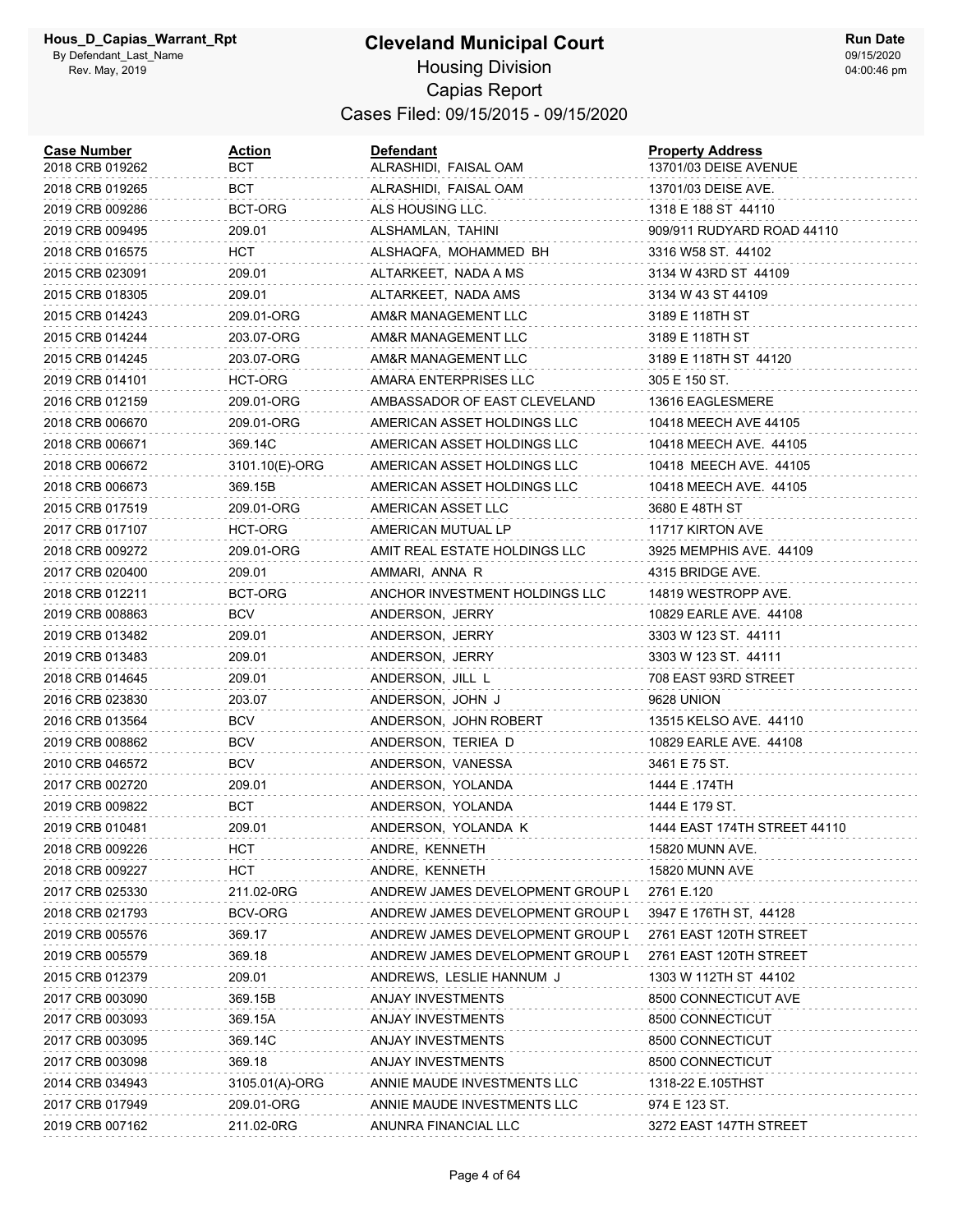Hous_D_Capias_Warrant_Rpt
By Defendant_Last_Name
Rev. May, 2019

# Cleveland Municipal Court

## Housing Division
## Capias Report
### Cases Filed: 09/15/2015 - 09/15/2020

Run Date
09/15/2020
04:00:46 pm

| Case Number | Action | Defendant | Property Address |
|---|---|---|---|
| 2018 CRB 019262 | BCT | ALRASHIDI, FAISAL OAM | 13701/03 DEISE AVENUE |
| 2018 CRB 019265 | BCT | ALRASHIDI, FAISAL OAM | 13701/03 DEISE AVE. |
| 2019 CRB 009286 | BCT-ORG | ALS HOUSING LLC. | 1318 E 188 ST 44110 |
| 2019 CRB 009495 | 209.01 | ALSHAMLAN, TAHINI | 909/911 RUDYARD ROAD 44110 |
| 2018 CRB 016575 | HCT | ALSHAQFA, MOHAMMED BH | 3316 W58 ST. 44102 |
| 2015 CRB 023091 | 209.01 | ALTARKEET, NADA A MS | 3134 W 43RD ST 44109 |
| 2015 CRB 018305 | 209.01 | ALTARKEET, NADA AMS | 3134 W 43 ST 44109 |
| 2015 CRB 014243 | 209.01-ORG | AM&R MANAGEMENT LLC | 3189 E 118TH ST |
| 2015 CRB 014244 | 203.07-ORG | AM&R MANAGEMENT LLC | 3189 E 118TH ST |
| 2015 CRB 014245 | 203.07-ORG | AM&R MANAGEMENT LLC | 3189 E 118TH ST 44120 |
| 2019 CRB 014101 | HCT-ORG | AMARA ENTERPRISES LLC | 305 E 150 ST. |
| 2016 CRB 012159 | 209.01-ORG | AMBASSADOR OF EAST CLEVELAND | 13616 EAGLESMERE |
| 2018 CRB 006670 | 209.01-ORG | AMERICAN ASSET HOLDINGS LLC | 10418 MEECH AVE 44105 |
| 2018 CRB 006671 | 369.14C | AMERICAN ASSET HOLDINGS LLC | 10418 MEECH AVE. 44105 |
| 2018 CRB 006672 | 3101.10(E)-ORG | AMERICAN ASSET HOLDINGS LLC | 10418 MEECH AVE. 44105 |
| 2018 CRB 006673 | 369.15B | AMERICAN ASSET HOLDINGS LLC | 10418 MEECH AVE. 44105 |
| 2015 CRB 017519 | 209.01-ORG | AMERICAN ASSET LLC | 3680 E 48TH ST |
| 2017 CRB 017107 | HCT-ORG | AMERICAN MUTUAL LP | 11717 KIRTON AVE |
| 2018 CRB 009272 | 209.01-ORG | AMIT REAL ESTATE HOLDINGS LLC | 3925 MEMPHIS AVE. 44109 |
| 2017 CRB 020400 | 209.01 | AMMARI, ANNA R | 4315 BRIDGE AVE. |
| 2018 CRB 012211 | BCT-ORG | ANCHOR INVESTMENT HOLDINGS LLC | 14819 WESTROPP AVE. |
| 2019 CRB 008863 | BCV | ANDERSON, JERRY | 10829 EARLE AVE. 44108 |
| 2019 CRB 013482 | 209.01 | ANDERSON, JERRY | 3303 W 123 ST. 44111 |
| 2019 CRB 013483 | 209.01 | ANDERSON, JERRY | 3303 W 123 ST. 44111 |
| 2018 CRB 014645 | 209.01 | ANDERSON, JILL L | 708 EAST 93RD STREET |
| 2016 CRB 023830 | 203.07 | ANDERSON, JOHN J | 9628 UNION |
| 2016 CRB 013564 | BCV | ANDERSON, JOHN ROBERT | 13515 KELSO AVE. 44110 |
| 2019 CRB 008862 | BCV | ANDERSON, TERIEA D | 10829 EARLE AVE. 44108 |
| 2010 CRB 046572 | BCV | ANDERSON, VANESSA | 3461 E 75 ST. |
| 2017 CRB 002720 | 209.01 | ANDERSON, YOLANDA | 1444 E .174TH |
| 2019 CRB 009822 | BCT | ANDERSON, YOLANDA | 1444 E 179 ST. |
| 2019 CRB 010481 | 209.01 | ANDERSON, YOLANDA K | 1444 EAST 174TH STREET 44110 |
| 2018 CRB 009226 | HCT | ANDRE, KENNETH | 15820 MUNN AVE. |
| 2018 CRB 009227 | HCT | ANDRE, KENNETH | 15820 MUNN AVE |
| 2017 CRB 025330 | 211.02-0RG | ANDREW JAMES DEVELOPMENT GROUP L | 2761 E.120 |
| 2018 CRB 021793 | BCV-ORG | ANDREW JAMES DEVELOPMENT GROUP L | 3947 E 176TH ST, 44128 |
| 2019 CRB 005576 | 369.17 | ANDREW JAMES DEVELOPMENT GROUP L | 2761 EAST 120TH STREET |
| 2019 CRB 005579 | 369.18 | ANDREW JAMES DEVELOPMENT GROUP L | 2761 EAST 120TH STREET |
| 2015 CRB 012379 | 209.01 | ANDREWS, LESLIE HANNUM J | 1303 W 112TH ST 44102 |
| 2017 CRB 003090 | 369.15B | ANJAY INVESTMENTS | 8500 CONNECTICUT AVE |
| 2017 CRB 003093 | 369.15A | ANJAY INVESTMENTS | 8500 CONNECTICUT |
| 2017 CRB 003095 | 369.14C | ANJAY INVESTMENTS | 8500 CONNECTICUT |
| 2017 CRB 003098 | 369.18 | ANJAY INVESTMENTS | 8500 CONNECTICUT |
| 2014 CRB 034943 | 3105.01(A)-ORG | ANNIE MAUDE INVESTMENTS LLC | 1318-22 E.105THST |
| 2017 CRB 017949 | 209.01-ORG | ANNIE MAUDE INVESTMENTS LLC | 974 E 123 ST. |
| 2019 CRB 007162 | 211.02-0RG | ANUNRA FINANCIAL LLC | 3272 EAST 147TH STREET |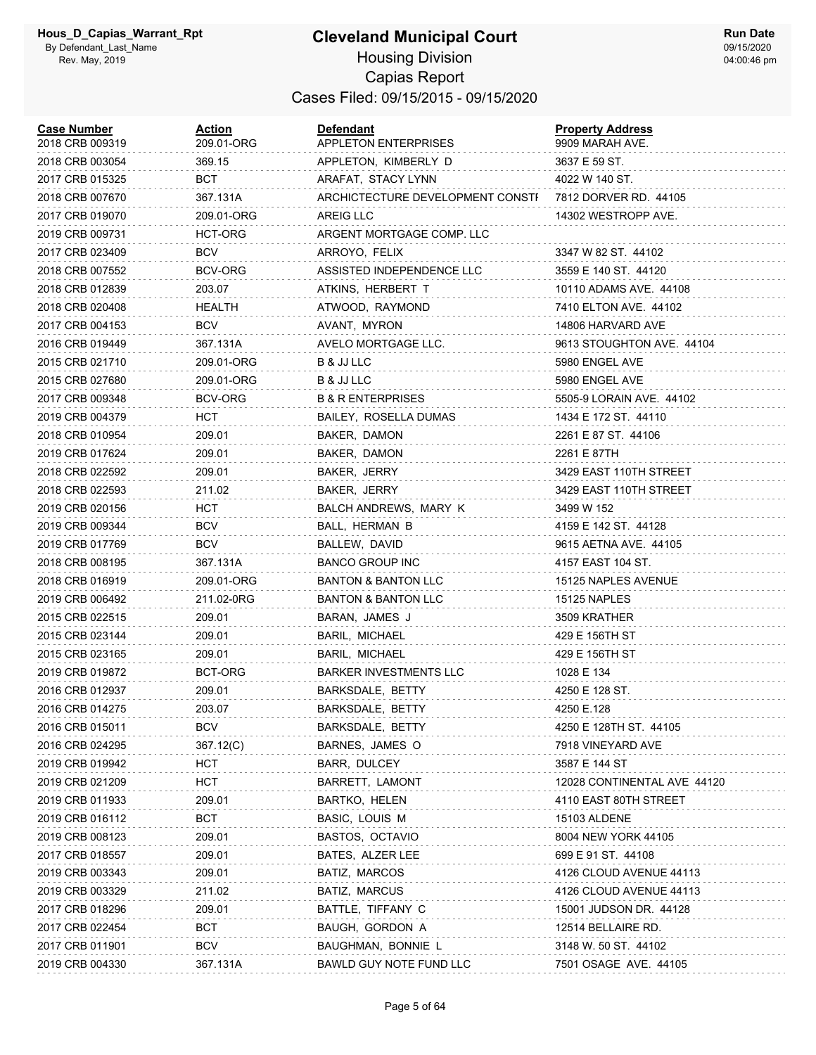# Cleveland Municipal Court

Housing Division
Capias Report
Cases Filed: 09/15/2015 - 09/15/2020

| Case Number | Action | Defendant | Property Address |
|---|---|---|---|
| 2018 CRB 009319 | 209.01-ORG | APPLETON ENTERPRISES | 9909 MARAH AVE. |
| 2018 CRB 003054 | 369.15 | APPLETON, KIMBERLY D | 3637 E 59 ST. |
| 2017 CRB 015325 | BCT | ARAFAT, STACY LYNN | 4022 W 140 ST. |
| 2018 CRB 007670 | 367.131A | ARCHICTECTURE DEVELOPMENT CONSTI | 7812 DORVER RD. 44105 |
| 2017 CRB 019070 | 209.01-ORG | AREIG LLC | 14302 WESTROPP AVE. |
| 2019 CRB 009731 | HCT-ORG | ARGENT MORTGAGE COMP. LLC | |
| 2017 CRB 023409 | BCV | ARROYO, FELIX | 3347 W 82 ST. 44102 |
| 2018 CRB 007552 | BCV-ORG | ASSISTED INDEPENDENCE LLC | 3559 E 140 ST. 44120 |
| 2018 CRB 012839 | 203.07 | ATKINS, HERBERT T | 10110 ADAMS AVE. 44108 |
| 2018 CRB 020408 | HEALTH | ATWOOD, RAYMOND | 7410 ELTON AVE. 44102 |
| 2017 CRB 004153 | BCV | AVANT, MYRON | 14806 HARVARD AVE |
| 2016 CRB 019449 | 367.131A | AVELO MORTGAGE LLC. | 9613 STOUGHTON AVE. 44104 |
| 2015 CRB 021710 | 209.01-ORG | B & JJ LLC | 5980 ENGEL AVE |
| 2015 CRB 027680 | 209.01-ORG | B & JJ LLC | 5980 ENGEL AVE |
| 2017 CRB 009348 | BCV-ORG | B & R ENTERPRISES | 5505-9 LORAIN AVE. 44102 |
| 2019 CRB 004379 | HCT | BAILEY, ROSELLA DUMAS | 1434 E 172 ST. 44110 |
| 2018 CRB 010954 | 209.01 | BAKER, DAMON | 2261 E 87 ST. 44106 |
| 2019 CRB 017624 | 209.01 | BAKER, DAMON | 2261 E 87TH |
| 2018 CRB 022592 | 209.01 | BAKER, JERRY | 3429 EAST 110TH STREET |
| 2018 CRB 022593 | 211.02 | BAKER, JERRY | 3429 EAST 110TH STREET |
| 2019 CRB 020156 | HCT | BALCH ANDREWS, MARY K | 3499 W 152 |
| 2019 CRB 009344 | BCV | BALL, HERMAN B | 4159 E 142 ST. 44128 |
| 2019 CRB 017769 | BCV | BALLEW, DAVID | 9615 AETNA AVE. 44105 |
| 2018 CRB 008195 | 367.131A | BANCO GROUP INC | 4157 EAST 104 ST. |
| 2018 CRB 016919 | 209.01-ORG | BANTON & BANTON LLC | 15125 NAPLES AVENUE |
| 2019 CRB 006492 | 211.02-0RG | BANTON & BANTON LLC | 15125 NAPLES |
| 2015 CRB 022515 | 209.01 | BARAN, JAMES J | 3509 KRATHER |
| 2015 CRB 023144 | 209.01 | BARIL, MICHAEL | 429 E 156TH ST |
| 2015 CRB 023165 | 209.01 | BARIL, MICHAEL | 429 E 156TH ST |
| 2019 CRB 019872 | BCT-ORG | BARKER INVESTMENTS LLC | 1028 E 134 |
| 2016 CRB 012937 | 209.01 | BARKSDALE, BETTY | 4250 E 128 ST. |
| 2016 CRB 014275 | 203.07 | BARKSDALE, BETTY | 4250 E.128 |
| 2016 CRB 015011 | BCV | BARKSDALE, BETTY | 4250 E 128TH ST. 44105 |
| 2016 CRB 024295 | 367.12(C) | BARNES, JAMES O | 7918 VINEYARD AVE |
| 2019 CRB 019942 | HCT | BARR, DULCEY | 3587 E 144 ST |
| 2019 CRB 021209 | HCT | BARRETT, LAMONT | 12028 CONTINENTAL AVE 44120 |
| 2019 CRB 011933 | 209.01 | BARTKO, HELEN | 4110 EAST 80TH STREET |
| 2019 CRB 016112 | BCT | BASIC, LOUIS M | 15103 ALDENE |
| 2019 CRB 008123 | 209.01 | BASTOS, OCTAVIO | 8004 NEW YORK 44105 |
| 2017 CRB 018557 | 209.01 | BATES, ALZER LEE | 699 E 91 ST. 44108 |
| 2019 CRB 003343 | 209.01 | BATIZ, MARCOS | 4126 CLOUD AVENUE 44113 |
| 2019 CRB 003329 | 211.02 | BATIZ, MARCUS | 4126 CLOUD AVENUE 44113 |
| 2017 CRB 018296 | 209.01 | BATTLE, TIFFANY C | 15001 JUDSON DR. 44128 |
| 2017 CRB 022454 | BCT | BAUGH, GORDON A | 12514 BELLAIRE RD. |
| 2017 CRB 011901 | BCV | BAUGHMAN, BONNIE L | 3148 W. 50 ST. 44102 |
| 2019 CRB 004330 | 367.131A | BAWLD GUY NOTE FUND LLC | 7501 OSAGE AVE. 44105 |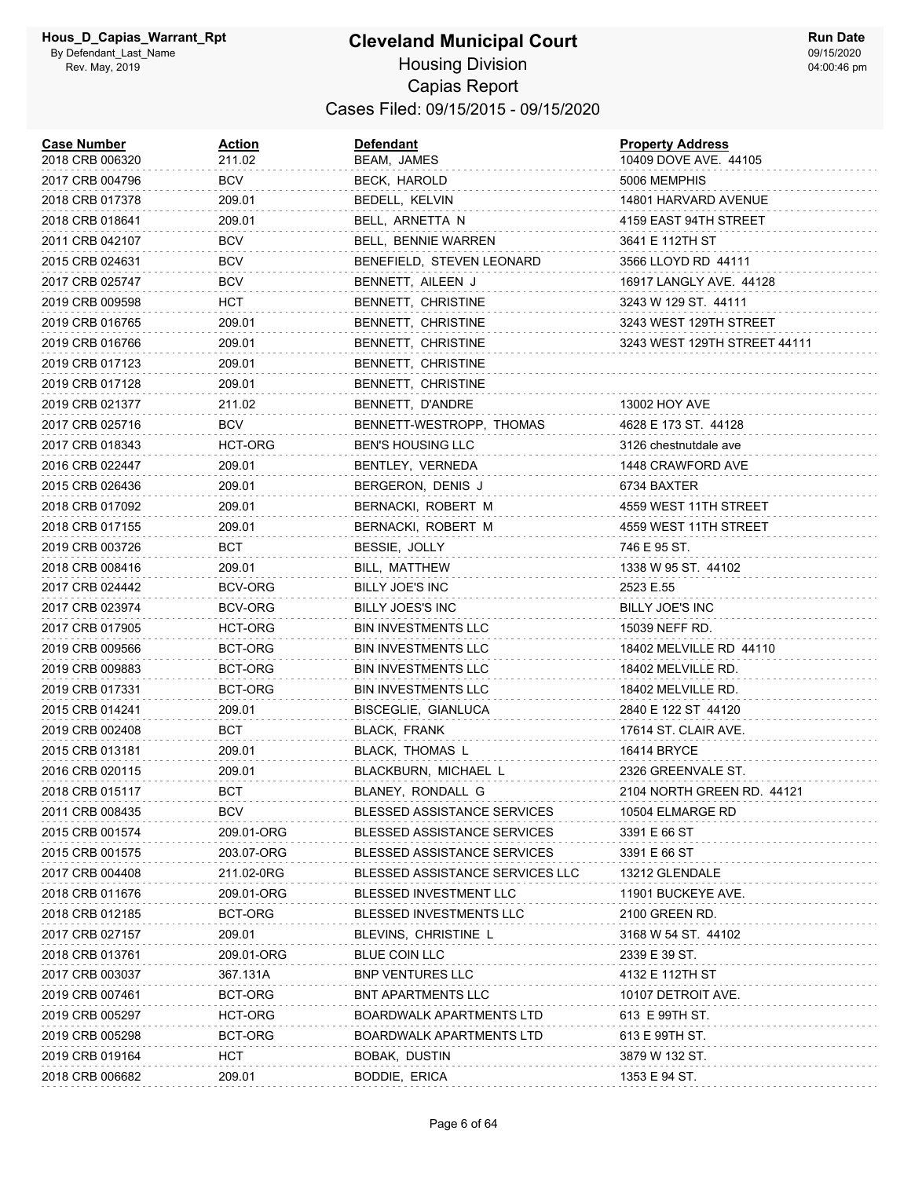# Cleveland Municipal Court

## Housing Division

## Capias Report

### Cases Filed: 09/15/2015 - 09/15/2020

| Case Number | Action | Defendant | Property Address |
|---|---|---|---|
| 2018 CRB 006320 | 211.02 | BEAM, JAMES | 10409 DOVE AVE. 44105 |
| 2017 CRB 004796 | BCV | BECK, HAROLD | 5006 MEMPHIS |
| 2018 CRB 017378 | 209.01 | BEDELL, KELVIN | 14801 HARVARD AVENUE |
| 2018 CRB 018641 | 209.01 | BELL, ARNETTA N | 4159 EAST 94TH STREET |
| 2011 CRB 042107 | BCV | BELL, BENNIE WARREN | 3641 E 112TH ST |
| 2015 CRB 024631 | BCV | BENEFIELD, STEVEN LEONARD | 3566 LLOYD RD 44111 |
| 2017 CRB 025747 | BCV | BENNETT, AILEEN J | 16917 LANGLY AVE. 44128 |
| 2019 CRB 009598 | HCT | BENNETT, CHRISTINE | 3243 W 129 ST. 44111 |
| 2019 CRB 016765 | 209.01 | BENNETT, CHRISTINE | 3243 WEST 129TH STREET |
| 2019 CRB 016766 | 209.01 | BENNETT, CHRISTINE | 3243 WEST 129TH STREET 44111 |
| 2019 CRB 017123 | 209.01 | BENNETT, CHRISTINE | |
| 2019 CRB 017128 | 209.01 | BENNETT, CHRISTINE | |
| 2019 CRB 021377 | 211.02 | BENNETT, D'ANDRE | 13002 HOY AVE |
| 2017 CRB 025716 | BCV | BENNETT-WESTROPP, THOMAS | 4628 E 173 ST. 44128 |
| 2017 CRB 018343 | HCT-ORG | BEN'S HOUSING LLC | 3126 chestnutdale ave |
| 2016 CRB 022447 | 209.01 | BENTLEY, VERNEDA | 1448 CRAWFORD AVE |
| 2015 CRB 026436 | 209.01 | BERGERON, DENIS J | 6734 BAXTER |
| 2018 CRB 017092 | 209.01 | BERNACKI, ROBERT M | 4559 WEST 11TH STREET |
| 2018 CRB 017155 | 209.01 | BERNACKI, ROBERT M | 4559 WEST 11TH STREET |
| 2019 CRB 003726 | BCT | BESSIE, JOLLY | 746 E 95 ST. |
| 2018 CRB 008416 | 209.01 | BILL, MATTHEW | 1338 W 95 ST. 44102 |
| 2017 CRB 024442 | BCV-ORG | BILLY JOE'S INC | 2523 E.55 |
| 2017 CRB 023974 | BCV-ORG | BILLY JOES'S INC | BILLY JOE'S INC |
| 2017 CRB 017905 | HCT-ORG | BIN INVESTMENTS LLC | 15039 NEFF RD. |
| 2019 CRB 009566 | BCT-ORG | BIN INVESTMENTS LLC | 18402 MELVILLE RD 44110 |
| 2019 CRB 009883 | BCT-ORG | BIN INVESTMENTS LLC | 18402 MELVILLE RD. |
| 2019 CRB 017331 | BCT-ORG | BIN INVESTMENTS LLC | 18402 MELVILLE RD. |
| 2015 CRB 014241 | 209.01 | BISCEGLIE, GIANLUCA | 2840 E 122 ST 44120 |
| 2019 CRB 002408 | BCT | BLACK, FRANK | 17614 ST. CLAIR AVE. |
| 2015 CRB 013181 | 209.01 | BLACK, THOMAS L | 16414 BRYCE |
| 2016 CRB 020115 | 209.01 | BLACKBURN, MICHAEL L | 2326 GREENVALE ST. |
| 2018 CRB 015117 | BCT | BLANEY, RONDALL G | 2104 NORTH GREEN RD. 44121 |
| 2011 CRB 008435 | BCV | BLESSED ASSISTANCE SERVICES | 10504 ELMARGE RD |
| 2015 CRB 001574 | 209.01-ORG | BLESSED ASSISTANCE SERVICES | 3391 E 66 ST |
| 2015 CRB 001575 | 203.07-ORG | BLESSED ASSISTANCE SERVICES | 3391 E 66 ST |
| 2017 CRB 004408 | 211.02-0RG | BLESSED ASSISTANCE SERVICES LLC | 13212 GLENDALE |
| 2018 CRB 011676 | 209.01-ORG | BLESSED INVESTMENT LLC | 11901 BUCKEYE AVE. |
| 2018 CRB 012185 | BCT-ORG | BLESSED INVESTMENTS LLC | 2100 GREEN RD. |
| 2017 CRB 027157 | 209.01 | BLEVINS, CHRISTINE L | 3168 W 54 ST. 44102 |
| 2018 CRB 013761 | 209.01-ORG | BLUE COIN LLC | 2339 E 39 ST. |
| 2017 CRB 003037 | 367.131A | BNP VENTURES LLC | 4132 E 112TH ST |
| 2019 CRB 007461 | BCT-ORG | BNT APARTMENTS LLC | 10107 DETROIT AVE. |
| 2019 CRB 005297 | HCT-ORG | BOARDWALK APARTMENTS LTD | 613 E 99TH ST. |
| 2019 CRB 005298 | BCT-ORG | BOARDWALK APARTMENTS LTD | 613 E 99TH ST. |
| 2019 CRB 019164 | HCT | BOBAK, DUSTIN | 3879 W 132 ST. |
| 2018 CRB 006682 | 209.01 | BODDIE, ERICA | 1353 E 94 ST. |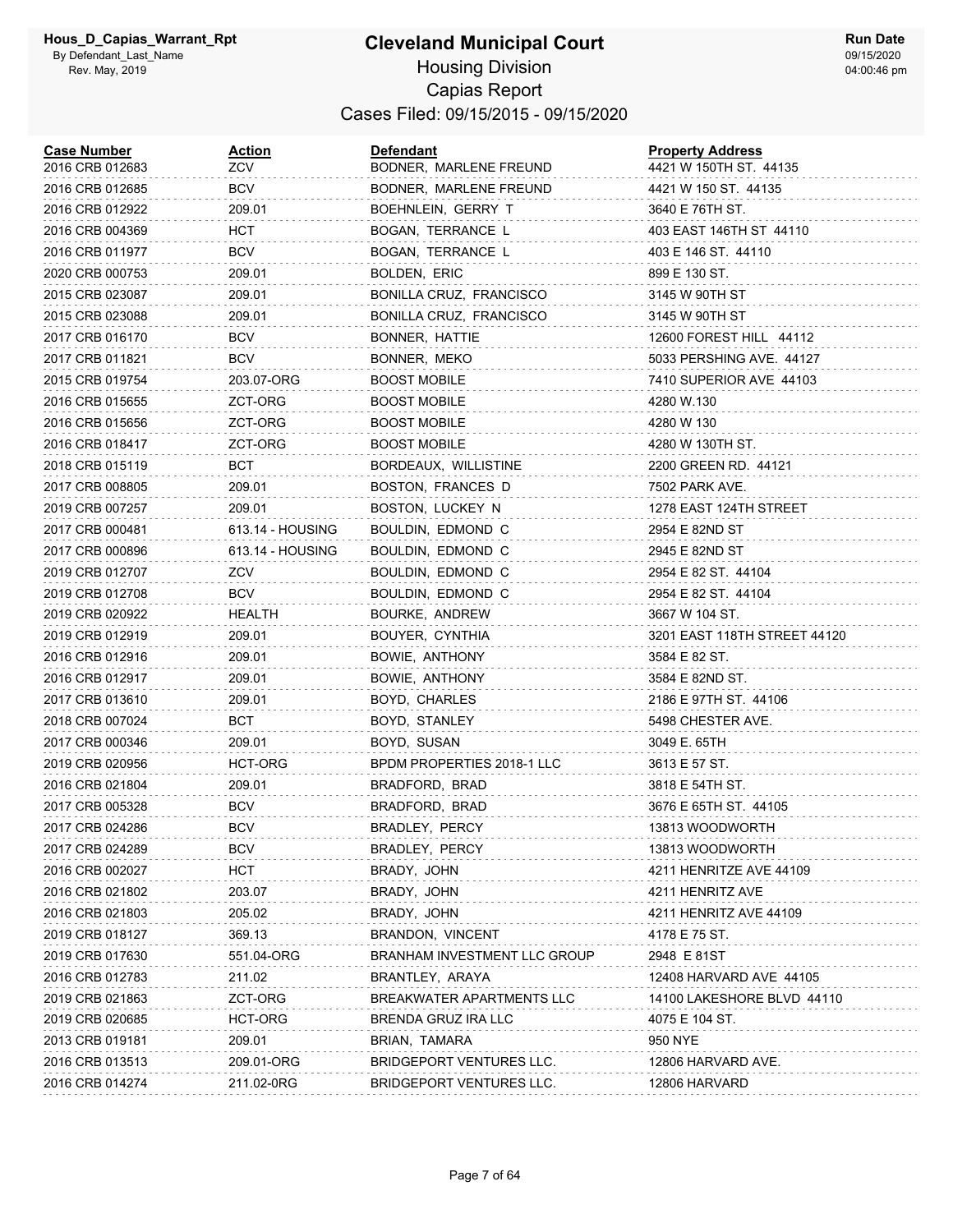# Cleveland Municipal Court

Hous_D_Capias_Warrant_Rpt
By Defendant_Last_Name
Rev. May, 2019

## Housing Division

## Capias Report

### Cases Filed: 09/15/2015 - 09/15/2020

Run Date
09/15/2020
04:00:46 pm

| Case Number | Action | Defendant | Property Address |
|---|---|---|---|
| 2016 CRB 012683 | ZCV | BODNER, MARLENE FREUND | 4421 W 150TH ST. 44135 |
| 2016 CRB 012685 | BCV | BODNER, MARLENE FREUND | 4421 W 150 ST. 44135 |
| 2016 CRB 012922 | 209.01 | BOEHNLEIN, GERRY T | 3640 E 76TH ST. |
| 2016 CRB 004369 | HCT | BOGAN, TERRANCE L | 403 EAST 146TH ST 44110 |
| 2016 CRB 011977 | BCV | BOGAN, TERRANCE L | 403 E 146 ST. 44110 |
| 2020 CRB 000753 | 209.01 | BOLDEN, ERIC | 899 E 130 ST. |
| 2015 CRB 023087 | 209.01 | BONILLA CRUZ, FRANCISCO | 3145 W 90TH ST |
| 2015 CRB 023088 | 209.01 | BONILLA CRUZ, FRANCISCO | 3145 W 90TH ST |
| 2017 CRB 016170 | BCV | BONNER, HATTIE | 12600 FOREST HILL 44112 |
| 2017 CRB 011821 | BCV | BONNER, MEKO | 5033 PERSHING AVE. 44127 |
| 2015 CRB 019754 | 203.07-ORG | BOOST MOBILE | 7410 SUPERIOR AVE 44103 |
| 2016 CRB 015655 | ZCT-ORG | BOOST MOBILE | 4280 W.130 |
| 2016 CRB 015656 | ZCT-ORG | BOOST MOBILE | 4280 W 130 |
| 2016 CRB 018417 | ZCT-ORG | BOOST MOBILE | 4280 W 130TH ST. |
| 2018 CRB 015119 | BCT | BORDEAUX, WILLISTINE | 2200 GREEN RD. 44121 |
| 2017 CRB 008805 | 209.01 | BOSTON, FRANCES D | 7502 PARK AVE. |
| 2019 CRB 007257 | 209.01 | BOSTON, LUCKEY N | 1278 EAST 124TH STREET |
| 2017 CRB 000481 | 613.14 - HOUSING | BOULDIN, EDMOND C | 2954 E 82ND ST |
| 2017 CRB 000896 | 613.14 - HOUSING | BOULDIN, EDMOND C | 2945 E 82ND ST |
| 2019 CRB 012707 | ZCV | BOULDIN, EDMOND C | 2954 E 82 ST. 44104 |
| 2019 CRB 012708 | BCV | BOULDIN, EDMOND C | 2954 E 82 ST. 44104 |
| 2019 CRB 020922 | HEALTH | BOURKE, ANDREW | 3667 W 104 ST. |
| 2019 CRB 012919 | 209.01 | BOUYER, CYNTHIA | 3201 EAST 118TH STREET 44120 |
| 2016 CRB 012916 | 209.01 | BOWIE, ANTHONY | 3584 E 82 ST. |
| 2016 CRB 012917 | 209.01 | BOWIE, ANTHONY | 3584 E 82ND ST. |
| 2017 CRB 013610 | 209.01 | BOYD, CHARLES | 2186 E 97TH ST. 44106 |
| 2018 CRB 007024 | BCT | BOYD, STANLEY | 5498 CHESTER AVE. |
| 2017 CRB 000346 | 209.01 | BOYD, SUSAN | 3049 E. 65TH |
| 2019 CRB 020956 | HCT-ORG | BPDM PROPERTIES 2018-1 LLC | 3613 E 57 ST. |
| 2016 CRB 021804 | 209.01 | BRADFORD, BRAD | 3818 E 54TH ST. |
| 2017 CRB 005328 | BCV | BRADFORD, BRAD | 3676 E 65TH ST. 44105 |
| 2017 CRB 024286 | BCV | BRADLEY, PERCY | 13813 WOODWORTH |
| 2017 CRB 024289 | BCV | BRADLEY, PERCY | 13813 WOODWORTH |
| 2016 CRB 002027 | HCT | BRADY, JOHN | 4211 HENRITZE AVE 44109 |
| 2016 CRB 021802 | 203.07 | BRADY, JOHN | 4211 HENRITZ AVE |
| 2016 CRB 021803 | 205.02 | BRADY, JOHN | 4211 HENRITZ AVE 44109 |
| 2019 CRB 018127 | 369.13 | BRANDON, VINCENT | 4178 E 75 ST. |
| 2019 CRB 017630 | 551.04-ORG | BRANHAM INVESTMENT LLC GROUP | 2948 E 81ST |
| 2016 CRB 012783 | 211.02 | BRANTLEY, ARAYA | 12408 HARVARD AVE 44105 |
| 2019 CRB 021863 | ZCT-ORG | BREAKWATER APARTMENTS LLC | 14100 LAKESHORE BLVD 44110 |
| 2019 CRB 020685 | HCT-ORG | BRENDA GRUZ IRA LLC | 4075 E 104 ST. |
| 2013 CRB 019181 | 209.01 | BRIAN, TAMARA | 950 NYE |
| 2016 CRB 013513 | 209.01-ORG | BRIDGEPORT VENTURES LLC. | 12806 HARVARD AVE. |
| 2016 CRB 014274 | 211.02-0RG | BRIDGEPORT VENTURES LLC. | 12806 HARVARD |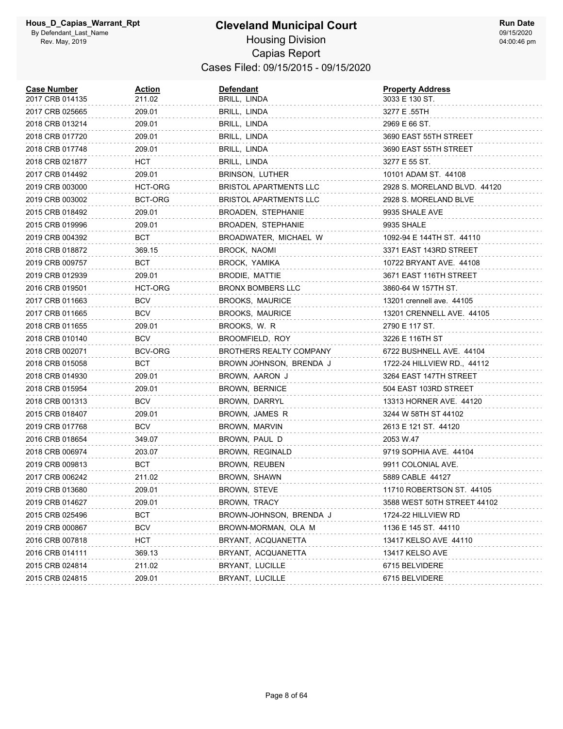# Cleveland Municipal Court

Housing Division

Capias Report

Cases Filed: 09/15/2015 - 09/15/2020

| Case Number | Action | Defendant | Property Address |
|---|---|---|---|
| 2017 CRB 014135 | 211.02 | BRILL, LINDA | 3033 E 130 ST. |
| 2017 CRB 025665 | 209.01 | BRILL, LINDA | 3277 E .55TH |
| 2018 CRB 013214 | 209.01 | BRILL, LINDA | 2969 E 66 ST. |
| 2018 CRB 017720 | 209.01 | BRILL, LINDA | 3690 EAST 55TH STREET |
| 2018 CRB 017748 | 209.01 | BRILL, LINDA | 3690 EAST 55TH STREET |
| 2018 CRB 021877 | HCT | BRILL, LINDA | 3277 E 55 ST. |
| 2017 CRB 014492 | 209.01 | BRINSON, LUTHER | 10101 ADAM ST. 44108 |
| 2019 CRB 003000 | HCT-ORG | BRISTOL APARTMENTS LLC | 2928 S. MORELAND BLVD. 44120 |
| 2019 CRB 003002 | BCT-ORG | BRISTOL APARTMENTS LLC | 2928 S. MORELAND BLVE |
| 2015 CRB 018492 | 209.01 | BROADEN, STEPHANIE | 9935 SHALE AVE |
| 2015 CRB 019996 | 209.01 | BROADEN, STEPHANIE | 9935 SHALE |
| 2019 CRB 004392 | BCT | BROADWATER, MICHAEL W | 1092-94 E 144TH ST. 44110 |
| 2018 CRB 018872 | 369.15 | BROCK, NAOMI | 3371 EAST 143RD STREET |
| 2019 CRB 009757 | BCT | BROCK, YAMIKA | 10722 BRYANT AVE. 44108 |
| 2019 CRB 012939 | 209.01 | BRODIE, MATTIE | 3671 EAST 116TH STREET |
| 2016 CRB 019501 | HCT-ORG | BRONX BOMBERS LLC | 3860-64 W 157TH ST. |
| 2017 CRB 011663 | BCV | BROOKS, MAURICE | 13201 crennell ave. 44105 |
| 2017 CRB 011665 | BCV | BROOKS, MAURICE | 13201 CRENNELL AVE. 44105 |
| 2018 CRB 011655 | 209.01 | BROOKS, W. R | 2790 E 117 ST. |
| 2018 CRB 010140 | BCV | BROOMFIELD, ROY | 3226 E 116TH ST |
| 2018 CRB 002071 | BCV-ORG | BROTHERS REALTY COMPANY | 6722 BUSHNELL AVE. 44104 |
| 2018 CRB 015058 | BCT | BROWN JOHNSON, BRENDA J | 1722-24 HILLVIEW RD., 44112 |
| 2018 CRB 014930 | 209.01 | BROWN, AARON J | 3264 EAST 147TH STREET |
| 2018 CRB 015954 | 209.01 | BROWN, BERNICE | 504 EAST 103RD STREET |
| 2018 CRB 001313 | BCV | BROWN, DARRYL | 13313 HORNER AVE. 44120 |
| 2015 CRB 018407 | 209.01 | BROWN, JAMES R | 3244 W 58TH ST 44102 |
| 2019 CRB 017768 | BCV | BROWN, MARVIN | 2613 E 121 ST. 44120 |
| 2016 CRB 018654 | 349.07 | BROWN, PAUL D | 2053 W.47 |
| 2018 CRB 006974 | 203.07 | BROWN, REGINALD | 9719 SOPHIA AVE. 44104 |
| 2019 CRB 009813 | BCT | BROWN, REUBEN | 9911 COLONIAL AVE. |
| 2017 CRB 006242 | 211.02 | BROWN, SHAWN | 5889 CABLE 44127 |
| 2019 CRB 013680 | 209.01 | BROWN, STEVE | 11710 ROBERTSON ST. 44105 |
| 2019 CRB 014627 | 209.01 | BROWN, TRACY | 3588 WEST 50TH STREET 44102 |
| 2015 CRB 025496 | BCT | BROWN-JOHNSON, BRENDA J | 1724-22 HILLVIEW RD |
| 2019 CRB 000867 | BCV | BROWN-MORMAN, OLA M | 1136 E 145 ST. 44110 |
| 2016 CRB 007818 | HCT | BRYANT, ACQUANETTA | 13417 KELSO AVE 44110 |
| 2016 CRB 014111 | 369.13 | BRYANT, ACQUANETTA | 13417 KELSO AVE |
| 2015 CRB 024814 | 211.02 | BRYANT, LUCILLE | 6715 BELVIDERE |
| 2015 CRB 024815 | 209.01 | BRYANT, LUCILLE | 6715 BELVIDERE |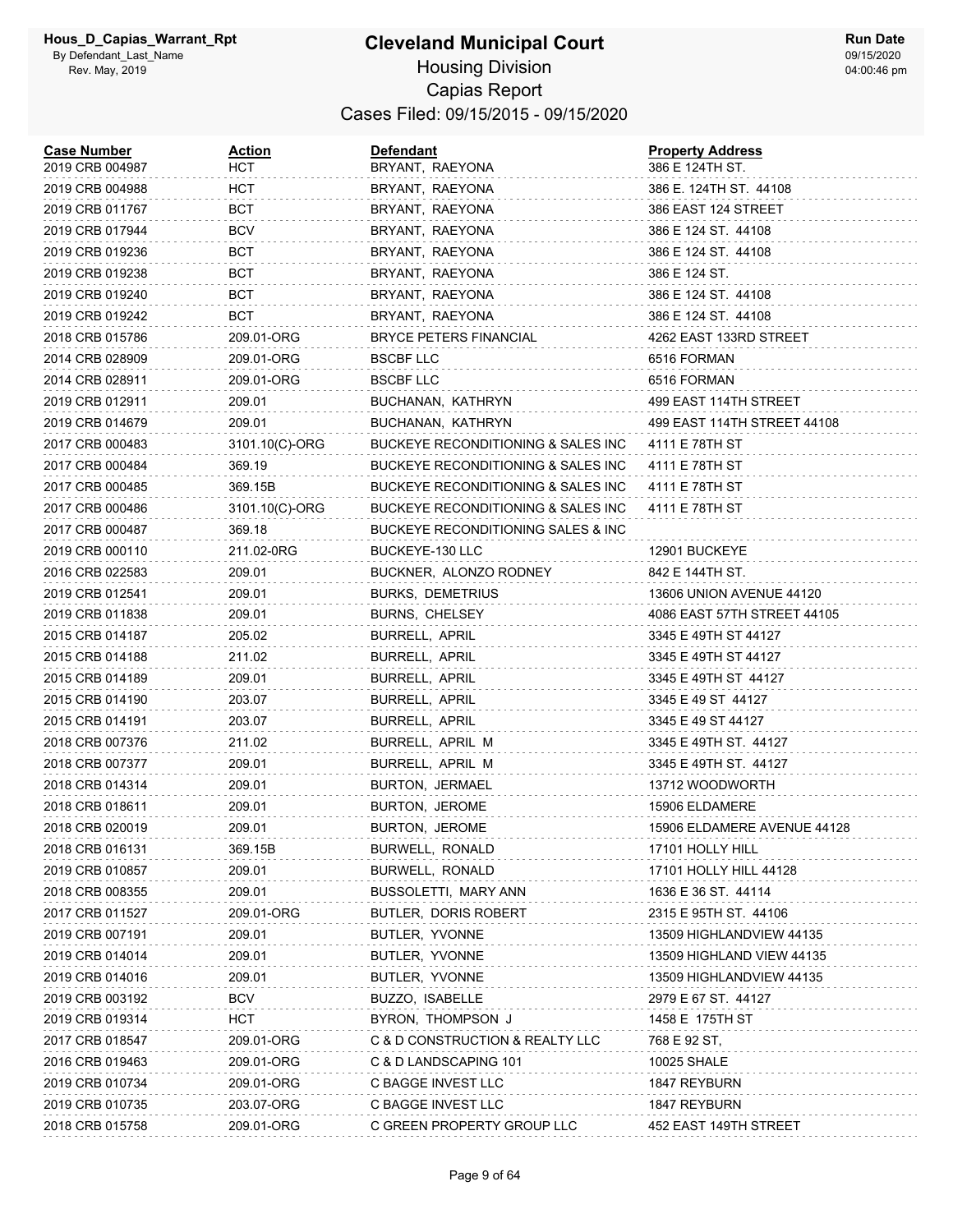# Cleveland Municipal Court

Hous_D_Capias_Warrant_Rpt
By Defendant_Last_Name
Rev. May, 2019

Housing Division
Capias Report
Cases Filed: 09/15/2015 - 09/15/2020

Run Date
09/15/2020
04:00:46 pm

| Case Number | Action | Defendant | Property Address |
|---|---|---|---|
| 2019 CRB 004987 | HCT | BRYANT, RAEYONA | 386 E 124TH ST. |
| 2019 CRB 004988 | HCT | BRYANT, RAEYONA | 386 E. 124TH ST. 44108 |
| 2019 CRB 011767 | BCT | BRYANT, RAEYONA | 386 EAST 124 STREET |
| 2019 CRB 017944 | BCV | BRYANT, RAEYONA | 386 E 124 ST. 44108 |
| 2019 CRB 019236 | BCT | BRYANT, RAEYONA | 386 E 124 ST. 44108 |
| 2019 CRB 019238 | BCT | BRYANT, RAEYONA | 386 E 124 ST. |
| 2019 CRB 019240 | BCT | BRYANT, RAEYONA | 386 E 124 ST. 44108 |
| 2019 CRB 019242 | BCT | BRYANT, RAEYONA | 386 E 124 ST. 44108 |
| 2018 CRB 015786 | 209.01-ORG | BRYCE PETERS FINANCIAL | 4262 EAST 133RD STREET |
| 2014 CRB 028909 | 209.01-ORG | BSCBF LLC | 6516 FORMAN |
| 2014 CRB 028911 | 209.01-ORG | BSCBF LLC | 6516 FORMAN |
| 2019 CRB 012911 | 209.01 | BUCHANAN, KATHRYN | 499 EAST 114TH STREET |
| 2019 CRB 014679 | 209.01 | BUCHANAN, KATHRYN | 499 EAST 114TH STREET 44108 |
| 2017 CRB 000483 | 3101.10(C)-ORG | BUCKEYE RECONDITIONING & SALES INC | 4111 E 78TH ST |
| 2017 CRB 000484 | 369.19 | BUCKEYE RECONDITIONING & SALES INC | 4111 E 78TH ST |
| 2017 CRB 000485 | 369.15B | BUCKEYE RECONDITIONING & SALES INC | 4111 E 78TH ST |
| 2017 CRB 000486 | 3101.10(C)-ORG | BUCKEYE RECONDITIONING & SALES INC | 4111 E 78TH ST |
| 2017 CRB 000487 | 369.18 | BUCKEYE RECONDITIONING SALES & INC | |
| 2019 CRB 000110 | 211.02-0RG | BUCKEYE-130 LLC | 12901 BUCKEYE |
| 2016 CRB 022583 | 209.01 | BUCKNER, ALONZO RODNEY | 842 E 144TH ST. |
| 2019 CRB 012541 | 209.01 | BURKS, DEMETRIUS | 13606 UNION AVENUE 44120 |
| 2019 CRB 011838 | 209.01 | BURNS, CHELSEY | 4086 EAST 57TH STREET 44105 |
| 2015 CRB 014187 | 205.02 | BURRELL, APRIL | 3345 E 49TH ST 44127 |
| 2015 CRB 014188 | 211.02 | BURRELL, APRIL | 3345 E 49TH ST 44127 |
| 2015 CRB 014189 | 209.01 | BURRELL, APRIL | 3345 E 49TH ST 44127 |
| 2015 CRB 014190 | 203.07 | BURRELL, APRIL | 3345 E 49 ST 44127 |
| 2015 CRB 014191 | 203.07 | BURRELL, APRIL | 3345 E 49 ST 44127 |
| 2018 CRB 007376 | 211.02 | BURRELL, APRIL M | 3345 E 49TH ST. 44127 |
| 2018 CRB 007377 | 209.01 | BURRELL, APRIL M | 3345 E 49TH ST. 44127 |
| 2018 CRB 014314 | 209.01 | BURTON, JERMAEL | 13712 WOODWORTH |
| 2018 CRB 018611 | 209.01 | BURTON, JEROME | 15906 ELDAMERE |
| 2018 CRB 020019 | 209.01 | BURTON, JEROME | 15906 ELDAMERE AVENUE 44128 |
| 2018 CRB 016131 | 369.15B | BURWELL, RONALD | 17101 HOLLY HILL |
| 2019 CRB 010857 | 209.01 | BURWELL, RONALD | 17101 HOLLY HILL 44128 |
| 2018 CRB 008355 | 209.01 | BUSSOLETTI, MARY ANN | 1636 E 36 ST. 44114 |
| 2017 CRB 011527 | 209.01-ORG | BUTLER, DORIS ROBERT | 2315 E 95TH ST. 44106 |
| 2019 CRB 007191 | 209.01 | BUTLER, YVONNE | 13509 HIGHLANDVIEW 44135 |
| 2019 CRB 014014 | 209.01 | BUTLER, YVONNE | 13509 HIGHLAND VIEW 44135 |
| 2019 CRB 014016 | 209.01 | BUTLER, YVONNE | 13509 HIGHLANDVIEW 44135 |
| 2019 CRB 003192 | BCV | BUZZO, ISABELLE | 2979 E 67 ST. 44127 |
| 2019 CRB 019314 | HCT | BYRON, THOMPSON J | 1458 E 175TH ST |
| 2017 CRB 018547 | 209.01-ORG | C & D CONSTRUCTION & REALTY LLC | 768 E 92 ST, |
| 2016 CRB 019463 | 209.01-ORG | C & D LANDSCAPING 101 | 10025 SHALE |
| 2019 CRB 010734 | 209.01-ORG | C BAGGE INVEST LLC | 1847 REYBURN |
| 2019 CRB 010735 | 203.07-ORG | C BAGGE INVEST LLC | 1847 REYBURN |
| 2018 CRB 015758 | 209.01-ORG | C GREEN PROPERTY GROUP LLC | 452 EAST 149TH STREET |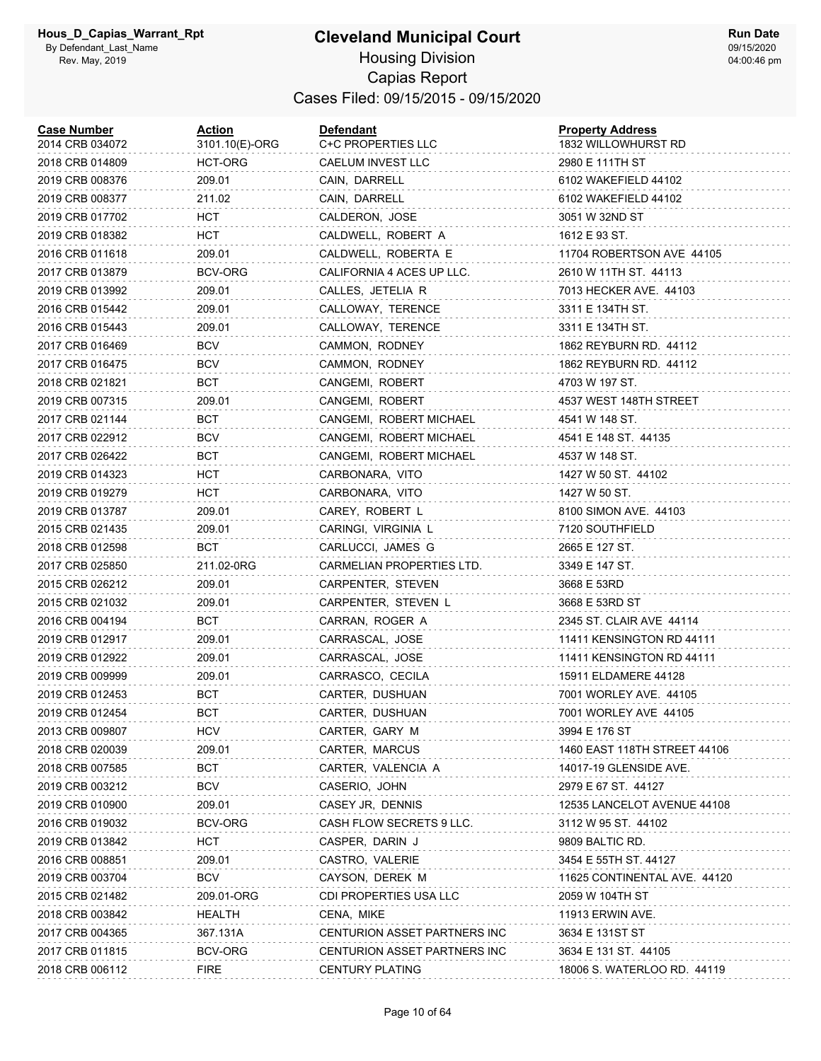# Cleveland Municipal Court

Housing Division

Capias Report

Cases Filed: 09/15/2015 - 09/15/2020

| Case Number | Action | Defendant | Property Address |
|---|---|---|---|
| 2014 CRB 034072 | 3101.10(E)-ORG | C+C PROPERTIES LLC | 1832 WILLOWHURST RD |
| 2018 CRB 014809 | HCT-ORG | CAELUM INVEST LLC | 2980 E 111TH ST |
| 2019 CRB 008376 | 209.01 | CAIN, DARRELL | 6102 WAKEFIELD 44102 |
| 2019 CRB 008377 | 211.02 | CAIN, DARRELL | 6102 WAKEFIELD 44102 |
| 2019 CRB 017702 | HCT | CALDERON, JOSE | 3051 W 32ND ST |
| 2019 CRB 018382 | HCT | CALDWELL, ROBERT A | 1612 E 93 ST. |
| 2016 CRB 011618 | 209.01 | CALDWELL, ROBERTA E | 11704 ROBERTSON AVE 44105 |
| 2017 CRB 013879 | BCV-ORG | CALIFORNIA 4 ACES UP LLC. | 2610 W 11TH ST. 44113 |
| 2019 CRB 013992 | 209.01 | CALLES, JETELIA R | 7013 HECKER AVE. 44103 |
| 2016 CRB 015442 | 209.01 | CALLOWAY, TERENCE | 3311 E 134TH ST. |
| 2016 CRB 015443 | 209.01 | CALLOWAY, TERENCE | 3311 E 134TH ST. |
| 2017 CRB 016469 | BCV | CAMMON, RODNEY | 1862 REYBURN RD. 44112 |
| 2017 CRB 016475 | BCV | CAMMON, RODNEY | 1862 REYBURN RD. 44112 |
| 2018 CRB 021821 | BCT | CANGEMI, ROBERT | 4703 W 197 ST. |
| 2019 CRB 007315 | 209.01 | CANGEMI, ROBERT | 4537 WEST 148TH STREET |
| 2017 CRB 021144 | BCT | CANGEMI, ROBERT MICHAEL | 4541 W 148 ST. |
| 2017 CRB 022912 | BCV | CANGEMI, ROBERT MICHAEL | 4541 E 148 ST. 44135 |
| 2017 CRB 026422 | BCT | CANGEMI, ROBERT MICHAEL | 4537 W 148 ST. |
| 2019 CRB 014323 | HCT | CARBONARA, VITO | 1427 W 50 ST. 44102 |
| 2019 CRB 019279 | HCT | CARBONARA, VITO | 1427 W 50 ST. |
| 2019 CRB 013787 | 209.01 | CAREY, ROBERT L | 8100 SIMON AVE. 44103 |
| 2015 CRB 021435 | 209.01 | CARINGI, VIRGINIA L | 7120 SOUTHFIELD |
| 2018 CRB 012598 | BCT | CARLUCCI, JAMES G | 2665 E 127 ST. |
| 2017 CRB 025850 | 211.02-0RG | CARMELIAN PROPERTIES LTD. | 3349 E 147 ST. |
| 2015 CRB 026212 | 209.01 | CARPENTER, STEVEN | 3668 E 53RD |
| 2015 CRB 021032 | 209.01 | CARPENTER, STEVEN L | 3668 E 53RD ST |
| 2016 CRB 004194 | BCT | CARRAN, ROGER A | 2345 ST. CLAIR AVE 44114 |
| 2019 CRB 012917 | 209.01 | CARRASCAL, JOSE | 11411 KENSINGTON RD 44111 |
| 2019 CRB 012922 | 209.01 | CARRASCAL, JOSE | 11411 KENSINGTON RD 44111 |
| 2019 CRB 009999 | 209.01 | CARRASCO, CECILA | 15911 ELDAMERE 44128 |
| 2019 CRB 012453 | BCT | CARTER, DUSHUAN | 7001 WORLEY AVE. 44105 |
| 2019 CRB 012454 | BCT | CARTER, DUSHUAN | 7001 WORLEY AVE 44105 |
| 2013 CRB 009807 | HCV | CARTER, GARY M | 3994 E 176 ST |
| 2018 CRB 020039 | 209.01 | CARTER, MARCUS | 1460 EAST 118TH STREET 44106 |
| 2018 CRB 007585 | BCT | CARTER, VALENCIA A | 14017-19 GLENSIDE AVE. |
| 2019 CRB 003212 | BCV | CASERIO, JOHN | 2979 E 67 ST. 44127 |
| 2019 CRB 010900 | 209.01 | CASEY JR, DENNIS | 12535 LANCELOT AVENUE 44108 |
| 2016 CRB 019032 | BCV-ORG | CASH FLOW SECRETS 9 LLC. | 3112 W 95 ST. 44102 |
| 2019 CRB 013842 | HCT | CASPER, DARIN J | 9809 BALTIC RD. |
| 2016 CRB 008851 | 209.01 | CASTRO, VALERIE | 3454 E 55TH ST. 44127 |
| 2019 CRB 003704 | BCV | CAYSON, DEREK M | 11625 CONTINENTAL AVE. 44120 |
| 2015 CRB 021482 | 209.01-ORG | CDI PROPERTIES USA LLC | 2059 W 104TH ST |
| 2018 CRB 003842 | HEALTH | CENA, MIKE | 11913 ERWIN AVE. |
| 2017 CRB 004365 | 367.131A | CENTURION ASSET PARTNERS INC | 3634 E 131ST ST |
| 2017 CRB 011815 | BCV-ORG | CENTURION ASSET PARTNERS INC | 3634 E 131 ST. 44105 |
| 2018 CRB 006112 | FIRE | CENTURY PLATING | 18006 S. WATERLOO RD. 44119 |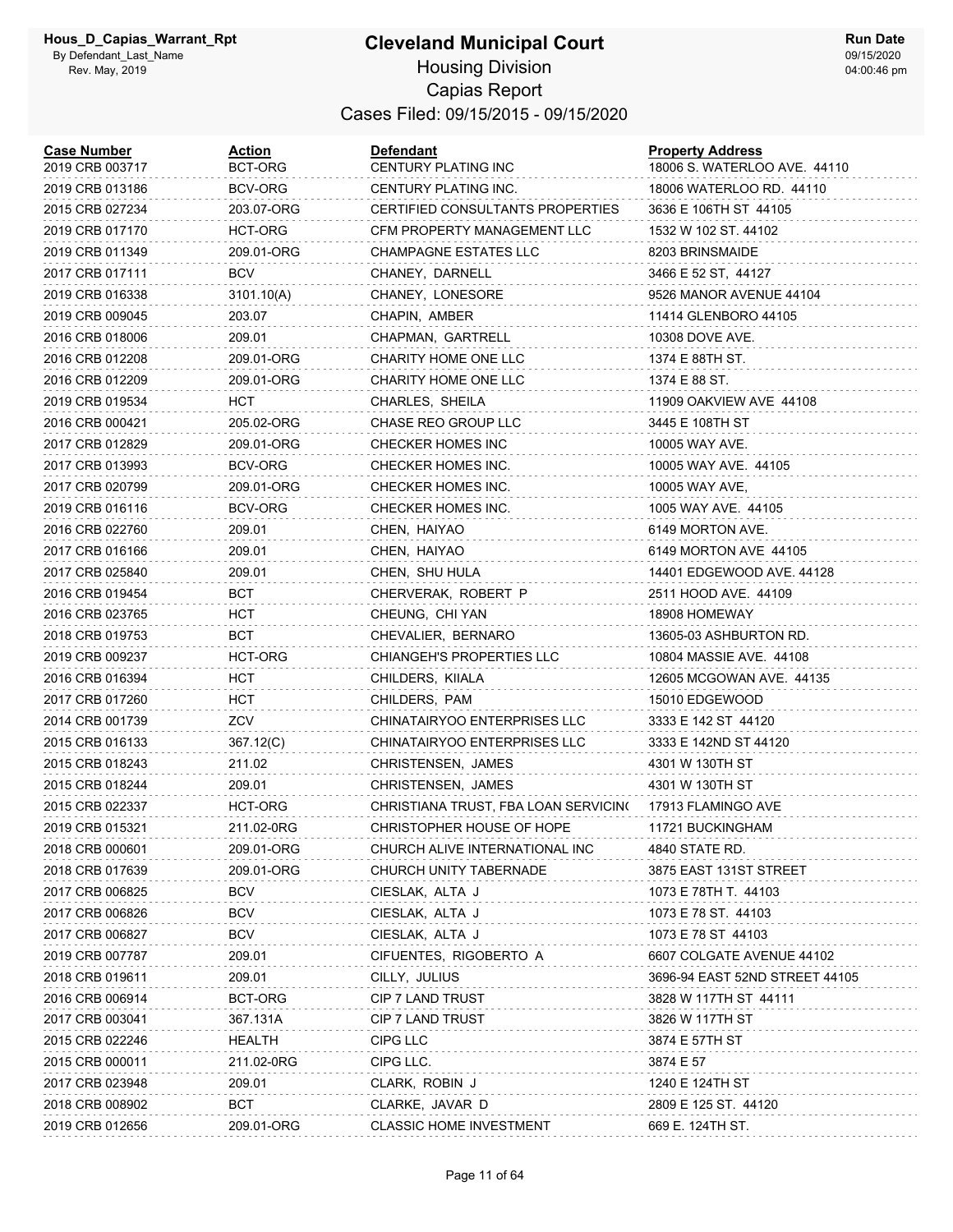# Cleveland Municipal Court

## Housing Division

## Capias Report

### Cases Filed: 09/15/2015 - 09/15/2020

| Case Number | Action | Defendant | Property Address |
|---|---|---|---|
| 2019 CRB 003717 | BCT-ORG | CENTURY PLATING INC | 18006 S. WATERLOO AVE. 44110 |
| 2019 CRB 013186 | BCV-ORG | CENTURY PLATING INC. | 18006 WATERLOO RD. 44110 |
| 2015 CRB 027234 | 203.07-ORG | CERTIFIED CONSULTANTS PROPERTIES | 3636 E 106TH ST 44105 |
| 2019 CRB 017170 | HCT-ORG | CFM PROPERTY MANAGEMENT LLC | 1532 W 102 ST. 44102 |
| 2019 CRB 011349 | 209.01-ORG | CHAMPAGNE ESTATES LLC | 8203 BRINSMAIDE |
| 2017 CRB 017111 | BCV | CHANEY, DARNELL | 3466 E 52 ST, 44127 |
| 2019 CRB 016338 | 3101.10(A) | CHANEY, LONESORE | 9526 MANOR AVENUE 44104 |
| 2019 CRB 009045 | 203.07 | CHAPIN, AMBER | 11414 GLENBORO 44105 |
| 2016 CRB 018006 | 209.01 | CHAPMAN, GARTRELL | 10308 DOVE AVE. |
| 2016 CRB 012208 | 209.01-ORG | CHARITY HOME ONE LLC | 1374 E 88TH ST. |
| 2016 CRB 012209 | 209.01-ORG | CHARITY HOME ONE LLC | 1374 E 88 ST. |
| 2019 CRB 019534 | HCT | CHARLES, SHEILA | 11909 OAKVIEW AVE 44108 |
| 2016 CRB 000421 | 205.02-ORG | CHASE REO GROUP LLC | 3445 E 108TH ST |
| 2017 CRB 012829 | 209.01-ORG | CHECKER HOMES INC | 10005 WAY AVE. |
| 2017 CRB 013993 | BCV-ORG | CHECKER HOMES INC. | 10005 WAY AVE. 44105 |
| 2017 CRB 020799 | 209.01-ORG | CHECKER HOMES INC. | 10005 WAY AVE, |
| 2019 CRB 016116 | BCV-ORG | CHECKER HOMES INC. | 1005 WAY AVE. 44105 |
| 2016 CRB 022760 | 209.01 | CHEN, HAIYAO | 6149 MORTON AVE. |
| 2017 CRB 016166 | 209.01 | CHEN, HAIYAO | 6149 MORTON AVE 44105 |
| 2017 CRB 025840 | 209.01 | CHEN, SHU HULA | 14401 EDGEWOOD AVE. 44128 |
| 2016 CRB 019454 | BCT | CHERVERAK, ROBERT P | 2511 HOOD AVE. 44109 |
| 2016 CRB 023765 | HCT | CHEUNG, CHI YAN | 18908 HOMEWAY |
| 2018 CRB 019753 | BCT | CHEVALIER, BERNARO | 13605-03 ASHBURTON RD. |
| 2019 CRB 009237 | HCT-ORG | CHIANGEH'S PROPERTIES LLC | 10804 MASSIE AVE. 44108 |
| 2016 CRB 016394 | HCT | CHILDERS, KIIALA | 12605 MCGOWAN AVE. 44135 |
| 2017 CRB 017260 | HCT | CHILDERS, PAM | 15010 EDGEWOOD |
| 2014 CRB 001739 | ZCV | CHINATAIRYOO ENTERPRISES LLC | 3333 E 142 ST 44120 |
| 2015 CRB 016133 | 367.12(C) | CHINATAIRYOO ENTERPRISES LLC | 3333 E 142ND ST 44120 |
| 2015 CRB 018243 | 211.02 | CHRISTENSEN, JAMES | 4301 W 130TH ST |
| 2015 CRB 018244 | 209.01 | CHRISTENSEN, JAMES | 4301 W 130TH ST |
| 2015 CRB 022337 | HCT-ORG | CHRISTIANA TRUST, FBA LOAN SERVICIN( | 17913 FLAMINGO AVE |
| 2019 CRB 015321 | 211.02-0RG | CHRISTOPHER HOUSE OF HOPE | 11721 BUCKINGHAM |
| 2018 CRB 000601 | 209.01-ORG | CHURCH ALIVE INTERNATIONAL INC | 4840 STATE RD. |
| 2018 CRB 017639 | 209.01-ORG | CHURCH UNITY TABERNADE | 3875 EAST 131ST STREET |
| 2017 CRB 006825 | BCV | CIESLAK, ALTA J | 1073 E 78TH T. 44103 |
| 2017 CRB 006826 | BCV | CIESLAK, ALTA J | 1073 E 78 ST. 44103 |
| 2017 CRB 006827 | BCV | CIESLAK, ALTA J | 1073 E 78 ST 44103 |
| 2019 CRB 007787 | 209.01 | CIFUENTES, RIGOBERTO A | 6607 COLGATE AVENUE 44102 |
| 2018 CRB 019611 | 209.01 | CILLY, JULIUS | 3696-94 EAST 52ND STREET 44105 |
| 2016 CRB 006914 | BCT-ORG | CIP 7 LAND TRUST | 3828 W 117TH ST 44111 |
| 2017 CRB 003041 | 367.131A | CIP 7 LAND TRUST | 3826 W 117TH ST |
| 2015 CRB 022246 | HEALTH | CIPG LLC | 3874 E 57TH ST |
| 2015 CRB 000011 | 211.02-0RG | CIPG LLC. | 3874 E 57 |
| 2017 CRB 023948 | 209.01 | CLARK, ROBIN J | 1240 E 124TH ST |
| 2018 CRB 008902 | BCT | CLARKE, JAVAR D | 2809 E 125 ST. 44120 |
| 2019 CRB 012656 | 209.01-ORG | CLASSIC HOME INVESTMENT | 669 E. 124TH ST. |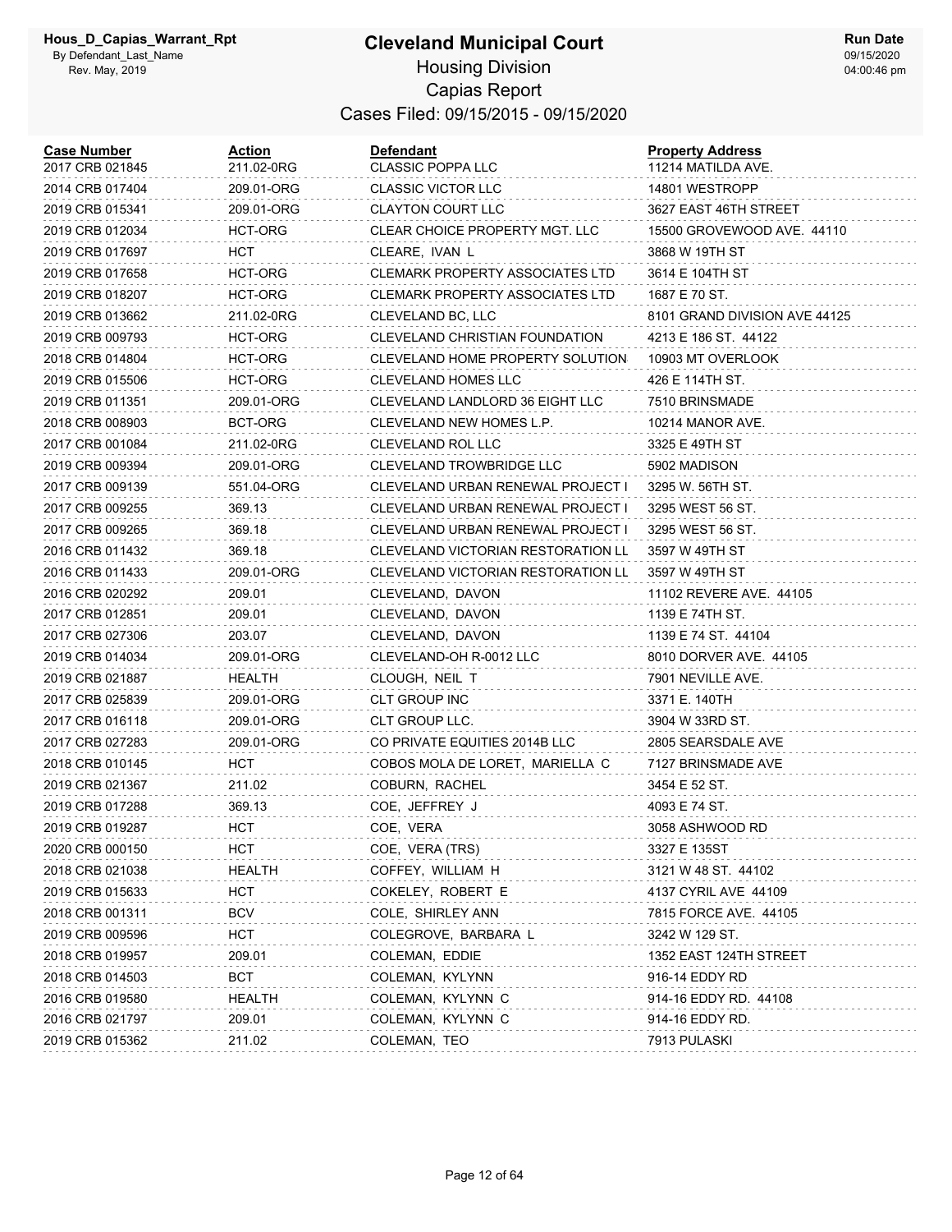# Cleveland Municipal Court

## Housing Division

## Capias Report

### Cases Filed: 09/15/2015 - 09/15/2020

Hous_D_Capias_Warrant_Rpt
By Defendant_Last_Name
Rev. May, 2019

Run Date 09/15/2020 04:00:46 pm

| Case Number | Action | Defendant | Property Address |
|---|---|---|---|
| 2017 CRB 021845 | 211.02-0RG | CLASSIC POPPA LLC | 11214 MATILDA AVE. |
| 2014 CRB 017404 | 209.01-ORG | CLASSIC VICTOR LLC | 14801 WESTROPP |
| 2019 CRB 015341 | 209.01-ORG | CLAYTON COURT LLC | 3627 EAST 46TH STREET |
| 2019 CRB 012034 | HCT-ORG | CLEAR CHOICE PROPERTY MGT. LLC | 15500 GROVEWOOD AVE. 44110 |
| 2019 CRB 017697 | HCT | CLEARE, IVAN L | 3868 W 19TH ST |
| 2019 CRB 017658 | HCT-ORG | CLEMARK PROPERTY ASSOCIATES LTD | 3614 E 104TH ST |
| 2019 CRB 018207 | HCT-ORG | CLEMARK PROPERTY ASSOCIATES LTD | 1687 E 70 ST. |
| 2019 CRB 013662 | 211.02-0RG | CLEVELAND BC, LLC | 8101 GRAND DIVISION AVE 44125 |
| 2019 CRB 009793 | HCT-ORG | CLEVELAND CHRISTIAN FOUNDATION | 4213 E 186 ST. 44122 |
| 2018 CRB 014804 | HCT-ORG | CLEVELAND HOME PROPERTY SOLUTION | 10903 MT OVERLOOK |
| 2019 CRB 015506 | HCT-ORG | CLEVELAND HOMES LLC | 426 E 114TH ST. |
| 2019 CRB 011351 | 209.01-ORG | CLEVELAND LANDLORD 36 EIGHT LLC | 7510 BRINSMADE |
| 2018 CRB 008903 | BCT-ORG | CLEVELAND NEW HOMES L.P. | 10214 MANOR AVE. |
| 2017 CRB 001084 | 211.02-0RG | CLEVELAND ROL LLC | 3325 E 49TH ST |
| 2019 CRB 009394 | 209.01-ORG | CLEVELAND TROWBRIDGE LLC | 5902 MADISON |
| 2017 CRB 009139 | 551.04-ORG | CLEVELAND URBAN RENEWAL PROJECT I | 3295 W. 56TH ST. |
| 2017 CRB 009255 | 369.13 | CLEVELAND URBAN RENEWAL PROJECT I | 3295 WEST 56 ST. |
| 2017 CRB 009265 | 369.18 | CLEVELAND URBAN RENEWAL PROJECT I | 3295 WEST 56 ST. |
| 2016 CRB 011432 | 369.18 | CLEVELAND VICTORIAN RESTORATION LL | 3597 W 49TH ST |
| 2016 CRB 011433 | 209.01-ORG | CLEVELAND VICTORIAN RESTORATION LL | 3597 W 49TH ST |
| 2016 CRB 020292 | 209.01 | CLEVELAND, DAVON | 11102 REVERE AVE. 44105 |
| 2017 CRB 012851 | 209.01 | CLEVELAND, DAVON | 1139 E 74TH ST. |
| 2017 CRB 027306 | 203.07 | CLEVELAND, DAVON | 1139 E 74 ST. 44104 |
| 2019 CRB 014034 | 209.01-ORG | CLEVELAND-OH R-0012 LLC | 8010 DORVER AVE. 44105 |
| 2019 CRB 021887 | HEALTH | CLOUGH, NEIL T | 7901 NEVILLE AVE. |
| 2017 CRB 025839 | 209.01-ORG | CLT GROUP INC | 3371 E. 140TH |
| 2017 CRB 016118 | 209.01-ORG | CLT GROUP LLC. | 3904 W 33RD ST. |
| 2017 CRB 027283 | 209.01-ORG | CO PRIVATE EQUITIES 2014B LLC | 2805 SEARSDALE AVE |
| 2018 CRB 010145 | HCT | COBOS MOLA DE LORET, MARIELLA C | 7127 BRINSMADE AVE |
| 2019 CRB 021367 | 211.02 | COBURN, RACHEL | 3454 E 52 ST. |
| 2019 CRB 017288 | 369.13 | COE, JEFFREY J | 4093 E 74 ST. |
| 2019 CRB 019287 | HCT | COE, VERA | 3058 ASHWOOD RD |
| 2020 CRB 000150 | HCT | COE, VERA (TRS) | 3327 E 135ST |
| 2018 CRB 021038 | HEALTH | COFFEY, WILLIAM H | 3121 W 48 ST. 44102 |
| 2019 CRB 015633 | HCT | COKELEY, ROBERT E | 4137 CYRIL AVE 44109 |
| 2018 CRB 001311 | BCV | COLE, SHIRLEY ANN | 7815 FORCE AVE. 44105 |
| 2019 CRB 009596 | HCT | COLEGROVE, BARBARA L | 3242 W 129 ST. |
| 2018 CRB 019957 | 209.01 | COLEMAN, EDDIE | 1352 EAST 124TH STREET |
| 2018 CRB 014503 | BCT | COLEMAN, KYLYNN | 916-14 EDDY RD |
| 2016 CRB 019580 | HEALTH | COLEMAN, KYLYNN C | 914-16 EDDY RD. 44108 |
| 2016 CRB 021797 | 209.01 | COLEMAN, KYLYNN C | 914-16 EDDY RD. |
| 2019 CRB 015362 | 211.02 | COLEMAN, TEO | 7913 PULASKI |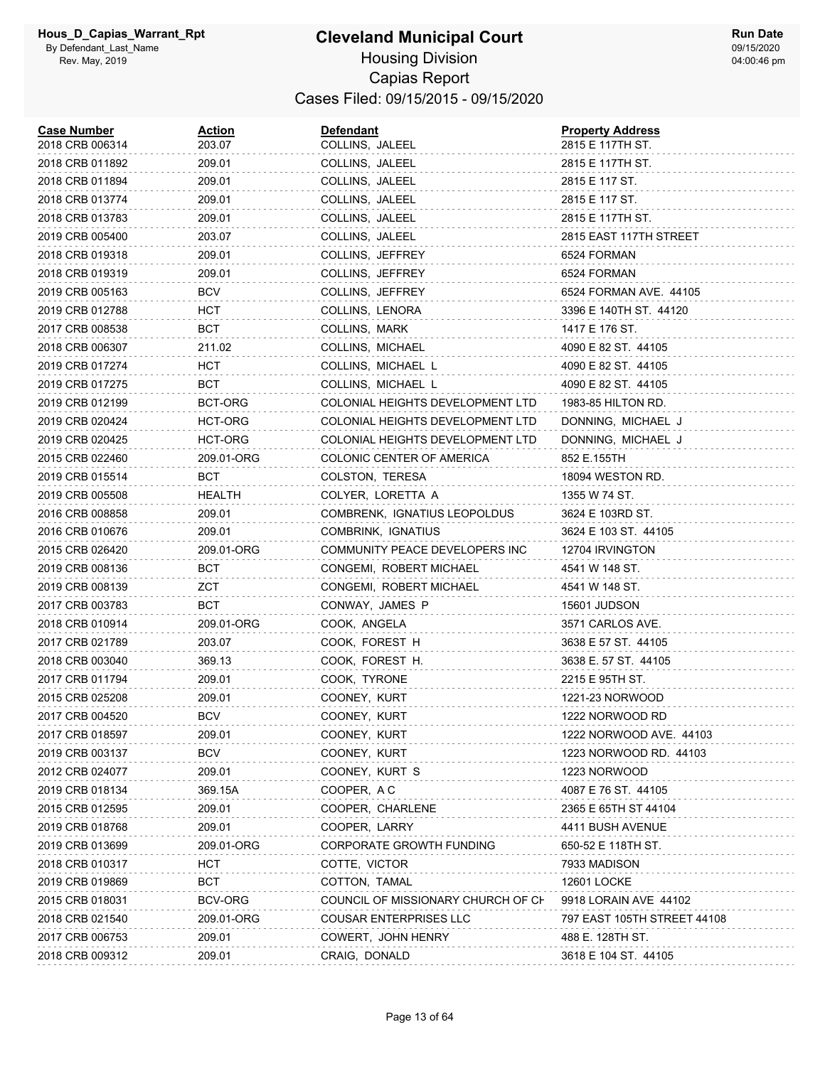# Cleveland Municipal Court

Hous_D_Capias_Warrant_Rpt
By Defendant_Last_Name
Rev. May, 2019

Housing Division
Capias Report
Cases Filed: 09/15/2015 - 09/15/2020

Run Date
09/15/2020
04:00:46 pm

| Case Number | Action | Defendant | Property Address |
|---|---|---|---|
| 2018 CRB 006314 | 203.07 | COLLINS, JALEEL | 2815 E 117TH ST. |
| 2018 CRB 011892 | 209.01 | COLLINS, JALEEL | 2815 E 117TH ST. |
| 2018 CRB 011894 | 209.01 | COLLINS, JALEEL | 2815 E 117 ST. |
| 2018 CRB 013774 | 209.01 | COLLINS, JALEEL | 2815 E 117 ST. |
| 2018 CRB 013783 | 209.01 | COLLINS, JALEEL | 2815 E 117TH ST. |
| 2019 CRB 005400 | 203.07 | COLLINS, JALEEL | 2815 EAST 117TH STREET |
| 2018 CRB 019318 | 209.01 | COLLINS, JEFFREY | 6524 FORMAN |
| 2018 CRB 019319 | 209.01 | COLLINS, JEFFREY | 6524 FORMAN |
| 2019 CRB 005163 | BCV | COLLINS, JEFFREY | 6524 FORMAN AVE. 44105 |
| 2019 CRB 012788 | HCT | COLLINS, LENORA | 3396 E 140TH ST. 44120 |
| 2017 CRB 008538 | BCT | COLLINS, MARK | 1417 E 176 ST. |
| 2018 CRB 006307 | 211.02 | COLLINS, MICHAEL | 4090 E 82 ST. 44105 |
| 2019 CRB 017274 | HCT | COLLINS, MICHAEL L | 4090 E 82 ST. 44105 |
| 2019 CRB 017275 | BCT | COLLINS, MICHAEL L | 4090 E 82 ST. 44105 |
| 2019 CRB 012199 | BCT-ORG | COLONIAL HEIGHTS DEVELOPMENT LTD | 1983-85 HILTON RD. |
| 2019 CRB 020424 | HCT-ORG | COLONIAL HEIGHTS DEVELOPMENT LTD | DONNING, MICHAEL J |
| 2019 CRB 020425 | HCT-ORG | COLONIAL HEIGHTS DEVELOPMENT LTD | DONNING, MICHAEL J |
| 2015 CRB 022460 | 209.01-ORG | COLONIC CENTER OF AMERICA | 852 E.155TH |
| 2019 CRB 015514 | BCT | COLSTON, TERESA | 18094 WESTON RD. |
| 2019 CRB 005508 | HEALTH | COLYER, LORETTA A | 1355 W 74 ST. |
| 2016 CRB 008858 | 209.01 | COMBRENK, IGNATIUS LEOPOLDUS | 3624 E 103RD ST. |
| 2016 CRB 010676 | 209.01 | COMBRINK, IGNATIUS | 3624 E 103 ST. 44105 |
| 2015 CRB 026420 | 209.01-ORG | COMMUNITY PEACE DEVELOPERS INC | 12704 IRVINGTON |
| 2019 CRB 008136 | BCT | CONGEMI, ROBERT MICHAEL | 4541 W 148 ST. |
| 2019 CRB 008139 | ZCT | CONGEMI, ROBERT MICHAEL | 4541 W 148 ST. |
| 2017 CRB 003783 | BCT | CONWAY, JAMES P | 15601 JUDSON |
| 2018 CRB 010914 | 209.01-ORG | COOK, ANGELA | 3571 CARLOS AVE. |
| 2017 CRB 021789 | 203.07 | COOK, FOREST H | 3638 E 57 ST. 44105 |
| 2018 CRB 003040 | 369.13 | COOK, FOREST H. | 3638 E. 57 ST. 44105 |
| 2017 CRB 011794 | 209.01 | COOK, TYRONE | 2215 E 95TH ST. |
| 2015 CRB 025208 | 209.01 | COONEY, KURT | 1221-23 NORWOOD |
| 2017 CRB 004520 | BCV | COONEY, KURT | 1222 NORWOOD RD |
| 2017 CRB 018597 | 209.01 | COONEY, KURT | 1222 NORWOOD AVE. 44103 |
| 2019 CRB 003137 | BCV | COONEY, KURT | 1223 NORWOOD RD. 44103 |
| 2012 CRB 024077 | 209.01 | COONEY, KURT S | 1223 NORWOOD |
| 2019 CRB 018134 | 369.15A | COOPER, A C | 4087 E 76 ST. 44105 |
| 2015 CRB 012595 | 209.01 | COOPER, CHARLENE | 2365 E 65TH ST 44104 |
| 2019 CRB 018768 | 209.01 | COOPER, LARRY | 4411 BUSH AVENUE |
| 2019 CRB 013699 | 209.01-ORG | CORPORATE GROWTH FUNDING | 650-52 E 118TH ST. |
| 2018 CRB 010317 | HCT | COTTE, VICTOR | 7933 MADISON |
| 2019 CRB 019869 | BCT | COTTON, TAMAL | 12601 LOCKE |
| 2015 CRB 018031 | BCV-ORG | COUNCIL OF MISSIONARY CHURCH OF CH | 9918 LORAIN AVE 44102 |
| 2018 CRB 021540 | 209.01-ORG | COUSAR ENTERPRISES LLC | 797 EAST 105TH STREET 44108 |
| 2017 CRB 006753 | 209.01 | COWERT, JOHN HENRY | 488 E. 128TH ST. |
| 2018 CRB 009312 | 209.01 | CRAIG, DONALD | 3618 E 104 ST. 44105 |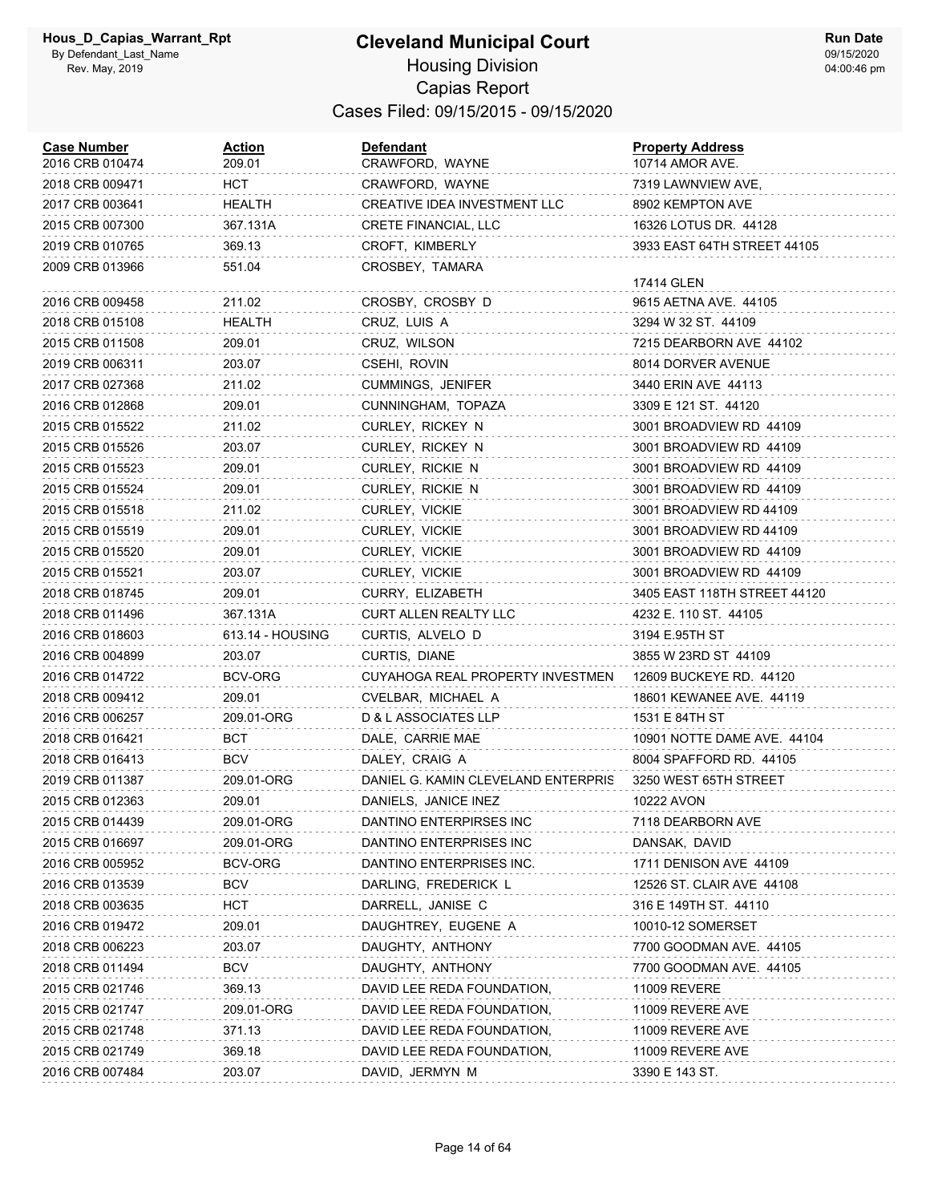# Cleveland Municipal Court

Hous_D_Capias_Warrant_Rpt
By Defendant_Last_Name
Rev. May, 2019

## Housing Division

## Capias Report

### Cases Filed: 09/15/2015 - 09/15/2020

Run Date
09/15/2020
04:00:46 pm

| Case Number | Action | Defendant | Property Address |
|---|---|---|---|
| 2016 CRB 010474 | 209.01 | CRAWFORD, WAYNE | 10714 AMOR AVE. |
| 2018 CRB 009471 | HCT | CRAWFORD, WAYNE | 7319 LAWNVIEW AVE, |
| 2017 CRB 003641 | HEALTH | CREATIVE IDEA INVESTMENT LLC | 8902 KEMPTON AVE |
| 2015 CRB 007300 | 367.131A | CRETE FINANCIAL, LLC | 16326 LOTUS DR. 44128 |
| 2019 CRB 010765 | 369.13 | CROFT, KIMBERLY | 3933 EAST 64TH STREET 44105 |
| 2009 CRB 013966 | 551.04 | CROSBEY, TAMARA | 17414 GLEN |
| 2016 CRB 009458 | 211.02 | CROSBY, CROSBY D | 9615 AETNA AVE. 44105 |
| 2018 CRB 015108 | HEALTH | CRUZ, LUIS A | 3294 W 32 ST. 44109 |
| 2015 CRB 011508 | 209.01 | CRUZ, WILSON | 7215 DEARBORN AVE 44102 |
| 2019 CRB 006311 | 203.07 | CSEHI, ROVIN | 8014 DORVER AVENUE |
| 2017 CRB 027368 | 211.02 | CUMMINGS, JENIFER | 3440 ERIN AVE 44113 |
| 2016 CRB 012868 | 209.01 | CUNNINGHAM, TOPAZA | 3309 E 121 ST. 44120 |
| 2015 CRB 015522 | 211.02 | CURLEY, RICKEY N | 3001 BROADVIEW RD 44109 |
| 2015 CRB 015526 | 203.07 | CURLEY, RICKEY N | 3001 BROADVIEW RD 44109 |
| 2015 CRB 015523 | 209.01 | CURLEY, RICKIE N | 3001 BROADVIEW RD 44109 |
| 2015 CRB 015524 | 209.01 | CURLEY, RICKIE N | 3001 BROADVIEW RD 44109 |
| 2015 CRB 015518 | 211.02 | CURLEY, VICKIE | 3001 BROADVIEW RD 44109 |
| 2015 CRB 015519 | 209.01 | CURLEY, VICKIE | 3001 BROADVIEW RD 44109 |
| 2015 CRB 015520 | 209.01 | CURLEY, VICKIE | 3001 BROADVIEW RD 44109 |
| 2015 CRB 015521 | 203.07 | CURLEY, VICKIE | 3001 BROADVIEW RD 44109 |
| 2018 CRB 018745 | 209.01 | CURRY, ELIZABETH | 3405 EAST 118TH STREET 44120 |
| 2018 CRB 011496 | 367.131A | CURT ALLEN REALTY LLC | 4232 E. 110 ST. 44105 |
| 2016 CRB 018603 | 613.14 - HOUSING | CURTIS, ALVELO D | 3194 E.95TH ST |
| 2016 CRB 004899 | 203.07 | CURTIS, DIANE | 3855 W 23RD ST 44109 |
| 2016 CRB 014722 | BCV-ORG | CUYAHOGA REAL PROPERTY INVESTMEN | 12609 BUCKEYE RD. 44120 |
| 2018 CRB 009412 | 209.01 | CVELBAR, MICHAEL A | 18601 KEWANEE AVE. 44119 |
| 2016 CRB 006257 | 209.01-ORG | D & L ASSOCIATES LLP | 1531 E 84TH ST |
| 2018 CRB 016421 | BCT | DALE, CARRIE MAE | 10901 NOTTE DAME AVE. 44104 |
| 2018 CRB 016413 | BCV | DALEY, CRAIG A | 8004 SPAFFORD RD. 44105 |
| 2019 CRB 011387 | 209.01-ORG | DANIEL G. KAMIN CLEVELAND ENTERPRIS | 3250 WEST 65TH STREET |
| 2015 CRB 012363 | 209.01 | DANIELS, JANICE INEZ | 10222 AVON |
| 2015 CRB 014439 | 209.01-ORG | DANTINO ENTERPIRSES INC | 7118 DEARBORN AVE |
| 2015 CRB 016697 | 209.01-ORG | DANTINO ENTERPRISES INC | DANSAK, DAVID |
| 2016 CRB 005952 | BCV-ORG | DANTINO ENTERPRISES INC. | 1711 DENISON AVE 44109 |
| 2016 CRB 013539 | BCV | DARLING, FREDERICK L | 12526 ST. CLAIR AVE 44108 |
| 2018 CRB 003635 | HCT | DARRELL, JANISE C | 316 E 149TH ST. 44110 |
| 2016 CRB 019472 | 209.01 | DAUGHTREY, EUGENE A | 10010-12 SOMERSET |
| 2018 CRB 006223 | 203.07 | DAUGHTY, ANTHONY | 7700 GOODMAN AVE. 44105 |
| 2018 CRB 011494 | BCV | DAUGHTY, ANTHONY | 7700 GOODMAN AVE. 44105 |
| 2015 CRB 021746 | 369.13 | DAVID LEE REDA FOUNDATION, | 11009 REVERE |
| 2015 CRB 021747 | 209.01-ORG | DAVID LEE REDA FOUNDATION, | 11009 REVERE AVE |
| 2015 CRB 021748 | 371.13 | DAVID LEE REDA FOUNDATION, | 11009 REVERE AVE |
| 2015 CRB 021749 | 369.18 | DAVID LEE REDA FOUNDATION, | 11009 REVERE AVE |
| 2016 CRB 007484 | 203.07 | DAVID, JERMYN M | 3390 E 143 ST. |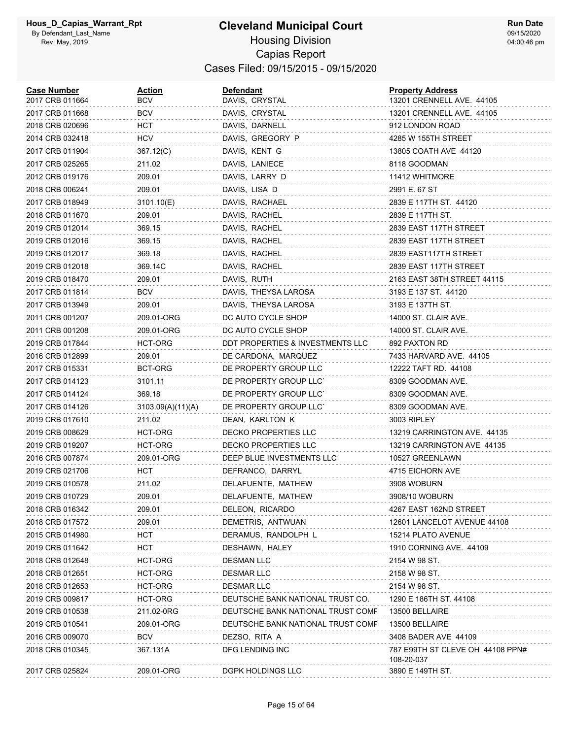# Cleveland Municipal Court

## Housing Division

## Capias Report

### Cases Filed: 09/15/2015 - 09/15/2020

Hous_D_Capias_Warrant_Rpt
By Defendant_Last_Name
Rev. May, 2019

Run Date 09/15/2020 04:00:46 pm

| Case Number | Action | Defendant | Property Address |
|---|---|---|---|
| 2017 CRB 011664 | BCV | DAVIS, CRYSTAL | 13201 CRENNELL AVE. 44105 |
| 2017 CRB 011668 | BCV | DAVIS, CRYSTAL | 13201 CRENNELL AVE. 44105 |
| 2018 CRB 020696 | HCT | DAVIS, DARNELL | 912 LONDON ROAD |
| 2014 CRB 032418 | HCV | DAVIS, GREGORY P | 4285 W 155TH STREET |
| 2017 CRB 011904 | 367.12(C) | DAVIS, KENT G | 13805 COATH AVE 44120 |
| 2017 CRB 025265 | 211.02 | DAVIS, LANIECE | 8118 GOODMAN |
| 2012 CRB 019176 | 209.01 | DAVIS, LARRY D | 11412 WHITMORE |
| 2018 CRB 006241 | 209.01 | DAVIS, LISA D | 2991 E. 67 ST |
| 2017 CRB 018949 | 3101.10(E) | DAVIS, RACHAEL | 2839 E 117TH ST. 44120 |
| 2018 CRB 011670 | 209.01 | DAVIS, RACHEL | 2839 E 117TH ST. |
| 2019 CRB 012014 | 369.15 | DAVIS, RACHEL | 2839 EAST 117TH STREET |
| 2019 CRB 012016 | 369.15 | DAVIS, RACHEL | 2839 EAST 117TH STREET |
| 2019 CRB 012017 | 369.18 | DAVIS, RACHEL | 2839 EAST117TH STREET |
| 2019 CRB 012018 | 369.14C | DAVIS, RACHEL | 2839 EAST 117TH STREET |
| 2019 CRB 018470 | 209.01 | DAVIS, RUTH | 2163 EAST 38TH STREET 44115 |
| 2017 CRB 011814 | BCV | DAVIS, THEYSA LAROSA | 3193 E 137 ST. 44120 |
| 2017 CRB 013949 | 209.01 | DAVIS, THEYSA LAROSA | 3193 E 137TH ST. |
| 2011 CRB 001207 | 209.01-ORG | DC AUTO CYCLE SHOP | 14000 ST. CLAIR AVE. |
| 2011 CRB 001208 | 209.01-ORG | DC AUTO CYCLE SHOP | 14000 ST. CLAIR AVE. |
| 2019 CRB 017844 | HCT-ORG | DDT PROPERTIES & INVESTMENTS LLC | 892 PAXTON RD |
| 2016 CRB 012899 | 209.01 | DE CARDONA, MARQUEZ | 7433 HARVARD AVE. 44105 |
| 2017 CRB 015331 | BCT-ORG | DE PROPERTY GROUP LLC | 12222 TAFT RD. 44108 |
| 2017 CRB 014123 | 3101.11 | DE PROPERTY GROUP LLC` | 8309 GOODMAN AVE. |
| 2017 CRB 014124 | 369.18 | DE PROPERTY GROUP LLC` | 8309 GOODMAN AVE. |
| 2017 CRB 014126 | 3103.09(A)(11)(A) | DE PROPERTY GROUP LLC` | 8309 GOODMAN AVE. |
| 2019 CRB 017610 | 211.02 | DEAN, KARLTON K | 3003 RIPLEY |
| 2019 CRB 008629 | HCT-ORG | DECKO PROPERTIES LLC | 13219 CARRINGTON AVE. 44135 |
| 2019 CRB 019207 | HCT-ORG | DECKO PROPERTIES LLC | 13219 CARRINGTON AVE 44135 |
| 2016 CRB 007874 | 209.01-ORG | DEEP BLUE INVESTMENTS LLC | 10527 GREENLAWN |
| 2019 CRB 021706 | HCT | DEFRANCO, DARRYL | 4715 EICHORN AVE |
| 2019 CRB 010578 | 211.02 | DELAFUENTE, MATHEW | 3908 WOBURN |
| 2019 CRB 010729 | 209.01 | DELAFUENTE, MATHEW | 3908/10 WOBURN |
| 2018 CRB 016342 | 209.01 | DELEON, RICARDO | 4267 EAST 162ND STREET |
| 2018 CRB 017572 | 209.01 | DEMETRIS, ANTWUAN | 12601 LANCELOT AVENUE 44108 |
| 2015 CRB 014980 | HCT | DERAMUS, RANDOLPH L | 15214 PLATO AVENUE |
| 2019 CRB 011642 | HCT | DESHAWN, HALEY | 1910 CORNING AVE. 44109 |
| 2018 CRB 012648 | HCT-ORG | DESMAN LLC | 2154 W 98 ST. |
| 2018 CRB 012651 | HCT-ORG | DESMAR LLC | 2158 W 98 ST. |
| 2018 CRB 012653 | HCT-ORG | DESMAR LLC | 2154 W 98 ST. |
| 2019 CRB 009817 | HCT-ORG | DEUTSCHE BANK NATIONAL TRUST CO. | 1290 E 186TH ST. 44108 |
| 2019 CRB 010538 | 211.02-0RG | DEUTSCHE BANK NATIONAL TRUST COMF | 13500 BELLAIRE |
| 2019 CRB 010541 | 209.01-ORG | DEUTSCHE BANK NATIONAL TRUST COMF | 13500 BELLAIRE |
| 2016 CRB 009070 | BCV | DEZSO, RITA A | 3408 BADER AVE 44109 |
| 2018 CRB 010345 | 367.131A | DFG LENDING INC | 787 E99TH ST CLEVE OH 44108 PPN# 108-20-037 |
| 2017 CRB 025824 | 209.01-ORG | DGPK HOLDINGS LLC | 3890 E 149TH ST. |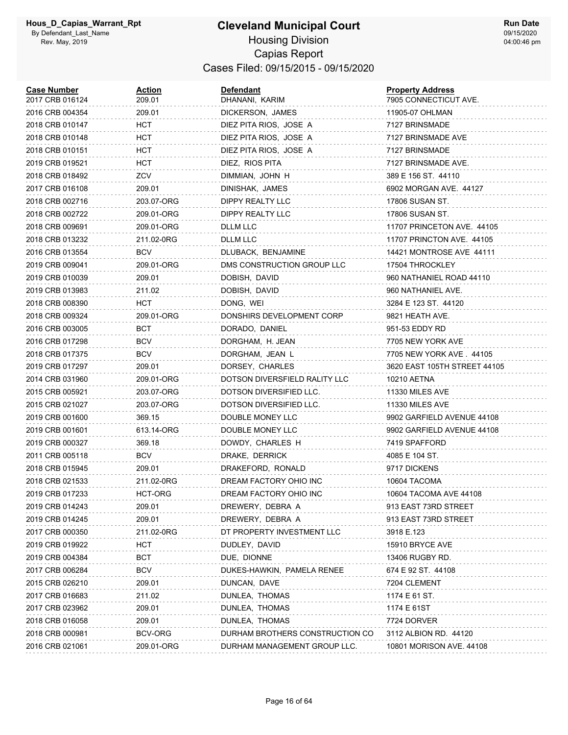# Cleveland Municipal Court

## Housing Division

## Capias Report

### Cases Filed: 09/15/2015 - 09/15/2020

| Case Number | Action | Defendant | Property Address |
|---|---|---|---|
| 2017 CRB 016124 | 209.01 | DHANANI, KARIM | 7905 CONNECTICUT AVE. |
| 2016 CRB 004354 | 209.01 | DICKERSON, JAMES | 11905-07 OHLMAN |
| 2018 CRB 010147 | HCT | DIEZ PITA RIOS, JOSE A | 7127 BRINSMADE |
| 2018 CRB 010148 | HCT | DIEZ PITA RIOS, JOSE A | 7127 BRINSMADE AVE |
| 2018 CRB 010151 | HCT | DIEZ PITA RIOS, JOSE A | 7127 BRINSMADE |
| 2019 CRB 019521 | HCT | DIEZ, RIOS PITA | 7127 BRINSMADE AVE. |
| 2018 CRB 018492 | ZCV | DIMMIAN, JOHN H | 389 E 156 ST. 44110 |
| 2017 CRB 016108 | 209.01 | DINISHAK, JAMES | 6902 MORGAN AVE. 44127 |
| 2018 CRB 002716 | 203.07-ORG | DIPPY REALTY LLC | 17806 SUSAN ST. |
| 2018 CRB 002722 | 209.01-ORG | DIPPY REALTY LLC | 17806 SUSAN ST. |
| 2018 CRB 009691 | 209.01-ORG | DLLM LLC | 11707 PRINCETON AVE. 44105 |
| 2018 CRB 013232 | 211.02-0RG | DLLM LLC | 11707 PRINCTON AVE. 44105 |
| 2016 CRB 013554 | BCV | DLUBACK, BENJAMINE | 14421 MONTROSE AVE 44111 |
| 2019 CRB 009041 | 209.01-ORG | DMS CONSTRUCTION GROUP LLC | 17504 THROCKLEY |
| 2019 CRB 010039 | 209.01 | DOBISH, DAVID | 960 NATHANIEL ROAD 44110 |
| 2019 CRB 013983 | 211.02 | DOBISH, DAVID | 960 NATHANIEL AVE. |
| 2018 CRB 008390 | HCT | DONG, WEI | 3284 E 123 ST. 44120 |
| 2018 CRB 009324 | 209.01-ORG | DONSHIRS DEVELOPMENT CORP | 9821 HEATH AVE. |
| 2016 CRB 003005 | BCT | DORADO, DANIEL | 951-53 EDDY RD |
| 2016 CRB 017298 | BCV | DORGHAM, H. JEAN | 7705 NEW YORK AVE |
| 2018 CRB 017375 | BCV | DORGHAM, JEAN L | 7705 NEW YORK AVE . 44105 |
| 2019 CRB 017297 | 209.01 | DORSEY, CHARLES | 3620 EAST 105TH STREET 44105 |
| 2014 CRB 031960 | 209.01-ORG | DOTSON DIVERSFIELD RALITY LLC | 10210 AETNA |
| 2015 CRB 005921 | 203.07-ORG | DOTSON DIVERSIFIED LLC. | 11330 MILES AVE |
| 2015 CRB 021027 | 203.07-ORG | DOTSON DIVERSIFIED LLC. | 11330 MILES AVE |
| 2019 CRB 001600 | 369.15 | DOUBLE MONEY LLC | 9902 GARFIELD AVENUE 44108 |
| 2019 CRB 001601 | 613.14-ORG | DOUBLE MONEY LLC | 9902 GARFIELD AVENUE 44108 |
| 2019 CRB 000327 | 369.18 | DOWDY, CHARLES H | 7419 SPAFFORD |
| 2011 CRB 005118 | BCV | DRAKE, DERRICK | 4085 E 104 ST. |
| 2018 CRB 015945 | 209.01 | DRAKEFORD, RONALD | 9717 DICKENS |
| 2018 CRB 021533 | 211.02-0RG | DREAM FACTORY OHIO INC | 10604 TACOMA |
| 2019 CRB 017233 | HCT-ORG | DREAM FACTORY OHIO INC | 10604 TACOMA AVE 44108 |
| 2019 CRB 014243 | 209.01 | DREWERY, DEBRA A | 913 EAST 73RD STREET |
| 2019 CRB 014245 | 209.01 | DREWERY, DEBRA A | 913 EAST 73RD STREET |
| 2017 CRB 000350 | 211.02-0RG | DT PROPERTY INVESTMENT LLC | 3918 E.123 |
| 2019 CRB 019922 | HCT | DUDLEY, DAVID | 15910 BRYCE AVE |
| 2019 CRB 004384 | BCT | DUE, DIONNE | 13406 RUGBY RD. |
| 2017 CRB 006284 | BCV | DUKES-HAWKIN, PAMELA RENEE | 674 E 92 ST. 44108 |
| 2015 CRB 026210 | 209.01 | DUNCAN, DAVE | 7204 CLEMENT |
| 2017 CRB 016683 | 211.02 | DUNLEA, THOMAS | 1174 E 61 ST. |
| 2017 CRB 023962 | 209.01 | DUNLEA, THOMAS | 1174 E 61ST |
| 2018 CRB 016058 | 209.01 | DUNLEA, THOMAS | 7724 DORVER |
| 2018 CRB 000981 | BCV-ORG | DURHAM BROTHERS CONSTRUCTION CO | 3112 ALBION RD. 44120 |
| 2016 CRB 021061 | 209.01-ORG | DURHAM MANAGEMENT GROUP LLC. | 10801 MORISON AVE. 44108 |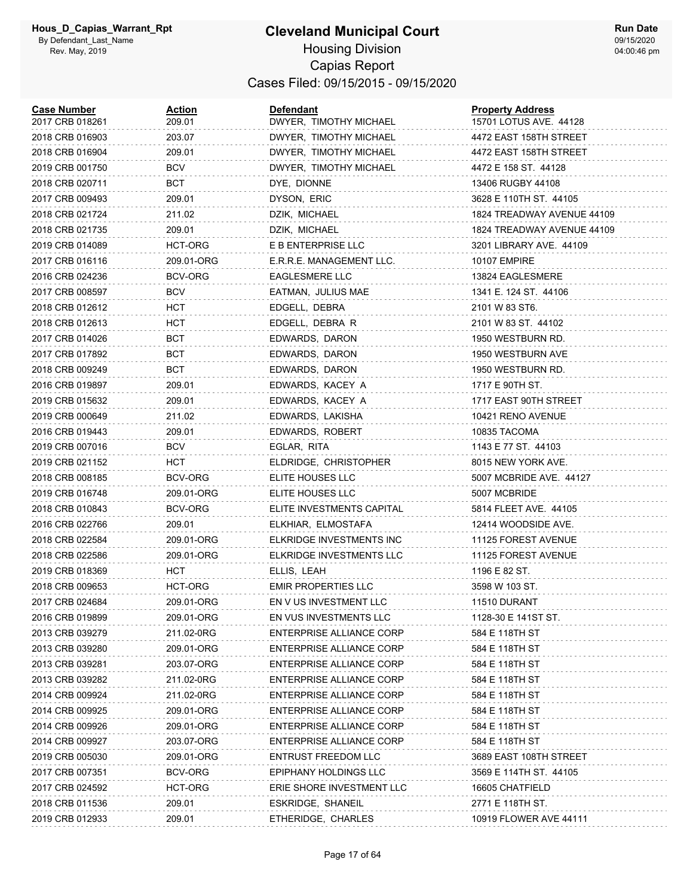# Cleveland Municipal Court

## Housing Division

### Capias Report

Cases Filed: 09/15/2015 - 09/15/2020

Hous_D_Capias_Warrant_Rpt
By Defendant_Last_Name
Rev. May, 2019

Run Date 09/15/2020 04:00:46 pm

| Case Number | Action | Defendant | Property Address |
|---|---|---|---|
| 2017 CRB 018261 | 209.01 | DWYER, TIMOTHY MICHAEL | 15701 LOTUS AVE. 44128 |
| 2018 CRB 016903 | 203.07 | DWYER, TIMOTHY MICHAEL | 4472 EAST 158TH STREET |
| 2018 CRB 016904 | 209.01 | DWYER, TIMOTHY MICHAEL | 4472 EAST 158TH STREET |
| 2019 CRB 001750 | BCV | DWYER, TIMOTHY MICHAEL | 4472 E 158 ST. 44128 |
| 2018 CRB 020711 | BCT | DYE, DIONNE | 13406 RUGBY 44108 |
| 2017 CRB 009493 | 209.01 | DYSON, ERIC | 3628 E 110TH ST. 44105 |
| 2018 CRB 021724 | 211.02 | DZIK, MICHAEL | 1824 TREADWAY AVENUE 44109 |
| 2018 CRB 021735 | 209.01 | DZIK, MICHAEL | 1824 TREADWAY AVENUE 44109 |
| 2019 CRB 014089 | HCT-ORG | E B ENTERPRISE LLC | 3201 LIBRARY AVE. 44109 |
| 2017 CRB 016116 | 209.01-ORG | E.R.R.E. MANAGEMENT LLC. | 10107 EMPIRE |
| 2016 CRB 024236 | BCV-ORG | EAGLESMERE LLC | 13824 EAGLESMERE |
| 2017 CRB 008597 | BCV | EATMAN, JULIUS MAE | 1341 E. 124 ST. 44106 |
| 2018 CRB 012612 | HCT | EDGELL, DEBRA | 2101 W 83 ST6. |
| 2018 CRB 012613 | HCT | EDGELL, DEBRA R | 2101 W 83 ST. 44102 |
| 2017 CRB 014026 | BCT | EDWARDS, DARON | 1950 WESTBURN RD. |
| 2017 CRB 017892 | BCT | EDWARDS, DARON | 1950 WESTBURN AVE |
| 2018 CRB 009249 | BCT | EDWARDS, DARON | 1950 WESTBURN RD. |
| 2016 CRB 019897 | 209.01 | EDWARDS, KACEY A | 1717 E 90TH ST. |
| 2019 CRB 015632 | 209.01 | EDWARDS, KACEY A | 1717 EAST 90TH STREET |
| 2019 CRB 000649 | 211.02 | EDWARDS, LAKISHA | 10421 RENO AVENUE |
| 2016 CRB 019443 | 209.01 | EDWARDS, ROBERT | 10835 TACOMA |
| 2019 CRB 007016 | BCV | EGLAR, RITA | 1143 E 77 ST. 44103 |
| 2019 CRB 021152 | HCT | ELDRIDGE, CHRISTOPHER | 8015 NEW YORK AVE. |
| 2018 CRB 008185 | BCV-ORG | ELITE HOUSES LLC | 5007 MCBRIDE AVE. 44127 |
| 2019 CRB 016748 | 209.01-ORG | ELITE HOUSES LLC | 5007 MCBRIDE |
| 2018 CRB 010843 | BCV-ORG | ELITE INVESTMENTS CAPITAL | 5814 FLEET AVE. 44105 |
| 2016 CRB 022766 | 209.01 | ELKHIAR, ELMOSTAFA | 12414 WOODSIDE AVE. |
| 2018 CRB 022584 | 209.01-ORG | ELKRIDGE INVESTMENTS INC | 11125 FOREST AVENUE |
| 2018 CRB 022586 | 209.01-ORG | ELKRIDGE INVESTMENTS LLC | 11125 FOREST AVENUE |
| 2019 CRB 018369 | HCT | ELLIS, LEAH | 1196 E 82 ST. |
| 2018 CRB 009653 | HCT-ORG | EMIR PROPERTIES LLC | 3598 W 103 ST. |
| 2017 CRB 024684 | 209.01-ORG | EN V US INVESTMENT LLC | 11510 DURANT |
| 2016 CRB 019899 | 209.01-ORG | EN VUS INVESTMENTS LLC | 1128-30 E 141ST ST. |
| 2013 CRB 039279 | 211.02-0RG | ENTERPRISE ALLIANCE CORP | 584 E 118TH ST |
| 2013 CRB 039280 | 209.01-ORG | ENTERPRISE ALLIANCE CORP | 584 E 118TH ST |
| 2013 CRB 039281 | 203.07-ORG | ENTERPRISE ALLIANCE CORP | 584 E 118TH ST |
| 2013 CRB 039282 | 211.02-0RG | ENTERPRISE ALLIANCE CORP | 584 E 118TH ST |
| 2014 CRB 009924 | 211.02-0RG | ENTERPRISE ALLIANCE CORP | 584 E 118TH ST |
| 2014 CRB 009925 | 209.01-ORG | ENTERPRISE ALLIANCE CORP | 584 E 118TH ST |
| 2014 CRB 009926 | 209.01-ORG | ENTERPRISE ALLIANCE CORP | 584 E 118TH ST |
| 2014 CRB 009927 | 203.07-ORG | ENTERPRISE ALLIANCE CORP | 584 E 118TH ST |
| 2019 CRB 005030 | 209.01-ORG | ENTRUST FREEDOM LLC | 3689 EAST 108TH STREET |
| 2017 CRB 007351 | BCV-ORG | EPIPHANY HOLDINGS LLC | 3569 E 114TH ST. 44105 |
| 2017 CRB 024592 | HCT-ORG | ERIE SHORE INVESTMENT LLC | 16605 CHATFIELD |
| 2018 CRB 011536 | 209.01 | ESKRIDGE, SHANEIL | 2771 E 118TH ST. |
| 2019 CRB 012933 | 209.01 | ETHERIDGE, CHARLES | 10919 FLOWER AVE 44111 |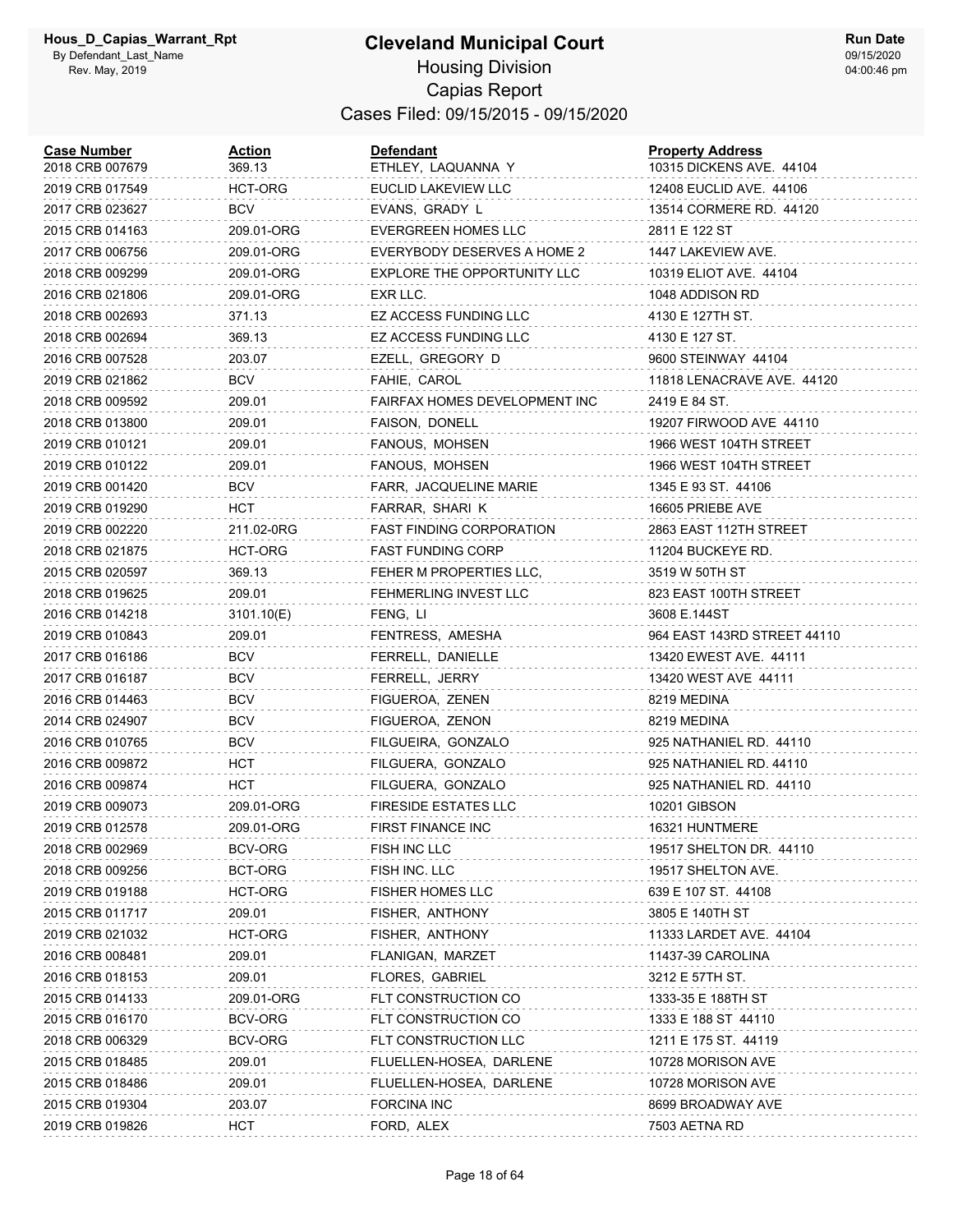# Cleveland Municipal Court

## Housing Division

## Capias Report

### Cases Filed: 09/15/2015 - 09/15/2020

Hous_D_Capias_Warrant_Rpt
By Defendant_Last_Name
Rev. May, 2019

Run Date 09/15/2020 04:00:46 pm

| Case Number | Action | Defendant | Property Address |
|---|---|---|---|
| 2018 CRB 007679 | 369.13 | ETHLEY, LAQUANNA Y | 10315 DICKENS AVE. 44104 |
| 2019 CRB 017549 | HCT-ORG | EUCLID LAKEVIEW LLC | 12408 EUCLID AVE. 44106 |
| 2017 CRB 023627 | BCV | EVANS, GRADY L | 13514 CORMERE RD. 44120 |
| 2015 CRB 014163 | 209.01-ORG | EVERGREEN HOMES LLC | 2811 E 122 ST |
| 2017 CRB 006756 | 209.01-ORG | EVERYBODY DESERVES A HOME 2 | 1447 LAKEVIEW AVE. |
| 2018 CRB 009299 | 209.01-ORG | EXPLORE THE OPPORTUNITY LLC | 10319 ELIOT AVE. 44104 |
| 2016 CRB 021806 | 209.01-ORG | EXR LLC. | 1048 ADDISON RD |
| 2018 CRB 002693 | 371.13 | EZ ACCESS FUNDING LLC | 4130 E 127TH ST. |
| 2018 CRB 002694 | 369.13 | EZ ACCESS FUNDING LLC | 4130 E 127 ST. |
| 2016 CRB 007528 | 203.07 | EZELL, GREGORY D | 9600 STEINWAY 44104 |
| 2019 CRB 021862 | BCV | FAHIE, CAROL | 11818 LENACRAVE AVE. 44120 |
| 2018 CRB 009592 | 209.01 | FAIRFAX HOMES DEVELOPMENT INC | 2419 E 84 ST. |
| 2018 CRB 013800 | 209.01 | FAISON, DONELL | 19207 FIRWOOD AVE 44110 |
| 2019 CRB 010121 | 209.01 | FANOUS, MOHSEN | 1966 WEST 104TH STREET |
| 2019 CRB 010122 | 209.01 | FANOUS, MOHSEN | 1966 WEST 104TH STREET |
| 2019 CRB 001420 | BCV | FARR, JACQUELINE MARIE | 1345 E 93 ST. 44106 |
| 2019 CRB 019290 | HCT | FARRAR, SHARI K | 16605 PRIEBE AVE |
| 2019 CRB 002220 | 211.02-0RG | FAST FINDING CORPORATION | 2863 EAST 112TH STREET |
| 2018 CRB 021875 | HCT-ORG | FAST FUNDING CORP | 11204 BUCKEYE RD. |
| 2015 CRB 020597 | 369.13 | FEHER M PROPERTIES LLC, | 3519 W 50TH ST |
| 2018 CRB 019625 | 209.01 | FEHMERLING INVEST LLC | 823 EAST 100TH STREET |
| 2016 CRB 014218 | 3101.10(E) | FENG, LI | 3608 E.144ST |
| 2019 CRB 010843 | 209.01 | FENTRESS, AMESHA | 964 EAST 143RD STREET 44110 |
| 2017 CRB 016186 | BCV | FERRELL, DANIELLE | 13420 EWEST AVE. 44111 |
| 2017 CRB 016187 | BCV | FERRELL, JERRY | 13420 WEST AVE 44111 |
| 2016 CRB 014463 | BCV | FIGUEROA, ZENEN | 8219 MEDINA |
| 2014 CRB 024907 | BCV | FIGUEROA, ZENON | 8219 MEDINA |
| 2016 CRB 010765 | BCV | FILGUEIRA, GONZALO | 925 NATHANIEL RD. 44110 |
| 2016 CRB 009872 | HCT | FILGUERA, GONZALO | 925 NATHANIEL RD. 44110 |
| 2016 CRB 009874 | HCT | FILGUERA, GONZALO | 925 NATHANIEL RD. 44110 |
| 2019 CRB 009073 | 209.01-ORG | FIRESIDE ESTATES LLC | 10201 GIBSON |
| 2019 CRB 012578 | 209.01-ORG | FIRST FINANCE INC | 16321 HUNTMERE |
| 2018 CRB 002969 | BCV-ORG | FISH INC LLC | 19517 SHELTON DR. 44110 |
| 2018 CRB 009256 | BCT-ORG | FISH INC. LLC | 19517 SHELTON AVE. |
| 2019 CRB 019188 | HCT-ORG | FISHER HOMES LLC | 639 E 107 ST. 44108 |
| 2015 CRB 011717 | 209.01 | FISHER, ANTHONY | 3805 E 140TH ST |
| 2019 CRB 021032 | HCT-ORG | FISHER, ANTHONY | 11333 LARDET AVE. 44104 |
| 2016 CRB 008481 | 209.01 | FLANIGAN, MARZET | 11437-39 CAROLINA |
| 2016 CRB 018153 | 209.01 | FLORES, GABRIEL | 3212 E 57TH ST. |
| 2015 CRB 014133 | 209.01-ORG | FLT CONSTRUCTION CO | 1333-35 E 188TH ST |
| 2015 CRB 016170 | BCV-ORG | FLT CONSTRUCTION CO | 1333 E 188 ST 44110 |
| 2018 CRB 006329 | BCV-ORG | FLT CONSTRUCTION LLC | 1211 E 175 ST. 44119 |
| 2015 CRB 018485 | 209.01 | FLUELLEN-HOSEA, DARLENE | 10728 MORISON AVE |
| 2015 CRB 018486 | 209.01 | FLUELLEN-HOSEA, DARLENE | 10728 MORISON AVE |
| 2015 CRB 019304 | 203.07 | FORCINA INC | 8699 BROADWAY AVE |
| 2019 CRB 019826 | HCT | FORD, ALEX | 7503 AETNA RD |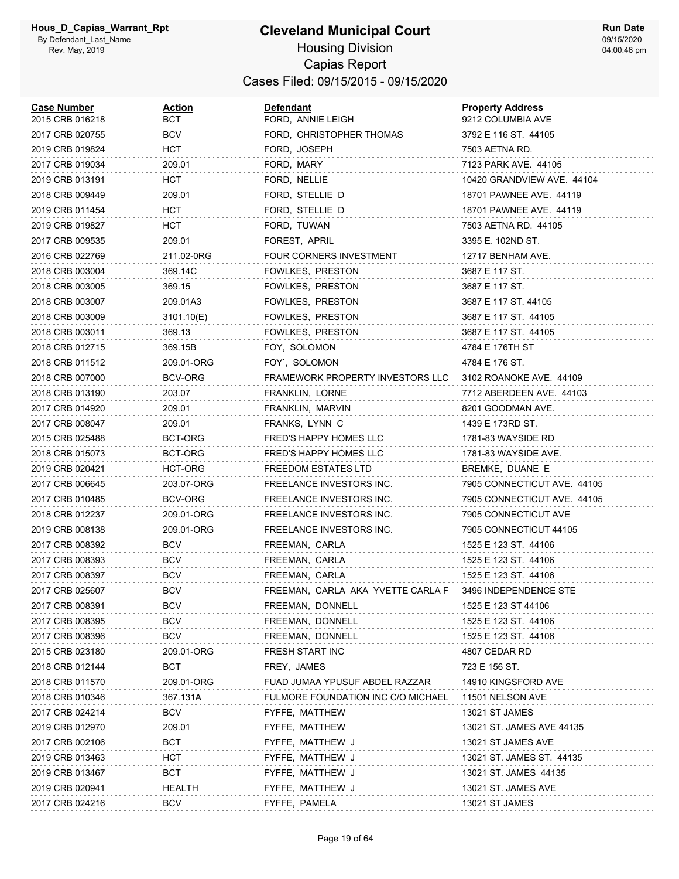# Cleveland Municipal Court

Housing Division

Capias Report

Cases Filed: 09/15/2015 - 09/15/2020

| Case Number | Action | Defendant | Property Address |
|---|---|---|---|
| 2015 CRB 016218 | BCT | FORD, ANNIE LEIGH | 9212 COLUMBIA AVE |
| 2017 CRB 020755 | BCV | FORD, CHRISTOPHER THOMAS | 3792 E 116 ST. 44105 |
| 2019 CRB 019824 | HCT | FORD, JOSEPH | 7503 AETNA RD. |
| 2017 CRB 019034 | 209.01 | FORD, MARY | 7123 PARK AVE. 44105 |
| 2019 CRB 013191 | HCT | FORD, NELLIE | 10420 GRANDVIEW AVE. 44104 |
| 2018 CRB 009449 | 209.01 | FORD, STELLIE D | 18701 PAWNEE AVE. 44119 |
| 2019 CRB 011454 | HCT | FORD, STELLIE D | 18701 PAWNEE AVE. 44119 |
| 2019 CRB 019827 | HCT | FORD, TUWAN | 7503 AETNA RD. 44105 |
| 2017 CRB 009535 | 209.01 | FOREST, APRIL | 3395 E. 102ND ST. |
| 2016 CRB 022769 | 211.02-0RG | FOUR CORNERS INVESTMENT | 12717 BENHAM AVE. |
| 2018 CRB 003004 | 369.14C | FOWLKES, PRESTON | 3687 E 117 ST. |
| 2018 CRB 003005 | 369.15 | FOWLKES, PRESTON | 3687 E 117 ST. |
| 2018 CRB 003007 | 209.01A3 | FOWLKES, PRESTON | 3687 E 117 ST. 44105 |
| 2018 CRB 003009 | 3101.10(E) | FOWLKES, PRESTON | 3687 E 117 ST. 44105 |
| 2018 CRB 003011 | 369.13 | FOWLKES, PRESTON | 3687 E 117 ST. 44105 |
| 2018 CRB 012715 | 369.15B | FOY, SOLOMON | 4784 E 176TH ST |
| 2018 CRB 011512 | 209.01-ORG | FOY`, SOLOMON | 4784 E 176 ST. |
| 2018 CRB 007000 | BCV-ORG | FRAMEWORK PROPERTY INVESTORS LLC | 3102 ROANOKE AVE. 44109 |
| 2018 CRB 013190 | 203.07 | FRANKLIN, LORNE | 7712 ABERDEEN AVE. 44103 |
| 2017 CRB 014920 | 209.01 | FRANKLIN, MARVIN | 8201 GOODMAN AVE. |
| 2017 CRB 008047 | 209.01 | FRANKS, LYNN C | 1439 E 173RD ST. |
| 2015 CRB 025488 | BCT-ORG | FRED'S HAPPY HOMES LLC | 1781-83 WAYSIDE RD |
| 2018 CRB 015073 | BCT-ORG | FRED'S HAPPY HOMES LLC | 1781-83 WAYSIDE AVE. |
| 2019 CRB 020421 | HCT-ORG | FREEDOM ESTATES LTD | BREMKE, DUANE E |
| 2017 CRB 006645 | 203.07-ORG | FREELANCE INVESTORS INC. | 7905 CONNECTICUT AVE. 44105 |
| 2017 CRB 010485 | BCV-ORG | FREELANCE INVESTORS INC. | 7905 CONNECTICUT AVE. 44105 |
| 2018 CRB 012237 | 209.01-ORG | FREELANCE INVESTORS INC. | 7905 CONNECTICUT AVE |
| 2019 CRB 008138 | 209.01-ORG | FREELANCE INVESTORS INC. | 7905 CONNECTICUT 44105 |
| 2017 CRB 008392 | BCV | FREEMAN, CARLA | 1525 E 123 ST. 44106 |
| 2017 CRB 008393 | BCV | FREEMAN, CARLA | 1525 E 123 ST. 44106 |
| 2017 CRB 008397 | BCV | FREEMAN, CARLA | 1525 E 123 ST. 44106 |
| 2017 CRB 025607 | BCV | FREEMAN, CARLA AKA YVETTE CARLA F | 3496 INDEPENDENCE STE |
| 2017 CRB 008391 | BCV | FREEMAN, DONNELL | 1525 E 123 ST 44106 |
| 2017 CRB 008395 | BCV | FREEMAN, DONNELL | 1525 E 123 ST. 44106 |
| 2017 CRB 008396 | BCV | FREEMAN, DONNELL | 1525 E 123 ST. 44106 |
| 2015 CRB 023180 | 209.01-ORG | FRESH START INC | 4807 CEDAR RD |
| 2018 CRB 012144 | BCT | FREY, JAMES | 723 E 156 ST. |
| 2018 CRB 011570 | 209.01-ORG | FUAD JUMAA YPUSUF ABDEL RAZZAR | 14910 KINGSFORD AVE |
| 2018 CRB 010346 | 367.131A | FULMORE FOUNDATION INC C/O MICHAEL | 11501 NELSON AVE |
| 2017 CRB 024214 | BCV | FYFFE, MATTHEW | 13021 ST JAMES |
| 2019 CRB 012970 | 209.01 | FYFFE, MATTHEW | 13021 ST. JAMES AVE 44135 |
| 2017 CRB 002106 | BCT | FYFFE, MATTHEW J | 13021 ST JAMES AVE |
| 2019 CRB 013463 | HCT | FYFFE, MATTHEW J | 13021 ST. JAMES ST. 44135 |
| 2019 CRB 013467 | BCT | FYFFE, MATTHEW J | 13021 ST. JAMES 44135 |
| 2019 CRB 020941 | HEALTH | FYFFE, MATTHEW J | 13021 ST. JAMES AVE |
| 2017 CRB 024216 | BCV | FYFFE, PAMELA | 13021 ST JAMES |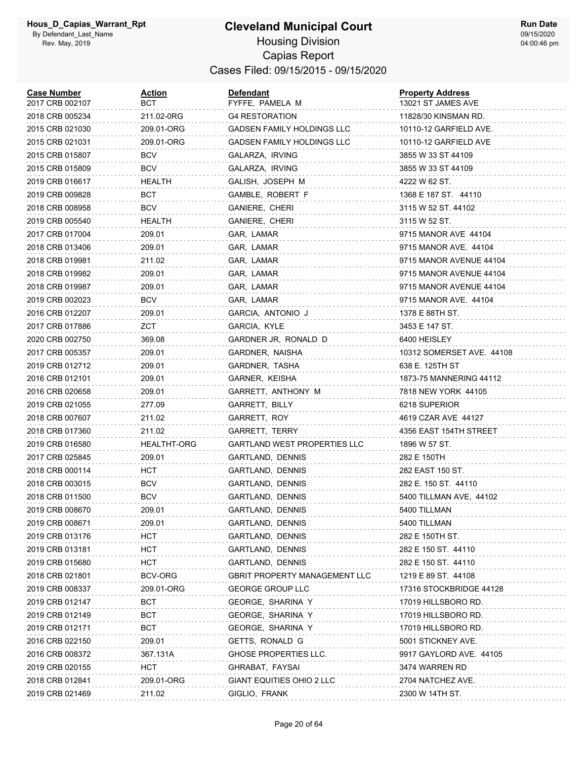# Cleveland Municipal Court

## Housing Division

## Capias Report

### Cases Filed: 09/15/2015 - 09/15/2020

| Case Number | Action | Defendant | Property Address |
|---|---|---|---|
| 2017 CRB 002107 | BCT | FYFFE, PAMELA M | 13021 ST JAMES AVE |
| 2018 CRB 005234 | 211.02-0RG | G4 RESTORATION | 11828/30 KINSMAN RD. |
| 2015 CRB 021030 | 209.01-ORG | GADSEN FAMILY HOLDINGS LLC | 10110-12 GARFIELD AVE. |
| 2015 CRB 021031 | 209.01-ORG | GADSEN FAMILY HOLDINGS LLC | 10110-12 GARFIELD AVE |
| 2015 CRB 015807 | BCV | GALARZA, IRVING | 3855 W 33 ST 44109 |
| 2015 CRB 015809 | BCV | GALARZA, IRVING | 3855 W 33 ST 44109 |
| 2019 CRB 016617 | HEALTH | GALISH, JOSEPH M | 4222 W 62 ST. |
| 2019 CRB 009828 | BCT | GAMBLE, ROBERT F | 1368 E 187 ST. 44110 |
| 2018 CRB 008958 | BCV | GANIERE, CHERI | 3115 W 52 ST. 44102 |
| 2019 CRB 005540 | HEALTH | GANIERE, CHERI | 3115 W 52 ST. |
| 2017 CRB 017004 | 209.01 | GAR, LAMAR | 9715 MANOR AVE 44104 |
| 2018 CRB 013406 | 209.01 | GAR, LAMAR | 9715 MANOR AVE. 44104 |
| 2018 CRB 019981 | 211.02 | GAR, LAMAR | 9715 MANOR AVENUE 44104 |
| 2018 CRB 019982 | 209.01 | GAR, LAMAR | 9715 MANOR AVENUE 44104 |
| 2018 CRB 019987 | 209.01 | GAR, LAMAR | 9715 MANOR AVENUE 44104 |
| 2019 CRB 002023 | BCV | GAR, LAMAR | 9715 MANOR AVE. 44104 |
| 2016 CRB 012207 | 209.01 | GARCIA, ANTONIO J | 1378 E 88TH ST. |
| 2017 CRB 017886 | ZCT | GARCIA, KYLE | 3453 E 147 ST. |
| 2020 CRB 002750 | 369.08 | GARDNER JR, RONALD D | 6400 HEISLEY |
| 2017 CRB 005357 | 209.01 | GARDNER, NAISHA | 10312 SOMERSET AVE. 44108 |
| 2019 CRB 012712 | 209.01 | GARDNER, TASHA | 638 E. 125TH ST |
| 2016 CRB 012101 | 209.01 | GARNER, KEISHA | 1873-75 MANNERING 44112 |
| 2016 CRB 020658 | 209.01 | GARRETT, ANTHONY M | 7818 NEW YORK 44105 |
| 2019 CRB 021055 | 277.09 | GARRETT, BILLY | 6218 SUPERIOR |
| 2018 CRB 007607 | 211.02 | GARRETT, ROY | 4619 CZAR AVE 44127 |
| 2018 CRB 017360 | 211.02 | GARRETT, TERRY | 4356 EAST 154TH STREET |
| 2019 CRB 016580 | HEALTHT-ORG | GARTLAND WEST PROPERTIES LLC | 1896 W 57 ST. |
| 2017 CRB 025845 | 209.01 | GARTLAND, DENNIS | 282 E 150TH |
| 2018 CRB 000114 | HCT | GARTLAND, DENNIS | 282 EAST 150 ST. |
| 2018 CRB 003015 | BCV | GARTLAND, DENNIS | 282 E. 150 ST. 44110 |
| 2018 CRB 011500 | BCV | GARTLAND, DENNIS | 5400 TILLMAN AVE, 44102 |
| 2019 CRB 008670 | 209.01 | GARTLAND, DENNIS | 5400 TILLMAN |
| 2019 CRB 008671 | 209.01 | GARTLAND, DENNIS | 5400 TILLMAN |
| 2019 CRB 013176 | HCT | GARTLAND, DENNIS | 282 E 150TH ST. |
| 2019 CRB 013181 | HCT | GARTLAND, DENNIS | 282 E 150 ST. 44110 |
| 2019 CRB 015680 | HCT | GARTLAND, DENNIS | 282 E 150 ST. 44110 |
| 2018 CRB 021801 | BCV-ORG | GBRIT PROPERTY MANAGEMENT LLC | 1219 E 89 ST. 44108 |
| 2019 CRB 008337 | 209.01-ORG | GEORGE GROUP LLC | 17316 STOCKBRIDGE 44128 |
| 2019 CRB 012147 | BCT | GEORGE, SHARINA Y | 17019 HILLSBORO RD. |
| 2019 CRB 012149 | BCT | GEORGE, SHARINA Y | 17019 HILLSBORO RD. |
| 2019 CRB 012171 | BCT | GEORGE, SHARINA Y | 17019 HILLSBORO RD. |
| 2016 CRB 022150 | 209.01 | GETTS, RONALD G | 5001 STICKNEY AVE. |
| 2016 CRB 008372 | 367.131A | GHOSE PROPERTIES LLC. | 9917 GAYLORD AVE. 44105 |
| 2019 CRB 020155 | HCT | GHRABAT, FAYSAI | 3474 WARREN RD |
| 2018 CRB 012841 | 209.01-ORG | GIANT EQUITIES OHIO 2 LLC | 2704 NATCHEZ AVE. |
| 2019 CRB 021469 | 211.02 | GIGLIO, FRANK | 2300 W 14TH ST. |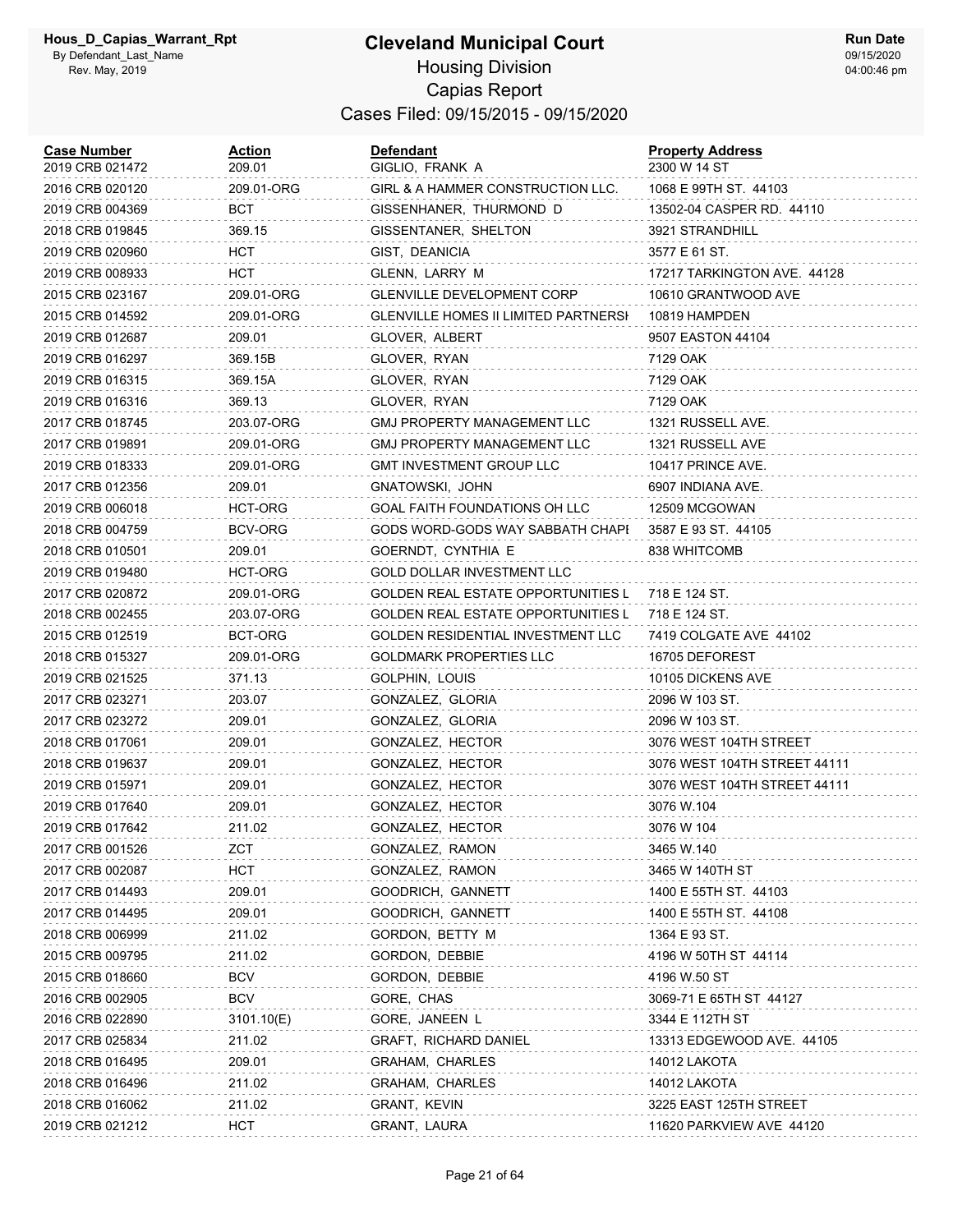# Cleveland Municipal Court

## Housing Division

## Capias Report

### Cases Filed: 09/15/2015 - 09/15/2020

| Case Number | Action | Defendant | Property Address |
|---|---|---|---|
| 2019 CRB 021472 | 209.01 | GIGLIO, FRANK A | 2300 W 14 ST |
| 2016 CRB 020120 | 209.01-ORG | GIRL & A HAMMER CONSTRUCTION LLC. | 1068 E 99TH ST. 44103 |
| 2019 CRB 004369 | BCT | GISSENHANER, THURMOND D | 13502-04 CASPER RD. 44110 |
| 2018 CRB 019845 | 369.15 | GISSENTANER, SHELTON | 3921 STRANDHILL |
| 2019 CRB 020960 | HCT | GIST, DEANICIA | 3577 E 61 ST. |
| 2019 CRB 008933 | HCT | GLENN, LARRY M | 17217 TARKINGTON AVE. 44128 |
| 2015 CRB 023167 | 209.01-ORG | GLENVILLE DEVELOPMENT CORP | 10610 GRANTWOOD AVE |
| 2015 CRB 014592 | 209.01-ORG | GLENVILLE HOMES II LIMITED PARTNERSI | 10819 HAMPDEN |
| 2019 CRB 012687 | 209.01 | GLOVER, ALBERT | 9507 EASTON 44104 |
| 2019 CRB 016297 | 369.15B | GLOVER, RYAN | 7129 OAK |
| 2019 CRB 016315 | 369.15A | GLOVER, RYAN | 7129 OAK |
| 2019 CRB 016316 | 369.13 | GLOVER, RYAN | 7129 OAK |
| 2017 CRB 018745 | 203.07-ORG | GMJ PROPERTY MANAGEMENT LLC | 1321 RUSSELL AVE. |
| 2017 CRB 019891 | 209.01-ORG | GMJ PROPERTY MANAGEMENT LLC | 1321 RUSSELL AVE |
| 2019 CRB 018333 | 209.01-ORG | GMT INVESTMENT GROUP LLC | 10417 PRINCE AVE. |
| 2017 CRB 012356 | 209.01 | GNATOWSKI, JOHN | 6907 INDIANA AVE. |
| 2019 CRB 006018 | HCT-ORG | GOAL FAITH FOUNDATIONS OH LLC | 12509 MCGOWAN |
| 2018 CRB 004759 | BCV-ORG | GODS WORD-GODS WAY SABBATH CHAPI | 3587 E 93 ST. 44105 |
| 2018 CRB 010501 | 209.01 | GOERNDT, CYNTHIA E | 838 WHITCOMB |
| 2019 CRB 019480 | HCT-ORG | GOLD DOLLAR INVESTMENT LLC | |
| 2017 CRB 020872 | 209.01-ORG | GOLDEN REAL ESTATE OPPORTUNITIES L | 718 E 124 ST. |
| 2018 CRB 002455 | 203.07-ORG | GOLDEN REAL ESTATE OPPORTUNITIES L | 718 E 124 ST. |
| 2015 CRB 012519 | BCT-ORG | GOLDEN RESIDENTIAL INVESTMENT LLC | 7419 COLGATE AVE 44102 |
| 2018 CRB 015327 | 209.01-ORG | GOLDMARK PROPERTIES LLC | 16705 DEFOREST |
| 2019 CRB 021525 | 371.13 | GOLPHIN, LOUIS | 10105 DICKENS AVE |
| 2017 CRB 023271 | 203.07 | GONZALEZ, GLORIA | 2096 W 103 ST. |
| 2017 CRB 023272 | 209.01 | GONZALEZ, GLORIA | 2096 W 103 ST. |
| 2018 CRB 017061 | 209.01 | GONZALEZ, HECTOR | 3076 WEST 104TH STREET |
| 2018 CRB 019637 | 209.01 | GONZALEZ, HECTOR | 3076 WEST 104TH STREET 44111 |
| 2019 CRB 015971 | 209.01 | GONZALEZ, HECTOR | 3076 WEST 104TH STREET 44111 |
| 2019 CRB 017640 | 209.01 | GONZALEZ, HECTOR | 3076 W.104 |
| 2019 CRB 017642 | 211.02 | GONZALEZ, HECTOR | 3076 W 104 |
| 2017 CRB 001526 | ZCT | GONZALEZ, RAMON | 3465 W.140 |
| 2017 CRB 002087 | HCT | GONZALEZ, RAMON | 3465 W 140TH ST |
| 2017 CRB 014493 | 209.01 | GOODRICH, GANNETT | 1400 E 55TH ST. 44103 |
| 2017 CRB 014495 | 209.01 | GOODRICH, GANNETT | 1400 E 55TH ST. 44108 |
| 2018 CRB 006999 | 211.02 | GORDON, BETTY M | 1364 E 93 ST. |
| 2015 CRB 009795 | 211.02 | GORDON, DEBBIE | 4196 W 50TH ST 44114 |
| 2015 CRB 018660 | BCV | GORDON, DEBBIE | 4196 W.50 ST |
| 2016 CRB 002905 | BCV | GORE, CHAS | 3069-71 E 65TH ST 44127 |
| 2016 CRB 022890 | 3101.10(E) | GORE, JANEEN L | 3344 E 112TH ST |
| 2017 CRB 025834 | 211.02 | GRAFT, RICHARD DANIEL | 13313 EDGEWOOD AVE. 44105 |
| 2018 CRB 016495 | 209.01 | GRAHAM, CHARLES | 14012 LAKOTA |
| 2018 CRB 016496 | 211.02 | GRAHAM, CHARLES | 14012 LAKOTA |
| 2018 CRB 016062 | 211.02 | GRANT, KEVIN | 3225 EAST 125TH STREET |
| 2019 CRB 021212 | HCT | GRANT, LAURA | 11620 PARKVIEW AVE 44120 |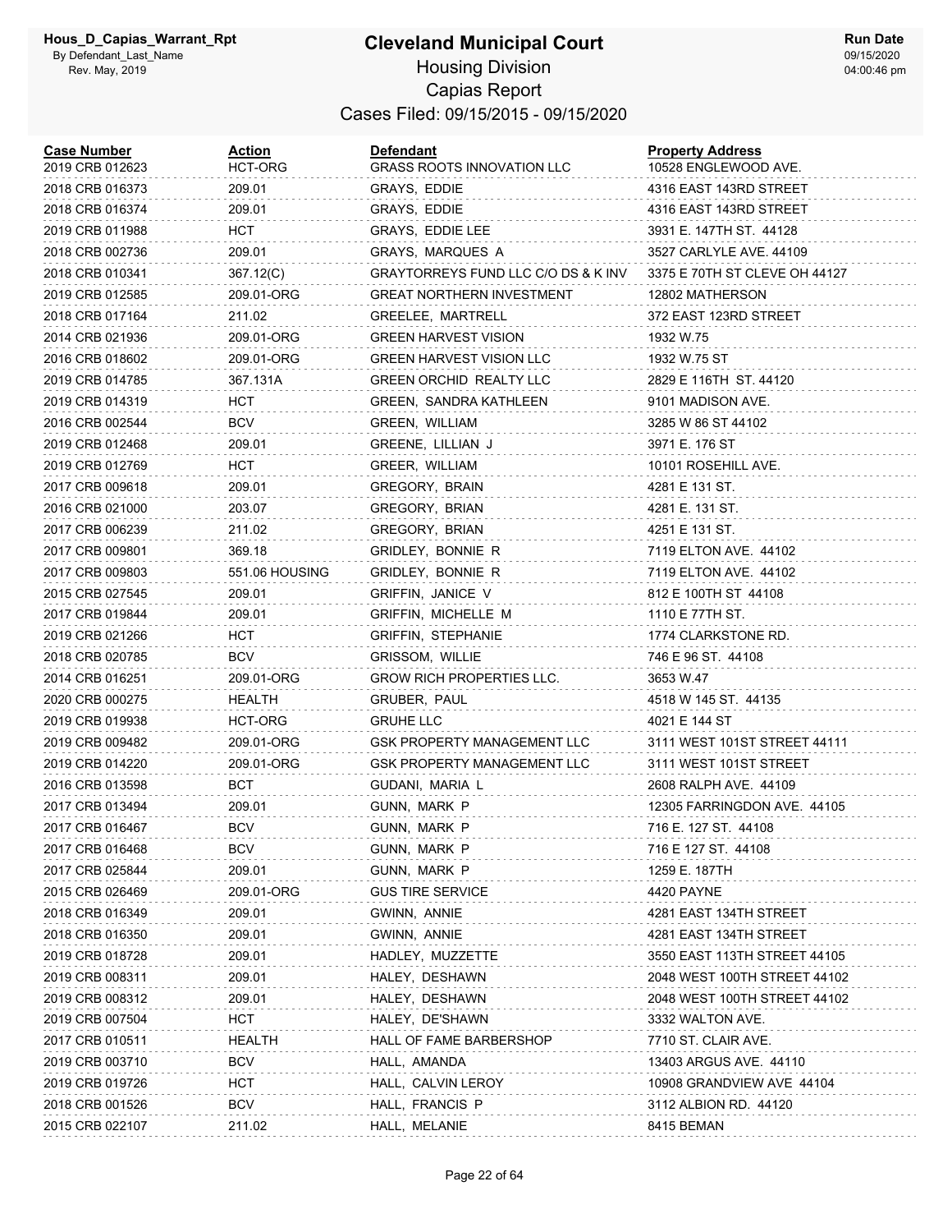# Cleveland Municipal Court

## Housing Division

## Capias Report

### Cases Filed: 09/15/2015 - 09/15/2020

| Case Number | Action | Defendant | Property Address |
|---|---|---|---|
| 2019 CRB 012623 | HCT-ORG | GRASS ROOTS INNOVATION LLC | 10528 ENGLEWOOD AVE. |
| 2018 CRB 016373 | 209.01 | GRAYS, EDDIE | 4316 EAST 143RD STREET |
| 2018 CRB 016374 | 209.01 | GRAYS, EDDIE | 4316 EAST 143RD STREET |
| 2019 CRB 011988 | HCT | GRAYS, EDDIE LEE | 3931 E. 147TH ST. 44128 |
| 2018 CRB 002736 | 209.01 | GRAYS, MARQUES A | 3527 CARLYLE AVE. 44109 |
| 2018 CRB 010341 | 367.12(C) | GRAYTORREYS FUND LLC C/O DS & K INV | 3375 E 70TH ST CLEVE OH 44127 |
| 2019 CRB 012585 | 209.01-ORG | GREAT NORTHERN INVESTMENT | 12802 MATHERSON |
| 2018 CRB 017164 | 211.02 | GREELEE, MARTRELL | 372 EAST 123RD STREET |
| 2014 CRB 021936 | 209.01-ORG | GREEN HARVEST VISION | 1932 W.75 |
| 2016 CRB 018602 | 209.01-ORG | GREEN HARVEST VISION LLC | 1932 W.75 ST |
| 2019 CRB 014785 | 367.131A | GREEN ORCHID REALTY LLC | 2829 E 116TH ST. 44120 |
| 2019 CRB 014319 | HCT | GREEN, SANDRA KATHLEEN | 9101 MADISON AVE. |
| 2016 CRB 002544 | BCV | GREEN, WILLIAM | 3285 W 86 ST 44102 |
| 2019 CRB 012468 | 209.01 | GREENE, LILLIAN J | 3971 E. 176 ST |
| 2019 CRB 012769 | HCT | GREER, WILLIAM | 10101 ROSEHILL AVE. |
| 2017 CRB 009618 | 209.01 | GREGORY, BRAIN | 4281 E 131 ST. |
| 2016 CRB 021000 | 203.07 | GREGORY, BRIAN | 4281 E. 131 ST. |
| 2017 CRB 006239 | 211.02 | GREGORY, BRIAN | 4251 E 131 ST. |
| 2017 CRB 009801 | 369.18 | GRIDLEY, BONNIE R | 7119 ELTON AVE. 44102 |
| 2017 CRB 009803 | 551.06 HOUSING | GRIDLEY, BONNIE R | 7119 ELTON AVE. 44102 |
| 2015 CRB 027545 | 209.01 | GRIFFIN, JANICE V | 812 E 100TH ST 44108 |
| 2017 CRB 019844 | 209.01 | GRIFFIN, MICHELLE M | 1110 E 77TH ST. |
| 2019 CRB 021266 | HCT | GRIFFIN, STEPHANIE | 1774 CLARKSTONE RD. |
| 2018 CRB 020785 | BCV | GRISSOM, WILLIE | 746 E 96 ST. 44108 |
| 2014 CRB 016251 | 209.01-ORG | GROW RICH PROPERTIES LLC. | 3653 W.47 |
| 2020 CRB 000275 | HEALTH | GRUBER, PAUL | 4518 W 145 ST. 44135 |
| 2019 CRB 019938 | HCT-ORG | GRUHE LLC | 4021 E 144 ST |
| 2019 CRB 009482 | 209.01-ORG | GSK PROPERTY MANAGEMENT LLC | 3111 WEST 101ST STREET 44111 |
| 2019 CRB 014220 | 209.01-ORG | GSK PROPERTY MANAGEMENT LLC | 3111 WEST 101ST STREET |
| 2016 CRB 013598 | BCT | GUDANI, MARIA L | 2608 RALPH AVE. 44109 |
| 2017 CRB 013494 | 209.01 | GUNN, MARK P | 12305 FARRINGDON AVE. 44105 |
| 2017 CRB 016467 | BCV | GUNN, MARK P | 716 E. 127 ST. 44108 |
| 2017 CRB 016468 | BCV | GUNN, MARK P | 716 E 127 ST. 44108 |
| 2017 CRB 025844 | 209.01 | GUNN, MARK P | 1259 E. 187TH |
| 2015 CRB 026469 | 209.01-ORG | GUS TIRE SERVICE | 4420 PAYNE |
| 2018 CRB 016349 | 209.01 | GWINN, ANNIE | 4281 EAST 134TH STREET |
| 2018 CRB 016350 | 209.01 | GWINN, ANNIE | 4281 EAST 134TH STREET |
| 2019 CRB 018728 | 209.01 | HADLEY, MUZZETTE | 3550 EAST 113TH STREET 44105 |
| 2019 CRB 008311 | 209.01 | HALEY, DESHAWN | 2048 WEST 100TH STREET 44102 |
| 2019 CRB 008312 | 209.01 | HALEY, DESHAWN | 2048 WEST 100TH STREET 44102 |
| 2019 CRB 007504 | HCT | HALEY, DE'SHAWN | 3332 WALTON AVE. |
| 2017 CRB 010511 | HEALTH | HALL OF FAME BARBERSHOP | 7710 ST. CLAIR AVE. |
| 2019 CRB 003710 | BCV | HALL, AMANDA | 13403 ARGUS AVE. 44110 |
| 2019 CRB 019726 | HCT | HALL, CALVIN LEROY | 10908 GRANDVIEW AVE 44104 |
| 2018 CRB 001526 | BCV | HALL, FRANCIS P | 3112 ALBION RD. 44120 |
| 2015 CRB 022107 | 211.02 | HALL, MELANIE | 8415 BEMAN |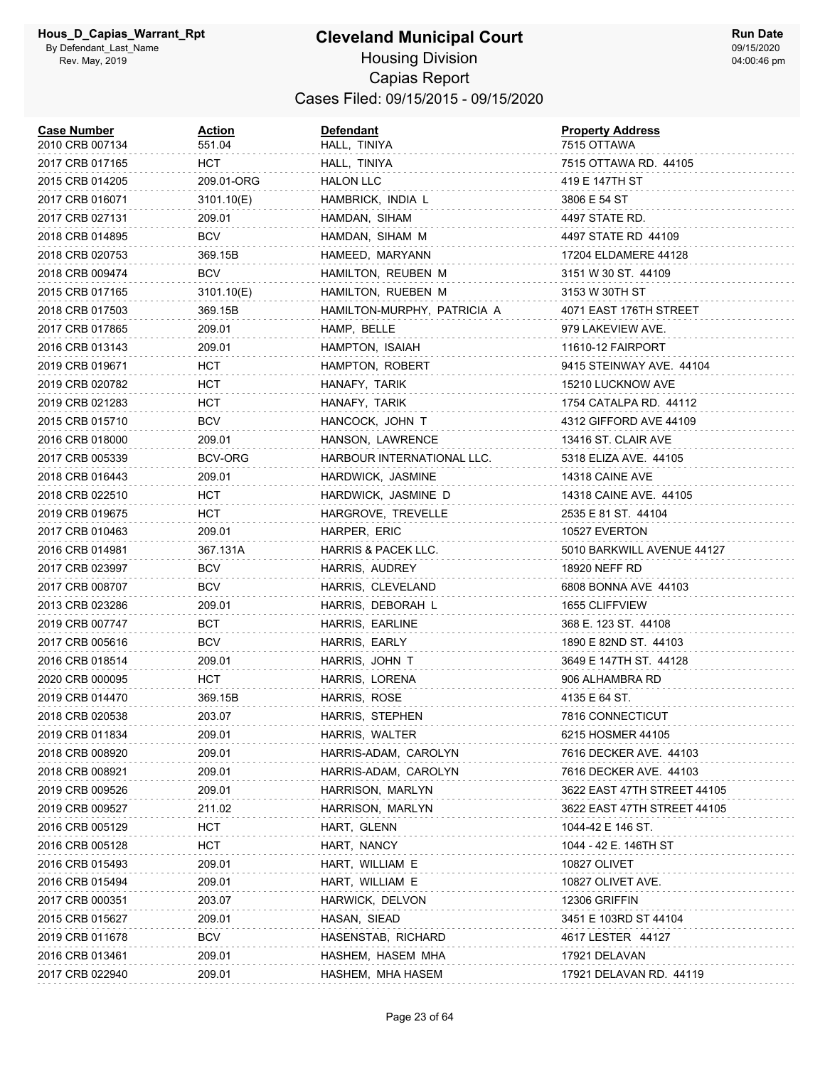# Cleveland Municipal Court

## Housing Division

## Capias Report

### Cases Filed: 09/15/2015 - 09/15/2020

Hous_D_Capias_Warrant_Rpt
By Defendant_Last_Name
Rev. May, 2019

Run Date 09/15/2020 04:00:46 pm

| Case Number | Action | Defendant | Property Address |
|---|---|---|---|
| 2010 CRB 007134 | 551.04 | HALL, TINIYA | 7515 OTTAWA |
| 2017 CRB 017165 | HCT | HALL, TINIYA | 7515 OTTAWA RD. 44105 |
| 2015 CRB 014205 | 209.01-ORG | HALON LLC | 419 E 147TH ST |
| 2017 CRB 016071 | 3101.10(E) | HAMBRICK, INDIA L | 3806 E 54 ST |
| 2017 CRB 027131 | 209.01 | HAMDAN, SIHAM | 4497 STATE RD. |
| 2018 CRB 014895 | BCV | HAMDAN, SIHAM M | 4497 STATE RD 44109 |
| 2018 CRB 020753 | 369.15B | HAMEED, MARYANN | 17204 ELDAMERE 44128 |
| 2018 CRB 009474 | BCV | HAMILTON, REUBEN M | 3151 W 30 ST. 44109 |
| 2015 CRB 017165 | 3101.10(E) | HAMILTON, RUEBEN M | 3153 W 30TH ST |
| 2018 CRB 017503 | 369.15B | HAMILTON-MURPHY, PATRICIA A | 4071 EAST 176TH STREET |
| 2017 CRB 017865 | 209.01 | HAMP, BELLE | 979 LAKEVIEW AVE. |
| 2016 CRB 013143 | 209.01 | HAMPTON, ISAIAH | 11610-12 FAIRPORT |
| 2019 CRB 019671 | HCT | HAMPTON, ROBERT | 9415 STEINWAY AVE. 44104 |
| 2019 CRB 020782 | HCT | HANAFY, TARIK | 15210 LUCKNOW AVE |
| 2019 CRB 021283 | HCT | HANAFY, TARIK | 1754 CATALPA RD. 44112 |
| 2015 CRB 015710 | BCV | HANCOCK, JOHN T | 4312 GIFFORD AVE 44109 |
| 2016 CRB 018000 | 209.01 | HANSON, LAWRENCE | 13416 ST. CLAIR AVE |
| 2017 CRB 005339 | BCV-ORG | HARBOUR INTERNATIONAL LLC. | 5318 ELIZA AVE. 44105 |
| 2018 CRB 016443 | 209.01 | HARDWICK, JASMINE | 14318 CAINE AVE |
| 2018 CRB 022510 | HCT | HARDWICK, JASMINE D | 14318 CAINE AVE. 44105 |
| 2019 CRB 019675 | HCT | HARGROVE, TREVELLE | 2535 E 81 ST. 44104 |
| 2017 CRB 010463 | 209.01 | HARPER, ERIC | 10527 EVERTON |
| 2016 CRB 014981 | 367.131A | HARRIS & PACEK LLC. | 5010 BARKWILL AVENUE 44127 |
| 2017 CRB 023997 | BCV | HARRIS, AUDREY | 18920 NEFF RD |
| 2017 CRB 008707 | BCV | HARRIS, CLEVELAND | 6808 BONNA AVE 44103 |
| 2013 CRB 023286 | 209.01 | HARRIS, DEBORAH L | 1655 CLIFFVIEW |
| 2019 CRB 007747 | BCT | HARRIS, EARLINE | 368 E. 123 ST. 44108 |
| 2017 CRB 005616 | BCV | HARRIS, EARLY | 1890 E 82ND ST. 44103 |
| 2016 CRB 018514 | 209.01 | HARRIS, JOHN T | 3649 E 147TH ST. 44128 |
| 2020 CRB 000095 | HCT | HARRIS, LORENA | 906 ALHAMBRA RD |
| 2019 CRB 014470 | 369.15B | HARRIS, ROSE | 4135 E 64 ST. |
| 2018 CRB 020538 | 203.07 | HARRIS, STEPHEN | 7816 CONNECTICUT |
| 2019 CRB 011834 | 209.01 | HARRIS, WALTER | 6215 HOSMER 44105 |
| 2018 CRB 008920 | 209.01 | HARRIS-ADAM, CAROLYN | 7616 DECKER AVE. 44103 |
| 2018 CRB 008921 | 209.01 | HARRIS-ADAM, CAROLYN | 7616 DECKER AVE. 44103 |
| 2019 CRB 009526 | 209.01 | HARRISON, MARLYN | 3622 EAST 47TH STREET 44105 |
| 2019 CRB 009527 | 211.02 | HARRISON, MARLYN | 3622 EAST 47TH STREET 44105 |
| 2016 CRB 005129 | HCT | HART, GLENN | 1044-42 E 146 ST. |
| 2016 CRB 005128 | HCT | HART, NANCY | 1044 - 42 E. 146TH ST |
| 2016 CRB 015493 | 209.01 | HART, WILLIAM E | 10827 OLIVET |
| 2016 CRB 015494 | 209.01 | HART, WILLIAM E | 10827 OLIVET AVE. |
| 2017 CRB 000351 | 203.07 | HARWICK, DELVON | 12306 GRIFFIN |
| 2015 CRB 015627 | 209.01 | HASAN, SIEAD | 3451 E 103RD ST 44104 |
| 2019 CRB 011678 | BCV | HASENSTAB, RICHARD | 4617 LESTER 44127 |
| 2016 CRB 013461 | 209.01 | HASHEM, HASEM MHA | 17921 DELAVAN |
| 2017 CRB 022940 | 209.01 | HASHEM, MHA HASEM | 17921 DELAVAN RD. 44119 |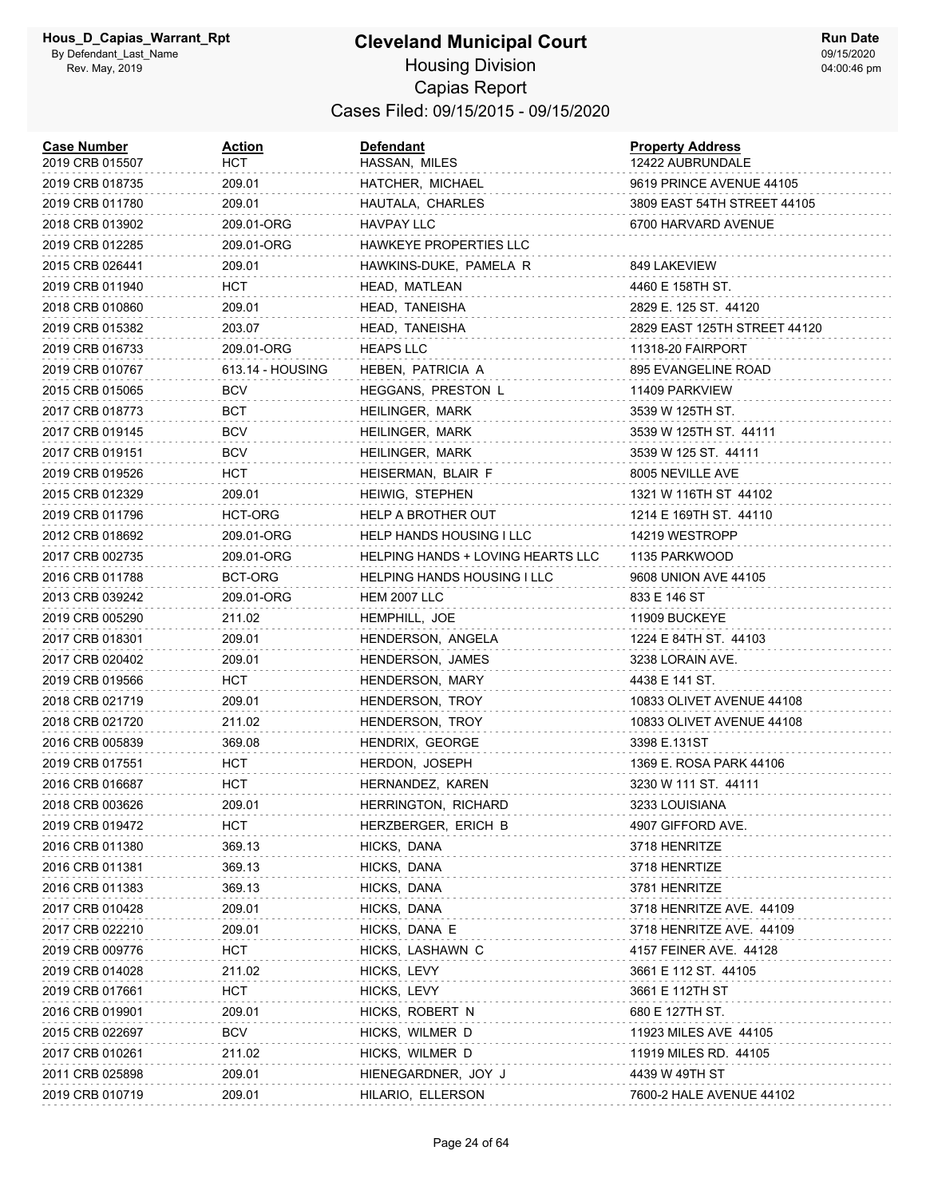# Cleveland Municipal Court

## Housing Division

## Capias Report

### Cases Filed: 09/15/2015 - 09/15/2020

| Case Number | Action | Defendant | Property Address |
|---|---|---|---|
| 2019 CRB 015507 | HCT | HASSAN, MILES | 12422 AUBRUNDALE |
| 2019 CRB 018735 | 209.01 | HATCHER, MICHAEL | 9619 PRINCE AVENUE 44105 |
| 2019 CRB 011780 | 209.01 | HAUTALA, CHARLES | 3809 EAST 54TH STREET 44105 |
| 2018 CRB 013902 | 209.01-ORG | HAVPAY LLC | 6700 HARVARD AVENUE |
| 2019 CRB 012285 | 209.01-ORG | HAWKEYE PROPERTIES LLC | |
| 2015 CRB 026441 | 209.01 | HAWKINS-DUKE, PAMELA R | 849 LAKEVIEW |
| 2019 CRB 011940 | HCT | HEAD, MATLEAN | 4460 E 158TH ST. |
| 2018 CRB 010860 | 209.01 | HEAD, TANEISHA | 2829 E. 125 ST. 44120 |
| 2019 CRB 015382 | 203.07 | HEAD, TANEISHA | 2829 EAST 125TH STREET 44120 |
| 2019 CRB 016733 | 209.01-ORG | HEAPS LLC | 11318-20 FAIRPORT |
| 2019 CRB 010767 | 613.14 - HOUSING | HEBEN, PATRICIA A | 895 EVANGELINE ROAD |
| 2015 CRB 015065 | BCV | HEGGANS, PRESTON L | 11409 PARKVIEW |
| 2017 CRB 018773 | BCT | HEILINGER, MARK | 3539 W 125TH ST. |
| 2017 CRB 019145 | BCV | HEILINGER, MARK | 3539 W 125TH ST. 44111 |
| 2017 CRB 019151 | BCV | HEILINGER, MARK | 3539 W 125 ST. 44111 |
| 2019 CRB 019526 | HCT | HEISERMAN, BLAIR F | 8005 NEVILLE AVE |
| 2015 CRB 012329 | 209.01 | HEIWIG, STEPHEN | 1321 W 116TH ST 44102 |
| 2019 CRB 011796 | HCT-ORG | HELP A BROTHER OUT | 1214 E 169TH ST. 44110 |
| 2012 CRB 018692 | 209.01-ORG | HELP HANDS HOUSING I LLC | 14219 WESTROPP |
| 2017 CRB 002735 | 209.01-ORG | HELPING HANDS + LOVING HEARTS LLC | 1135 PARKWOOD |
| 2016 CRB 011788 | BCT-ORG | HELPING HANDS HOUSING I LLC | 9608 UNION AVE 44105 |
| 2013 CRB 039242 | 209.01-ORG | HEM 2007 LLC | 833 E 146 ST |
| 2019 CRB 005290 | 211.02 | HEMPHILL, JOE | 11909 BUCKEYE |
| 2017 CRB 018301 | 209.01 | HENDERSON, ANGELA | 1224 E 84TH ST. 44103 |
| 2017 CRB 020402 | 209.01 | HENDERSON, JAMES | 3238 LORAIN AVE. |
| 2019 CRB 019566 | HCT | HENDERSON, MARY | 4438 E 141 ST. |
| 2018 CRB 021719 | 209.01 | HENDERSON, TROY | 10833 OLIVET AVENUE 44108 |
| 2018 CRB 021720 | 211.02 | HENDERSON, TROY | 10833 OLIVET AVENUE 44108 |
| 2016 CRB 005839 | 369.08 | HENDRIX, GEORGE | 3398 E.131ST |
| 2019 CRB 017551 | HCT | HERDON, JOSEPH | 1369 E. ROSA PARK 44106 |
| 2016 CRB 016687 | HCT | HERNANDEZ, KAREN | 3230 W 111 ST. 44111 |
| 2018 CRB 003626 | 209.01 | HERRINGTON, RICHARD | 3233 LOUISIANA |
| 2019 CRB 019472 | HCT | HERZBERGER, ERICH B | 4907 GIFFORD AVE. |
| 2016 CRB 011380 | 369.13 | HICKS, DANA | 3718 HENRITZE |
| 2016 CRB 011381 | 369.13 | HICKS, DANA | 3718 HENRTIZE |
| 2016 CRB 011383 | 369.13 | HICKS, DANA | 3781 HENRITZE |
| 2017 CRB 010428 | 209.01 | HICKS, DANA | 3718 HENRITZE AVE. 44109 |
| 2017 CRB 022210 | 209.01 | HICKS, DANA E | 3718 HENRITZE AVE. 44109 |
| 2019 CRB 009776 | HCT | HICKS, LASHAWN C | 4157 FEINER AVE. 44128 |
| 2019 CRB 014028 | 211.02 | HICKS, LEVY | 3661 E 112 ST. 44105 |
| 2019 CRB 017661 | HCT | HICKS, LEVY | 3661 E 112TH ST |
| 2016 CRB 019901 | 209.01 | HICKS, ROBERT N | 680 E 127TH ST. |
| 2015 CRB 022697 | BCV | HICKS, WILMER D | 11923 MILES AVE 44105 |
| 2017 CRB 010261 | 211.02 | HICKS, WILMER D | 11919 MILES RD. 44105 |
| 2011 CRB 025898 | 209.01 | HIENEGARDNER, JOY J | 4439 W 49TH ST |
| 2019 CRB 010719 | 209.01 | HILARIO, ELLERSON | 7600-2 HALE AVENUE 44102 |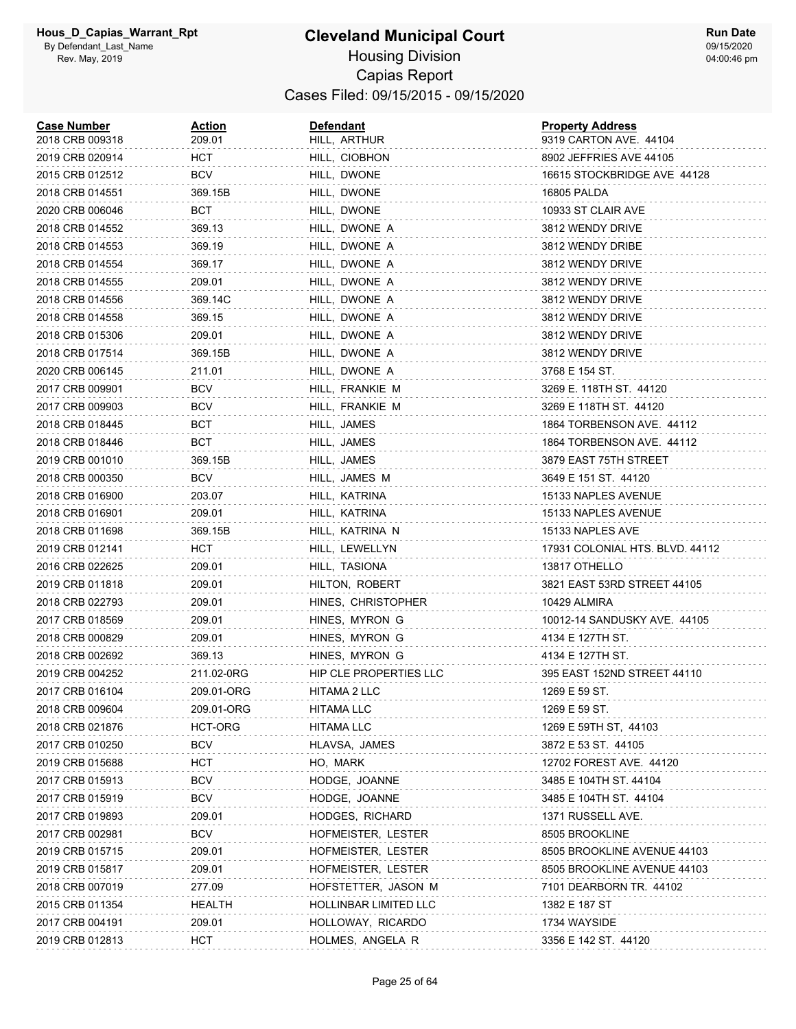# Cleveland Municipal Court

## Housing Division

## Capias Report

### Cases Filed: 09/15/2015 - 09/15/2020

Hous_D_Capias_Warrant_Rpt
By Defendant_Last_Name
Rev. May, 2019

Run Date 09/15/2020 04:00:46 pm

| Case Number | Action | Defendant | Property Address |
|---|---|---|---|
| 2018 CRB 009318 | 209.01 | HILL, ARTHUR | 9319 CARTON AVE. 44104 |
| 2019 CRB 020914 | HCT | HILL, CIOBHON | 8902 JEFFRIES AVE 44105 |
| 2015 CRB 012512 | BCV | HILL, DWONE | 16615 STOCKBRIDGE AVE 44128 |
| 2018 CRB 014551 | 369.15B | HILL, DWONE | 16805 PALDA |
| 2020 CRB 006046 | BCT | HILL, DWONE | 10933 ST CLAIR AVE |
| 2018 CRB 014552 | 369.13 | HILL, DWONE A | 3812 WENDY DRIVE |
| 2018 CRB 014553 | 369.19 | HILL, DWONE A | 3812 WENDY DRIBE |
| 2018 CRB 014554 | 369.17 | HILL, DWONE A | 3812 WENDY DRIVE |
| 2018 CRB 014555 | 209.01 | HILL, DWONE A | 3812 WENDY DRIVE |
| 2018 CRB 014556 | 369.14C | HILL, DWONE A | 3812 WENDY DRIVE |
| 2018 CRB 014558 | 369.15 | HILL, DWONE A | 3812 WENDY DRIVE |
| 2018 CRB 015306 | 209.01 | HILL, DWONE A | 3812 WENDY DRIVE |
| 2018 CRB 017514 | 369.15B | HILL, DWONE A | 3812 WENDY DRIVE |
| 2020 CRB 006145 | 211.01 | HILL, DWONE A | 3768 E 154 ST. |
| 2017 CRB 009901 | BCV | HILL, FRANKIE M | 3269 E. 118TH ST. 44120 |
| 2017 CRB 009903 | BCV | HILL, FRANKIE M | 3269 E 118TH ST. 44120 |
| 2018 CRB 018445 | BCT | HILL, JAMES | 1864 TORBENSON AVE. 44112 |
| 2018 CRB 018446 | BCT | HILL, JAMES | 1864 TORBENSON AVE. 44112 |
| 2019 CRB 001010 | 369.15B | HILL, JAMES | 3879 EAST 75TH STREET |
| 2018 CRB 000350 | BCV | HILL, JAMES M | 3649 E 151 ST. 44120 |
| 2018 CRB 016900 | 203.07 | HILL, KATRINA | 15133 NAPLES AVENUE |
| 2018 CRB 016901 | 209.01 | HILL, KATRINA | 15133 NAPLES AVENUE |
| 2018 CRB 011698 | 369.15B | HILL, KATRINA N | 15133 NAPLES AVE |
| 2019 CRB 012141 | HCT | HILL, LEWELLYN | 17931 COLONIAL HTS. BLVD. 44112 |
| 2016 CRB 022625 | 209.01 | HILL, TASIONA | 13817 OTHELLO |
| 2019 CRB 011818 | 209.01 | HILTON, ROBERT | 3821 EAST 53RD STREET 44105 |
| 2018 CRB 022793 | 209.01 | HINES, CHRISTOPHER | 10429 ALMIRA |
| 2017 CRB 018569 | 209.01 | HINES, MYRON G | 10012-14 SANDUSKY AVE. 44105 |
| 2018 CRB 000829 | 209.01 | HINES, MYRON G | 4134 E 127TH ST. |
| 2018 CRB 002692 | 369.13 | HINES, MYRON G | 4134 E 127TH ST. |
| 2019 CRB 004252 | 211.02-0RG | HIP CLE PROPERTIES LLC | 395 EAST 152ND STREET 44110 |
| 2017 CRB 016104 | 209.01-ORG | HITAMA 2 LLC | 1269 E 59 ST. |
| 2018 CRB 009604 | 209.01-ORG | HITAMA LLC | 1269 E 59 ST. |
| 2018 CRB 021876 | HCT-ORG | HITAMA LLC | 1269 E 59TH ST, 44103 |
| 2017 CRB 010250 | BCV | HLAVSA, JAMES | 3872 E 53 ST. 44105 |
| 2019 CRB 015688 | HCT | HO, MARK | 12702 FOREST AVE. 44120 |
| 2017 CRB 015913 | BCV | HODGE, JOANNE | 3485 E 104TH ST. 44104 |
| 2017 CRB 015919 | BCV | HODGE, JOANNE | 3485 E 104TH ST. 44104 |
| 2017 CRB 019893 | 209.01 | HODGES, RICHARD | 1371 RUSSELL AVE. |
| 2017 CRB 002981 | BCV | HOFMEISTER, LESTER | 8505 BROOKLINE |
| 2019 CRB 015715 | 209.01 | HOFMEISTER, LESTER | 8505 BROOKLINE AVENUE 44103 |
| 2019 CRB 015817 | 209.01 | HOFMEISTER, LESTER | 8505 BROOKLINE AVENUE 44103 |
| 2018 CRB 007019 | 277.09 | HOFSTETTER, JASON M | 7101 DEARBORN TR. 44102 |
| 2015 CRB 011354 | HEALTH | HOLLINBAR LIMITED LLC | 1382 E 187 ST |
| 2017 CRB 004191 | 209.01 | HOLLOWAY, RICARDO | 1734 WAYSIDE |
| 2019 CRB 012813 | HCT | HOLMES, ANGELA R | 3356 E 142 ST. 44120 |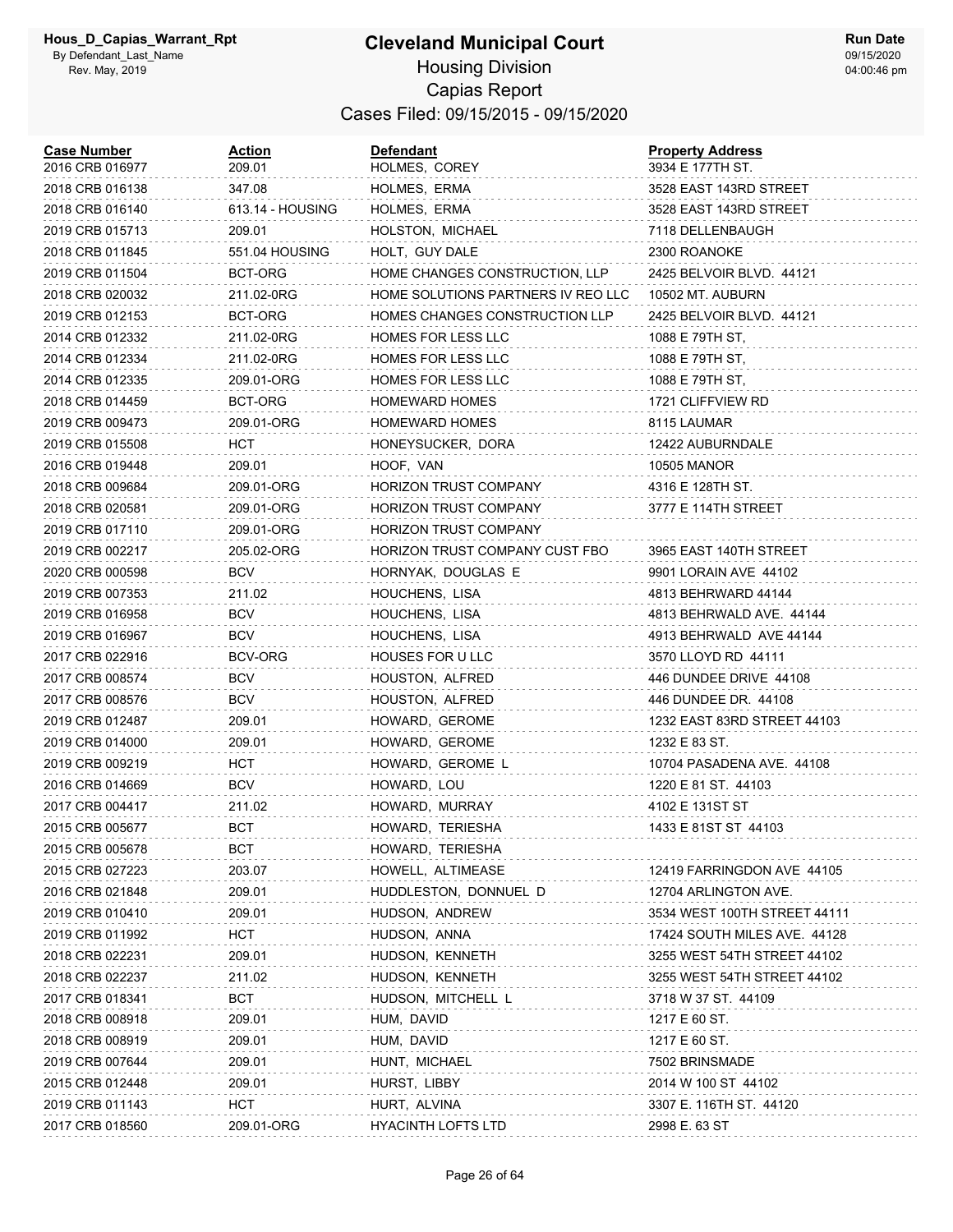# Cleveland Municipal Court

Housing Division

Capias Report

Cases Filed: 09/15/2015 - 09/15/2020

| Case Number | Action | Defendant | Property Address |
|---|---|---|---|
| 2016 CRB 016977 | 209.01 | HOLMES, COREY | 3934 E 177TH ST. |
| 2018 CRB 016138 | 347.08 | HOLMES, ERMA | 3528 EAST 143RD STREET |
| 2018 CRB 016140 | 613.14 - HOUSING | HOLMES, ERMA | 3528 EAST 143RD STREET |
| 2019 CRB 015713 | 209.01 | HOLSTON, MICHAEL | 7118 DELLENBAUGH |
| 2018 CRB 011845 | 551.04 HOUSING | HOLT, GUY DALE | 2300 ROANOKE |
| 2019 CRB 011504 | BCT-ORG | HOME CHANGES CONSTRUCTION, LLP | 2425 BELVOIR BLVD. 44121 |
| 2018 CRB 020032 | 211.02-0RG | HOME SOLUTIONS PARTNERS IV REO LLC | 10502 MT. AUBURN |
| 2019 CRB 012153 | BCT-ORG | HOMES CHANGES CONSTRUCTION LLP | 2425 BELVOIR BLVD. 44121 |
| 2014 CRB 012332 | 211.02-0RG | HOMES FOR LESS LLC | 1088 E 79TH ST, |
| 2014 CRB 012334 | 211.02-0RG | HOMES FOR LESS LLC | 1088 E 79TH ST, |
| 2014 CRB 012335 | 209.01-ORG | HOMES FOR LESS LLC | 1088 E 79TH ST, |
| 2018 CRB 014459 | BCT-ORG | HOMEWARD HOMES | 1721 CLIFFVIEW RD |
| 2019 CRB 009473 | 209.01-ORG | HOMEWARD HOMES | 8115 LAUMAR |
| 2019 CRB 015508 | HCT | HONEYSUCKER, DORA | 12422 AUBURNDALE |
| 2016 CRB 019448 | 209.01 | HOOF, VAN | 10505 MANOR |
| 2018 CRB 009684 | 209.01-ORG | HORIZON TRUST COMPANY | 4316 E 128TH ST. |
| 2018 CRB 020581 | 209.01-ORG | HORIZON TRUST COMPANY | 3777 E 114TH STREET |
| 2019 CRB 017110 | 209.01-ORG | HORIZON TRUST COMPANY | |
| 2019 CRB 002217 | 205.02-ORG | HORIZON TRUST COMPANY CUST FBO | 3965 EAST 140TH STREET |
| 2020 CRB 000598 | BCV | HORNYAK, DOUGLAS E | 9901 LORAIN AVE 44102 |
| 2019 CRB 007353 | 211.02 | HOUCHENS, LISA | 4813 BEHRWARD 44144 |
| 2019 CRB 016958 | BCV | HOUCHENS, LISA | 4813 BEHRWALD AVE. 44144 |
| 2019 CRB 016967 | BCV | HOUCHENS, LISA | 4913 BEHRWALD AVE 44144 |
| 2017 CRB 022916 | BCV-ORG | HOUSES FOR U LLC | 3570 LLOYD RD 44111 |
| 2017 CRB 008574 | BCV | HOUSTON, ALFRED | 446 DUNDEE DRIVE 44108 |
| 2017 CRB 008576 | BCV | HOUSTON, ALFRED | 446 DUNDEE DR. 44108 |
| 2019 CRB 012487 | 209.01 | HOWARD, GEROME | 1232 EAST 83RD STREET 44103 |
| 2019 CRB 014000 | 209.01 | HOWARD, GEROME | 1232 E 83 ST. |
| 2019 CRB 009219 | HCT | HOWARD, GEROME L | 10704 PASADENA AVE. 44108 |
| 2016 CRB 014669 | BCV | HOWARD, LOU | 1220 E 81 ST. 44103 |
| 2017 CRB 004417 | 211.02 | HOWARD, MURRAY | 4102 E 131ST ST |
| 2015 CRB 005677 | BCT | HOWARD, TERIESHA | 1433 E 81ST ST 44103 |
| 2015 CRB 005678 | BCT | HOWARD, TERIESHA | |
| 2015 CRB 027223 | 203.07 | HOWELL, ALTIMEASE | 12419 FARRINGDON AVE 44105 |
| 2016 CRB 021848 | 209.01 | HUDDLESTON, DONNUEL D | 12704 ARLINGTON AVE. |
| 2019 CRB 010410 | 209.01 | HUDSON, ANDREW | 3534 WEST 100TH STREET 44111 |
| 2019 CRB 011992 | HCT | HUDSON, ANNA | 17424 SOUTH MILES AVE. 44128 |
| 2018 CRB 022231 | 209.01 | HUDSON, KENNETH | 3255 WEST 54TH STREET 44102 |
| 2018 CRB 022237 | 211.02 | HUDSON, KENNETH | 3255 WEST 54TH STREET 44102 |
| 2017 CRB 018341 | BCT | HUDSON, MITCHELL L | 3718 W 37 ST. 44109 |
| 2018 CRB 008918 | 209.01 | HUM, DAVID | 1217 E 60 ST. |
| 2018 CRB 008919 | 209.01 | HUM, DAVID | 1217 E 60 ST. |
| 2019 CRB 007644 | 209.01 | HUNT, MICHAEL | 7502 BRINSMADE |
| 2015 CRB 012448 | 209.01 | HURST, LIBBY | 2014 W 100 ST 44102 |
| 2019 CRB 011143 | HCT | HURT, ALVINA | 3307 E. 116TH ST. 44120 |
| 2017 CRB 018560 | 209.01-ORG | HYACINTH LOFTS LTD | 2998 E. 63 ST |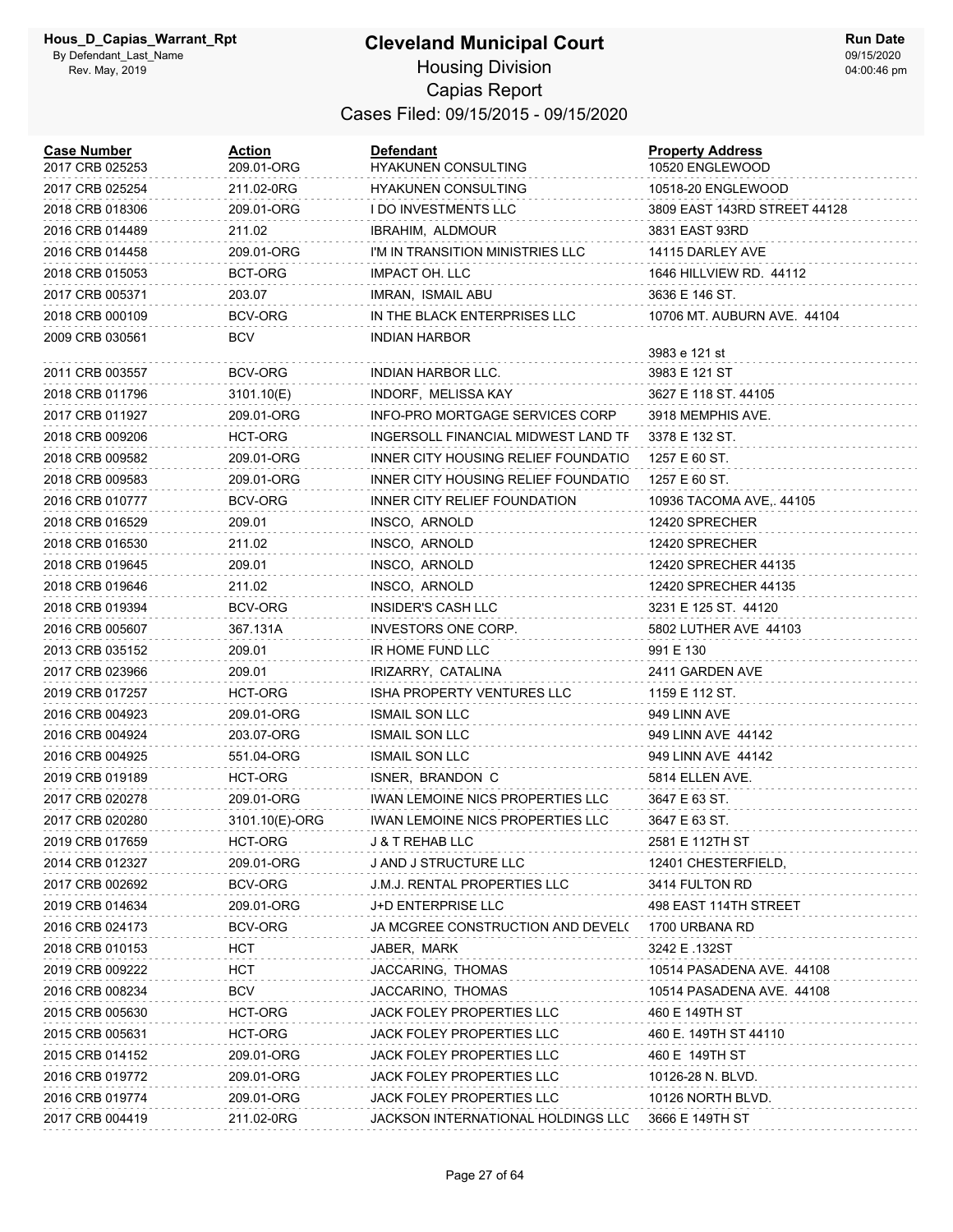# Cleveland Municipal Court

Housing Division

Capias Report

Cases Filed: 09/15/2015 - 09/15/2020

| Case Number | Action | Defendant | Property Address |
| --- | --- | --- | --- |
| 2017 CRB 025253 | 209.01-ORG | HYAKUNEN CONSULTING | 10520 ENGLEWOOD |
| 2017 CRB 025254 | 211.02-0RG | HYAKUNEN CONSULTING | 10518-20 ENGLEWOOD |
| 2018 CRB 018306 | 209.01-ORG | I DO INVESTMENTS LLC | 3809 EAST 143RD STREET 44128 |
| 2016 CRB 014489 | 211.02 | IBRAHIM, ALDMOUR | 3831 EAST 93RD |
| 2016 CRB 014458 | 209.01-ORG | I'M IN TRANSITION MINISTRIES LLC | 14115 DARLEY AVE |
| 2018 CRB 015053 | BCT-ORG | IMPACT OH. LLC | 1646 HILLVIEW RD. 44112 |
| 2017 CRB 005371 | 203.07 | IMRAN, ISMAIL ABU | 3636 E 146 ST. |
| 2018 CRB 000109 | BCV-ORG | IN THE BLACK ENTERPRISES LLC | 10706 MT. AUBURN AVE. 44104 |
| 2009 CRB 030561 | BCV | INDIAN HARBOR | 3983 e 121 st |
| 2011 CRB 003557 | BCV-ORG | INDIAN HARBOR LLC. | 3983 E 121 ST |
| 2018 CRB 011796 | 3101.10(E) | INDORF, MELISSA KAY | 3627 E 118 ST. 44105 |
| 2017 CRB 011927 | 209.01-ORG | INFO-PRO MORTGAGE SERVICES CORP | 3918 MEMPHIS AVE. |
| 2018 CRB 009206 | HCT-ORG | INGERSOLL FINANCIAL MIDWEST LAND TF | 3378 E 132 ST. |
| 2018 CRB 009582 | 209.01-ORG | INNER CITY HOUSING RELIEF FOUNDATIO | 1257 E 60 ST. |
| 2018 CRB 009583 | 209.01-ORG | INNER CITY HOUSING RELIEF FOUNDATIO | 1257 E 60 ST. |
| 2016 CRB 010777 | BCV-ORG | INNER CITY RELIEF FOUNDATION | 10936 TACOMA AVE,. 44105 |
| 2018 CRB 016529 | 209.01 | INSCO, ARNOLD | 12420 SPRECHER |
| 2018 CRB 016530 | 211.02 | INSCO, ARNOLD | 12420 SPRECHER |
| 2018 CRB 019645 | 209.01 | INSCO, ARNOLD | 12420 SPRECHER 44135 |
| 2018 CRB 019646 | 211.02 | INSCO, ARNOLD | 12420 SPRECHER 44135 |
| 2018 CRB 019394 | BCV-ORG | INSIDER'S CASH LLC | 3231 E 125 ST. 44120 |
| 2016 CRB 005607 | 367.131A | INVESTORS ONE CORP. | 5802 LUTHER AVE 44103 |
| 2013 CRB 035152 | 209.01 | IR HOME FUND LLC | 991 E 130 |
| 2017 CRB 023966 | 209.01 | IRIZARRY, CATALINA | 2411 GARDEN AVE |
| 2019 CRB 017257 | HCT-ORG | ISHA PROPERTY VENTURES LLC | 1159 E 112 ST. |
| 2016 CRB 004923 | 209.01-ORG | ISMAIL SON LLC | 949 LINN AVE |
| 2016 CRB 004924 | 203.07-ORG | ISMAIL SON LLC | 949 LINN AVE 44142 |
| 2016 CRB 004925 | 551.04-ORG | ISMAIL SON LLC | 949 LINN AVE 44142 |
| 2019 CRB 019189 | HCT-ORG | ISNER, BRANDON C | 5814 ELLEN AVE. |
| 2017 CRB 020278 | 209.01-ORG | IWAN LEMOINE NICS PROPERTIES LLC | 3647 E 63 ST. |
| 2017 CRB 020280 | 3101.10(E)-ORG | IWAN LEMOINE NICS PROPERTIES LLC | 3647 E 63 ST. |
| 2019 CRB 017659 | HCT-ORG | J & T REHAB LLC | 2581 E 112TH ST |
| 2014 CRB 012327 | 209.01-ORG | J AND J STRUCTURE LLC | 12401 CHESTERFIELD, |
| 2017 CRB 002692 | BCV-ORG | J.M.J. RENTAL PROPERTIES LLC | 3414 FULTON RD |
| 2019 CRB 014634 | 209.01-ORG | J+D ENTERPRISE LLC | 498 EAST 114TH STREET |
| 2016 CRB 024173 | BCV-ORG | JA MCGREE CONSTRUCTION AND DEVEL( | 1700 URBANA RD |
| 2018 CRB 010153 | HCT | JABER, MARK | 3242 E .132ST |
| 2019 CRB 009222 | HCT | JACCARING, THOMAS | 10514 PASADENA AVE. 44108 |
| 2016 CRB 008234 | BCV | JACCARINO, THOMAS | 10514 PASADENA AVE. 44108 |
| 2015 CRB 005630 | HCT-ORG | JACK FOLEY PROPERTIES LLC | 460 E 149TH ST |
| 2015 CRB 005631 | HCT-ORG | JACK FOLEY PROPERTIES LLC | 460 E. 149TH ST 44110 |
| 2015 CRB 014152 | 209.01-ORG | JACK FOLEY PROPERTIES LLC | 460 E 149TH ST |
| 2016 CRB 019772 | 209.01-ORG | JACK FOLEY PROPERTIES LLC | 10126-28 N. BLVD. |
| 2016 CRB 019774 | 209.01-ORG | JACK FOLEY PROPERTIES LLC | 10126 NORTH BLVD. |
| 2017 CRB 004419 | 211.02-0RG | JACKSON INTERNATIONAL HOLDINGS LLC | 3666 E 149TH ST |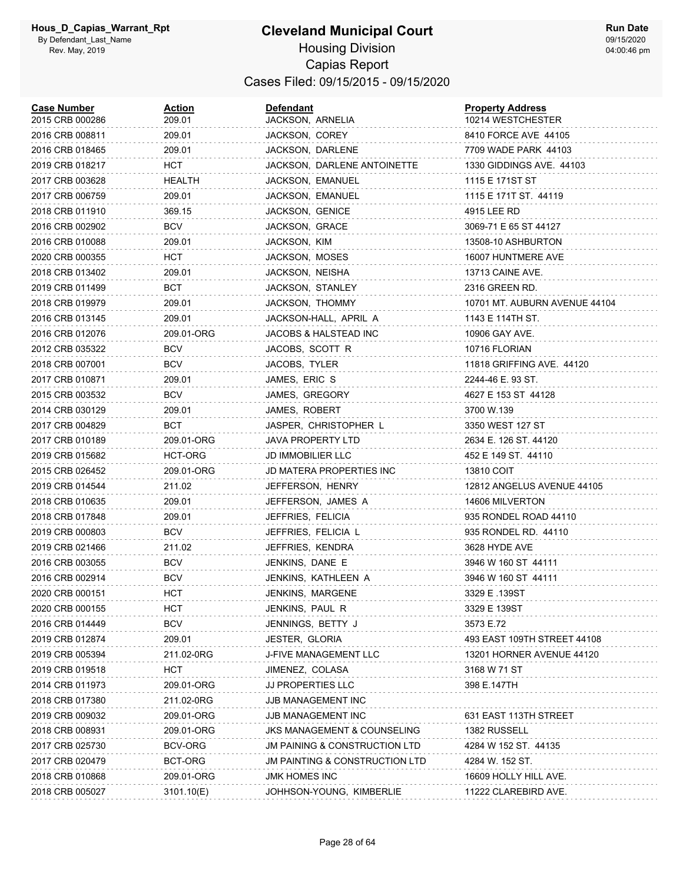Hous_D_Capias_Warrant_Rpt
By Defendant_Last_Name
Rev. May, 2019

# Cleveland Municipal Court

## Housing Division
## Capias Report
## Cases Filed: 09/15/2015 - 09/15/2020

Run Date
09/15/2020
04:00:46 pm

| Case Number | Action | Defendant | Property Address |
|---|---|---|---|
| 2015 CRB 000286 | 209.01 | JACKSON, ARNELIA | 10214 WESTCHESTER |
| 2016 CRB 008811 | 209.01 | JACKSON, COREY | 8410 FORCE AVE 44105 |
| 2016 CRB 018465 | 209.01 | JACKSON, DARLENE | 7709 WADE PARK 44103 |
| 2019 CRB 018217 | HCT | JACKSON, DARLENE ANTOINETTE | 1330 GIDDINGS AVE. 44103 |
| 2017 CRB 003628 | HEALTH | JACKSON, EMANUEL | 1115 E 171ST ST |
| 2017 CRB 006759 | 209.01 | JACKSON, EMANUEL | 1115 E 171T ST. 44119 |
| 2018 CRB 011910 | 369.15 | JACKSON, GENICE | 4915 LEE RD |
| 2016 CRB 002902 | BCV | JACKSON, GRACE | 3069-71 E 65 ST 44127 |
| 2016 CRB 010088 | 209.01 | JACKSON, KIM | 13508-10 ASHBURTON |
| 2020 CRB 000355 | HCT | JACKSON, MOSES | 16007 HUNTMERE AVE |
| 2018 CRB 013402 | 209.01 | JACKSON, NEISHA | 13713 CAINE AVE. |
| 2019 CRB 011499 | BCT | JACKSON, STANLEY | 2316 GREEN RD. |
| 2018 CRB 019979 | 209.01 | JACKSON, THOMMY | 10701 MT. AUBURN AVENUE 44104 |
| 2016 CRB 013145 | 209.01 | JACKSON-HALL, APRIL A | 1143 E 114TH ST. |
| 2016 CRB 012076 | 209.01-ORG | JACOBS & HALSTEAD INC | 10906 GAY AVE. |
| 2012 CRB 035322 | BCV | JACOBS, SCOTT R | 10716 FLORIAN |
| 2018 CRB 007001 | BCV | JACOBS, TYLER | 11818 GRIFFING AVE. 44120 |
| 2017 CRB 010871 | 209.01 | JAMES, ERIC S | 2244-46 E. 93 ST. |
| 2015 CRB 003532 | BCV | JAMES, GREGORY | 4627 E 153 ST 44128 |
| 2014 CRB 030129 | 209.01 | JAMES, ROBERT | 3700 W.139 |
| 2017 CRB 004829 | BCT | JASPER, CHRISTOPHER L | 3350 WEST 127 ST |
| 2017 CRB 010189 | 209.01-ORG | JAVA PROPERTY LTD | 2634 E. 126 ST. 44120 |
| 2019 CRB 015682 | HCT-ORG | JD IMMOBILIER LLC | 452 E 149 ST. 44110 |
| 2015 CRB 026452 | 209.01-ORG | JD MATERA PROPERTIES INC | 13810 COIT |
| 2019 CRB 014544 | 211.02 | JEFFERSON, HENRY | 12812 ANGELUS AVENUE 44105 |
| 2018 CRB 010635 | 209.01 | JEFFERSON, JAMES A | 14606 MILVERTON |
| 2018 CRB 017848 | 209.01 | JEFFRIES, FELICIA | 935 RONDEL ROAD 44110 |
| 2019 CRB 000803 | BCV | JEFFRIES, FELICIA L | 935 RONDEL RD. 44110 |
| 2019 CRB 021466 | 211.02 | JEFFRIES, KENDRA | 3628 HYDE AVE |
| 2016 CRB 003055 | BCV | JENKINS, DANE E | 3946 W 160 ST 44111 |
| 2016 CRB 002914 | BCV | JENKINS, KATHLEEN A | 3946 W 160 ST 44111 |
| 2020 CRB 000151 | HCT | JENKINS, MARGENE | 3329 E .139ST |
| 2020 CRB 000155 | HCT | JENKINS, PAUL R | 3329 E 139ST |
| 2016 CRB 014449 | BCV | JENNINGS, BETTY J | 3573 E.72 |
| 2019 CRB 012874 | 209.01 | JESTER, GLORIA | 493 EAST 109TH STREET 44108 |
| 2019 CRB 005394 | 211.02-0RG | J-FIVE MANAGEMENT LLC | 13201 HORNER AVENUE 44120 |
| 2019 CRB 019518 | HCT | JIMENEZ, COLASA | 3168 W 71 ST |
| 2014 CRB 011973 | 209.01-ORG | JJ PROPERTIES LLC | 398 E.147TH |
| 2018 CRB 017380 | 211.02-0RG | JJB MANAGEMENT INC | |
| 2019 CRB 009032 | 209.01-ORG | JJB MANAGEMENT INC | 631 EAST 113TH STREET |
| 2018 CRB 008931 | 209.01-ORG | JKS MANAGEMENT & COUNSELING | 1382 RUSSELL |
| 2017 CRB 025730 | BCV-ORG | JM PAINING & CONSTRUCTION LTD | 4284 W 152 ST. 44135 |
| 2017 CRB 020479 | BCT-ORG | JM PAINTING & CONSTRUCTION LTD | 4284 W. 152 ST. |
| 2018 CRB 010868 | 209.01-ORG | JMK HOMES INC | 16609 HOLLY HILL AVE. |
| 2018 CRB 005027 | 3101.10(E) | JOHHSON-YOUNG, KIMBERLIE | 11222 CLAREBIRD AVE. |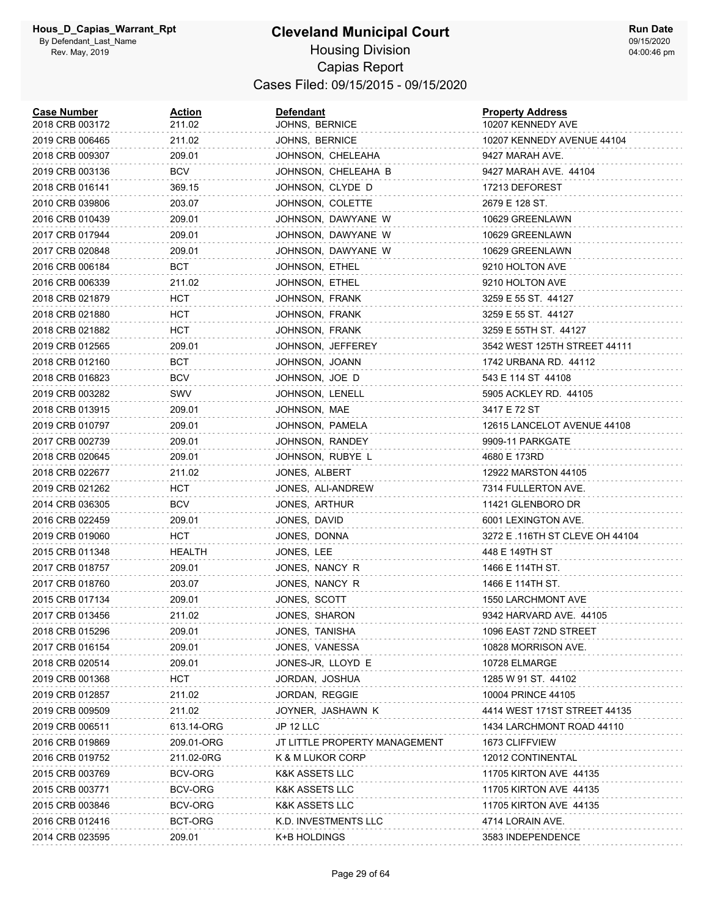# Cleveland Municipal Court

Hous_D_Capias_Warrant_Rpt
By Defendant_Last_Name
Rev. May, 2019

## Housing Division
## Capias Report
### Cases Filed: 09/15/2015 - 09/15/2020

Run Date 09/15/2020 04:00:46 pm

| Case Number | Action | Defendant | Property Address |
|---|---|---|---|
| 2018 CRB 003172 | 211.02 | JOHNS, BERNICE | 10207 KENNEDY AVE |
| 2019 CRB 006465 | 211.02 | JOHNS, BERNICE | 10207 KENNEDY AVENUE 44104 |
| 2018 CRB 009307 | 209.01 | JOHNSON, CHELEAHA | 9427 MARAH AVE. |
| 2019 CRB 003136 | BCV | JOHNSON, CHELEAHA B | 9427 MARAH AVE. 44104 |
| 2018 CRB 016141 | 369.15 | JOHNSON, CLYDE D | 17213 DEFOREST |
| 2010 CRB 039806 | 203.07 | JOHNSON, COLETTE | 2679 E 128 ST. |
| 2016 CRB 010439 | 209.01 | JOHNSON, DAWYANE W | 10629 GREENLAWN |
| 2017 CRB 017944 | 209.01 | JOHNSON, DAWYANE W | 10629 GREENLAWN |
| 2017 CRB 020848 | 209.01 | JOHNSON, DAWYANE W | 10629 GREENLAWN |
| 2016 CRB 006184 | BCT | JOHNSON, ETHEL | 9210 HOLTON AVE |
| 2016 CRB 006339 | 211.02 | JOHNSON, ETHEL | 9210 HOLTON AVE |
| 2018 CRB 021879 | HCT | JOHNSON, FRANK | 3259 E 55 ST. 44127 |
| 2018 CRB 021880 | HCT | JOHNSON, FRANK | 3259 E 55 ST. 44127 |
| 2018 CRB 021882 | HCT | JOHNSON, FRANK | 3259 E 55TH ST. 44127 |
| 2019 CRB 012565 | 209.01 | JOHNSON, JEFFEREY | 3542 WEST 125TH STREET 44111 |
| 2018 CRB 012160 | BCT | JOHNSON, JOANN | 1742 URBANA RD. 44112 |
| 2018 CRB 016823 | BCV | JOHNSON, JOE D | 543 E 114 ST 44108 |
| 2019 CRB 003282 | SWV | JOHNSON, LENELL | 5905 ACKLEY RD. 44105 |
| 2018 CRB 013915 | 209.01 | JOHNSON, MAE | 3417 E 72 ST |
| 2019 CRB 010797 | 209.01 | JOHNSON, PAMELA | 12615 LANCELOT AVENUE 44108 |
| 2017 CRB 002739 | 209.01 | JOHNSON, RANDEY | 9909-11 PARKGATE |
| 2018 CRB 020645 | 209.01 | JOHNSON, RUBYE L | 4680 E 173RD |
| 2018 CRB 022677 | 211.02 | JONES, ALBERT | 12922 MARSTON 44105 |
| 2019 CRB 021262 | HCT | JONES, ALI-ANDREW | 7314 FULLERTON AVE. |
| 2014 CRB 036305 | BCV | JONES, ARTHUR | 11421 GLENBORO DR |
| 2016 CRB 022459 | 209.01 | JONES, DAVID | 6001 LEXINGTON AVE. |
| 2019 CRB 019060 | HCT | JONES, DONNA | 3272 E .116TH ST CLEVE OH 44104 |
| 2015 CRB 011348 | HEALTH | JONES, LEE | 448 E 149TH ST |
| 2017 CRB 018757 | 209.01 | JONES, NANCY R | 1466 E 114TH ST. |
| 2017 CRB 018760 | 203.07 | JONES, NANCY R | 1466 E 114TH ST. |
| 2015 CRB 017134 | 209.01 | JONES, SCOTT | 1550 LARCHMONT AVE |
| 2017 CRB 013456 | 211.02 | JONES, SHARON | 9342 HARVARD AVE. 44105 |
| 2018 CRB 015296 | 209.01 | JONES, TANISHA | 1096 EAST 72ND STREET |
| 2017 CRB 016154 | 209.01 | JONES, VANESSA | 10828 MORRISON AVE. |
| 2018 CRB 020514 | 209.01 | JONES-JR, LLOYD E | 10728 ELMARGE |
| 2019 CRB 001368 | HCT | JORDAN, JOSHUA | 1285 W 91 ST. 44102 |
| 2019 CRB 012857 | 211.02 | JORDAN, REGGIE | 10004 PRINCE 44105 |
| 2019 CRB 009509 | 211.02 | JOYNER, JASHAWN K | 4414 WEST 171ST STREET 44135 |
| 2019 CRB 006511 | 613.14-ORG | JP 12 LLC | 1434 LARCHMONT ROAD 44110 |
| 2016 CRB 019869 | 209.01-ORG | JT LITTLE PROPERTY MANAGEMENT | 1673 CLIFFVIEW |
| 2016 CRB 019752 | 211.02-0RG | K & M LUKOR CORP | 12012 CONTINENTAL |
| 2015 CRB 003769 | BCV-ORG | K&K ASSETS LLC | 11705 KIRTON AVE 44135 |
| 2015 CRB 003771 | BCV-ORG | K&K ASSETS LLC | 11705 KIRTON AVE 44135 |
| 2015 CRB 003846 | BCV-ORG | K&K ASSETS LLC | 11705 KIRTON AVE 44135 |
| 2016 CRB 012416 | BCT-ORG | K.D. INVESTMENTS LLC | 4714 LORAIN AVE. |
| 2014 CRB 023595 | 209.01 | K+B HOLDINGS | 3583 INDEPENDENCE |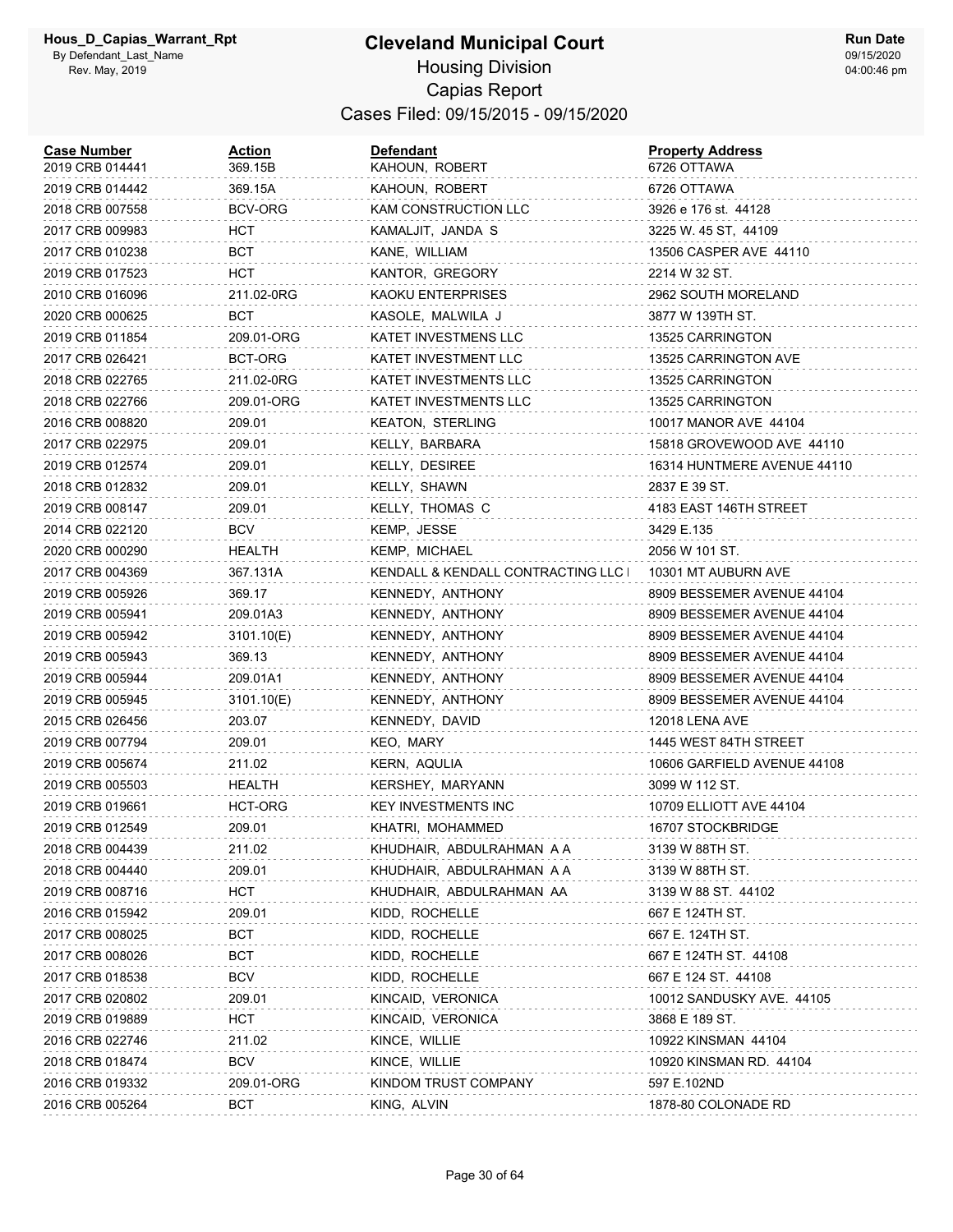# Cleveland Municipal Court

## Housing Division

### Capias Report

### Cases Filed: 09/15/2015 - 09/15/2020

| Case Number | Action | Defendant | Property Address |
|---|---|---|---|
| 2019 CRB 014441 | 369.15B | KAHOUN, ROBERT | 6726 OTTAWA |
| 2019 CRB 014442 | 369.15A | KAHOUN, ROBERT | 6726 OTTAWA |
| 2018 CRB 007558 | BCV-ORG | KAM CONSTRUCTION LLC | 3926 e 176 st. 44128 |
| 2017 CRB 009983 | HCT | KAMALJIT, JANDA S | 3225 W. 45 ST, 44109 |
| 2017 CRB 010238 | BCT | KANE, WILLIAM | 13506 CASPER AVE 44110 |
| 2019 CRB 017523 | HCT | KANTOR, GREGORY | 2214 W 32 ST. |
| 2010 CRB 016096 | 211.02-0RG | KAOKU ENTERPRISES | 2962 SOUTH MORELAND |
| 2020 CRB 000625 | BCT | KASOLE, MALWILA J | 3877 W 139TH ST. |
| 2019 CRB 011854 | 209.01-ORG | KATET INVESTMENS LLC | 13525 CARRINGTON |
| 2017 CRB 026421 | BCT-ORG | KATET INVESTMENT LLC | 13525 CARRINGTON AVE |
| 2018 CRB 022765 | 211.02-0RG | KATET INVESTMENTS LLC | 13525 CARRINGTON |
| 2018 CRB 022766 | 209.01-ORG | KATET INVESTMENTS LLC | 13525 CARRINGTON |
| 2016 CRB 008820 | 209.01 | KEATON, STERLING | 10017 MANOR AVE 44104 |
| 2017 CRB 022975 | 209.01 | KELLY, BARBARA | 15818 GROVEWOOD AVE 44110 |
| 2019 CRB 012574 | 209.01 | KELLY, DESIREE | 16314 HUNTMERE AVENUE 44110 |
| 2018 CRB 012832 | 209.01 | KELLY, SHAWN | 2837 E 39 ST. |
| 2019 CRB 008147 | 209.01 | KELLY, THOMAS C | 4183 EAST 146TH STREET |
| 2014 CRB 022120 | BCV | KEMP, JESSE | 3429 E.135 |
| 2020 CRB 000290 | HEALTH | KEMP, MICHAEL | 2056 W 101 ST. |
| 2017 CRB 004369 | 367.131A | KENDALL & KENDALL CONTRACTING LLC I | 10301 MT AUBURN AVE |
| 2019 CRB 005926 | 369.17 | KENNEDY, ANTHONY | 8909 BESSEMER AVENUE 44104 |
| 2019 CRB 005941 | 209.01A3 | KENNEDY, ANTHONY | 8909 BESSEMER AVENUE 44104 |
| 2019 CRB 005942 | 3101.10(E) | KENNEDY, ANTHONY | 8909 BESSEMER AVENUE 44104 |
| 2019 CRB 005943 | 369.13 | KENNEDY, ANTHONY | 8909 BESSEMER AVENUE 44104 |
| 2019 CRB 005944 | 209.01A1 | KENNEDY, ANTHONY | 8909 BESSEMER AVENUE 44104 |
| 2019 CRB 005945 | 3101.10(E) | KENNEDY, ANTHONY | 8909 BESSEMER AVENUE 44104 |
| 2015 CRB 026456 | 203.07 | KENNEDY, DAVID | 12018 LENA AVE |
| 2019 CRB 007794 | 209.01 | KEO, MARY | 1445 WEST 84TH STREET |
| 2019 CRB 005674 | 211.02 | KERN, AQULIA | 10606 GARFIELD AVENUE 44108 |
| 2019 CRB 005503 | HEALTH | KERSHEY, MARYANN | 3099 W 112 ST. |
| 2019 CRB 019661 | HCT-ORG | KEY INVESTMENTS INC | 10709 ELLIOTT AVE 44104 |
| 2019 CRB 012549 | 209.01 | KHATRI, MOHAMMED | 16707 STOCKBRIDGE |
| 2018 CRB 004439 | 211.02 | KHUDHAIR, ABDULRAHMAN A A | 3139 W 88TH ST. |
| 2018 CRB 004440 | 209.01 | KHUDHAIR, ABDULRAHMAN A A | 3139 W 88TH ST. |
| 2019 CRB 008716 | HCT | KHUDHAIR, ABDULRAHMAN AA | 3139 W 88 ST. 44102 |
| 2016 CRB 015942 | 209.01 | KIDD, ROCHELLE | 667 E 124TH ST. |
| 2017 CRB 008025 | BCT | KIDD, ROCHELLE | 667 E. 124TH ST. |
| 2017 CRB 008026 | BCT | KIDD, ROCHELLE | 667 E 124TH ST. 44108 |
| 2017 CRB 018538 | BCV | KIDD, ROCHELLE | 667 E 124 ST. 44108 |
| 2017 CRB 020802 | 209.01 | KINCAID, VERONICA | 10012 SANDUSKY AVE. 44105 |
| 2019 CRB 019889 | HCT | KINCAID, VERONICA | 3868 E 189 ST. |
| 2016 CRB 022746 | 211.02 | KINCE, WILLIE | 10922 KINSMAN 44104 |
| 2018 CRB 018474 | BCV | KINCE, WILLIE | 10920 KINSMAN RD. 44104 |
| 2016 CRB 019332 | 209.01-ORG | KINDOM TRUST COMPANY | 597 E.102ND |
| 2016 CRB 005264 | BCT | KING, ALVIN | 1878-80 COLONADE RD |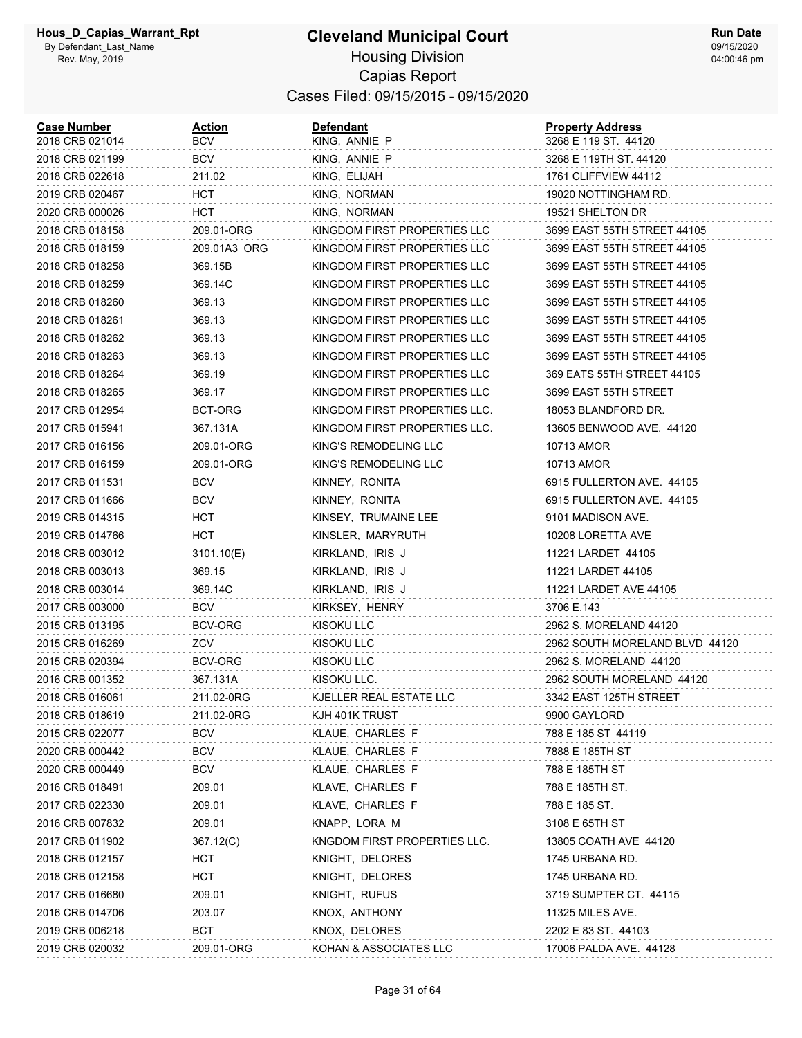# Cleveland Municipal Court

Hous_D_Capias_Warrant_Rpt
By Defendant_Last_Name
Rev. May, 2019

## Housing Division
## Capias Report
### Cases Filed: 09/15/2015 - 09/15/2020

Run Date 09/15/2020 04:00:46 pm

| Case Number | Action | Defendant | Property Address |
|---|---|---|---|
| 2018 CRB 021014 | BCV | KING, ANNIE P | 3268 E 119 ST. 44120 |
| 2018 CRB 021199 | BCV | KING, ANNIE P | 3268 E 119TH ST. 44120 |
| 2018 CRB 022618 | 211.02 | KING, ELIJAH | 1761 CLIFFVIEW 44112 |
| 2019 CRB 020467 | HCT | KING, NORMAN | 19020 NOTTINGHAM RD. |
| 2020 CRB 000026 | HCT | KING, NORMAN | 19521 SHELTON DR |
| 2018 CRB 018158 | 209.01-ORG | KINGDOM FIRST PROPERTIES LLC | 3699 EAST 55TH STREET 44105 |
| 2018 CRB 018159 | 209.01A3 ORG | KINGDOM FIRST PROPERTIES LLC | 3699 EAST 55TH STREET 44105 |
| 2018 CRB 018258 | 369.15B | KINGDOM FIRST PROPERTIES LLC | 3699 EAST 55TH STREET 44105 |
| 2018 CRB 018259 | 369.14C | KINGDOM FIRST PROPERTIES LLC | 3699 EAST 55TH STREET 44105 |
| 2018 CRB 018260 | 369.13 | KINGDOM FIRST PROPERTIES LLC | 3699 EAST 55TH STREET 44105 |
| 2018 CRB 018261 | 369.13 | KINGDOM FIRST PROPERTIES LLC | 3699 EAST 55TH STREET 44105 |
| 2018 CRB 018262 | 369.13 | KINGDOM FIRST PROPERTIES LLC | 3699 EAST 55TH STREET 44105 |
| 2018 CRB 018263 | 369.13 | KINGDOM FIRST PROPERTIES LLC | 3699 EAST 55TH STREET 44105 |
| 2018 CRB 018264 | 369.19 | KINGDOM FIRST PROPERTIES LLC | 369 EATS 55TH STREET 44105 |
| 2018 CRB 018265 | 369.17 | KINGDOM FIRST PROPERTIES LLC | 3699 EAST 55TH STREET |
| 2017 CRB 012954 | BCT-ORG | KINGDOM FIRST PROPERTIES LLC. | 18053 BLANDFORD DR. |
| 2017 CRB 015941 | 367.131A | KINGDOM FIRST PROPERTIES LLC. | 13605 BENWOOD AVE. 44120 |
| 2017 CRB 016156 | 209.01-ORG | KING'S REMODELING LLC | 10713 AMOR |
| 2017 CRB 016159 | 209.01-ORG | KING'S REMODELING LLC | 10713 AMOR |
| 2017 CRB 011531 | BCV | KINNEY, RONITA | 6915 FULLERTON AVE. 44105 |
| 2017 CRB 011666 | BCV | KINNEY, RONITA | 6915 FULLERTON AVE. 44105 |
| 2019 CRB 014315 | HCT | KINSEY, TRUMAINE LEE | 9101 MADISON AVE. |
| 2019 CRB 014766 | HCT | KINSLER, MARYRUTH | 10208 LORETTA AVE |
| 2018 CRB 003012 | 3101.10(E) | KIRKLAND, IRIS J | 11221 LARDET 44105 |
| 2018 CRB 003013 | 369.15 | KIRKLAND, IRIS J | 11221 LARDET 44105 |
| 2018 CRB 003014 | 369.14C | KIRKLAND, IRIS J | 11221 LARDET AVE 44105 |
| 2017 CRB 003000 | BCV | KIRKSEY, HENRY | 3706 E.143 |
| 2015 CRB 013195 | BCV-ORG | KISOKU LLC | 2962 S. MORELAND 44120 |
| 2015 CRB 016269 | ZCV | KISOKU LLC | 2962 SOUTH MORELAND BLVD 44120 |
| 2015 CRB 020394 | BCV-ORG | KISOKU LLC | 2962 S. MORELAND 44120 |
| 2016 CRB 001352 | 367.131A | KISOKU LLC. | 2962 SOUTH MORELAND 44120 |
| 2018 CRB 016061 | 211.02-0RG | KJELLER REAL ESTATE LLC | 3342 EAST 125TH STREET |
| 2018 CRB 018619 | 211.02-0RG | KJH 401K TRUST | 9900 GAYLORD |
| 2015 CRB 022077 | BCV | KLAUE, CHARLES F | 788 E 185 ST 44119 |
| 2020 CRB 000442 | BCV | KLAUE, CHARLES F | 7888 E 185TH ST |
| 2020 CRB 000449 | BCV | KLAUE, CHARLES F | 788 E 185TH ST |
| 2016 CRB 018491 | 209.01 | KLAVE, CHARLES F | 788 E 185TH ST. |
| 2017 CRB 022330 | 209.01 | KLAVE, CHARLES F | 788 E 185 ST. |
| 2016 CRB 007832 | 209.01 | KNAPP, LORA M | 3108 E 65TH ST |
| 2017 CRB 011902 | 367.12(C) | KNGDOM FIRST PROPERTIES LLC. | 13805 COATH AVE 44120 |
| 2018 CRB 012157 | HCT | KNIGHT, DELORES | 1745 URBANA RD. |
| 2018 CRB 012158 | HCT | KNIGHT, DELORES | 1745 URBANA RD. |
| 2017 CRB 016680 | 209.01 | KNIGHT, RUFUS | 3719 SUMPTER CT. 44115 |
| 2016 CRB 014706 | 203.07 | KNOX, ANTHONY | 11325 MILES AVE. |
| 2019 CRB 006218 | BCT | KNOX, DELORES | 2202 E 83 ST. 44103 |
| 2019 CRB 020032 | 209.01-ORG | KOHAN & ASSOCIATES LLC | 17006 PALDA AVE. 44128 |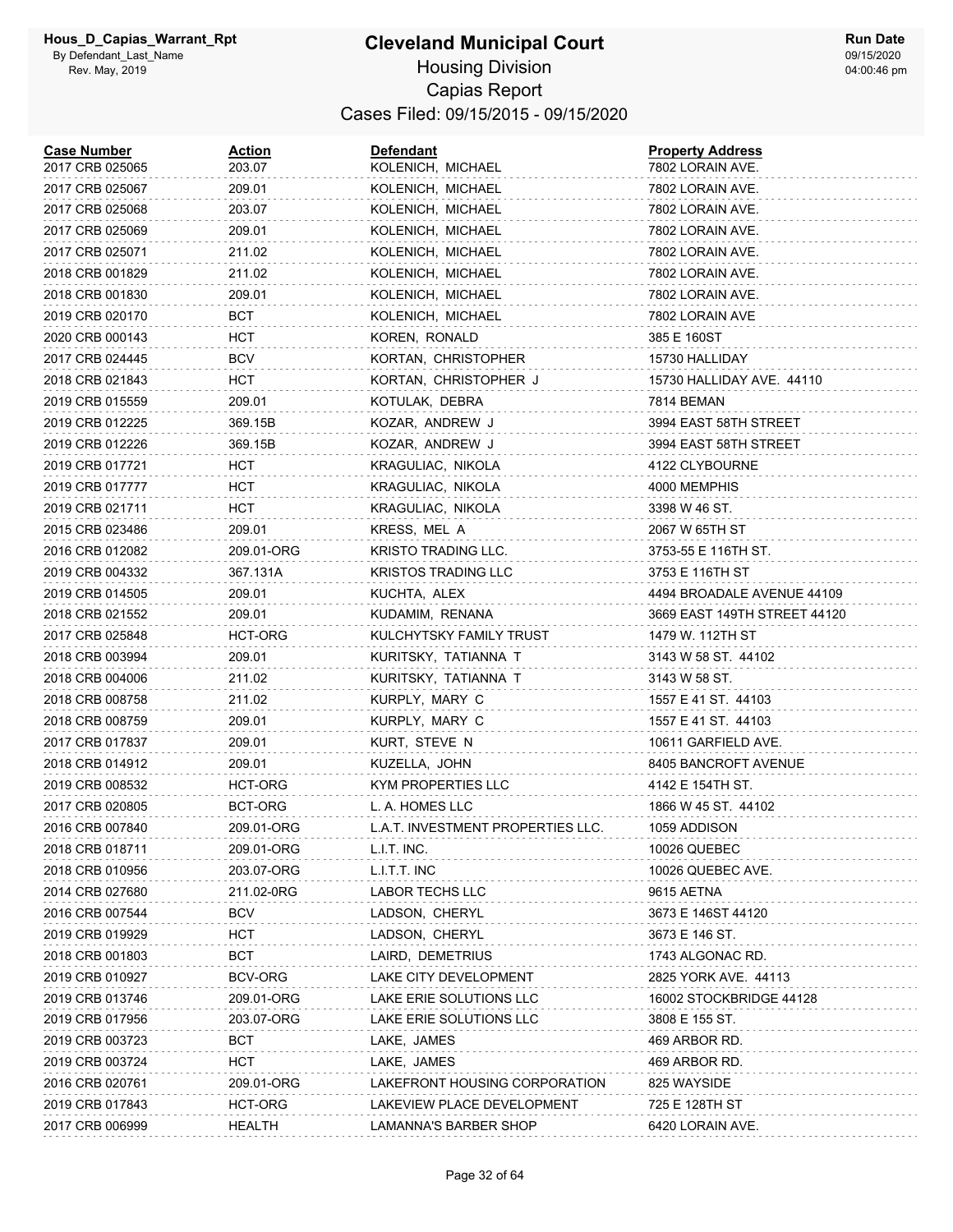# Cleveland Municipal Court

Housing Division

Capias Report

Cases Filed: 09/15/2015 - 09/15/2020

| Case Number | Action | Defendant | Property Address |
|---|---|---|---|
| 2017 CRB 025065 | 203.07 | KOLENICH, MICHAEL | 7802 LORAIN AVE. |
| 2017 CRB 025067 | 209.01 | KOLENICH, MICHAEL | 7802 LORAIN AVE. |
| 2017 CRB 025068 | 203.07 | KOLENICH, MICHAEL | 7802 LORAIN AVE. |
| 2017 CRB 025069 | 209.01 | KOLENICH, MICHAEL | 7802 LORAIN AVE. |
| 2017 CRB 025071 | 211.02 | KOLENICH, MICHAEL | 7802 LORAIN AVE. |
| 2018 CRB 001829 | 211.02 | KOLENICH, MICHAEL | 7802 LORAIN AVE. |
| 2018 CRB 001830 | 209.01 | KOLENICH, MICHAEL | 7802 LORAIN AVE. |
| 2019 CRB 020170 | BCT | KOLENICH, MICHAEL | 7802 LORAIN AVE |
| 2020 CRB 000143 | HCT | KOREN, RONALD | 385 E 160ST |
| 2017 CRB 024445 | BCV | KORTAN, CHRISTOPHER | 15730 HALLIDAY |
| 2018 CRB 021843 | HCT | KORTAN, CHRISTOPHER J | 15730 HALLIDAY AVE. 44110 |
| 2019 CRB 015559 | 209.01 | KOTULAK, DEBRA | 7814 BEMAN |
| 2019 CRB 012225 | 369.15B | KOZAR, ANDREW J | 3994 EAST 58TH STREET |
| 2019 CRB 012226 | 369.15B | KOZAR, ANDREW J | 3994 EAST 58TH STREET |
| 2019 CRB 017721 | HCT | KRAGULIAC, NIKOLA | 4122 CLYBOURNE |
| 2019 CRB 017777 | HCT | KRAGULIAC, NIKOLA | 4000 MEMPHIS |
| 2019 CRB 021711 | HCT | KRAGULIAC, NIKOLA | 3398 W 46 ST. |
| 2015 CRB 023486 | 209.01 | KRESS, MEL A | 2067 W 65TH ST |
| 2016 CRB 012082 | 209.01-ORG | KRISTO TRADING LLC. | 3753-55 E 116TH ST. |
| 2019 CRB 004332 | 367.131A | KRISTOS TRADING LLC | 3753 E 116TH ST |
| 2019 CRB 014505 | 209.01 | KUCHTA, ALEX | 4494 BROADALE AVENUE 44109 |
| 2018 CRB 021552 | 209.01 | KUDAMIM, RENANA | 3669 EAST 149TH STREET 44120 |
| 2017 CRB 025848 | HCT-ORG | KULCHYTSKY FAMILY TRUST | 1479 W. 112TH ST |
| 2018 CRB 003994 | 209.01 | KURITSKY, TATIANNA T | 3143 W 58 ST. 44102 |
| 2018 CRB 004006 | 211.02 | KURITSKY, TATIANNA T | 3143 W 58 ST. |
| 2018 CRB 008758 | 211.02 | KURPLY, MARY C | 1557 E 41 ST. 44103 |
| 2018 CRB 008759 | 209.01 | KURPLY, MARY C | 1557 E 41 ST. 44103 |
| 2017 CRB 017837 | 209.01 | KURT, STEVE N | 10611 GARFIELD AVE. |
| 2018 CRB 014912 | 209.01 | KUZELLA, JOHN | 8405 BANCROFT AVENUE |
| 2019 CRB 008532 | HCT-ORG | KYM PROPERTIES LLC | 4142 E 154TH ST. |
| 2017 CRB 020805 | BCT-ORG | L. A. HOMES LLC | 1866 W 45 ST. 44102 |
| 2016 CRB 007840 | 209.01-ORG | L.A.T. INVESTMENT PROPERTIES LLC. | 1059 ADDISON |
| 2018 CRB 018711 | 209.01-ORG | L.I.T. INC. | 10026 QUEBEC |
| 2018 CRB 010956 | 203.07-ORG | L.I.T.T. INC | 10026 QUEBEC AVE. |
| 2014 CRB 027680 | 211.02-0RG | LABOR TECHS LLC | 9615 AETNA |
| 2016 CRB 007544 | BCV | LADSON, CHERYL | 3673 E 146ST 44120 |
| 2019 CRB 019929 | HCT | LADSON, CHERYL | 3673 E 146 ST. |
| 2018 CRB 001803 | BCT | LAIRD, DEMETRIUS | 1743 ALGONAC RD. |
| 2019 CRB 010927 | BCV-ORG | LAKE CITY DEVELOPMENT | 2825 YORK AVE. 44113 |
| 2019 CRB 013746 | 209.01-ORG | LAKE ERIE SOLUTIONS LLC | 16002 STOCKBRIDGE 44128 |
| 2019 CRB 017956 | 203.07-ORG | LAKE ERIE SOLUTIONS LLC | 3808 E 155 ST. |
| 2019 CRB 003723 | BCT | LAKE, JAMES | 469 ARBOR RD. |
| 2019 CRB 003724 | HCT | LAKE, JAMES | 469 ARBOR RD. |
| 2016 CRB 020761 | 209.01-ORG | LAKEFRONT HOUSING CORPORATION | 825 WAYSIDE |
| 2019 CRB 017843 | HCT-ORG | LAKEVIEW PLACE DEVELOPMENT | 725 E 128TH ST |
| 2017 CRB 006999 | HEALTH | LAMANNA'S BARBER SHOP | 6420 LORAIN AVE. |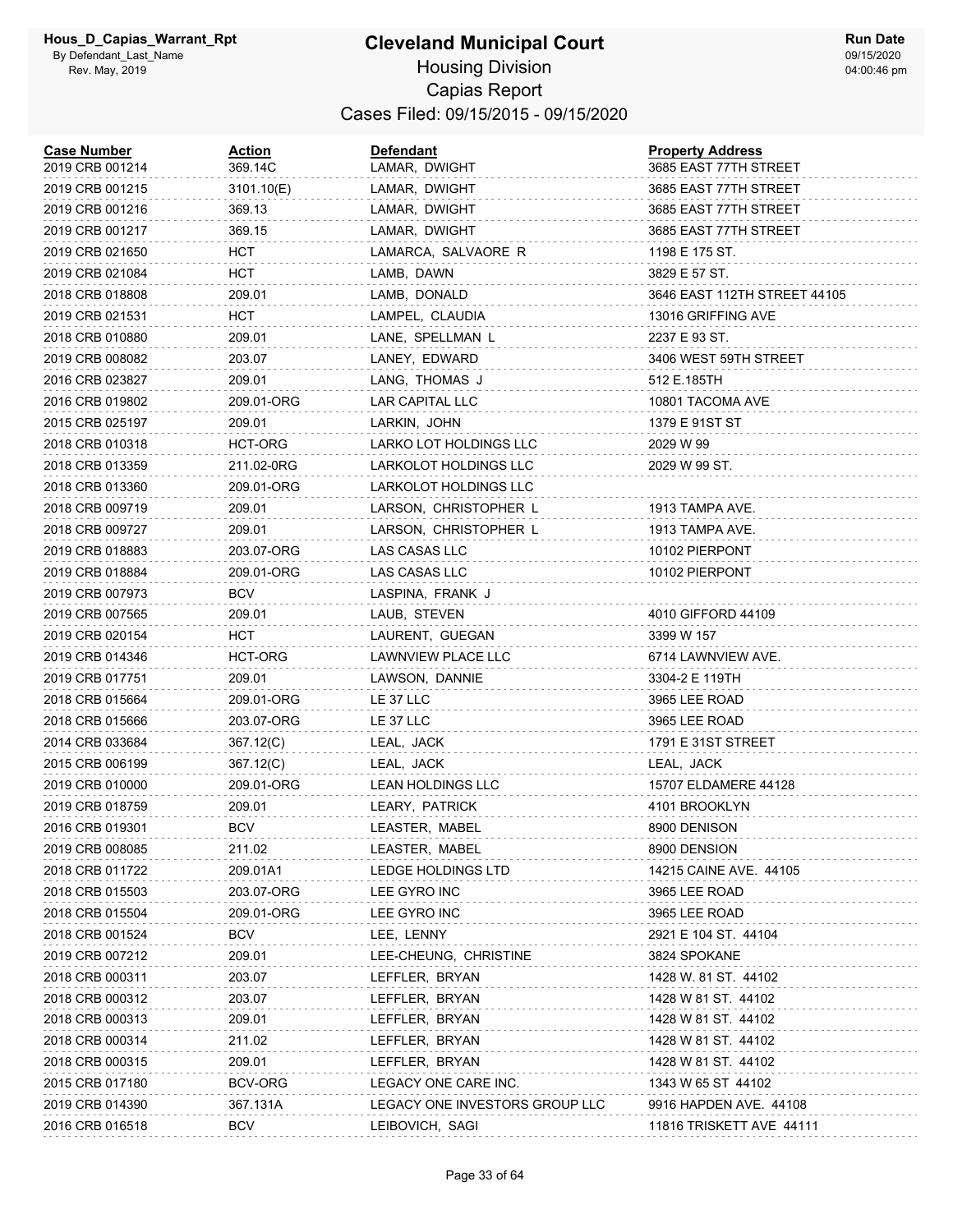# Cleveland Municipal Court

Housing Division

Capias Report

Cases Filed: 09/15/2015 - 09/15/2020

| Case Number | Action | Defendant | Property Address |
|---|---|---|---|
| 2019 CRB 001214 | 369.14C | LAMAR, DWIGHT | 3685 EAST 77TH STREET |
| 2019 CRB 001215 | 3101.10(E) | LAMAR, DWIGHT | 3685 EAST 77TH STREET |
| 2019 CRB 001216 | 369.13 | LAMAR, DWIGHT | 3685 EAST 77TH STREET |
| 2019 CRB 001217 | 369.15 | LAMAR, DWIGHT | 3685 EAST 77TH STREET |
| 2019 CRB 021650 | HCT | LAMARCA, SALVAORE R | 1198 E 175 ST. |
| 2019 CRB 021084 | HCT | LAMB, DAWN | 3829 E 57 ST. |
| 2018 CRB 018808 | 209.01 | LAMB, DONALD | 3646 EAST 112TH STREET 44105 |
| 2019 CRB 021531 | HCT | LAMPEL, CLAUDIA | 13016 GRIFFING AVE |
| 2018 CRB 010880 | 209.01 | LANE, SPELLMAN L | 2237 E 93 ST. |
| 2019 CRB 008082 | 203.07 | LANEY, EDWARD | 3406 WEST 59TH STREET |
| 2016 CRB 023827 | 209.01 | LANG, THOMAS J | 512 E.185TH |
| 2016 CRB 019802 | 209.01-ORG | LAR CAPITAL LLC | 10801 TACOMA AVE |
| 2015 CRB 025197 | 209.01 | LARKIN, JOHN | 1379 E 91ST ST |
| 2018 CRB 010318 | HCT-ORG | LARKO LOT HOLDINGS LLC | 2029 W 99 |
| 2018 CRB 013359 | 211.02-0RG | LARKOLOT HOLDINGS LLC | 2029 W 99 ST. |
| 2018 CRB 013360 | 209.01-ORG | LARKOLOT HOLDINGS LLC | |
| 2018 CRB 009719 | 209.01 | LARSON, CHRISTOPHER L | 1913 TAMPA AVE. |
| 2018 CRB 009727 | 209.01 | LARSON, CHRISTOPHER L | 1913 TAMPA AVE. |
| 2019 CRB 018883 | 203.07-ORG | LAS CASAS LLC | 10102 PIERPONT |
| 2019 CRB 018884 | 209.01-ORG | LAS CASAS LLC | 10102 PIERPONT |
| 2019 CRB 007973 | BCV | LASPINA, FRANK J | |
| 2019 CRB 007565 | 209.01 | LAUB, STEVEN | 4010 GIFFORD 44109 |
| 2019 CRB 020154 | HCT | LAURENT, GUEGAN | 3399 W 157 |
| 2019 CRB 014346 | HCT-ORG | LAWNVIEW PLACE LLC | 6714 LAWNVIEW AVE. |
| 2019 CRB 017751 | 209.01 | LAWSON, DANNIE | 3304-2 E 119TH |
| 2018 CRB 015664 | 209.01-ORG | LE 37 LLC | 3965 LEE ROAD |
| 2018 CRB 015666 | 203.07-ORG | LE 37 LLC | 3965 LEE ROAD |
| 2014 CRB 033684 | 367.12(C) | LEAL, JACK | 1791 E 31ST STREET |
| 2015 CRB 006199 | 367.12(C) | LEAL, JACK | LEAL, JACK |
| 2019 CRB 010000 | 209.01-ORG | LEAN HOLDINGS LLC | 15707 ELDAMERE 44128 |
| 2019 CRB 018759 | 209.01 | LEARY, PATRICK | 4101 BROOKLYN |
| 2016 CRB 019301 | BCV | LEASTER, MABEL | 8900 DENISON |
| 2019 CRB 008085 | 211.02 | LEASTER, MABEL | 8900 DENSION |
| 2018 CRB 011722 | 209.01A1 | LEDGE HOLDINGS LTD | 14215 CAINE AVE. 44105 |
| 2018 CRB 015503 | 203.07-ORG | LEE GYRO INC | 3965 LEE ROAD |
| 2018 CRB 015504 | 209.01-ORG | LEE GYRO INC | 3965 LEE ROAD |
| 2018 CRB 001524 | BCV | LEE, LENNY | 2921 E 104 ST. 44104 |
| 2019 CRB 007212 | 209.01 | LEE-CHEUNG, CHRISTINE | 3824 SPOKANE |
| 2018 CRB 000311 | 203.07 | LEFFLER, BRYAN | 1428 W. 81 ST. 44102 |
| 2018 CRB 000312 | 203.07 | LEFFLER, BRYAN | 1428 W 81 ST. 44102 |
| 2018 CRB 000313 | 209.01 | LEFFLER, BRYAN | 1428 W 81 ST. 44102 |
| 2018 CRB 000314 | 211.02 | LEFFLER, BRYAN | 1428 W 81 ST. 44102 |
| 2018 CRB 000315 | 209.01 | LEFFLER, BRYAN | 1428 W 81 ST. 44102 |
| 2015 CRB 017180 | BCV-ORG | LEGACY ONE CARE INC. | 1343 W 65 ST 44102 |
| 2019 CRB 014390 | 367.131A | LEGACY ONE INVESTORS GROUP LLC | 9916 HAPDEN AVE. 44108 |
| 2016 CRB 016518 | BCV | LEIBOVICH, SAGI | 11816 TRISKETT AVE 44111 |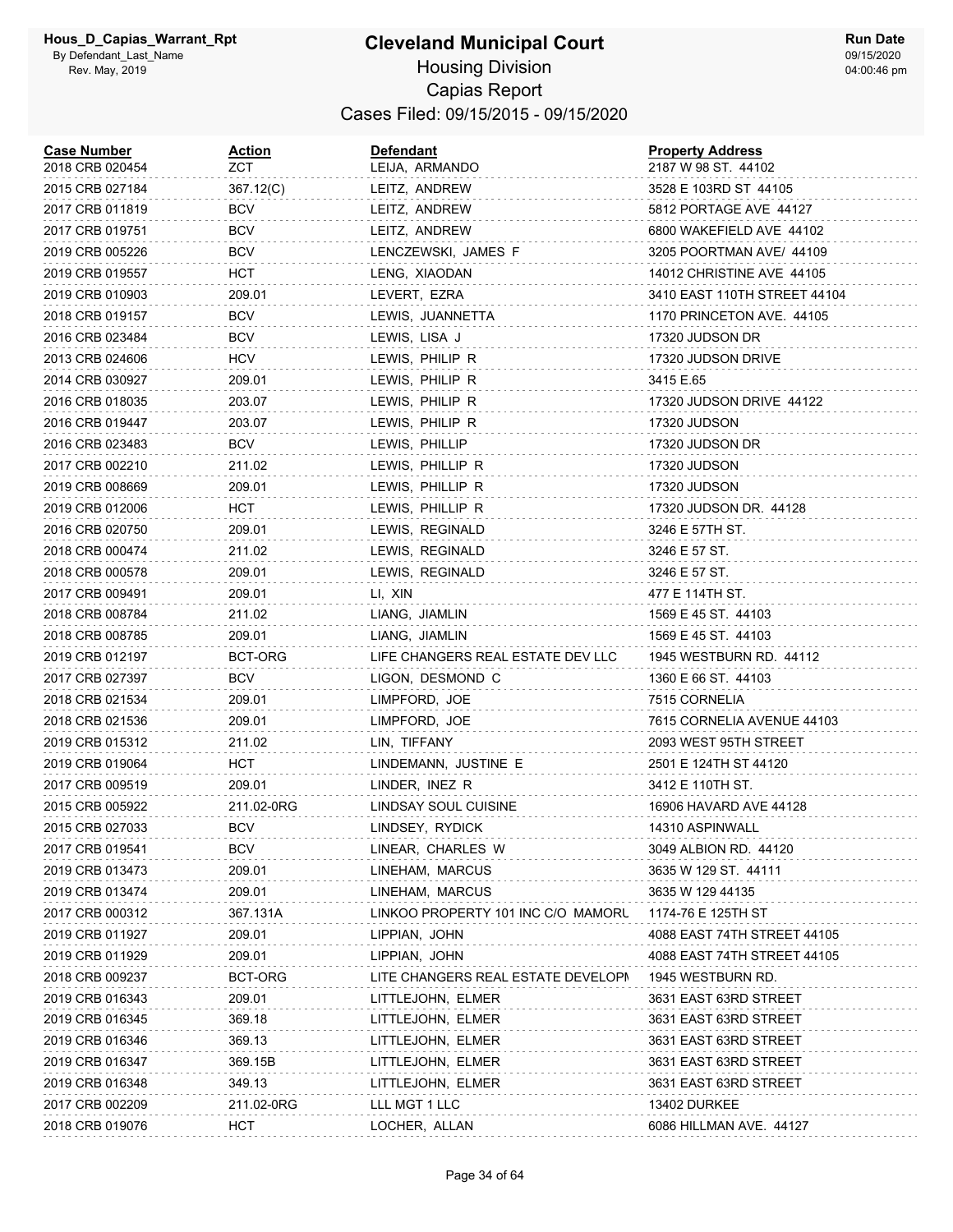# Cleveland Municipal Court

## Housing Division

## Capias Report

### Cases Filed: 09/15/2015 - 09/15/2020

Hous_D_Capias_Warrant_Rpt
By Defendant_Last_Name
Rev. May, 2019

Run Date
09/15/2020
04:00:46 pm

| Case Number | Action | Defendant | Property Address |
|---|---|---|---|
| 2018 CRB 020454 | ZCT | LEIJA, ARMANDO | 2187 W 98 ST. 44102 |
| 2015 CRB 027184 | 367.12(C) | LEITZ, ANDREW | 3528 E 103RD ST 44105 |
| 2017 CRB 011819 | BCV | LEITZ, ANDREW | 5812 PORTAGE AVE 44127 |
| 2017 CRB 019751 | BCV | LEITZ, ANDREW | 6800 WAKEFIELD AVE 44102 |
| 2019 CRB 005226 | BCV | LENCZEWSKI, JAMES F | 3205 POORTMAN AVE/ 44109 |
| 2019 CRB 019557 | HCT | LENG, XIAODAN | 14012 CHRISTINE AVE 44105 |
| 2019 CRB 010903 | 209.01 | LEVERT, EZRA | 3410 EAST 110TH STREET 44104 |
| 2018 CRB 019157 | BCV | LEWIS, JUANNETTA | 1170 PRINCETON AVE. 44105 |
| 2016 CRB 023484 | BCV | LEWIS, LISA J | 17320 JUDSON DR |
| 2013 CRB 024606 | HCV | LEWIS, PHILIP R | 17320 JUDSON DRIVE |
| 2014 CRB 030927 | 209.01 | LEWIS, PHILIP R | 3415 E.65 |
| 2016 CRB 018035 | 203.07 | LEWIS, PHILIP R | 17320 JUDSON DRIVE 44122 |
| 2016 CRB 019447 | 203.07 | LEWIS, PHILIP R | 17320 JUDSON |
| 2016 CRB 023483 | BCV | LEWIS, PHILLIP | 17320 JUDSON DR |
| 2017 CRB 002210 | 211.02 | LEWIS, PHILLIP R | 17320 JUDSON |
| 2019 CRB 008669 | 209.01 | LEWIS, PHILLIP R | 17320 JUDSON |
| 2019 CRB 012006 | HCT | LEWIS, PHILLIP R | 17320 JUDSON DR. 44128 |
| 2016 CRB 020750 | 209.01 | LEWIS, REGINALD | 3246 E 57TH ST. |
| 2018 CRB 000474 | 211.02 | LEWIS, REGINALD | 3246 E 57 ST. |
| 2018 CRB 000578 | 209.01 | LEWIS, REGINALD | 3246 E 57 ST. |
| 2017 CRB 009491 | 209.01 | LI, XIN | 477 E 114TH ST. |
| 2018 CRB 008784 | 211.02 | LIANG, JIAMLIN | 1569 E 45 ST. 44103 |
| 2018 CRB 008785 | 209.01 | LIANG, JIAMLIN | 1569 E 45 ST. 44103 |
| 2019 CRB 012197 | BCT-ORG | LIFE CHANGERS REAL ESTATE DEV LLC | 1945 WESTBURN RD. 44112 |
| 2017 CRB 027397 | BCV | LIGON, DESMOND C | 1360 E 66 ST. 44103 |
| 2018 CRB 021534 | 209.01 | LIMPFORD, JOE | 7515 CORNELIA |
| 2018 CRB 021536 | 209.01 | LIMPFORD, JOE | 7615 CORNELIA AVENUE 44103 |
| 2019 CRB 015312 | 211.02 | LIN, TIFFANY | 2093 WEST 95TH STREET |
| 2019 CRB 019064 | HCT | LINDEMANN, JUSTINE E | 2501 E 124TH ST 44120 |
| 2017 CRB 009519 | 209.01 | LINDER, INEZ R | 3412 E 110TH ST. |
| 2015 CRB 005922 | 211.02-0RG | LINDSAY SOUL CUISINE | 16906 HAVARD AVE 44128 |
| 2015 CRB 027033 | BCV | LINDSEY, RYDICK | 14310 ASPINWALL |
| 2017 CRB 019541 | BCV | LINEAR, CHARLES W | 3049 ALBION RD. 44120 |
| 2019 CRB 013473 | 209.01 | LINEHAM, MARCUS | 3635 W 129 ST. 44111 |
| 2019 CRB 013474 | 209.01 | LINEHAM, MARCUS | 3635 W 129 44135 |
| 2017 CRB 000312 | 367.131A | LINKOO PROPERTY 101 INC C/O MAMORU | 1174-76 E 125TH ST |
| 2019 CRB 011927 | 209.01 | LIPPIAN, JOHN | 4088 EAST 74TH STREET 44105 |
| 2019 CRB 011929 | 209.01 | LIPPIAN, JOHN | 4088 EAST 74TH STREET 44105 |
| 2018 CRB 009237 | BCT-ORG | LITE CHANGERS REAL ESTATE DEVELOPN | 1945 WESTBURN RD. |
| 2019 CRB 016343 | 209.01 | LITTLEJOHN, ELMER | 3631 EAST 63RD STREET |
| 2019 CRB 016345 | 369.18 | LITTLEJOHN, ELMER | 3631 EAST 63RD STREET |
| 2019 CRB 016346 | 369.13 | LITTLEJOHN, ELMER | 3631 EAST 63RD STREET |
| 2019 CRB 016347 | 369.15B | LITTLEJOHN, ELMER | 3631 EAST 63RD STREET |
| 2019 CRB 016348 | 349.13 | LITTLEJOHN, ELMER | 3631 EAST 63RD STREET |
| 2017 CRB 002209 | 211.02-0RG | LLL MGT 1 LLC | 13402 DURKEE |
| 2018 CRB 019076 | HCT | LOCHER, ALLAN | 6086 HILLMAN AVE. 44127 |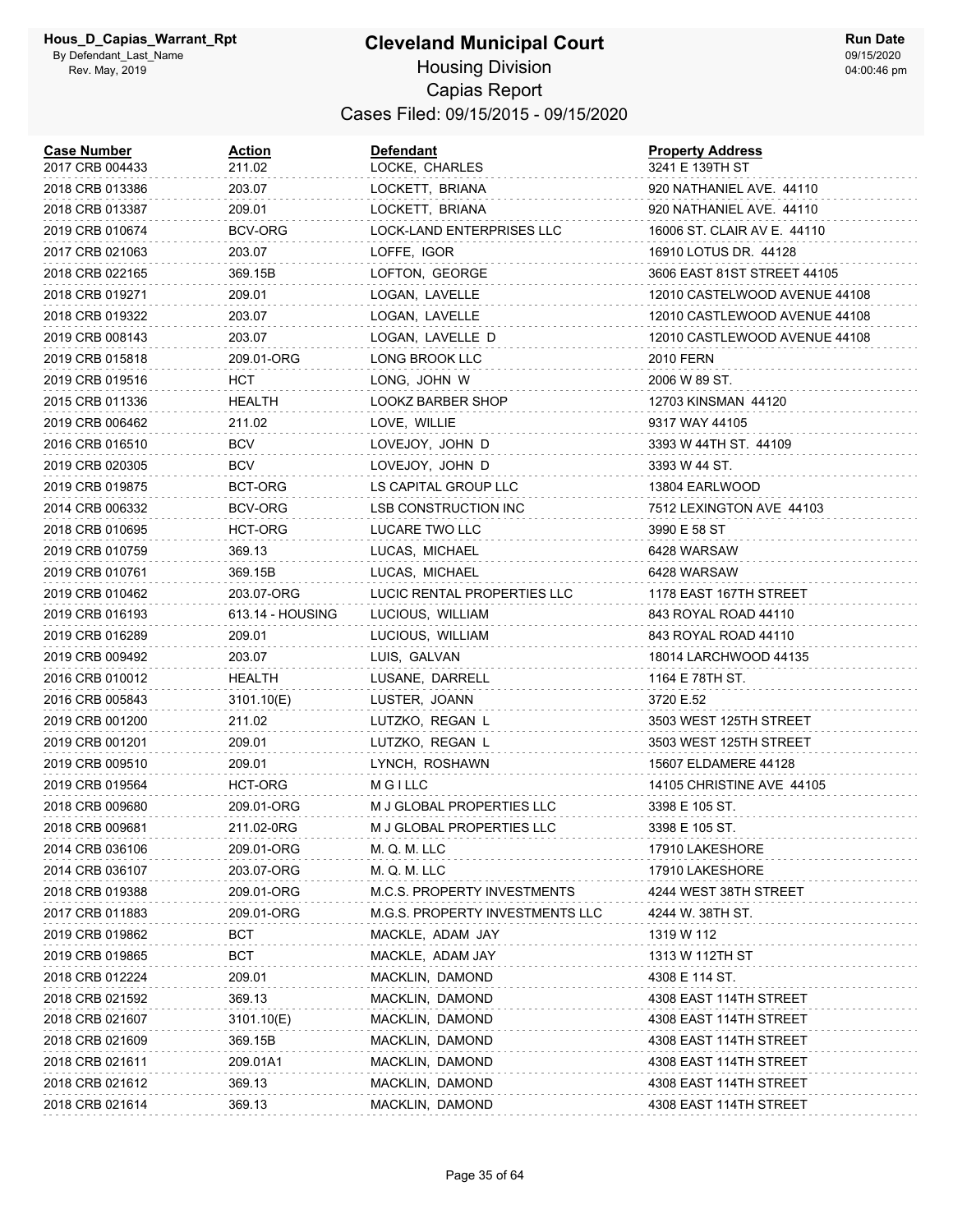# Cleveland Municipal Court

## Housing Division

## Capias Report

### Cases Filed: 09/15/2015 - 09/15/2020

| Case Number | Action | Defendant | Property Address |
|---|---|---|---|
| 2017 CRB 004433 | 211.02 | LOCKE, CHARLES | 3241 E 139TH ST |
| 2018 CRB 013386 | 203.07 | LOCKETT, BRIANA | 920 NATHANIEL AVE. 44110 |
| 2018 CRB 013387 | 209.01 | LOCKETT, BRIANA | 920 NATHANIEL AVE. 44110 |
| 2019 CRB 010674 | BCV-ORG | LOCK-LAND ENTERPRISES LLC | 16006 ST. CLAIR AV E. 44110 |
| 2017 CRB 021063 | 203.07 | LOFFE, IGOR | 16910 LOTUS DR. 44128 |
| 2018 CRB 022165 | 369.15B | LOFTON, GEORGE | 3606 EAST 81ST STREET 44105 |
| 2018 CRB 019271 | 209.01 | LOGAN, LAVELLE | 12010 CASTELWOOD AVENUE 44108 |
| 2018 CRB 019322 | 203.07 | LOGAN, LAVELLE | 12010 CASTLEWOOD AVENUE 44108 |
| 2019 CRB 008143 | 203.07 | LOGAN, LAVELLE D | 12010 CASTLEWOOD AVENUE 44108 |
| 2019 CRB 015818 | 209.01-ORG | LONG BROOK LLC | 2010 FERN |
| 2019 CRB 019516 | HCT | LONG, JOHN W | 2006 W 89 ST. |
| 2015 CRB 011336 | HEALTH | LOOKZ BARBER SHOP | 12703 KINSMAN 44120 |
| 2019 CRB 006462 | 211.02 | LOVE, WILLIE | 9317 WAY 44105 |
| 2016 CRB 016510 | BCV | LOVEJOY, JOHN D | 3393 W 44TH ST. 44109 |
| 2019 CRB 020305 | BCV | LOVEJOY, JOHN D | 3393 W 44 ST. |
| 2019 CRB 019875 | BCT-ORG | LS CAPITAL GROUP LLC | 13804 EARLWOOD |
| 2014 CRB 006332 | BCV-ORG | LSB CONSTRUCTION INC | 7512 LEXINGTON AVE 44103 |
| 2018 CRB 010695 | HCT-ORG | LUCARE TWO LLC | 3990 E 58 ST |
| 2019 CRB 010759 | 369.13 | LUCAS, MICHAEL | 6428 WARSAW |
| 2019 CRB 010761 | 369.15B | LUCAS, MICHAEL | 6428 WARSAW |
| 2019 CRB 010462 | 203.07-ORG | LUCIC RENTAL PROPERTIES LLC | 1178 EAST 167TH STREET |
| 2019 CRB 016193 | 613.14 - HOUSING | LUCIOUS, WILLIAM | 843 ROYAL ROAD 44110 |
| 2019 CRB 016289 | 209.01 | LUCIOUS, WILLIAM | 843 ROYAL ROAD 44110 |
| 2019 CRB 009492 | 203.07 | LUIS, GALVAN | 18014 LARCHWOOD 44135 |
| 2016 CRB 010012 | HEALTH | LUSANE, DARRELL | 1164 E 78TH ST. |
| 2016 CRB 005843 | 3101.10(E) | LUSTER, JOANN | 3720 E.52 |
| 2019 CRB 001200 | 211.02 | LUTZKO, REGAN L | 3503 WEST 125TH STREET |
| 2019 CRB 001201 | 209.01 | LUTZKO, REGAN L | 3503 WEST 125TH STREET |
| 2019 CRB 009510 | 209.01 | LYNCH, ROSHAWN | 15607 ELDAMERE 44128 |
| 2019 CRB 019564 | HCT-ORG | M G I LLC | 14105 CHRISTINE AVE 44105 |
| 2018 CRB 009680 | 209.01-ORG | M J GLOBAL PROPERTIES LLC | 3398 E 105 ST. |
| 2018 CRB 009681 | 211.02-0RG | M J GLOBAL PROPERTIES LLC | 3398 E 105 ST. |
| 2014 CRB 036106 | 209.01-ORG | M. Q. M. LLC | 17910 LAKESHORE |
| 2014 CRB 036107 | 203.07-ORG | M. Q. M. LLC | 17910 LAKESHORE |
| 2018 CRB 019388 | 209.01-ORG | M.C.S. PROPERTY INVESTMENTS | 4244 WEST 38TH STREET |
| 2017 CRB 011883 | 209.01-ORG | M.G.S. PROPERTY INVESTMENTS LLC | 4244 W. 38TH ST. |
| 2019 CRB 019862 | BCT | MACKLE, ADAM JAY | 1319 W 112 |
| 2019 CRB 019865 | BCT | MACKLE, ADAM JAY | 1313 W 112TH ST |
| 2018 CRB 012224 | 209.01 | MACKLIN, DAMOND | 4308 E 114 ST. |
| 2018 CRB 021592 | 369.13 | MACKLIN, DAMOND | 4308 EAST 114TH STREET |
| 2018 CRB 021607 | 3101.10(E) | MACKLIN, DAMOND | 4308 EAST 114TH STREET |
| 2018 CRB 021609 | 369.15B | MACKLIN, DAMOND | 4308 EAST 114TH STREET |
| 2018 CRB 021611 | 209.01A1 | MACKLIN, DAMOND | 4308 EAST 114TH STREET |
| 2018 CRB 021612 | 369.13 | MACKLIN, DAMOND | 4308 EAST 114TH STREET |
| 2018 CRB 021614 | 369.13 | MACKLIN, DAMOND | 4308 EAST 114TH STREET |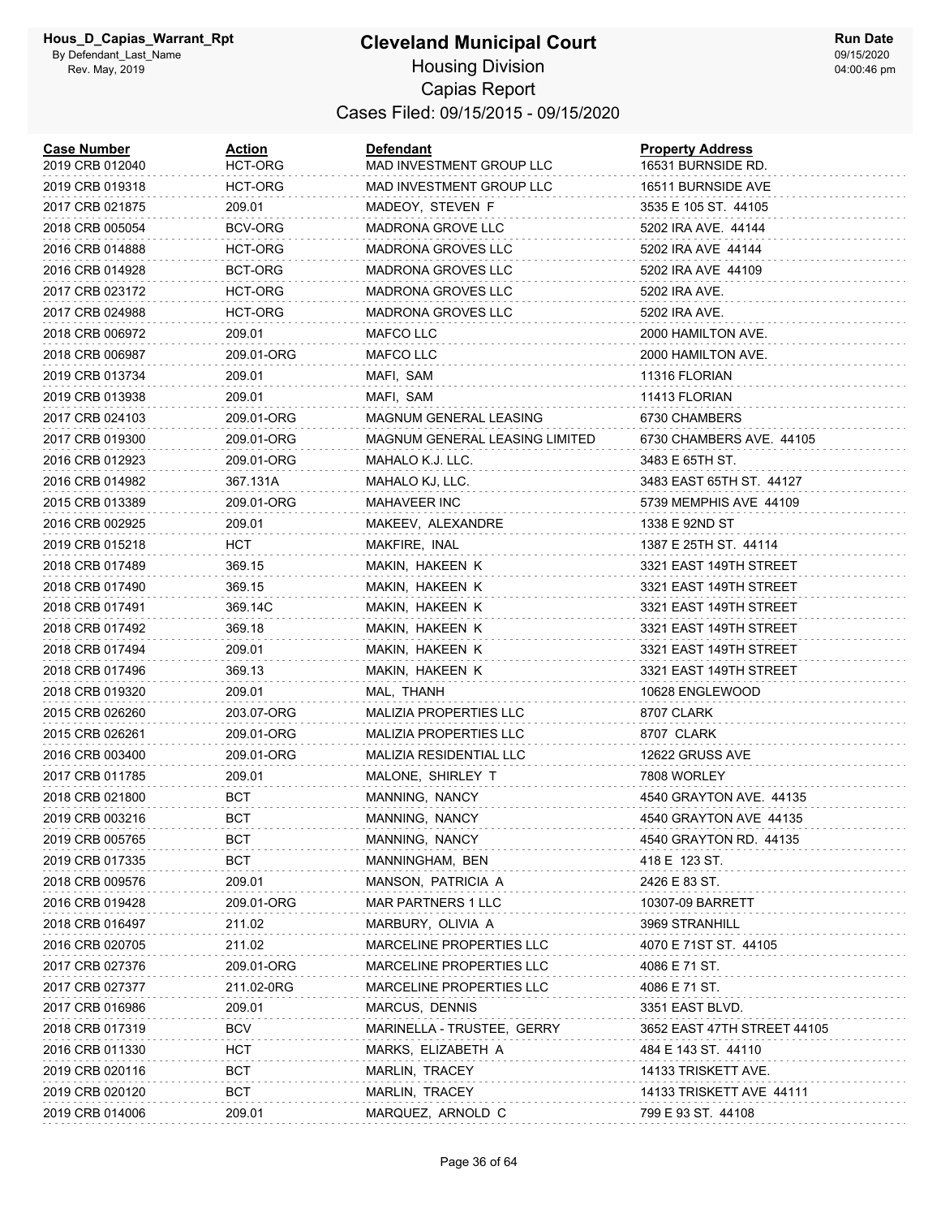# Cleveland Municipal Court

## Housing Division

## Capias Report

### Cases Filed: 09/15/2015 - 09/15/2020

| Case Number | Action | Defendant | Property Address |
|---|---|---|---|
| 2019 CRB 012040 | HCT-ORG | MAD INVESTMENT GROUP LLC | 16531 BURNSIDE RD. |
| 2019 CRB 019318 | HCT-ORG | MAD INVESTMENT GROUP LLC | 16511 BURNSIDE AVE |
| 2017 CRB 021875 | 209.01 | MADEOY, STEVEN F | 3535 E 105 ST. 44105 |
| 2018 CRB 005054 | BCV-ORG | MADRONA GROVE LLC | 5202 IRA AVE. 44144 |
| 2016 CRB 014888 | HCT-ORG | MADRONA GROVES LLC | 5202 IRA AVE 44144 |
| 2016 CRB 014928 | BCT-ORG | MADRONA GROVES LLC | 5202 IRA AVE 44109 |
| 2017 CRB 023172 | HCT-ORG | MADRONA GROVES LLC | 5202 IRA AVE. |
| 2017 CRB 024988 | HCT-ORG | MADRONA GROVES LLC | 5202 IRA AVE. |
| 2018 CRB 006972 | 209.01 | MAFCO LLC | 2000 HAMILTON AVE. |
| 2018 CRB 006987 | 209.01-ORG | MAFCO LLC | 2000 HAMILTON AVE. |
| 2019 CRB 013734 | 209.01 | MAFI, SAM | 11316 FLORIAN |
| 2019 CRB 013938 | 209.01 | MAFI, SAM | 11413 FLORIAN |
| 2017 CRB 024103 | 209.01-ORG | MAGNUM GENERAL LEASING | 6730 CHAMBERS |
| 2017 CRB 019300 | 209.01-ORG | MAGNUM GENERAL LEASING LIMITED | 6730 CHAMBERS AVE. 44105 |
| 2016 CRB 012923 | 209.01-ORG | MAHALO K.J. LLC. | 3483 E 65TH ST. |
| 2016 CRB 014982 | 367.131A | MAHALO KJ, LLC. | 3483 EAST 65TH ST. 44127 |
| 2015 CRB 013389 | 209.01-ORG | MAHAVEER INC | 5739 MEMPHIS AVE 44109 |
| 2016 CRB 002925 | 209.01 | MAKEEV, ALEXANDRE | 1338 E 92ND ST |
| 2019 CRB 015218 | HCT | MAKFIRE, INAL | 1387 E 25TH ST. 44114 |
| 2018 CRB 017489 | 369.15 | MAKIN, HAKEEN K | 3321 EAST 149TH STREET |
| 2018 CRB 017490 | 369.15 | MAKIN, HAKEEN K | 3321 EAST 149TH STREET |
| 2018 CRB 017491 | 369.14C | MAKIN, HAKEEN K | 3321 EAST 149TH STREET |
| 2018 CRB 017492 | 369.18 | MAKIN, HAKEEN K | 3321 EAST 149TH STREET |
| 2018 CRB 017494 | 209.01 | MAKIN, HAKEEN K | 3321 EAST 149TH STREET |
| 2018 CRB 017496 | 369.13 | MAKIN, HAKEEN K | 3321 EAST 149TH STREET |
| 2018 CRB 019320 | 209.01 | MAL, THANH | 10628 ENGLEWOOD |
| 2015 CRB 026260 | 203.07-ORG | MALIZIA PROPERTIES LLC | 8707 CLARK |
| 2015 CRB 026261 | 209.01-ORG | MALIZIA PROPERTIES LLC | 8707 CLARK |
| 2016 CRB 003400 | 209.01-ORG | MALIZIA RESIDENTIAL LLC | 12622 GRUSS AVE |
| 2017 CRB 011785 | 209.01 | MALONE, SHIRLEY T | 7808 WORLEY |
| 2018 CRB 021800 | BCT | MANNING, NANCY | 4540 GRAYTON AVE. 44135 |
| 2019 CRB 003216 | BCT | MANNING, NANCY | 4540 GRAYTON AVE 44135 |
| 2019 CRB 005765 | BCT | MANNING, NANCY | 4540 GRAYTON RD. 44135 |
| 2019 CRB 017335 | BCT | MANNINGHAM, BEN | 418 E 123 ST. |
| 2018 CRB 009576 | 209.01 | MANSON, PATRICIA A | 2426 E 83 ST. |
| 2016 CRB 019428 | 209.01-ORG | MAR PARTNERS 1 LLC | 10307-09 BARRETT |
| 2018 CRB 016497 | 211.02 | MARBURY, OLIVIA A | 3969 STRANHILL |
| 2016 CRB 020705 | 211.02 | MARCELINE PROPERTIES LLC | 4070 E 71ST ST. 44105 |
| 2017 CRB 027376 | 209.01-ORG | MARCELINE PROPERTIES LLC | 4086 E 71 ST. |
| 2017 CRB 027377 | 211.02-0RG | MARCELINE PROPERTIES LLC | 4086 E 71 ST. |
| 2017 CRB 016986 | 209.01 | MARCUS, DENNIS | 3351 EAST BLVD. |
| 2018 CRB 017319 | BCV | MARINELLA - TRUSTEE, GERRY | 3652 EAST 47TH STREET 44105 |
| 2016 CRB 011330 | HCT | MARKS, ELIZABETH A | 484 E 143 ST. 44110 |
| 2019 CRB 020116 | BCT | MARLIN, TRACEY | 14133 TRISKETT AVE. |
| 2019 CRB 020120 | BCT | MARLIN, TRACEY | 14133 TRISKETT AVE 44111 |
| 2019 CRB 014006 | 209.01 | MARQUEZ, ARNOLD C | 799 E 93 ST. 44108 |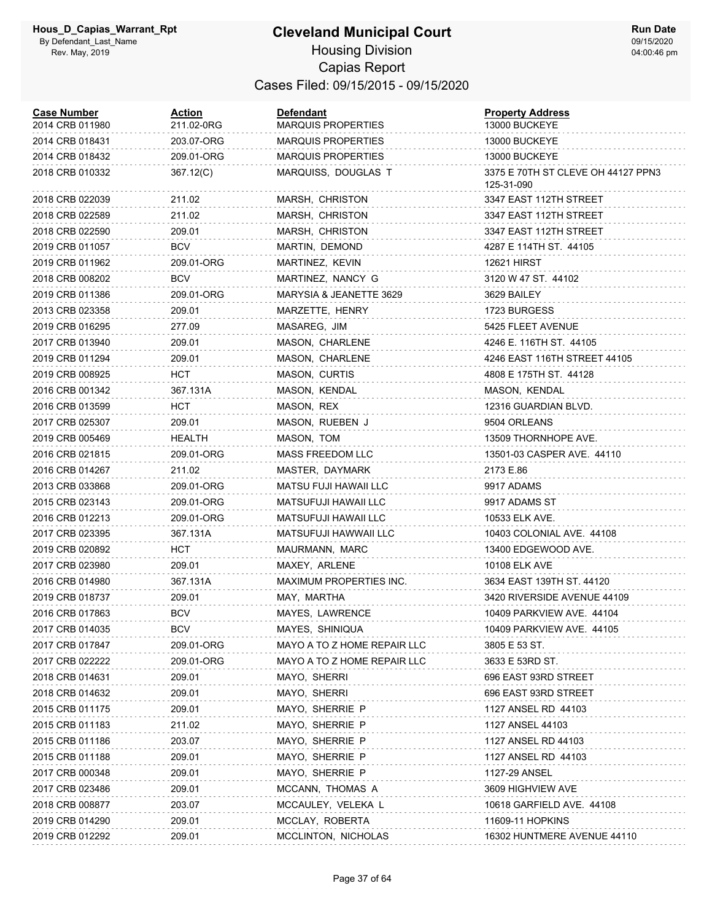# Cleveland Municipal Court

Housing Division

Capias Report

Cases Filed: 09/15/2015 - 09/15/2020

| Case Number | Action | Defendant | Property Address |
|---|---|---|---|
| 2014 CRB 011980 | 211.02-0RG | MARQUIS PROPERTIES | 13000 BUCKEYE |
| 2014 CRB 018431 | 203.07-ORG | MARQUIS PROPERTIES | 13000 BUCKEYE |
| 2014 CRB 018432 | 209.01-ORG | MARQUIS PROPERTIES | 13000 BUCKEYE |
| 2018 CRB 010332 | 367.12(C) | MARQUISS, DOUGLAS T | 3375 E 70TH ST CLEVE OH 44127 PPN3 125-31-090 |
| 2018 CRB 022039 | 211.02 | MARSH, CHRISTON | 3347 EAST 112TH STREET |
| 2018 CRB 022589 | 211.02 | MARSH, CHRISTON | 3347 EAST 112TH STREET |
| 2018 CRB 022590 | 209.01 | MARSH, CHRISTON | 3347 EAST 112TH STREET |
| 2019 CRB 011057 | BCV | MARTIN, DEMOND | 4287 E 114TH ST. 44105 |
| 2019 CRB 011962 | 209.01-ORG | MARTINEZ, KEVIN | 12621 HIRST |
| 2018 CRB 008202 | BCV | MARTINEZ, NANCY G | 3120 W 47 ST. 44102 |
| 2019 CRB 011386 | 209.01-ORG | MARYSIA & JEANETTE 3629 | 3629 BAILEY |
| 2013 CRB 023358 | 209.01 | MARZETTE, HENRY | 1723 BURGESS |
| 2019 CRB 016295 | 277.09 | MASAREG, JIM | 5425 FLEET AVENUE |
| 2017 CRB 013940 | 209.01 | MASON, CHARLENE | 4246 E. 116TH ST. 44105 |
| 2019 CRB 011294 | 209.01 | MASON, CHARLENE | 4246 EAST 116TH STREET 44105 |
| 2019 CRB 008925 | HCT | MASON, CURTIS | 4808 E 175TH ST. 44128 |
| 2016 CRB 001342 | 367.131A | MASON, KENDAL | MASON, KENDAL |
| 2016 CRB 013599 | HCT | MASON, REX | 12316 GUARDIAN BLVD. |
| 2017 CRB 025307 | 209.01 | MASON, RUEBEN J | 9504 ORLEANS |
| 2019 CRB 005469 | HEALTH | MASON, TOM | 13509 THORNHOPE AVE. |
| 2016 CRB 021815 | 209.01-ORG | MASS FREEDOM LLC | 13501-03 CASPER AVE. 44110 |
| 2016 CRB 014267 | 211.02 | MASTER, DAYMARK | 2173 E.86 |
| 2013 CRB 033868 | 209.01-ORG | MATSU FUJI HAWAII LLC | 9917 ADAMS |
| 2015 CRB 023143 | 209.01-ORG | MATSUFUJI HAWAII LLC | 9917 ADAMS ST |
| 2016 CRB 012213 | 209.01-ORG | MATSUFUJI HAWAII LLC | 10533 ELK AVE. |
| 2017 CRB 023395 | 367.131A | MATSUFUJI HAWWAII LLC | 10403 COLONIAL AVE. 44108 |
| 2019 CRB 020892 | HCT | MAURMANN, MARC | 13400 EDGEWOOD AVE. |
| 2017 CRB 023980 | 209.01 | MAXEY, ARLENE | 10108 ELK AVE |
| 2016 CRB 014980 | 367.131A | MAXIMUM PROPERTIES INC. | 3634 EAST 139TH ST. 44120 |
| 2019 CRB 018737 | 209.01 | MAY, MARTHA | 3420 RIVERSIDE AVENUE 44109 |
| 2016 CRB 017863 | BCV | MAYES, LAWRENCE | 10409 PARKVIEW AVE. 44104 |
| 2017 CRB 014035 | BCV | MAYES, SHINIQUA | 10409 PARKVIEW AVE. 44105 |
| 2017 CRB 017847 | 209.01-ORG | MAYO A TO Z HOME REPAIR LLC | 3805 E 53 ST. |
| 2017 CRB 022222 | 209.01-ORG | MAYO A TO Z HOME REPAIR LLC | 3633 E 53RD ST. |
| 2018 CRB 014631 | 209.01 | MAYO, SHERRI | 696 EAST 93RD STREET |
| 2018 CRB 014632 | 209.01 | MAYO, SHERRI | 696 EAST 93RD STREET |
| 2015 CRB 011175 | 209.01 | MAYO, SHERRIE P | 1127 ANSEL RD 44103 |
| 2015 CRB 011183 | 211.02 | MAYO, SHERRIE P | 1127 ANSEL 44103 |
| 2015 CRB 011186 | 203.07 | MAYO, SHERRIE P | 1127 ANSEL RD 44103 |
| 2015 CRB 011188 | 209.01 | MAYO, SHERRIE P | 1127 ANSEL RD 44103 |
| 2017 CRB 000348 | 209.01 | MAYO, SHERRIE P | 1127-29 ANSEL |
| 2017 CRB 023486 | 209.01 | MCCANN, THOMAS A | 3609 HIGHVIEW AVE |
| 2018 CRB 008877 | 203.07 | MCCAULEY, VELEKA L | 10618 GARFIELD AVE. 44108 |
| 2019 CRB 014290 | 209.01 | MCCLAY, ROBERTA | 11609-11 HOPKINS |
| 2019 CRB 012292 | 209.01 | MCCLINTON, NICHOLAS | 16302 HUNTMERE AVENUE 44110 |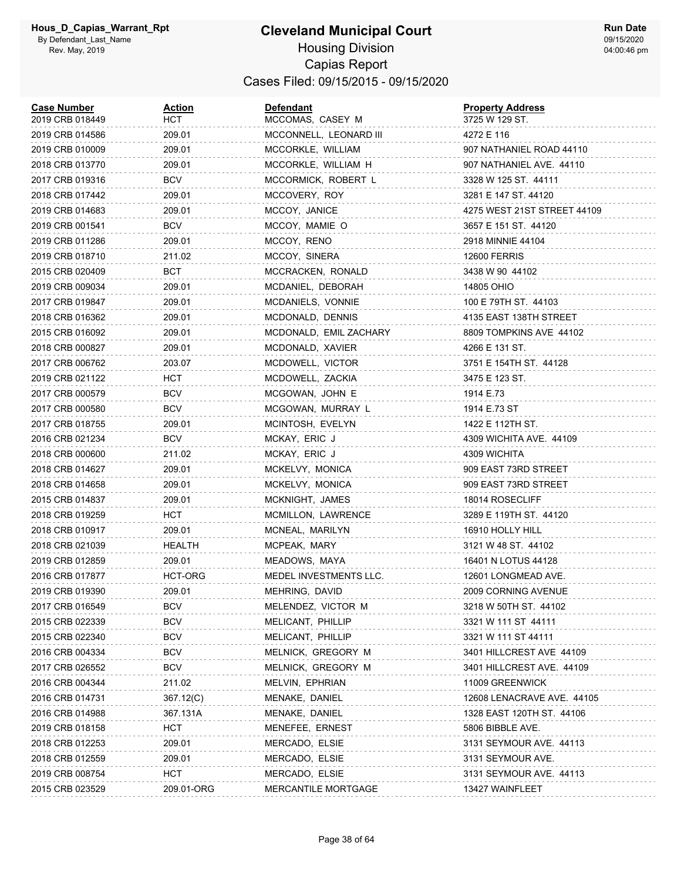# Cleveland Municipal Court

Hous_D_Capias_Warrant_Rpt
By Defendant_Last_Name
Rev. May, 2019

## Housing Division
## Capias Report
### Cases Filed: 09/15/2015 - 09/15/2020

Run Date 09/15/2020 04:00:46 pm

| Case Number | Action | Defendant | Property Address |
|---|---|---|---|
| 2019 CRB 018449 | HCT | MCCOMAS, CASEY M | 3725 W 129 ST. |
| 2019 CRB 014586 | 209.01 | MCCONNELL, LEONARD III | 4272 E 116 |
| 2019 CRB 010009 | 209.01 | MCCORKLE, WILLIAM | 907 NATHANIEL ROAD 44110 |
| 2018 CRB 013770 | 209.01 | MCCORKLE, WILLIAM H | 907 NATHANIEL AVE. 44110 |
| 2017 CRB 019316 | BCV | MCCORMICK, ROBERT L | 3328 W 125 ST. 44111 |
| 2018 CRB 017442 | 209.01 | MCCOVERY, ROY | 3281 E 147 ST. 44120 |
| 2019 CRB 014683 | 209.01 | MCCOY, JANICE | 4275 WEST 21ST STREET 44109 |
| 2019 CRB 001541 | BCV | MCCOY, MAMIE O | 3657 E 151 ST. 44120 |
| 2019 CRB 011286 | 209.01 | MCCOY, RENO | 2918 MINNIE 44104 |
| 2019 CRB 018710 | 211.02 | MCCOY, SINERA | 12600 FERRIS |
| 2015 CRB 020409 | BCT | MCCRACKEN, RONALD | 3438 W 90 44102 |
| 2019 CRB 009034 | 209.01 | MCDANIEL, DEBORAH | 14805 OHIO |
| 2017 CRB 019847 | 209.01 | MCDANIELS, VONNIE | 100 E 79TH ST. 44103 |
| 2018 CRB 016362 | 209.01 | MCDONALD, DENNIS | 4135 EAST 138TH STREET |
| 2015 CRB 016092 | 209.01 | MCDONALD, EMIL ZACHARY | 8809 TOMPKINS AVE 44102 |
| 2018 CRB 000827 | 209.01 | MCDONALD, XAVIER | 4266 E 131 ST. |
| 2017 CRB 006762 | 203.07 | MCDOWELL, VICTOR | 3751 E 154TH ST. 44128 |
| 2019 CRB 021122 | HCT | MCDOWELL, ZACKIA | 3475 E 123 ST. |
| 2017 CRB 000579 | BCV | MCGOWAN, JOHN E | 1914 E.73 |
| 2017 CRB 000580 | BCV | MCGOWAN, MURRAY L | 1914 E.73 ST |
| 2017 CRB 018755 | 209.01 | MCINTOSH, EVELYN | 1422 E 112TH ST. |
| 2016 CRB 021234 | BCV | MCKAY, ERIC J | 4309 WICHITA AVE. 44109 |
| 2018 CRB 000600 | 211.02 | MCKAY, ERIC J | 4309 WICHITA |
| 2018 CRB 014627 | 209.01 | MCKELVY, MONICA | 909 EAST 73RD STREET |
| 2018 CRB 014658 | 209.01 | MCKELVY, MONICA | 909 EAST 73RD STREET |
| 2015 CRB 014837 | 209.01 | MCKNIGHT, JAMES | 18014 ROSECLIFF |
| 2018 CRB 019259 | HCT | MCMILLON, LAWRENCE | 3289 E 119TH ST. 44120 |
| 2018 CRB 010917 | 209.01 | MCNEAL, MARILYN | 16910 HOLLY HILL |
| 2018 CRB 021039 | HEALTH | MCPEAK, MARY | 3121 W 48 ST. 44102 |
| 2019 CRB 012859 | 209.01 | MEADOWS, MAYA | 16401 N LOTUS 44128 |
| 2016 CRB 017877 | HCT-ORG | MEDEL INVESTMENTS LLC. | 12601 LONGMEAD AVE. |
| 2019 CRB 019390 | 209.01 | MEHRING, DAVID | 2009 CORNING AVENUE |
| 2017 CRB 016549 | BCV | MELENDEZ, VICTOR M | 3218 W 50TH ST. 44102 |
| 2015 CRB 022339 | BCV | MELICANT, PHILLIP | 3321 W 111 ST 44111 |
| 2015 CRB 022340 | BCV | MELICANT, PHILLIP | 3321 W 111 ST 44111 |
| 2016 CRB 004334 | BCV | MELNICK, GREGORY M | 3401 HILLCREST AVE 44109 |
| 2017 CRB 026552 | BCV | MELNICK, GREGORY M | 3401 HILLCREST AVE. 44109 |
| 2016 CRB 004344 | 211.02 | MELVIN, EPHRIAN | 11009 GREENWICK |
| 2016 CRB 014731 | 367.12(C) | MENAKE, DANIEL | 12608 LENACRAVE AVE. 44105 |
| 2016 CRB 014988 | 367.131A | MENAKE, DANIEL | 1328 EAST 120TH ST. 44106 |
| 2019 CRB 018158 | HCT | MENEFEE, ERNEST | 5806 BIBBLE AVE. |
| 2018 CRB 012253 | 209.01 | MERCADO, ELSIE | 3131 SEYMOUR AVE. 44113 |
| 2018 CRB 012559 | 209.01 | MERCADO, ELSIE | 3131 SEYMOUR AVE. |
| 2019 CRB 008754 | HCT | MERCADO, ELSIE | 3131 SEYMOUR AVE. 44113 |
| 2015 CRB 023529 | 209.01-ORG | MERCANTILE MORTGAGE | 13427 WAINFLEET |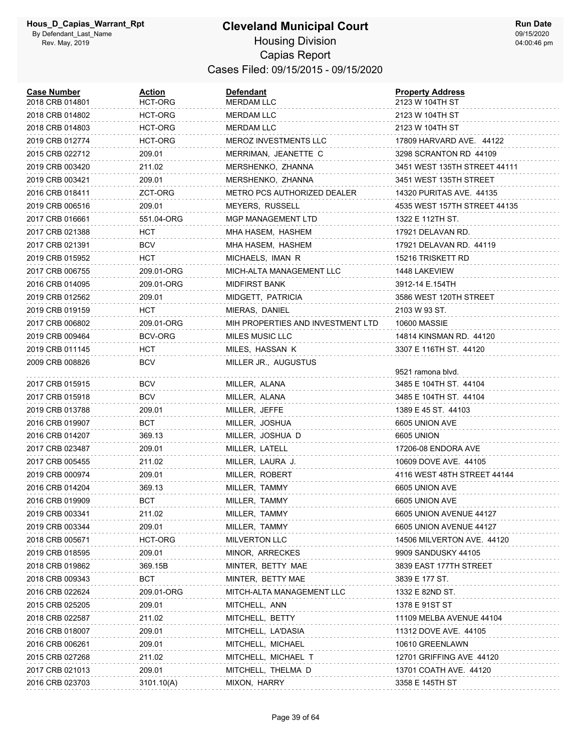# Cleveland Municipal Court

## Housing Division

### Capias Report

Cases Filed: 09/15/2015 - 09/15/2020

| Case Number | Action | Defendant | Property Address |
|---|---|---|---|
| 2018 CRB 014801 | HCT-ORG | MERDAM LLC | 2123 W 104TH ST |
| 2018 CRB 014802 | HCT-ORG | MERDAM LLC | 2123 W 104TH ST |
| 2018 CRB 014803 | HCT-ORG | MERDAM LLC | 2123 W 104TH ST |
| 2019 CRB 012774 | HCT-ORG | MEROZ INVESTMENTS LLC | 17809 HARVARD AVE. 44122 |
| 2015 CRB 022712 | 209.01 | MERRIMAN, JEANETTE C | 3298 SCRANTON RD 44109 |
| 2019 CRB 003420 | 211.02 | MERSHENKO, ZHANNA | 3451 WEST 135TH STREET 44111 |
| 2019 CRB 003421 | 209.01 | MERSHENKO, ZHANNA | 3451 WEST 135TH STREET |
| 2016 CRB 018411 | ZCT-ORG | METRO PCS AUTHORIZED DEALER | 14320 PURITAS AVE. 44135 |
| 2019 CRB 006516 | 209.01 | MEYERS, RUSSELL | 4535 WEST 157TH STREET 44135 |
| 2017 CRB 016661 | 551.04-ORG | MGP MANAGEMENT LTD | 1322 E 112TH ST. |
| 2017 CRB 021388 | HCT | MHA HASEM, HASHEM | 17921 DELAVAN RD. |
| 2017 CRB 021391 | BCV | MHA HASEM, HASHEM | 17921 DELAVAN RD. 44119 |
| 2019 CRB 015952 | HCT | MICHAELS, IMAN R | 15216 TRISKETT RD |
| 2017 CRB 006755 | 209.01-ORG | MICH-ALTA MANAGEMENT LLC | 1448 LAKEVIEW |
| 2016 CRB 014095 | 209.01-ORG | MIDFIRST BANK | 3912-14 E.154TH |
| 2019 CRB 012562 | 209.01 | MIDGETT, PATRICIA | 3586 WEST 120TH STREET |
| 2019 CRB 019159 | HCT | MIERAS, DANIEL | 2103 W 93 ST. |
| 2017 CRB 006802 | 209.01-ORG | MIH PROPERTIES AND INVESTMENT LTD | 10600 MASSIE |
| 2019 CRB 009464 | BCV-ORG | MILES MUSIC LLC | 14814 KINSMAN RD. 44120 |
| 2019 CRB 011145 | HCT | MILES, HASSAN K | 3307 E 116TH ST. 44120 |
| 2009 CRB 008826 | BCV | MILLER JR., AUGUSTUS | 9521 ramona blvd. |
| 2017 CRB 015915 | BCV | MILLER, ALANA | 3485 E 104TH ST. 44104 |
| 2017 CRB 015918 | BCV | MILLER, ALANA | 3485 E 104TH ST. 44104 |
| 2019 CRB 013788 | 209.01 | MILLER, JEFFE | 1389 E 45 ST. 44103 |
| 2016 CRB 019907 | BCT | MILLER, JOSHUA | 6605 UNION AVE |
| 2016 CRB 014207 | 369.13 | MILLER, JOSHUA D | 6605 UNION |
| 2017 CRB 023487 | 209.01 | MILLER, LATELL | 17206-08 ENDORA AVE |
| 2017 CRB 005455 | 211.02 | MILLER, LAURA J. | 10609 DOVE AVE. 44105 |
| 2019 CRB 000974 | 209.01 | MILLER, ROBERT | 4116 WEST 48TH STREET 44144 |
| 2016 CRB 014204 | 369.13 | MILLER, TAMMY | 6605 UNION AVE |
| 2016 CRB 019909 | BCT | MILLER, TAMMY | 6605 UNION AVE |
| 2019 CRB 003341 | 211.02 | MILLER, TAMMY | 6605 UNION AVENUE 44127 |
| 2019 CRB 003344 | 209.01 | MILLER, TAMMY | 6605 UNION AVENUE 44127 |
| 2018 CRB 005671 | HCT-ORG | MILVERTON LLC | 14506 MILVERTON AVE. 44120 |
| 2019 CRB 018595 | 209.01 | MINOR, ARRECKES | 9909 SANDUSKY 44105 |
| 2018 CRB 019862 | 369.15B | MINTER, BETTY MAE | 3839 EAST 177TH STREET |
| 2018 CRB 009343 | BCT | MINTER, BETTY MAE | 3839 E 177 ST. |
| 2016 CRB 022624 | 209.01-ORG | MITCH-ALTA MANAGEMENT LLC | 1332 E 82ND ST. |
| 2015 CRB 025205 | 209.01 | MITCHELL, ANN | 1378 E 91ST ST |
| 2018 CRB 022587 | 211.02 | MITCHELL, BETTY | 11109 MELBA AVENUE 44104 |
| 2016 CRB 018007 | 209.01 | MITCHELL, LA'DASIA | 11312 DOVE AVE. 44105 |
| 2016 CRB 006261 | 209.01 | MITCHELL, MICHAEL | 10610 GREENLAWN |
| 2015 CRB 027268 | 211.02 | MITCHELL, MICHAEL T | 12701 GRIFFING AVE 44120 |
| 2017 CRB 021013 | 209.01 | MITCHELL, THELMA D | 13701 COATH AVE. 44120 |
| 2016 CRB 023703 | 3101.10(A) | MIXON, HARRY | 3358 E 145TH ST |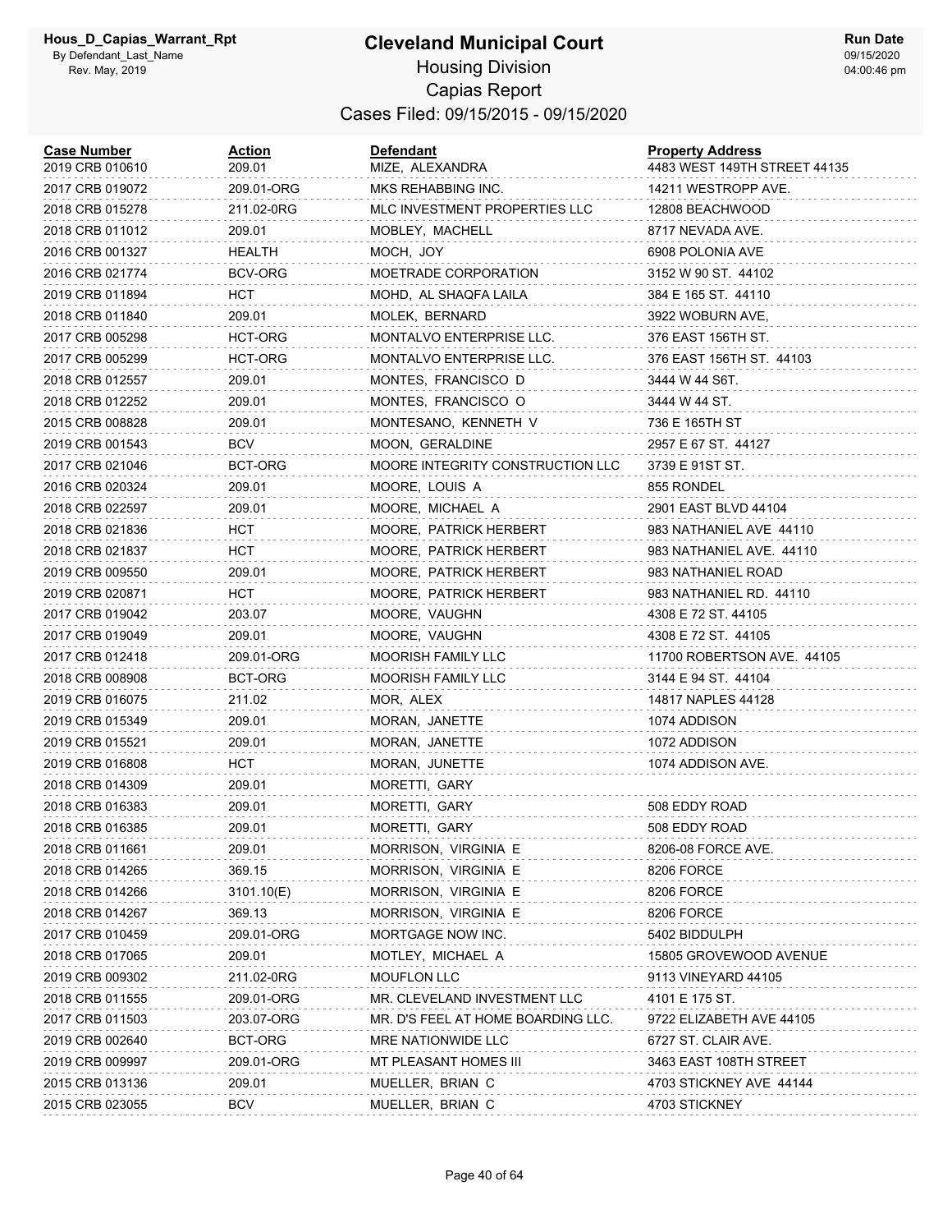# Cleveland Municipal Court

## Housing Division

## Capias Report

### Cases Filed: 09/15/2015 - 09/15/2020

Hous_D_Capias_Warrant_Rpt
By Defendant_Last_Name
Rev. May, 2019

Run Date
09/15/2020
04:00:46 pm

| Case Number | Action | Defendant | Property Address |
|---|---|---|---|
| 2019 CRB 010610 | 209.01 | MIZE, ALEXANDRA | 4483 WEST 149TH STREET 44135 |
| 2017 CRB 019072 | 209.01-ORG | MKS REHABBING INC. | 14211 WESTROPP AVE. |
| 2018 CRB 015278 | 211.02-0RG | MLC INVESTMENT PROPERTIES LLC | 12808 BEACHWOOD |
| 2018 CRB 011012 | 209.01 | MOBLEY, MACHELL | 8717 NEVADA AVE. |
| 2016 CRB 001327 | HEALTH | MOCH, JOY | 6908 POLONIA AVE |
| 2016 CRB 021774 | BCV-ORG | MOETRADE CORPORATION | 3152 W 90 ST. 44102 |
| 2019 CRB 011894 | HCT | MOHD, AL SHAQFA LAILA | 384 E 165 ST. 44110 |
| 2018 CRB 011840 | 209.01 | MOLEK, BERNARD | 3922 WOBURN AVE, |
| 2017 CRB 005298 | HCT-ORG | MONTALVO ENTERPRISE LLC. | 376 EAST 156TH ST. |
| 2017 CRB 005299 | HCT-ORG | MONTALVO ENTERPRISE LLC. | 376 EAST 156TH ST. 44103 |
| 2018 CRB 012557 | 209.01 | MONTES, FRANCISCO D | 3444 W 44 S6T. |
| 2018 CRB 012252 | 209.01 | MONTES, FRANCISCO O | 3444 W 44 ST. |
| 2015 CRB 008828 | 209.01 | MONTESANO, KENNETH V | 736 E 165TH ST |
| 2019 CRB 001543 | BCV | MOON, GERALDINE | 2957 E 67 ST. 44127 |
| 2017 CRB 021046 | BCT-ORG | MOORE INTEGRITY CONSTRUCTION LLC | 3739 E 91ST ST. |
| 2016 CRB 020324 | 209.01 | MOORE, LOUIS A | 855 RONDEL |
| 2018 CRB 022597 | 209.01 | MOORE, MICHAEL A | 2901 EAST BLVD 44104 |
| 2018 CRB 021836 | HCT | MOORE, PATRICK HERBERT | 983 NATHANIEL AVE 44110 |
| 2018 CRB 021837 | HCT | MOORE, PATRICK HERBERT | 983 NATHANIEL AVE. 44110 |
| 2019 CRB 009550 | 209.01 | MOORE, PATRICK HERBERT | 983 NATHANIEL ROAD |
| 2019 CRB 020871 | HCT | MOORE, PATRICK HERBERT | 983 NATHANIEL RD. 44110 |
| 2017 CRB 019042 | 203.07 | MOORE, VAUGHN | 4308 E 72 ST. 44105 |
| 2017 CRB 019049 | 209.01 | MOORE, VAUGHN | 4308 E 72 ST. 44105 |
| 2017 CRB 012418 | 209.01-ORG | MOORISH FAMILY LLC | 11700 ROBERTSON AVE. 44105 |
| 2018 CRB 008908 | BCT-ORG | MOORISH FAMILY LLC | 3144 E 94 ST. 44104 |
| 2019 CRB 016075 | 211.02 | MOR, ALEX | 14817 NAPLES 44128 |
| 2019 CRB 015349 | 209.01 | MORAN, JANETTE | 1074 ADDISON |
| 2019 CRB 015521 | 209.01 | MORAN, JANETTE | 1072 ADDISON |
| 2019 CRB 016808 | HCT | MORAN, JUNETTE | 1074 ADDISON AVE. |
| 2018 CRB 014309 | 209.01 | MORETTI, GARY | |
| 2018 CRB 016383 | 209.01 | MORETTI, GARY | 508 EDDY ROAD |
| 2018 CRB 016385 | 209.01 | MORETTI, GARY | 508 EDDY ROAD |
| 2018 CRB 011661 | 209.01 | MORRISON, VIRGINIA E | 8206-08 FORCE AVE. |
| 2018 CRB 014265 | 369.15 | MORRISON, VIRGINIA E | 8206 FORCE |
| 2018 CRB 014266 | 3101.10(E) | MORRISON, VIRGINIA E | 8206 FORCE |
| 2018 CRB 014267 | 369.13 | MORRISON, VIRGINIA E | 8206 FORCE |
| 2017 CRB 010459 | 209.01-ORG | MORTGAGE NOW INC. | 5402 BIDDULPH |
| 2018 CRB 017065 | 209.01 | MOTLEY, MICHAEL A | 15805 GROVEWOOD AVENUE |
| 2019 CRB 009302 | 211.02-0RG | MOUFLON LLC | 9113 VINEYARD 44105 |
| 2018 CRB 011555 | 209.01-ORG | MR. CLEVELAND INVESTMENT LLC | 4101 E 175 ST. |
| 2017 CRB 011503 | 203.07-ORG | MR. D'S FEEL AT HOME BOARDING LLC. | 9722 ELIZABETH AVE 44105 |
| 2019 CRB 002640 | BCT-ORG | MRE NATIONWIDE LLC | 6727 ST. CLAIR AVE. |
| 2019 CRB 009997 | 209.01-ORG | MT PLEASANT HOMES III | 3463 EAST 108TH STREET |
| 2015 CRB 013136 | 209.01 | MUELLER, BRIAN C | 4703 STICKNEY AVE 44144 |
| 2015 CRB 023055 | BCV | MUELLER, BRIAN C | 4703 STICKNEY |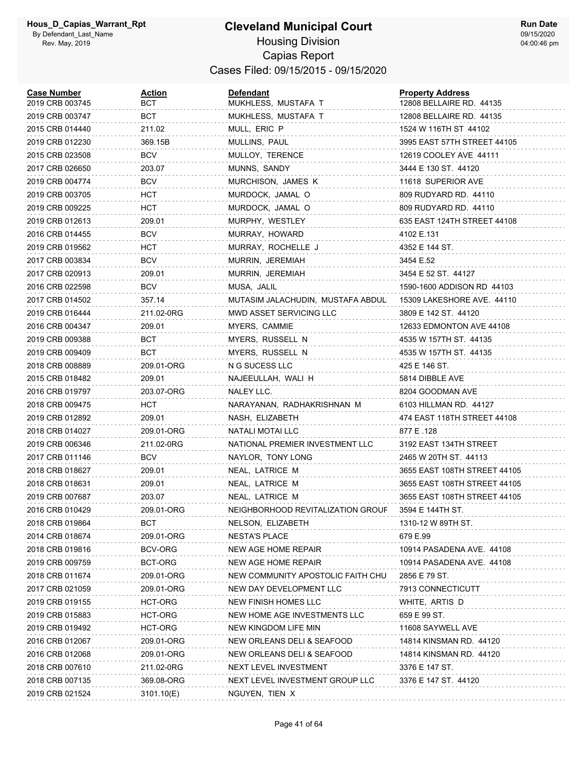# Cleveland Municipal Court

## Housing Division

## Capias Report

### Cases Filed: 09/15/2015 - 09/15/2020

| Case Number | Action | Defendant | Property Address |
|---|---|---|---|
| 2019 CRB 003745 | BCT | MUKHLESS, MUSTAFA T | 12808 BELLAIRE RD. 44135 |
| 2019 CRB 003747 | BCT | MUKHLESS, MUSTAFA T | 12808 BELLAIRE RD. 44135 |
| 2015 CRB 014440 | 211.02 | MULL, ERIC P | 1524 W 116TH ST 44102 |
| 2019 CRB 012230 | 369.15B | MULLINS, PAUL | 3995 EAST 57TH STREET 44105 |
| 2015 CRB 023508 | BCV | MULLOY, TERENCE | 12619 COOLEY AVE 44111 |
| 2017 CRB 026650 | 203.07 | MUNNS, SANDY | 3444 E 130 ST. 44120 |
| 2019 CRB 004774 | BCV | MURCHISON, JAMES K | 11618 SUPERIOR AVE |
| 2019 CRB 003705 | HCT | MURDOCK, JAMAL O | 809 RUDYARD RD. 44110 |
| 2019 CRB 009225 | HCT | MURDOCK, JAMAL O | 809 RUDYARD RD. 44110 |
| 2019 CRB 012613 | 209.01 | MURPHY, WESTLEY | 635 EAST 124TH STREET 44108 |
| 2016 CRB 014455 | BCV | MURRAY, HOWARD | 4102 E.131 |
| 2019 CRB 019562 | HCT | MURRAY, ROCHELLE J | 4352 E 144 ST. |
| 2017 CRB 003834 | BCV | MURRIN, JEREMIAH | 3454 E.52 |
| 2017 CRB 020913 | 209.01 | MURRIN, JEREMIAH | 3454 E 52 ST. 44127 |
| 2016 CRB 022598 | BCV | MUSA, JALIL | 1590-1600 ADDISON RD 44103 |
| 2017 CRB 014502 | 357.14 | MUTASIM JALACHUDIN, MUSTAFA ABDUL | 15309 LAKESHORE AVE. 44110 |
| 2019 CRB 016444 | 211.02-0RG | MWD ASSET SERVICING LLC | 3809 E 142 ST. 44120 |
| 2016 CRB 004347 | 209.01 | MYERS, CAMMIE | 12633 EDMONTON AVE 44108 |
| 2019 CRB 009388 | BCT | MYERS, RUSSELL N | 4535 W 157TH ST. 44135 |
| 2019 CRB 009409 | BCT | MYERS, RUSSELL N | 4535 W 157TH ST. 44135 |
| 2018 CRB 008889 | 209.01-ORG | N G SUCESS LLC | 425 E 146 ST. |
| 2015 CRB 018482 | 209.01 | NAJEEULLAH, WALI H | 5814 DIBBLE AVE |
| 2016 CRB 019797 | 203.07-ORG | NALEY LLC. | 8204 GOODMAN AVE |
| 2018 CRB 009475 | HCT | NARAYANAN, RADHAKRISHNAN M | 6103 HILLMAN RD. 44127 |
| 2019 CRB 012892 | 209.01 | NASH, ELIZABETH | 474 EAST 118TH STREET 44108 |
| 2018 CRB 014027 | 209.01-ORG | NATALI MOTAI LLC | 877 E .128 |
| 2019 CRB 006346 | 211.02-0RG | NATIONAL PREMIER INVESTMENT LLC | 3192 EAST 134TH STREET |
| 2017 CRB 011146 | BCV | NAYLOR, TONY LONG | 2465 W 20TH ST. 44113 |
| 2018 CRB 018627 | 209.01 | NEAL, LATRICE M | 3655 EAST 108TH STREET 44105 |
| 2018 CRB 018631 | 209.01 | NEAL, LATRICE M | 3655 EAST 108TH STREET 44105 |
| 2019 CRB 007687 | 203.07 | NEAL, LATRICE M | 3655 EAST 108TH STREET 44105 |
| 2016 CRB 010429 | 209.01-ORG | NEIGHBORHOOD REVITALIZATION GROUF | 3594 E 144TH ST. |
| 2018 CRB 019864 | BCT | NELSON, ELIZABETH | 1310-12 W 89TH ST. |
| 2014 CRB 018674 | 209.01-ORG | NESTA'S PLACE | 679 E.99 |
| 2018 CRB 019816 | BCV-ORG | NEW AGE HOME REPAIR | 10914 PASADENA AVE. 44108 |
| 2019 CRB 009759 | BCT-ORG | NEW AGE HOME REPAIR | 10914 PASADENA AVE. 44108 |
| 2018 CRB 011674 | 209.01-ORG | NEW COMMUNITY APOSTOLIC FAITH CHU | 2856 E 79 ST. |
| 2017 CRB 021059 | 209.01-ORG | NEW DAY DEVELOPMENT LLC | 7913 CONNECTICUTT |
| 2019 CRB 019155 | HCT-ORG | NEW FINISH HOMES LLC | WHITE, ARTIS D |
| 2019 CRB 015883 | HCT-ORG | NEW HOME AGE INVESTMENTS LLC | 659 E 99 ST. |
| 2019 CRB 019492 | HCT-ORG | NEW KINGDOM LIFE MIN | 11608 SAYWELL AVE |
| 2016 CRB 012067 | 209.01-ORG | NEW ORLEANS DELI & SEAFOOD | 14814 KINSMAN RD. 44120 |
| 2016 CRB 012068 | 209.01-ORG | NEW ORLEANS DELI & SEAFOOD | 14814 KINSMAN RD. 44120 |
| 2018 CRB 007610 | 211.02-0RG | NEXT LEVEL INVESTMENT | 3376 E 147 ST. |
| 2018 CRB 007135 | 369.08-ORG | NEXT LEVEL INVESTMENT GROUP LLC | 3376 E 147 ST. 44120 |
| 2019 CRB 021524 | 3101.10(E) | NGUYEN, TIEN X | |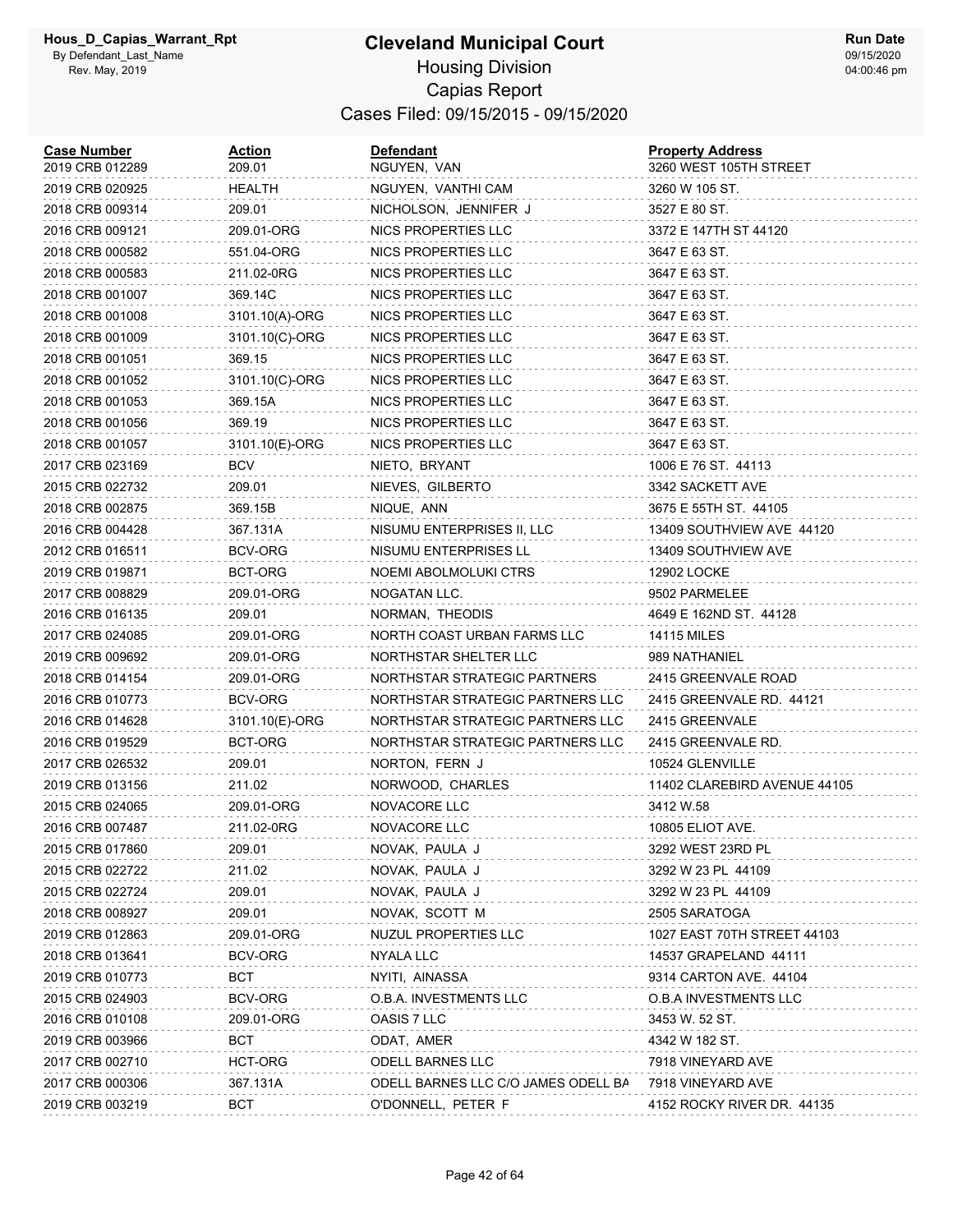# Cleveland Municipal Court

## Housing Division

## Capias Report

### Cases Filed: 09/15/2015 - 09/15/2020

| Case Number | Action | Defendant | Property Address |
|---|---|---|---|
| 2019 CRB 012289 | 209.01 | NGUYEN, VAN | 3260 WEST 105TH STREET |
| 2019 CRB 020925 | HEALTH | NGUYEN, VANTHI CAM | 3260 W 105 ST. |
| 2018 CRB 009314 | 209.01 | NICHOLSON, JENNIFER J | 3527 E 80 ST. |
| 2016 CRB 009121 | 209.01-ORG | NICS PROPERTIES LLC | 3372 E 147TH ST 44120 |
| 2018 CRB 000582 | 551.04-ORG | NICS PROPERTIES LLC | 3647 E 63 ST. |
| 2018 CRB 000583 | 211.02-0RG | NICS PROPERTIES LLC | 3647 E 63 ST. |
| 2018 CRB 001007 | 369.14C | NICS PROPERTIES LLC | 3647 E 63 ST. |
| 2018 CRB 001008 | 3101.10(A)-ORG | NICS PROPERTIES LLC | 3647 E 63 ST. |
| 2018 CRB 001009 | 3101.10(C)-ORG | NICS PROPERTIES LLC | 3647 E 63 ST. |
| 2018 CRB 001051 | 369.15 | NICS PROPERTIES LLC | 3647 E 63 ST. |
| 2018 CRB 001052 | 3101.10(C)-ORG | NICS PROPERTIES LLC | 3647 E 63 ST. |
| 2018 CRB 001053 | 369.15A | NICS PROPERTIES LLC | 3647 E 63 ST. |
| 2018 CRB 001056 | 369.19 | NICS PROPERTIES LLC | 3647 E 63 ST. |
| 2018 CRB 001057 | 3101.10(E)-ORG | NICS PROPERTIES LLC | 3647 E 63 ST. |
| 2017 CRB 023169 | BCV | NIETO, BRYANT | 1006 E 76 ST. 44113 |
| 2015 CRB 022732 | 209.01 | NIEVES, GILBERTO | 3342 SACKETT AVE |
| 2018 CRB 002875 | 369.15B | NIQUE, ANN | 3675 E 55TH ST. 44105 |
| 2016 CRB 004428 | 367.131A | NISUMU ENTERPRISES II, LLC | 13409 SOUTHVIEW AVE 44120 |
| 2012 CRB 016511 | BCV-ORG | NISUMU ENTERPRISES LL | 13409 SOUTHVIEW AVE |
| 2019 CRB 019871 | BCT-ORG | NOEMI ABOLMOLUKI CTRS | 12902 LOCKE |
| 2017 CRB 008829 | 209.01-ORG | NOGATAN LLC. | 9502 PARMELEE |
| 2016 CRB 016135 | 209.01 | NORMAN, THEODIS | 4649 E 162ND ST. 44128 |
| 2017 CRB 024085 | 209.01-ORG | NORTH COAST URBAN FARMS LLC | 14115 MILES |
| 2019 CRB 009692 | 209.01-ORG | NORTHSTAR SHELTER LLC | 989 NATHANIEL |
| 2018 CRB 014154 | 209.01-ORG | NORTHSTAR STRATEGIC PARTNERS | 2415 GREENVALE ROAD |
| 2016 CRB 010773 | BCV-ORG | NORTHSTAR STRATEGIC PARTNERS LLC | 2415 GREENVALE RD. 44121 |
| 2016 CRB 014628 | 3101.10(E)-ORG | NORTHSTAR STRATEGIC PARTNERS LLC | 2415 GREENVALE |
| 2016 CRB 019529 | BCT-ORG | NORTHSTAR STRATEGIC PARTNERS LLC | 2415 GREENVALE RD. |
| 2017 CRB 026532 | 209.01 | NORTON, FERN J | 10524 GLENVILLE |
| 2019 CRB 013156 | 211.02 | NORWOOD, CHARLES | 11402 CLAREBIRD AVENUE 44105 |
| 2015 CRB 024065 | 209.01-ORG | NOVACORE LLC | 3412 W.58 |
| 2016 CRB 007487 | 211.02-0RG | NOVACORE LLC | 10805 ELIOT AVE. |
| 2015 CRB 017860 | 209.01 | NOVAK, PAULA J | 3292 WEST 23RD PL |
| 2015 CRB 022722 | 211.02 | NOVAK, PAULA J | 3292 W 23 PL 44109 |
| 2015 CRB 022724 | 209.01 | NOVAK, PAULA J | 3292 W 23 PL 44109 |
| 2018 CRB 008927 | 209.01 | NOVAK, SCOTT M | 2505 SARATOGA |
| 2019 CRB 012863 | 209.01-ORG | NUZUL PROPERTIES LLC | 1027 EAST 70TH STREET 44103 |
| 2018 CRB 013641 | BCV-ORG | NYALA LLC | 14537 GRAPELAND 44111 |
| 2019 CRB 010773 | BCT | NYITI, AINASSA | 9314 CARTON AVE. 44104 |
| 2015 CRB 024903 | BCV-ORG | O.B.A. INVESTMENTS LLC | O.B.A INVESTMENTS LLC |
| 2016 CRB 010108 | 209.01-ORG | OASIS 7 LLC | 3453 W. 52 ST. |
| 2019 CRB 003966 | BCT | ODAT, AMER | 4342 W 182 ST. |
| 2017 CRB 002710 | HCT-ORG | ODELL BARNES LLC | 7918 VINEYARD AVE |
| 2017 CRB 000306 | 367.131A | ODELL BARNES LLC C/O JAMES ODELL BA | 7918 VINEYARD AVE |
| 2019 CRB 003219 | BCT | O'DONNELL, PETER F | 4152 ROCKY RIVER DR. 44135 |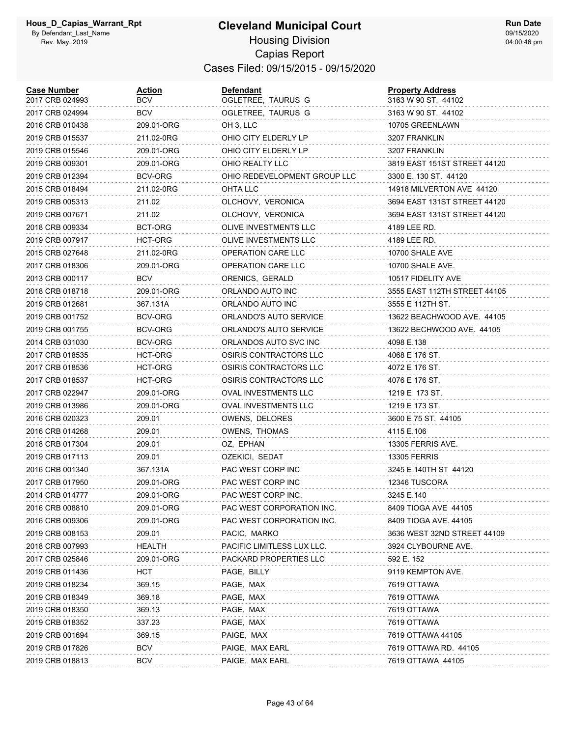# Cleveland Municipal Court

Housing Division
Capias Report
Cases Filed: 09/15/2015 - 09/15/2020

| Case Number | Action | Defendant | Property Address |
|---|---|---|---|
| 2017 CRB 024993 | BCV | OGLETREE, TAURUS G | 3163 W 90 ST. 44102 |
| 2017 CRB 024994 | BCV | OGLETREE, TAURUS G | 3163 W 90 ST. 44102 |
| 2016 CRB 010438 | 209.01-ORG | OH 3, LLC | 10705 GREENLAWN |
| 2019 CRB 015537 | 211.02-0RG | OHIO CITY ELDERLY LP | 3207 FRANKLIN |
| 2019 CRB 015546 | 209.01-ORG | OHIO CITY ELDERLY LP | 3207 FRANKLIN |
| 2019 CRB 009301 | 209.01-ORG | OHIO REALTY LLC | 3819 EAST 151ST STREET 44120 |
| 2019 CRB 012394 | BCV-ORG | OHIO REDEVELOPMENT GROUP LLC | 3300 E. 130 ST. 44120 |
| 2015 CRB 018494 | 211.02-0RG | OHTA LLC | 14918 MILVERTON AVE 44120 |
| 2019 CRB 005313 | 211.02 | OLCHOVY, VERONICA | 3694 EAST 131ST STREET 44120 |
| 2019 CRB 007671 | 211.02 | OLCHOVY, VERONICA | 3694 EAST 131ST STREET 44120 |
| 2018 CRB 009334 | BCT-ORG | OLIVE INVESTMENTS LLC | 4189 LEE RD. |
| 2019 CRB 007917 | HCT-ORG | OLIVE INVESTMENTS LLC | 4189 LEE RD. |
| 2015 CRB 027648 | 211.02-0RG | OPERATION CARE LLC | 10700 SHALE AVE |
| 2017 CRB 018306 | 209.01-ORG | OPERATION CARE LLC | 10700 SHALE AVE. |
| 2013 CRB 000117 | BCV | ORENICS, GERALD | 10517 FIDELITY AVE |
| 2018 CRB 018718 | 209.01-ORG | ORLANDO AUTO INC | 3555 EAST 112TH STREET 44105 |
| 2019 CRB 012681 | 367.131A | ORLANDO AUTO INC | 3555 E 112TH ST. |
| 2019 CRB 001752 | BCV-ORG | ORLANDO'S AUTO SERVICE | 13622 BEACHWOOD AVE. 44105 |
| 2019 CRB 001755 | BCV-ORG | ORLANDO'S AUTO SERVICE | 13622 BECHWOOD AVE. 44105 |
| 2014 CRB 031030 | BCV-ORG | ORLANDOS AUTO SVC INC | 4098 E.138 |
| 2017 CRB 018535 | HCT-ORG | OSIRIS CONTRACTORS LLC | 4068 E 176 ST. |
| 2017 CRB 018536 | HCT-ORG | OSIRIS CONTRACTORS LLC | 4072 E 176 ST. |
| 2017 CRB 018537 | HCT-ORG | OSIRIS CONTRACTORS LLC | 4076 E 176 ST. |
| 2017 CRB 022947 | 209.01-ORG | OVAL INVESTMENTS LLC | 1219 E 173 ST. |
| 2019 CRB 013986 | 209.01-ORG | OVAL INVESTMENTS LLC | 1219 E 173 ST. |
| 2016 CRB 020323 | 209.01 | OWENS, DELORES | 3600 E 75 ST. 44105 |
| 2016 CRB 014268 | 209.01 | OWENS, THOMAS | 4115 E.106 |
| 2018 CRB 017304 | 209.01 | OZ, EPHAN | 13305 FERRIS AVE. |
| 2019 CRB 017113 | 209.01 | OZEKICI, SEDAT | 13305 FERRIS |
| 2016 CRB 001340 | 367.131A | PAC WEST CORP INC | 3245 E 140TH ST 44120 |
| 2017 CRB 017950 | 209.01-ORG | PAC WEST CORP INC | 12346 TUSCORA |
| 2014 CRB 014777 | 209.01-ORG | PAC WEST CORP INC. | 3245 E.140 |
| 2016 CRB 008810 | 209.01-ORG | PAC WEST CORPORATION INC. | 8409 TIOGA AVE 44105 |
| 2016 CRB 009306 | 209.01-ORG | PAC WEST CORPORATION INC. | 8409 TIOGA AVE. 44105 |
| 2019 CRB 008153 | 209.01 | PACIC, MARKO | 3636 WEST 32ND STREET 44109 |
| 2018 CRB 007993 | HEALTH | PACIFIC LIMITLESS LUX LLC. | 3924 CLYBOURNE AVE. |
| 2017 CRB 025846 | 209.01-ORG | PACKARD PROPERTIES LLC | 592 E. 152 |
| 2019 CRB 011436 | HCT | PAGE, BILLY | 9119 KEMPTON AVE. |
| 2019 CRB 018234 | 369.15 | PAGE, MAX | 7619 OTTAWA |
| 2019 CRB 018349 | 369.18 | PAGE, MAX | 7619 OTTAWA |
| 2019 CRB 018350 | 369.13 | PAGE, MAX | 7619 OTTAWA |
| 2019 CRB 018352 | 337.23 | PAGE, MAX | 7619 OTTAWA |
| 2019 CRB 001694 | 369.15 | PAIGE, MAX | 7619 OTTAWA 44105 |
| 2019 CRB 017826 | BCV | PAIGE, MAX EARL | 7619 OTTAWA RD. 44105 |
| 2019 CRB 018813 | BCV | PAIGE, MAX EARL | 7619 OTTAWA 44105 |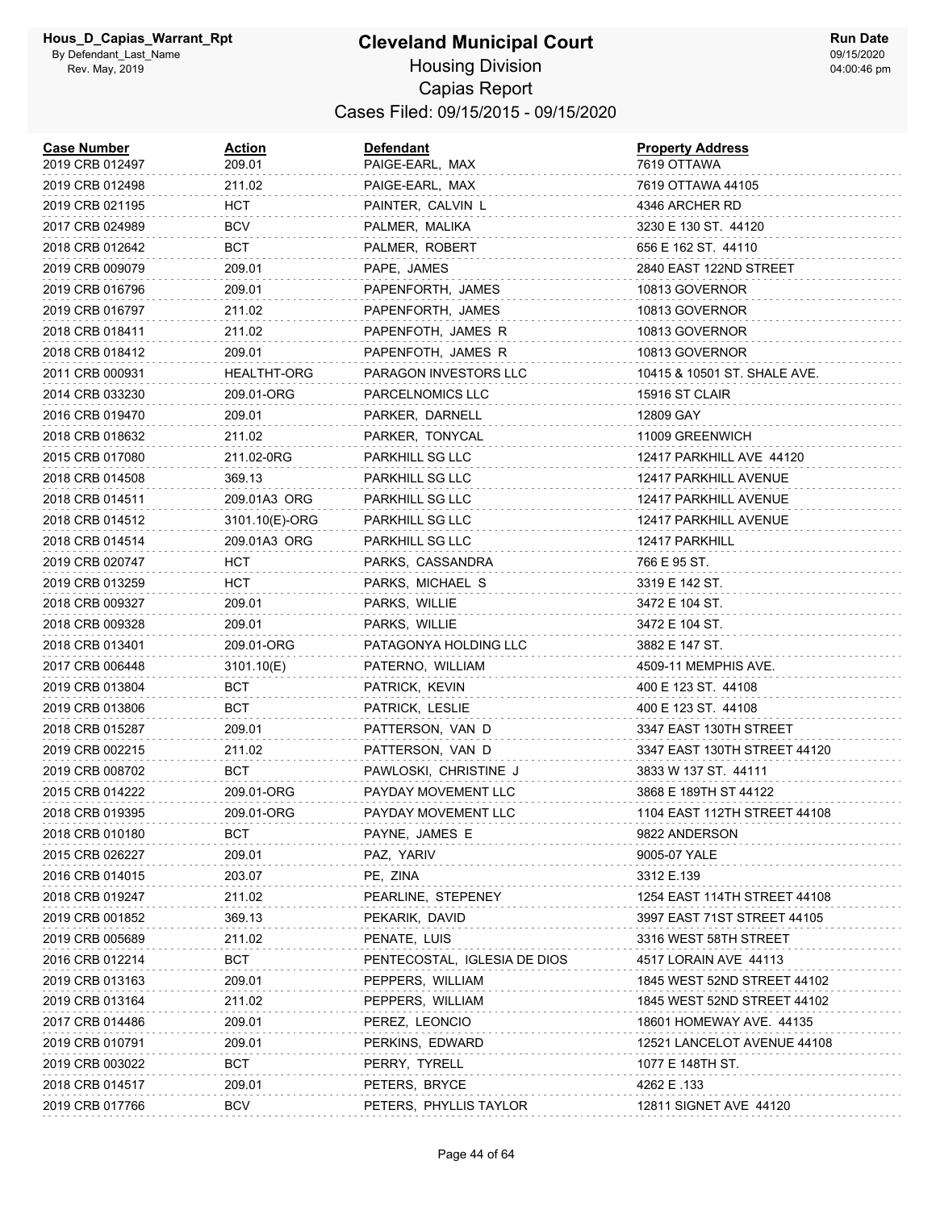# Cleveland Municipal Court

## Housing Division

## Capias Report

### Cases Filed: 09/15/2015 - 09/15/2020

Hous_D_Capias_Warrant_Rpt
By Defendant_Last_Name
Rev. May, 2019

Run Date 09/15/2020 04:00:46 pm

| Case Number | Action | Defendant | Property Address |
|---|---|---|---|
| 2019 CRB 012497 | 209.01 | PAIGE-EARL, MAX | 7619 OTTAWA |
| 2019 CRB 012498 | 211.02 | PAIGE-EARL, MAX | 7619 OTTAWA 44105 |
| 2019 CRB 021195 | HCT | PAINTER, CALVIN L | 4346 ARCHER RD |
| 2017 CRB 024989 | BCV | PALMER, MALIKA | 3230 E 130 ST. 44120 |
| 2018 CRB 012642 | BCT | PALMER, ROBERT | 656 E 162 ST. 44110 |
| 2019 CRB 009079 | 209.01 | PAPE, JAMES | 2840 EAST 122ND STREET |
| 2019 CRB 016796 | 209.01 | PAPENFORTH, JAMES | 10813 GOVERNOR |
| 2019 CRB 016797 | 211.02 | PAPENFORTH, JAMES | 10813 GOVERNOR |
| 2018 CRB 018411 | 211.02 | PAPENFOTH, JAMES R | 10813 GOVERNOR |
| 2018 CRB 018412 | 209.01 | PAPENFOTH, JAMES R | 10813 GOVERNOR |
| 2011 CRB 000931 | HEALTHT-ORG | PARAGON INVESTORS LLC | 10415 & 10501 ST. SHALE AVE. |
| 2014 CRB 033230 | 209.01-ORG | PARCELNOMICS LLC | 15916 ST CLAIR |
| 2016 CRB 019470 | 209.01 | PARKER, DARNELL | 12809 GAY |
| 2018 CRB 018632 | 211.02 | PARKER, TONYCAL | 11009 GREENWICH |
| 2015 CRB 017080 | 211.02-0RG | PARKHILL SG LLC | 12417 PARKHILL AVE 44120 |
| 2018 CRB 014508 | 369.13 | PARKHILL SG LLC | 12417 PARKHILL AVENUE |
| 2018 CRB 014511 | 209.01A3 ORG | PARKHILL SG LLC | 12417 PARKHILL AVENUE |
| 2018 CRB 014512 | 3101.10(E)-ORG | PARKHILL SG LLC | 12417 PARKHILL AVENUE |
| 2018 CRB 014514 | 209.01A3 ORG | PARKHILL SG LLC | 12417 PARKHILL |
| 2019 CRB 020747 | HCT | PARKS, CASSANDRA | 766 E 95 ST. |
| 2019 CRB 013259 | HCT | PARKS, MICHAEL S | 3319 E 142 ST. |
| 2018 CRB 009327 | 209.01 | PARKS, WILLIE | 3472 E 104 ST. |
| 2018 CRB 009328 | 209.01 | PARKS, WILLIE | 3472 E 104 ST. |
| 2018 CRB 013401 | 209.01-ORG | PATAGONYA HOLDING LLC | 3882 E 147 ST. |
| 2017 CRB 006448 | 3101.10(E) | PATERNO, WILLIAM | 4509-11 MEMPHIS AVE. |
| 2019 CRB 013804 | BCT | PATRICK, KEVIN | 400 E 123 ST. 44108 |
| 2019 CRB 013806 | BCT | PATRICK, LESLIE | 400 E 123 ST. 44108 |
| 2018 CRB 015287 | 209.01 | PATTERSON, VAN D | 3347 EAST 130TH STREET |
| 2019 CRB 002215 | 211.02 | PATTERSON, VAN D | 3347 EAST 130TH STREET 44120 |
| 2019 CRB 008702 | BCT | PAWLOSKI, CHRISTINE J | 3833 W 137 ST. 44111 |
| 2015 CRB 014222 | 209.01-ORG | PAYDAY MOVEMENT LLC | 3868 E 189TH ST 44122 |
| 2018 CRB 019395 | 209.01-ORG | PAYDAY MOVEMENT LLC | 1104 EAST 112TH STREET 44108 |
| 2018 CRB 010180 | BCT | PAYNE, JAMES E | 9822 ANDERSON |
| 2015 CRB 026227 | 209.01 | PAZ, YARIV | 9005-07 YALE |
| 2016 CRB 014015 | 203.07 | PE, ZINA | 3312 E.139 |
| 2018 CRB 019247 | 211.02 | PEARLINE, STEPENEY | 1254 EAST 114TH STREET 44108 |
| 2019 CRB 001852 | 369.13 | PEKARIK, DAVID | 3997 EAST 71ST STREET 44105 |
| 2019 CRB 005689 | 211.02 | PENATE, LUIS | 3316 WEST 58TH STREET |
| 2016 CRB 012214 | BCT | PENTECOSTAL, IGLESIA DE DIOS | 4517 LORAIN AVE 44113 |
| 2019 CRB 013163 | 209.01 | PEPPERS, WILLIAM | 1845 WEST 52ND STREET 44102 |
| 2019 CRB 013164 | 211.02 | PEPPERS, WILLIAM | 1845 WEST 52ND STREET 44102 |
| 2017 CRB 014486 | 209.01 | PEREZ, LEONCIO | 18601 HOMEWAY AVE. 44135 |
| 2019 CRB 010791 | 209.01 | PERKINS, EDWARD | 12521 LANCELOT AVENUE 44108 |
| 2019 CRB 003022 | BCT | PERRY, TYRELL | 1077 E 148TH ST. |
| 2018 CRB 014517 | 209.01 | PETERS, BRYCE | 4262 E .133 |
| 2019 CRB 017766 | BCV | PETERS, PHYLLIS TAYLOR | 12811 SIGNET AVE 44120 |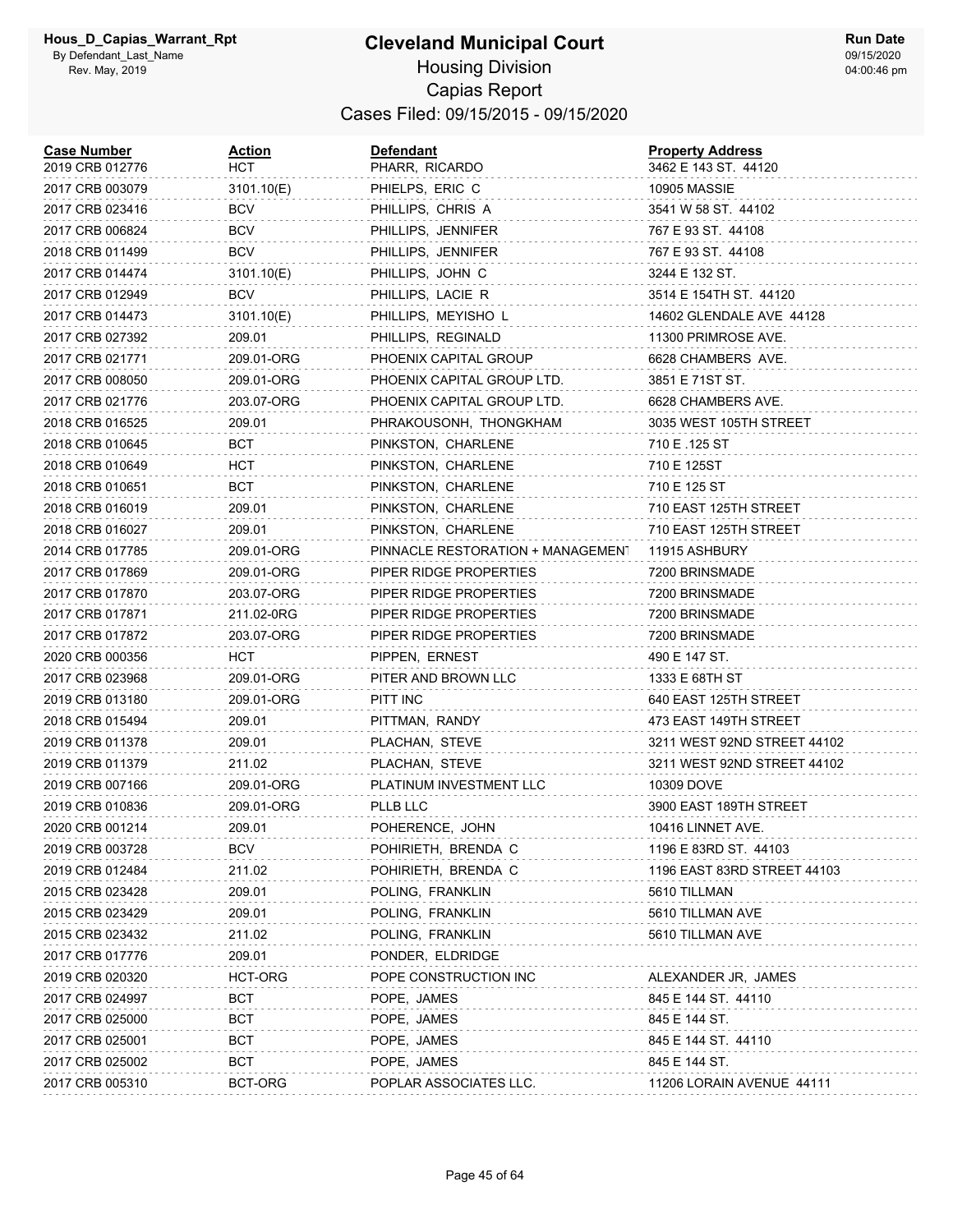# Cleveland Municipal Court

## Housing Division

## Capias Report

### Cases Filed: 09/15/2015 - 09/15/2020

| Case Number | Action | Defendant | Property Address |
|---|---|---|---|
| 2019 CRB 012776 | HCT | PHARR, RICARDO | 3462 E 143 ST. 44120 |
| 2017 CRB 003079 | 3101.10(E) | PHIELPS, ERIC C | 10905 MASSIE |
| 2017 CRB 023416 | BCV | PHILLIPS, CHRIS A | 3541 W 58 ST. 44102 |
| 2017 CRB 006824 | BCV | PHILLIPS, JENNIFER | 767 E 93 ST. 44108 |
| 2018 CRB 011499 | BCV | PHILLIPS, JENNIFER | 767 E 93 ST. 44108 |
| 2017 CRB 014474 | 3101.10(E) | PHILLIPS, JOHN C | 3244 E 132 ST. |
| 2017 CRB 012949 | BCV | PHILLIPS, LACIE R | 3514 E 154TH ST. 44120 |
| 2017 CRB 014473 | 3101.10(E) | PHILLIPS, MEYISHO L | 14602 GLENDALE AVE 44128 |
| 2017 CRB 027392 | 209.01 | PHILLIPS, REGINALD | 11300 PRIMROSE AVE. |
| 2017 CRB 021771 | 209.01-ORG | PHOENIX CAPITAL GROUP | 6628 CHAMBERS AVE. |
| 2017 CRB 008050 | 209.01-ORG | PHOENIX CAPITAL GROUP LTD. | 3851 E 71ST ST. |
| 2017 CRB 021776 | 203.07-ORG | PHOENIX CAPITAL GROUP LTD. | 6628 CHAMBERS AVE. |
| 2018 CRB 016525 | 209.01 | PHRAKOUSONH, THONGKHAM | 3035 WEST 105TH STREET |
| 2018 CRB 010645 | BCT | PINKSTON, CHARLENE | 710 E .125 ST |
| 2018 CRB 010649 | HCT | PINKSTON, CHARLENE | 710 E 125ST |
| 2018 CRB 010651 | BCT | PINKSTON, CHARLENE | 710 E 125 ST |
| 2018 CRB 016019 | 209.01 | PINKSTON, CHARLENE | 710 EAST 125TH STREET |
| 2018 CRB 016027 | 209.01 | PINKSTON, CHARLENE | 710 EAST 125TH STREET |
| 2014 CRB 017785 | 209.01-ORG | PINNACLE RESTORATION + MANAGEMENT | 11915 ASHBURY |
| 2017 CRB 017869 | 209.01-ORG | PIPER RIDGE PROPERTIES | 7200 BRINSMADE |
| 2017 CRB 017870 | 203.07-ORG | PIPER RIDGE PROPERTIES | 7200 BRINSMADE |
| 2017 CRB 017871 | 211.02-0RG | PIPER RIDGE PROPERTIES | 7200 BRINSMADE |
| 2017 CRB 017872 | 203.07-ORG | PIPER RIDGE PROPERTIES | 7200 BRINSMADE |
| 2020 CRB 000356 | HCT | PIPPEN, ERNEST | 490 E 147 ST. |
| 2017 CRB 023968 | 209.01-ORG | PITER AND BROWN LLC | 1333 E 68TH ST |
| 2019 CRB 013180 | 209.01-ORG | PITT INC | 640 EAST 125TH STREET |
| 2018 CRB 015494 | 209.01 | PITTMAN, RANDY | 473 EAST 149TH STREET |
| 2019 CRB 011378 | 209.01 | PLACHAN, STEVE | 3211 WEST 92ND STREET 44102 |
| 2019 CRB 011379 | 211.02 | PLACHAN, STEVE | 3211 WEST 92ND STREET 44102 |
| 2019 CRB 007166 | 209.01-ORG | PLATINUM INVESTMENT LLC | 10309 DOVE |
| 2019 CRB 010836 | 209.01-ORG | PLLB LLC | 3900 EAST 189TH STREET |
| 2020 CRB 001214 | 209.01 | POHERENCE, JOHN | 10416 LINNET AVE. |
| 2019 CRB 003728 | BCV | POHIRIETH, BRENDA C | 1196 E 83RD ST. 44103 |
| 2019 CRB 012484 | 211.02 | POHIRIETH, BRENDA C | 1196 EAST 83RD STREET 44103 |
| 2015 CRB 023428 | 209.01 | POLING, FRANKLIN | 5610 TILLMAN |
| 2015 CRB 023429 | 209.01 | POLING, FRANKLIN | 5610 TILLMAN AVE |
| 2015 CRB 023432 | 211.02 | POLING, FRANKLIN | 5610 TILLMAN AVE |
| 2017 CRB 017776 | 209.01 | PONDER, ELDRIDGE | |
| 2019 CRB 020320 | HCT-ORG | POPE CONSTRUCTION INC | ALEXANDER JR, JAMES |
| 2017 CRB 024997 | BCT | POPE, JAMES | 845 E 144 ST. 44110 |
| 2017 CRB 025000 | BCT | POPE, JAMES | 845 E 144 ST. |
| 2017 CRB 025001 | BCT | POPE, JAMES | 845 E 144 ST. 44110 |
| 2017 CRB 025002 | BCT | POPE, JAMES | 845 E 144 ST. |
| 2017 CRB 005310 | BCT-ORG | POPLAR ASSOCIATES LLC. | 11206 LORAIN AVENUE 44111 |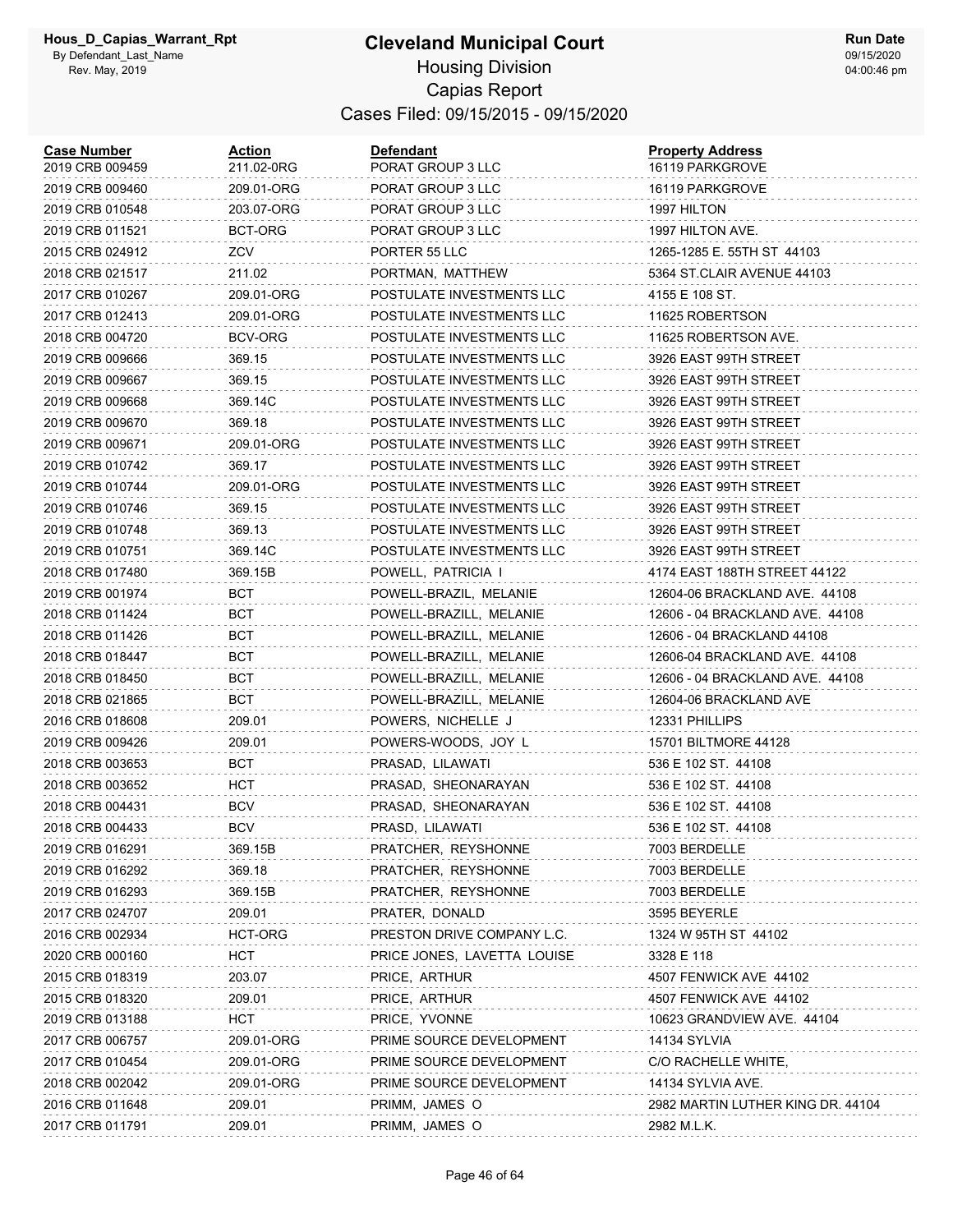# Cleveland Municipal Court

Housing Division

Capias Report

Cases Filed: 09/15/2015 - 09/15/2020

| Case Number | Action | Defendant | Property Address |
|---|---|---|---|
| 2019 CRB 009459 | 211.02-0RG | PORAT GROUP 3 LLC | 16119 PARKGROVE |
| 2019 CRB 009460 | 209.01-ORG | PORAT GROUP 3 LLC | 16119 PARKGROVE |
| 2019 CRB 010548 | 203.07-ORG | PORAT GROUP 3 LLC | 1997 HILTON |
| 2019 CRB 011521 | BCT-ORG | PORAT GROUP 3 LLC | 1997 HILTON AVE. |
| 2015 CRB 024912 | ZCV | PORTER 55 LLC | 1265-1285 E. 55TH ST 44103 |
| 2018 CRB 021517 | 211.02 | PORTMAN, MATTHEW | 5364 ST.CLAIR AVENUE 44103 |
| 2017 CRB 010267 | 209.01-ORG | POSTULATE INVESTMENTS LLC | 4155 E 108 ST. |
| 2017 CRB 012413 | 209.01-ORG | POSTULATE INVESTMENTS LLC | 11625 ROBERTSON |
| 2018 CRB 004720 | BCV-ORG | POSTULATE INVESTMENTS LLC | 11625 ROBERTSON AVE. |
| 2019 CRB 009666 | 369.15 | POSTULATE INVESTMENTS LLC | 3926 EAST 99TH STREET |
| 2019 CRB 009667 | 369.15 | POSTULATE INVESTMENTS LLC | 3926 EAST 99TH STREET |
| 2019 CRB 009668 | 369.14C | POSTULATE INVESTMENTS LLC | 3926 EAST 99TH STREET |
| 2019 CRB 009670 | 369.18 | POSTULATE INVESTMENTS LLC | 3926 EAST 99TH STREET |
| 2019 CRB 009671 | 209.01-ORG | POSTULATE INVESTMENTS LLC | 3926 EAST 99TH STREET |
| 2019 CRB 010742 | 369.17 | POSTULATE INVESTMENTS LLC | 3926 EAST 99TH STREET |
| 2019 CRB 010744 | 209.01-ORG | POSTULATE INVESTMENTS LLC | 3926 EAST 99TH STREET |
| 2019 CRB 010746 | 369.15 | POSTULATE INVESTMENTS LLC | 3926 EAST 99TH STREET |
| 2019 CRB 010748 | 369.13 | POSTULATE INVESTMENTS LLC | 3926 EAST 99TH STREET |
| 2019 CRB 010751 | 369.14C | POSTULATE INVESTMENTS LLC | 3926 EAST 99TH STREET |
| 2018 CRB 017480 | 369.15B | POWELL, PATRICIA I | 4174 EAST 188TH STREET 44122 |
| 2019 CRB 001974 | BCT | POWELL-BRAZIL, MELANIE | 12604-06 BRACKLAND AVE. 44108 |
| 2018 CRB 011424 | BCT | POWELL-BRAZILL, MELANIE | 12606 - 04 BRACKLAND AVE. 44108 |
| 2018 CRB 011426 | BCT | POWELL-BRAZILL, MELANIE | 12606 - 04 BRACKLAND 44108 |
| 2018 CRB 018447 | BCT | POWELL-BRAZILL, MELANIE | 12606-04 BRACKLAND AVE. 44108 |
| 2018 CRB 018450 | BCT | POWELL-BRAZILL, MELANIE | 12606 - 04 BRACKLAND AVE. 44108 |
| 2018 CRB 021865 | BCT | POWELL-BRAZILL, MELANIE | 12604-06 BRACKLAND AVE |
| 2016 CRB 018608 | 209.01 | POWERS, NICHELLE J | 12331 PHILLIPS |
| 2019 CRB 009426 | 209.01 | POWERS-WOODS, JOY L | 15701 BILTMORE 44128 |
| 2018 CRB 003653 | BCT | PRASAD, LILAWATI | 536 E 102 ST. 44108 |
| 2018 CRB 003652 | HCT | PRASAD, SHEONARAYAN | 536 E 102 ST. 44108 |
| 2018 CRB 004431 | BCV | PRASAD, SHEONARAYAN | 536 E 102 ST. 44108 |
| 2018 CRB 004433 | BCV | PRASD, LILAWATI | 536 E 102 ST. 44108 |
| 2019 CRB 016291 | 369.15B | PRATCHER, REYSHONNE | 7003 BERDELLE |
| 2019 CRB 016292 | 369.18 | PRATCHER, REYSHONNE | 7003 BERDELLE |
| 2019 CRB 016293 | 369.15B | PRATCHER, REYSHONNE | 7003 BERDELLE |
| 2017 CRB 024707 | 209.01 | PRATER, DONALD | 3595 BEYERLE |
| 2016 CRB 002934 | HCT-ORG | PRESTON DRIVE COMPANY L.C. | 1324 W 95TH ST 44102 |
| 2020 CRB 000160 | HCT | PRICE JONES, LAVETTA LOUISE | 3328 E 118 |
| 2015 CRB 018319 | 203.07 | PRICE, ARTHUR | 4507 FENWICK AVE 44102 |
| 2015 CRB 018320 | 209.01 | PRICE, ARTHUR | 4507 FENWICK AVE 44102 |
| 2019 CRB 013188 | HCT | PRICE, YVONNE | 10623 GRANDVIEW AVE. 44104 |
| 2017 CRB 006757 | 209.01-ORG | PRIME SOURCE DEVELOPMENT | 14134 SYLVIA |
| 2017 CRB 010454 | 209.01-ORG | PRIME SOURCE DEVELOPMENT | C/O RACHELLE WHITE, |
| 2018 CRB 002042 | 209.01-ORG | PRIME SOURCE DEVELOPMENT | 14134 SYLVIA AVE. |
| 2016 CRB 011648 | 209.01 | PRIMM, JAMES O | 2982 MARTIN LUTHER KING DR. 44104 |
| 2017 CRB 011791 | 209.01 | PRIMM, JAMES O | 2982 M.L.K. |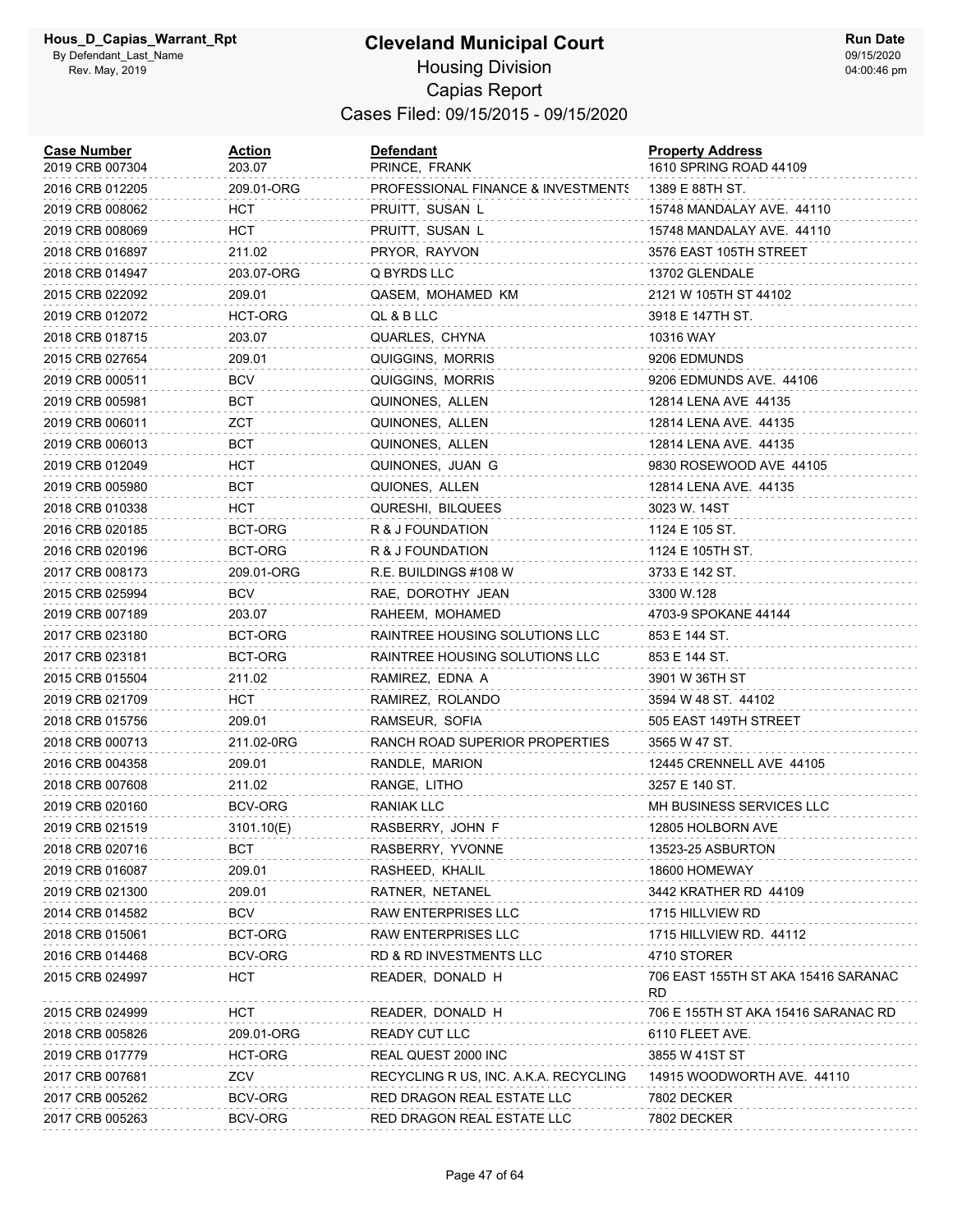# Cleveland Municipal Court

## Housing Division

## Capias Report

### Cases Filed: 09/15/2015 - 09/15/2020

| Case Number | Action | Defendant | Property Address |
|---|---|---|---|
| 2019 CRB 007304 | 203.07 | PRINCE, FRANK | 1610 SPRING ROAD 44109 |
| 2016 CRB 012205 | 209.01-ORG | PROFESSIONAL FINANCE & INVESTMENTS | 1389 E 88TH ST. |
| 2019 CRB 008062 | HCT | PRUITT, SUSAN L | 15748 MANDALAY AVE. 44110 |
| 2019 CRB 008069 | HCT | PRUITT, SUSAN L | 15748 MANDALAY AVE. 44110 |
| 2018 CRB 016897 | 211.02 | PRYOR, RAYVON | 3576 EAST 105TH STREET |
| 2018 CRB 014947 | 203.07-ORG | Q BYRDS LLC | 13702 GLENDALE |
| 2015 CRB 022092 | 209.01 | QASEM, MOHAMED KM | 2121 W 105TH ST 44102 |
| 2019 CRB 012072 | HCT-ORG | QL & B LLC | 3918 E 147TH ST. |
| 2018 CRB 018715 | 203.07 | QUARLES, CHYNA | 10316 WAY |
| 2015 CRB 027654 | 209.01 | QUIGGINS, MORRIS | 9206 EDMUNDS |
| 2019 CRB 000511 | BCV | QUIGGINS, MORRIS | 9206 EDMUNDS AVE. 44106 |
| 2019 CRB 005981 | BCT | QUINONES, ALLEN | 12814 LENA AVE 44135 |
| 2019 CRB 006011 | ZCT | QUINONES, ALLEN | 12814 LENA AVE. 44135 |
| 2019 CRB 006013 | BCT | QUINONES, ALLEN | 12814 LENA AVE. 44135 |
| 2019 CRB 012049 | HCT | QUINONES, JUAN G | 9830 ROSEWOOD AVE 44105 |
| 2019 CRB 005980 | BCT | QUIONES, ALLEN | 12814 LENA AVE. 44135 |
| 2018 CRB 010338 | HCT | QURESHI, BILQUEES | 3023 W. 14ST |
| 2016 CRB 020185 | BCT-ORG | R & J FOUNDATION | 1124 E 105 ST. |
| 2016 CRB 020196 | BCT-ORG | R & J FOUNDATION | 1124 E 105TH ST. |
| 2017 CRB 008173 | 209.01-ORG | R.E. BUILDINGS #108 W | 3733 E 142 ST. |
| 2015 CRB 025994 | BCV | RAE, DOROTHY JEAN | 3300 W.128 |
| 2019 CRB 007189 | 203.07 | RAHEEM, MOHAMED | 4703-9 SPOKANE 44144 |
| 2017 CRB 023180 | BCT-ORG | RAINTREE HOUSING SOLUTIONS LLC | 853 E 144 ST. |
| 2017 CRB 023181 | BCT-ORG | RAINTREE HOUSING SOLUTIONS LLC | 853 E 144 ST. |
| 2015 CRB 015504 | 211.02 | RAMIREZ, EDNA A | 3901 W 36TH ST |
| 2019 CRB 021709 | HCT | RAMIREZ, ROLANDO | 3594 W 48 ST. 44102 |
| 2018 CRB 015756 | 209.01 | RAMSEUR, SOFIA | 505 EAST 149TH STREET |
| 2018 CRB 000713 | 211.02-0RG | RANCH ROAD SUPERIOR PROPERTIES | 3565 W 47 ST. |
| 2016 CRB 004358 | 209.01 | RANDLE, MARION | 12445 CRENNELL AVE 44105 |
| 2018 CRB 007608 | 211.02 | RANGE, LITHO | 3257 E 140 ST. |
| 2019 CRB 020160 | BCV-ORG | RANIAK LLC | MH BUSINESS SERVICES LLC |
| 2019 CRB 021519 | 3101.10(E) | RASBERRY, JOHN F | 12805 HOLBORN AVE |
| 2018 CRB 020716 | BCT | RASBERRY, YVONNE | 13523-25 ASBURTON |
| 2019 CRB 016087 | 209.01 | RASHEED, KHALIL | 18600 HOMEWAY |
| 2019 CRB 021300 | 209.01 | RATNER, NETANEL | 3442 KRATHER RD 44109 |
| 2014 CRB 014582 | BCV | RAW ENTERPRISES LLC | 1715 HILLVIEW RD |
| 2018 CRB 015061 | BCT-ORG | RAW ENTERPRISES LLC | 1715 HILLVIEW RD. 44112 |
| 2016 CRB 014468 | BCV-ORG | RD & RD INVESTMENTS LLC | 4710 STORER |
| 2015 CRB 024997 | HCT | READER, DONALD H | 706 EAST 155TH ST AKA 15416 SARANAC RD |
| 2015 CRB 024999 | HCT | READER, DONALD H | 706 E 155TH ST AKA 15416 SARANAC RD |
| 2018 CRB 005826 | 209.01-ORG | READY CUT LLC | 6110 FLEET AVE. |
| 2019 CRB 017779 | HCT-ORG | REAL QUEST 2000 INC | 3855 W 41ST ST |
| 2017 CRB 007681 | ZCV | RECYCLING R US, INC. A.K.A. RECYCLING | 14915 WOODWORTH AVE. 44110 |
| 2017 CRB 005262 | BCV-ORG | RED DRAGON REAL ESTATE LLC | 7802 DECKER |
| 2017 CRB 005263 | BCV-ORG | RED DRAGON REAL ESTATE LLC | 7802 DECKER |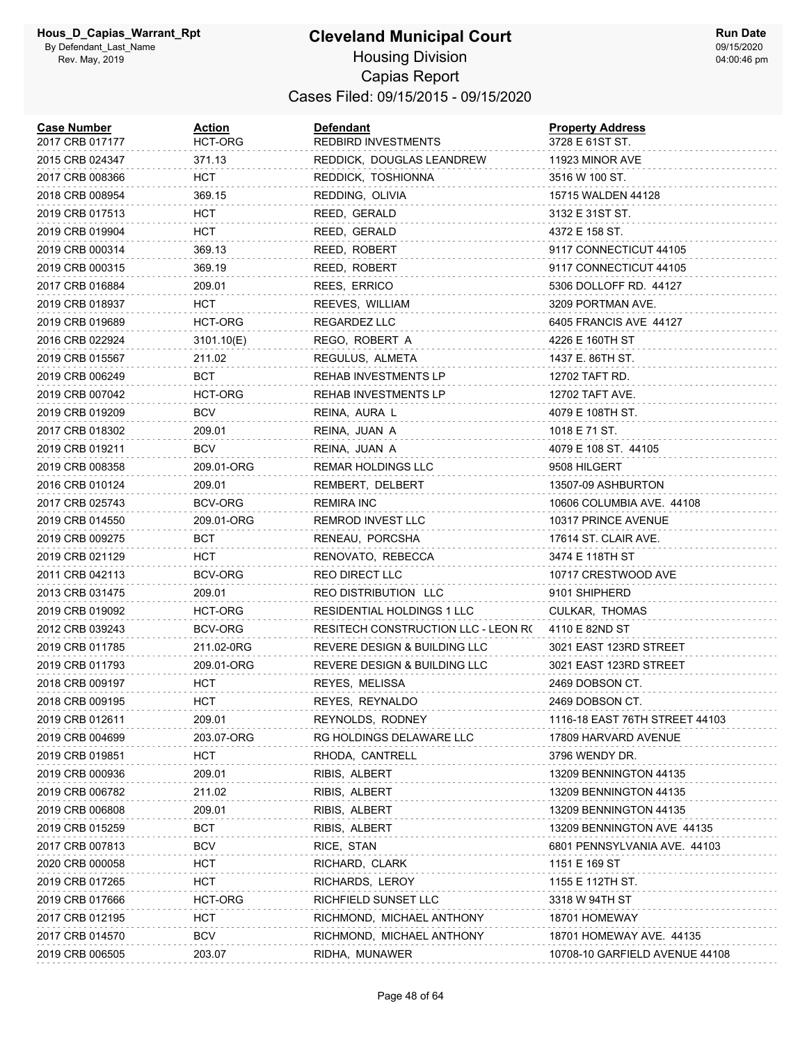# Cleveland Municipal Court

## Housing Division

## Capias Report

### Cases Filed: 09/15/2015 - 09/15/2020

Hous_D_Capias_Warrant_Rpt
By Defendant_Last_Name
Rev. May, 2019

Run Date 09/15/2020 04:00:46 pm

| Case Number | Action | Defendant | Property Address |
|---|---|---|---|
| 2017 CRB 017177 | HCT-ORG | REDBIRD INVESTMENTS | 3728 E 61ST ST. |
| 2015 CRB 024347 | 371.13 | REDDICK, DOUGLAS LEANDREW | 11923 MINOR AVE |
| 2017 CRB 008366 | HCT | REDDICK, TOSHIONNA | 3516 W 100 ST. |
| 2018 CRB 008954 | 369.15 | REDDING, OLIVIA | 15715 WALDEN 44128 |
| 2019 CRB 017513 | HCT | REED, GERALD | 3132 E 31ST ST. |
| 2019 CRB 019904 | HCT | REED, GERALD | 4372 E 158 ST. |
| 2019 CRB 000314 | 369.13 | REED, ROBERT | 9117 CONNECTICUT 44105 |
| 2019 CRB 000315 | 369.19 | REED, ROBERT | 9117 CONNECTICUT 44105 |
| 2017 CRB 016884 | 209.01 | REES, ERRICO | 5306 DOLLOFF RD. 44127 |
| 2019 CRB 018937 | HCT | REEVES, WILLIAM | 3209 PORTMAN AVE. |
| 2019 CRB 019689 | HCT-ORG | REGARDEZ LLC | 6405 FRANCIS AVE 44127 |
| 2016 CRB 022924 | 3101.10(E) | REGO, ROBERT A | 4226 E 160TH ST |
| 2019 CRB 015567 | 211.02 | REGULUS, ALMETA | 1437 E. 86TH ST. |
| 2019 CRB 006249 | BCT | REHAB INVESTMENTS LP | 12702 TAFT RD. |
| 2019 CRB 007042 | HCT-ORG | REHAB INVESTMENTS LP | 12702 TAFT AVE. |
| 2019 CRB 019209 | BCV | REINA, AURA L | 4079 E 108TH ST. |
| 2017 CRB 018302 | 209.01 | REINA, JUAN A | 1018 E 71 ST. |
| 2019 CRB 019211 | BCV | REINA, JUAN A | 4079 E 108 ST. 44105 |
| 2019 CRB 008358 | 209.01-ORG | REMAR HOLDINGS LLC | 9508 HILGERT |
| 2016 CRB 010124 | 209.01 | REMBERT, DELBERT | 13507-09 ASHBURTON |
| 2017 CRB 025743 | BCV-ORG | REMIRA INC | 10606 COLUMBIA AVE. 44108 |
| 2019 CRB 014550 | 209.01-ORG | REMROD INVEST LLC | 10317 PRINCE AVENUE |
| 2019 CRB 009275 | BCT | RENEAU, PORCSHA | 17614 ST. CLAIR AVE. |
| 2019 CRB 021129 | HCT | RENOVATO, REBECCA | 3474 E 118TH ST |
| 2011 CRB 042113 | BCV-ORG | REO DIRECT LLC | 10717 CRESTWOOD AVE |
| 2013 CRB 031475 | 209.01 | REO DISTRIBUTION LLC | 9101 SHIPHERD |
| 2019 CRB 019092 | HCT-ORG | RESIDENTIAL HOLDINGS 1 LLC | CULKAR, THOMAS |
| 2012 CRB 039243 | BCV-ORG | RESITECH CONSTRUCTION LLC - LEON RO | 4110 E 82ND ST |
| 2019 CRB 011785 | 211.02-0RG | REVERE DESIGN & BUILDING LLC | 3021 EAST 123RD STREET |
| 2019 CRB 011793 | 209.01-ORG | REVERE DESIGN & BUILDING LLC | 3021 EAST 123RD STREET |
| 2018 CRB 009197 | HCT | REYES, MELISSA | 2469 DOBSON CT. |
| 2018 CRB 009195 | HCT | REYES, REYNALDO | 2469 DOBSON CT. |
| 2019 CRB 012611 | 209.01 | REYNOLDS, RODNEY | 1116-18 EAST 76TH STREET 44103 |
| 2019 CRB 004699 | 203.07-ORG | RG HOLDINGS DELAWARE LLC | 17809 HARVARD AVENUE |
| 2019 CRB 019851 | HCT | RHODA, CANTRELL | 3796 WENDY DR. |
| 2019 CRB 000936 | 209.01 | RIBIS, ALBERT | 13209 BENNINGTON 44135 |
| 2019 CRB 006782 | 211.02 | RIBIS, ALBERT | 13209 BENNINGTON 44135 |
| 2019 CRB 006808 | 209.01 | RIBIS, ALBERT | 13209 BENNINGTON 44135 |
| 2019 CRB 015259 | BCT | RIBIS, ALBERT | 13209 BENNINGTON AVE 44135 |
| 2017 CRB 007813 | BCV | RICE, STAN | 6801 PENNSYLVANIA AVE. 44103 |
| 2020 CRB 000058 | HCT | RICHARD, CLARK | 1151 E 169 ST |
| 2019 CRB 017265 | HCT | RICHARDS, LEROY | 1155 E 112TH ST. |
| 2019 CRB 017666 | HCT-ORG | RICHFIELD SUNSET LLC | 3318 W 94TH ST |
| 2017 CRB 012195 | HCT | RICHMOND, MICHAEL ANTHONY | 18701 HOMEWAY |
| 2017 CRB 014570 | BCV | RICHMOND, MICHAEL ANTHONY | 18701 HOMEWAY AVE. 44135 |
| 2019 CRB 006505 | 203.07 | RIDHA, MUNAWER | 10708-10 GARFIELD AVENUE 44108 |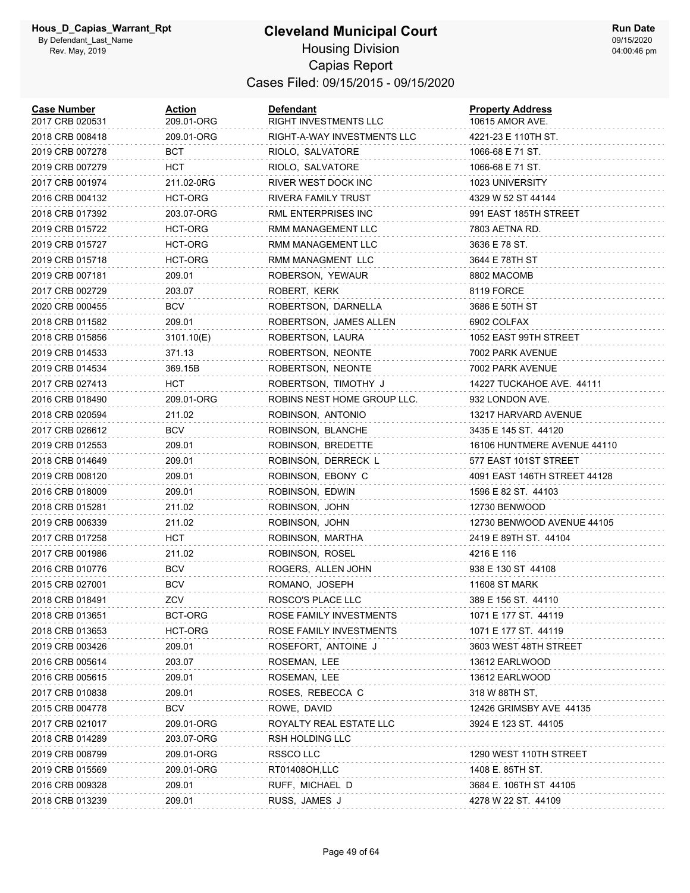# Cleveland Municipal Court

## Housing Division

## Capias Report

### Cases Filed: 09/15/2015 - 09/15/2020

Hous_D_Capias_Warrant_Rpt
By Defendant_Last_Name
Rev. May, 2019

Run Date 09/15/2020 04:00:46 pm

| Case Number | Action | Defendant | Property Address |
|---|---|---|---|
| 2017 CRB 020531 | 209.01-ORG | RIGHT INVESTMENTS LLC | 10615 AMOR AVE. |
| 2018 CRB 008418 | 209.01-ORG | RIGHT-A-WAY INVESTMENTS LLC | 4221-23 E 110TH ST. |
| 2019 CRB 007278 | BCT | RIOLO, SALVATORE | 1066-68 E 71 ST. |
| 2019 CRB 007279 | HCT | RIOLO, SALVATORE | 1066-68 E 71 ST. |
| 2017 CRB 001974 | 211.02-0RG | RIVER WEST DOCK INC | 1023 UNIVERSITY |
| 2016 CRB 004132 | HCT-ORG | RIVERA FAMILY TRUST | 4329 W 52 ST 44144 |
| 2018 CRB 017392 | 203.07-ORG | RML ENTERPRISES INC | 991 EAST 185TH STREET |
| 2019 CRB 015722 | HCT-ORG | RMM MANAGEMENT LLC | 7803 AETNA RD. |
| 2019 CRB 015727 | HCT-ORG | RMM MANAGEMENT LLC | 3636 E 78 ST. |
| 2019 CRB 015718 | HCT-ORG | RMM MANAGMENT LLC | 3644 E 78TH ST |
| 2019 CRB 007181 | 209.01 | ROBERSON, YEWAUR | 8802 MACOMB |
| 2017 CRB 002729 | 203.07 | ROBERT, KERK | 8119 FORCE |
| 2020 CRB 000455 | BCV | ROBERTSON, DARNELLA | 3686 E 50TH ST |
| 2018 CRB 011582 | 209.01 | ROBERTSON, JAMES ALLEN | 6902 COLFAX |
| 2018 CRB 015856 | 3101.10(E) | ROBERTSON, LAURA | 1052 EAST 99TH STREET |
| 2019 CRB 014533 | 371.13 | ROBERTSON, NEONTE | 7002 PARK AVENUE |
| 2019 CRB 014534 | 369.15B | ROBERTSON, NEONTE | 7002 PARK AVENUE |
| 2017 CRB 027413 | HCT | ROBERTSON, TIMOTHY J | 14227 TUCKAHOE AVE. 44111 |
| 2016 CRB 018490 | 209.01-ORG | ROBINS NEST HOME GROUP LLC. | 932 LONDON AVE. |
| 2018 CRB 020594 | 211.02 | ROBINSON, ANTONIO | 13217 HARVARD AVENUE |
| 2017 CRB 026612 | BCV | ROBINSON, BLANCHE | 3435 E 145 ST. 44120 |
| 2019 CRB 012553 | 209.01 | ROBINSON, BREDETTE | 16106 HUNTMERE AVENUE 44110 |
| 2018 CRB 014649 | 209.01 | ROBINSON, DERRECK L | 577 EAST 101ST STREET |
| 2019 CRB 008120 | 209.01 | ROBINSON, EBONY C | 4091 EAST 146TH STREET 44128 |
| 2016 CRB 018009 | 209.01 | ROBINSON, EDWIN | 1596 E 82 ST. 44103 |
| 2018 CRB 015281 | 211.02 | ROBINSON, JOHN | 12730 BENWOOD |
| 2019 CRB 006339 | 211.02 | ROBINSON, JOHN | 12730 BENWOOD AVENUE 44105 |
| 2017 CRB 017258 | HCT | ROBINSON, MARTHA | 2419 E 89TH ST. 44104 |
| 2017 CRB 001986 | 211.02 | ROBINSON, ROSEL | 4216 E 116 |
| 2016 CRB 010776 | BCV | ROGERS, ALLEN JOHN | 938 E 130 ST 44108 |
| 2015 CRB 027001 | BCV | ROMANO, JOSEPH | 11608 ST MARK |
| 2018 CRB 018491 | ZCV | ROSCO'S PLACE LLC | 389 E 156 ST. 44110 |
| 2018 CRB 013651 | BCT-ORG | ROSE FAMILY INVESTMENTS | 1071 E 177 ST. 44119 |
| 2018 CRB 013653 | HCT-ORG | ROSE FAMILY INVESTMENTS | 1071 E 177 ST. 44119 |
| 2019 CRB 003426 | 209.01 | ROSEFORT, ANTOINE J | 3603 WEST 48TH STREET |
| 2016 CRB 005614 | 203.07 | ROSEMAN, LEE | 13612 EARLWOOD |
| 2016 CRB 005615 | 209.01 | ROSEMAN, LEE | 13612 EARLWOOD |
| 2017 CRB 010838 | 209.01 | ROSES, REBECCA C | 318 W 88TH ST, |
| 2015 CRB 004778 | BCV | ROWE, DAVID | 12426 GRIMSBY AVE 44135 |
| 2017 CRB 021017 | 209.01-ORG | ROYALTY REAL ESTATE LLC | 3924 E 123 ST. 44105 |
| 2018 CRB 014289 | 203.07-ORG | RSH HOLDING LLC | |
| 2019 CRB 008799 | 209.01-ORG | RSSCO LLC | 1290 WEST 110TH STREET |
| 2019 CRB 015569 | 209.01-ORG | RT01408OH,LLC | 1408 E. 85TH ST. |
| 2016 CRB 009328 | 209.01 | RUFF, MICHAEL D | 3684 E. 106TH ST 44105 |
| 2018 CRB 013239 | 209.01 | RUSS, JAMES J | 4278 W 22 ST. 44109 |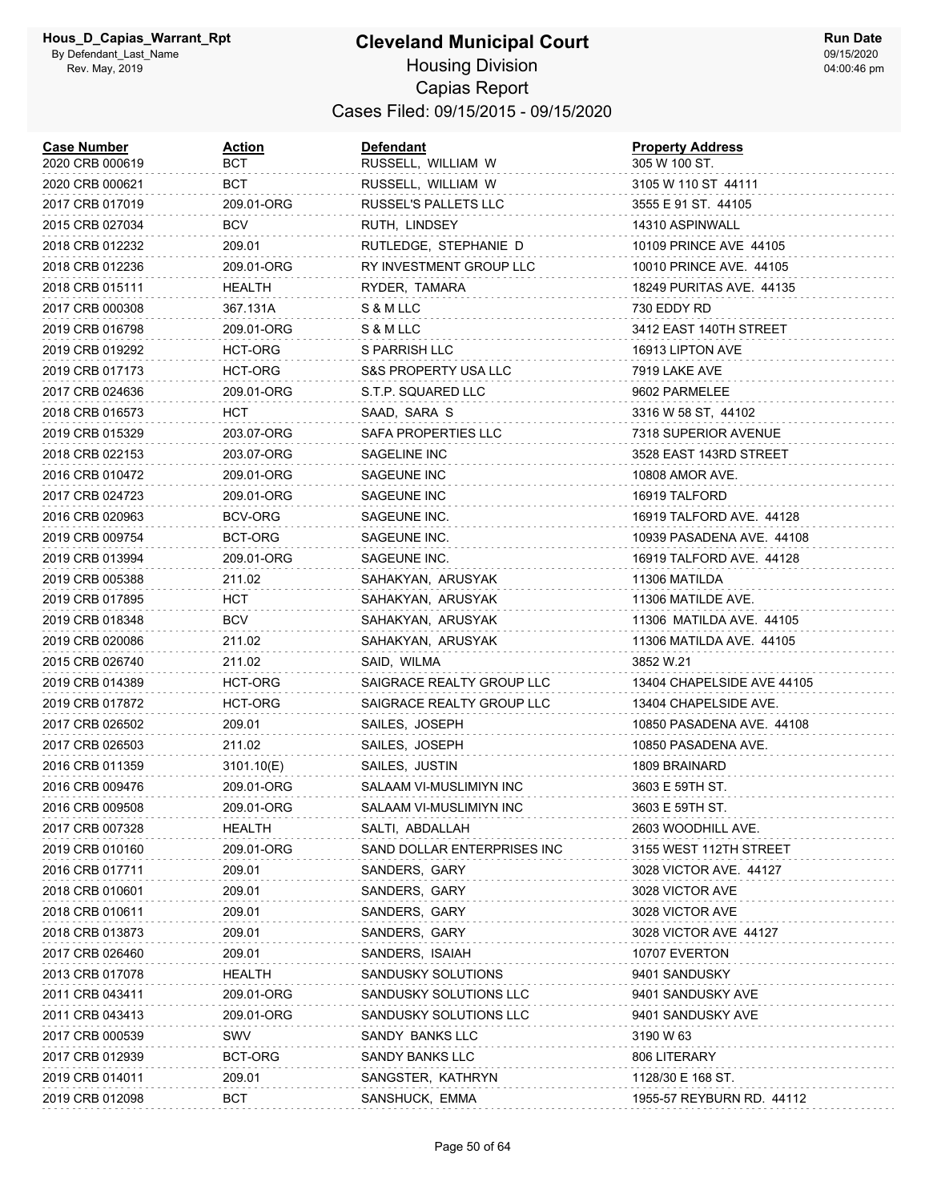# Cleveland Municipal Court

## Housing Division

## Capias Report

### Cases Filed: 09/15/2015 - 09/15/2020

| Case Number | Action | Defendant | Property Address |
| --- | --- | --- | --- |
| 2020 CRB 000619 | BCT | RUSSELL, WILLIAM W | 305 W 100 ST. |
| 2020 CRB 000621 | BCT | RUSSELL, WILLIAM W | 3105 W 110 ST 44111 |
| 2017 CRB 017019 | 209.01-ORG | RUSSEL'S PALLETS LLC | 3555 E 91 ST. 44105 |
| 2015 CRB 027034 | BCV | RUTH, LINDSEY | 14310 ASPINWALL |
| 2018 CRB 012232 | 209.01 | RUTLEDGE, STEPHANIE D | 10109 PRINCE AVE 44105 |
| 2018 CRB 012236 | 209.01-ORG | RY INVESTMENT GROUP LLC | 10010 PRINCE AVE. 44105 |
| 2018 CRB 015111 | HEALTH | RYDER, TAMARA | 18249 PURITAS AVE. 44135 |
| 2017 CRB 000308 | 367.131A | S & M LLC | 730 EDDY RD |
| 2019 CRB 016798 | 209.01-ORG | S & M LLC | 3412 EAST 140TH STREET |
| 2019 CRB 019292 | HCT-ORG | S PARRISH LLC | 16913 LIPTON AVE |
| 2019 CRB 017173 | HCT-ORG | S&S PROPERTY USA LLC | 7919 LAKE AVE |
| 2017 CRB 024636 | 209.01-ORG | S.T.P. SQUARED LLC | 9602 PARMELEE |
| 2018 CRB 016573 | HCT | SAAD, SARA S | 3316 W 58 ST, 44102 |
| 2019 CRB 015329 | 203.07-ORG | SAFA PROPERTIES LLC | 7318 SUPERIOR AVENUE |
| 2018 CRB 022153 | 203.07-ORG | SAGELINE INC | 3528 EAST 143RD STREET |
| 2016 CRB 010472 | 209.01-ORG | SAGEUNE INC | 10808 AMOR AVE. |
| 2017 CRB 024723 | 209.01-ORG | SAGEUNE INC | 16919 TALFORD |
| 2016 CRB 020963 | BCV-ORG | SAGEUNE INC. | 16919 TALFORD AVE. 44128 |
| 2019 CRB 009754 | BCT-ORG | SAGEUNE INC. | 10939 PASADENA AVE. 44108 |
| 2019 CRB 013994 | 209.01-ORG | SAGEUNE INC. | 16919 TALFORD AVE. 44128 |
| 2019 CRB 005388 | 211.02 | SAHAKYAN, ARUSYAK | 11306 MATILDA |
| 2019 CRB 017895 | HCT | SAHAKYAN, ARUSYAK | 11306 MATILDE AVE. |
| 2019 CRB 018348 | BCV | SAHAKYAN, ARUSYAK | 11306 MATILDA AVE. 44105 |
| 2019 CRB 020086 | 211.02 | SAHAKYAN, ARUSYAK | 11306 MATILDA AVE. 44105 |
| 2015 CRB 026740 | 211.02 | SAID, WILMA | 3852 W.21 |
| 2019 CRB 014389 | HCT-ORG | SAIGRACE REALTY GROUP LLC | 13404 CHAPELSIDE AVE 44105 |
| 2019 CRB 017872 | HCT-ORG | SAIGRACE REALTY GROUP LLC | 13404 CHAPELSIDE AVE. |
| 2017 CRB 026502 | 209.01 | SAILES, JOSEPH | 10850 PASADENA AVE. 44108 |
| 2017 CRB 026503 | 211.02 | SAILES, JOSEPH | 10850 PASADENA AVE. |
| 2016 CRB 011359 | 3101.10(E) | SAILES, JUSTIN | 1809 BRAINARD |
| 2016 CRB 009476 | 209.01-ORG | SALAAM VI-MUSLIMIYN INC | 3603 E 59TH ST. |
| 2016 CRB 009508 | 209.01-ORG | SALAAM VI-MUSLIMIYN INC | 3603 E 59TH ST. |
| 2017 CRB 007328 | HEALTH | SALTI, ABDALLAH | 2603 WOODHILL AVE. |
| 2019 CRB 010160 | 209.01-ORG | SAND DOLLAR ENTERPRISES INC | 3155 WEST 112TH STREET |
| 2016 CRB 017711 | 209.01 | SANDERS, GARY | 3028 VICTOR AVE. 44127 |
| 2018 CRB 010601 | 209.01 | SANDERS, GARY | 3028 VICTOR AVE |
| 2018 CRB 010611 | 209.01 | SANDERS, GARY | 3028 VICTOR AVE |
| 2018 CRB 013873 | 209.01 | SANDERS, GARY | 3028 VICTOR AVE 44127 |
| 2017 CRB 026460 | 209.01 | SANDERS, ISAIAH | 10707 EVERTON |
| 2013 CRB 017078 | HEALTH | SANDUSKY SOLUTIONS | 9401 SANDUSKY |
| 2011 CRB 043411 | 209.01-ORG | SANDUSKY SOLUTIONS LLC | 9401 SANDUSKY AVE |
| 2011 CRB 043413 | 209.01-ORG | SANDUSKY SOLUTIONS LLC | 9401 SANDUSKY AVE |
| 2017 CRB 000539 | SWV | SANDY BANKS LLC | 3190 W 63 |
| 2017 CRB 012939 | BCT-ORG | SANDY BANKS LLC | 806 LITERARY |
| 2019 CRB 014011 | 209.01 | SANGSTER, KATHRYN | 1128/30 E 168 ST. |
| 2019 CRB 012098 | BCT | SANSHUCK, EMMA | 1955-57 REYBURN RD. 44112 |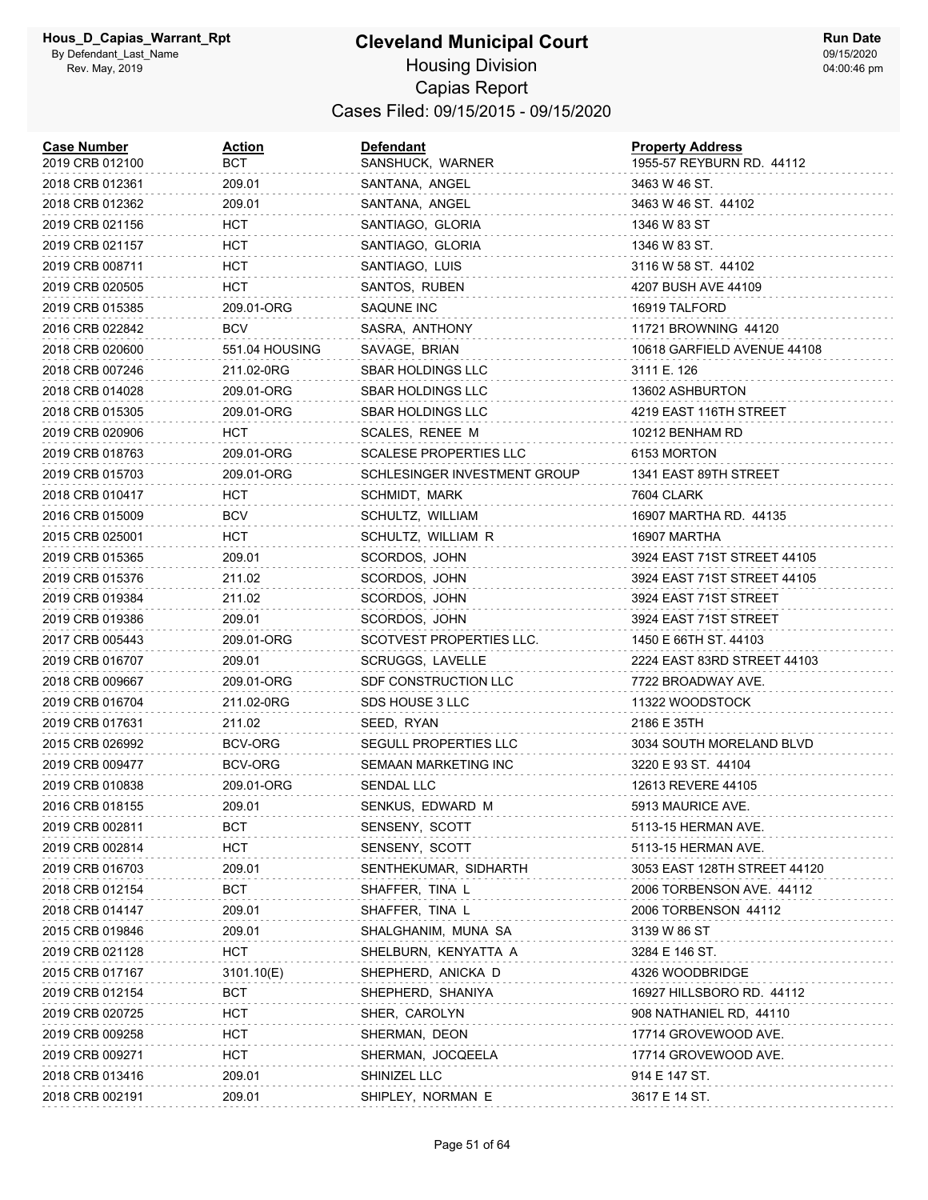# Cleveland Municipal Court

Housing Division

Capias Report

Cases Filed: 09/15/2015 - 09/15/2020

| Case Number | Action | Defendant | Property Address |
|---|---|---|---|
| 2019 CRB 012100 | BCT | SANSHUCK, WARNER | 1955-57 REYBURN RD. 44112 |
| 2018 CRB 012361 | 209.01 | SANTANA, ANGEL | 3463 W 46 ST. |
| 2018 CRB 012362 | 209.01 | SANTANA, ANGEL | 3463 W 46 ST. 44102 |
| 2019 CRB 021156 | HCT | SANTIAGO, GLORIA | 1346 W 83 ST |
| 2019 CRB 021157 | HCT | SANTIAGO, GLORIA | 1346 W 83 ST. |
| 2019 CRB 008711 | HCT | SANTIAGO, LUIS | 3116 W 58 ST. 44102 |
| 2019 CRB 020505 | HCT | SANTOS, RUBEN | 4207 BUSH AVE 44109 |
| 2019 CRB 015385 | 209.01-ORG | SAQUNE INC | 16919 TALFORD |
| 2016 CRB 022842 | BCV | SASRA, ANTHONY | 11721 BROWNING 44120 |
| 2018 CRB 020600 | 551.04 HOUSING | SAVAGE, BRIAN | 10618 GARFIELD AVENUE 44108 |
| 2018 CRB 007246 | 211.02-0RG | SBAR HOLDINGS LLC | 3111 E. 126 |
| 2018 CRB 014028 | 209.01-ORG | SBAR HOLDINGS LLC | 13602 ASHBURTON |
| 2018 CRB 015305 | 209.01-ORG | SBAR HOLDINGS LLC | 4219 EAST 116TH STREET |
| 2019 CRB 020906 | HCT | SCALES, RENEE M | 10212 BENHAM RD |
| 2019 CRB 018763 | 209.01-ORG | SCALESE PROPERTIES LLC | 6153 MORTON |
| 2019 CRB 015703 | 209.01-ORG | SCHLESINGER INVESTMENT GROUP | 1341 EAST 89TH STREET |
| 2018 CRB 010417 | HCT | SCHMIDT, MARK | 7604 CLARK |
| 2016 CRB 015009 | BCV | SCHULTZ, WILLIAM | 16907 MARTHA RD. 44135 |
| 2015 CRB 025001 | HCT | SCHULTZ, WILLIAM R | 16907 MARTHA |
| 2019 CRB 015365 | 209.01 | SCORDOS, JOHN | 3924 EAST 71ST STREET 44105 |
| 2019 CRB 015376 | 211.02 | SCORDOS, JOHN | 3924 EAST 71ST STREET 44105 |
| 2019 CRB 019384 | 211.02 | SCORDOS, JOHN | 3924 EAST 71ST STREET |
| 2019 CRB 019386 | 209.01 | SCORDOS, JOHN | 3924 EAST 71ST STREET |
| 2017 CRB 005443 | 209.01-ORG | SCOTVEST PROPERTIES LLC. | 1450 E 66TH ST. 44103 |
| 2019 CRB 016707 | 209.01 | SCRUGGS, LAVELLE | 2224 EAST 83RD STREET 44103 |
| 2018 CRB 009667 | 209.01-ORG | SDF CONSTRUCTION LLC | 7722 BROADWAY AVE. |
| 2019 CRB 016704 | 211.02-0RG | SDS HOUSE 3 LLC | 11322 WOODSTOCK |
| 2019 CRB 017631 | 211.02 | SEED, RYAN | 2186 E 35TH |
| 2015 CRB 026992 | BCV-ORG | SEGULL PROPERTIES LLC | 3034 SOUTH MORELAND BLVD |
| 2019 CRB 009477 | BCV-ORG | SEMAAN MARKETING INC | 3220 E 93 ST. 44104 |
| 2019 CRB 010838 | 209.01-ORG | SENDAL LLC | 12613 REVERE 44105 |
| 2016 CRB 018155 | 209.01 | SENKUS, EDWARD M | 5913 MAURICE AVE. |
| 2019 CRB 002811 | BCT | SENSENY, SCOTT | 5113-15 HERMAN AVE. |
| 2019 CRB 002814 | HCT | SENSENY, SCOTT | 5113-15 HERMAN AVE. |
| 2019 CRB 016703 | 209.01 | SENTHEKUMAR, SIDHARTH | 3053 EAST 128TH STREET 44120 |
| 2018 CRB 012154 | BCT | SHAFFER, TINA L | 2006 TORBENSON AVE. 44112 |
| 2018 CRB 014147 | 209.01 | SHAFFER, TINA L | 2006 TORBENSON 44112 |
| 2015 CRB 019846 | 209.01 | SHALGHANIM, MUNA SA | 3139 W 86 ST |
| 2019 CRB 021128 | HCT | SHELBURN, KENYATTA A | 3284 E 146 ST. |
| 2015 CRB 017167 | 3101.10(E) | SHEPHERD, ANICKA D | 4326 WOODBRIDGE |
| 2019 CRB 012154 | BCT | SHEPHERD, SHANIYA | 16927 HILLSBORO RD. 44112 |
| 2019 CRB 020725 | HCT | SHER, CAROLYN | 908 NATHANIEL RD, 44110 |
| 2019 CRB 009258 | HCT | SHERMAN, DEON | 17714 GROVEWOOD AVE. |
| 2019 CRB 009271 | HCT | SHERMAN, JOCQEELA | 17714 GROVEWOOD AVE. |
| 2018 CRB 013416 | 209.01 | SHINIZEL LLC | 914 E 147 ST. |
| 2018 CRB 002191 | 209.01 | SHIPLEY, NORMAN E | 3617 E 14 ST. |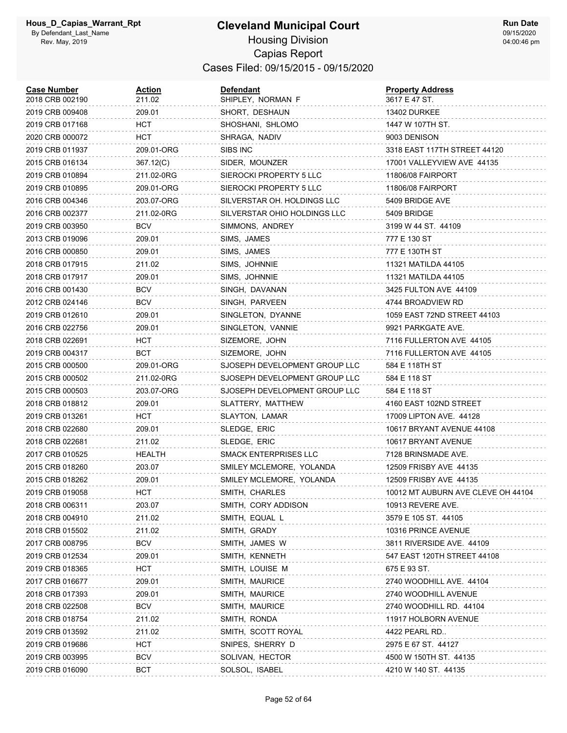# Cleveland Municipal Court

## Housing Division

## Capias Report

### Cases Filed: 09/15/2015 - 09/15/2020

| Case Number | Action | Defendant | Property Address |
|---|---|---|---|
| 2018 CRB 002190 | 211.02 | SHIPLEY, NORMAN F | 3617 E 47 ST. |
| 2019 CRB 009408 | 209.01 | SHORT, DESHAUN | 13402 DURKEE |
| 2019 CRB 017168 | HCT | SHOSHANI, SHLOMO | 1447 W 107TH ST. |
| 2020 CRB 000072 | HCT | SHRAGA, NADIV | 9003 DENISON |
| 2019 CRB 011937 | 209.01-ORG | SIBS INC | 3318 EAST 117TH STREET 44120 |
| 2015 CRB 016134 | 367.12(C) | SIDER, MOUNZER | 17001 VALLEYVIEW AVE 44135 |
| 2019 CRB 010894 | 211.02-0RG | SIEROCKI PROPERTY 5 LLC | 11806/08 FAIRPORT |
| 2019 CRB 010895 | 209.01-ORG | SIEROCKI PROPERTY 5 LLC | 11806/08 FAIRPORT |
| 2016 CRB 004346 | 203.07-ORG | SILVERSTAR OH. HOLDINGS LLC | 5409 BRIDGE AVE |
| 2016 CRB 002377 | 211.02-0RG | SILVERSTAR OHIO HOLDINGS LLC | 5409 BRIDGE |
| 2019 CRB 003950 | BCV | SIMMONS, ANDREY | 3199 W 44 ST. 44109 |
| 2013 CRB 019096 | 209.01 | SIMS, JAMES | 777 E 130 ST |
| 2016 CRB 000850 | 209.01 | SIMS, JAMES | 777 E 130TH ST |
| 2018 CRB 017915 | 211.02 | SIMS, JOHNNIE | 11321 MATILDA 44105 |
| 2018 CRB 017917 | 209.01 | SIMS, JOHNNIE | 11321 MATILDA 44105 |
| 2016 CRB 001430 | BCV | SINGH, DAVANAN | 3425 FULTON AVE 44109 |
| 2012 CRB 024146 | BCV | SINGH, PARVEEN | 4744 BROADVIEW RD |
| 2019 CRB 012610 | 209.01 | SINGLETON, DYANNE | 1059 EAST 72ND STREET 44103 |
| 2016 CRB 022756 | 209.01 | SINGLETON, VANNIE | 9921 PARKGATE AVE. |
| 2018 CRB 022691 | HCT | SIZEMORE, JOHN | 7116 FULLERTON AVE 44105 |
| 2019 CRB 004317 | BCT | SIZEMORE, JOHN | 7116 FULLERTON AVE 44105 |
| 2015 CRB 000500 | 209.01-ORG | SJOSEPH DEVELOPMENT GROUP LLC | 584 E 118TH ST |
| 2015 CRB 000502 | 211.02-0RG | SJOSEPH DEVELOPMENT GROUP LLC | 584 E 118 ST |
| 2015 CRB 000503 | 203.07-ORG | SJOSEPH DEVELOPMENT GROUP LLC | 584 E 118 ST |
| 2018 CRB 018812 | 209.01 | SLATTERY, MATTHEW | 4160 EAST 102ND STREET |
| 2019 CRB 013261 | HCT | SLAYTON, LAMAR | 17009 LIPTON AVE. 44128 |
| 2018 CRB 022680 | 209.01 | SLEDGE, ERIC | 10617 BRYANT AVENUE 44108 |
| 2018 CRB 022681 | 211.02 | SLEDGE, ERIC | 10617 BRYANT AVENUE |
| 2017 CRB 010525 | HEALTH | SMACK ENTERPRISES LLC | 7128 BRINSMADE AVE. |
| 2015 CRB 018260 | 203.07 | SMILEY MCLEMORE, YOLANDA | 12509 FRISBY AVE 44135 |
| 2015 CRB 018262 | 209.01 | SMILEY MCLEMORE, YOLANDA | 12509 FRISBY AVE 44135 |
| 2019 CRB 019058 | HCT | SMITH, CHARLES | 10012 MT AUBURN AVE CLEVE OH 44104 |
| 2018 CRB 006311 | 203.07 | SMITH, CORY ADDISON | 10913 REVERE AVE. |
| 2018 CRB 004910 | 211.02 | SMITH, EQUAL L | 3579 E 105 ST. 44105 |
| 2018 CRB 015502 | 211.02 | SMITH, GRADY | 10316 PRINCE AVENUE |
| 2017 CRB 008795 | BCV | SMITH, JAMES W | 3811 RIVERSIDE AVE. 44109 |
| 2019 CRB 012534 | 209.01 | SMITH, KENNETH | 547 EAST 120TH STREET 44108 |
| 2019 CRB 018365 | HCT | SMITH, LOUISE M | 675 E 93 ST. |
| 2017 CRB 016677 | 209.01 | SMITH, MAURICE | 2740 WOODHILL AVE. 44104 |
| 2018 CRB 017393 | 209.01 | SMITH, MAURICE | 2740 WOODHILL AVENUE |
| 2018 CRB 022508 | BCV | SMITH, MAURICE | 2740 WOODHILL RD. 44104 |
| 2018 CRB 018754 | 211.02 | SMITH, RONDA | 11917 HOLBORN AVENUE |
| 2019 CRB 013592 | 211.02 | SMITH, SCOTT ROYAL | 4422 PEARL RD.. |
| 2019 CRB 019686 | HCT | SNIPES, SHERRY D | 2975 E 67 ST. 44127 |
| 2019 CRB 003995 | BCV | SOLIVAN, HECTOR | 4500 W 150TH ST. 44135 |
| 2019 CRB 016090 | BCT | SOLSOL, ISABEL | 4210 W 140 ST. 44135 |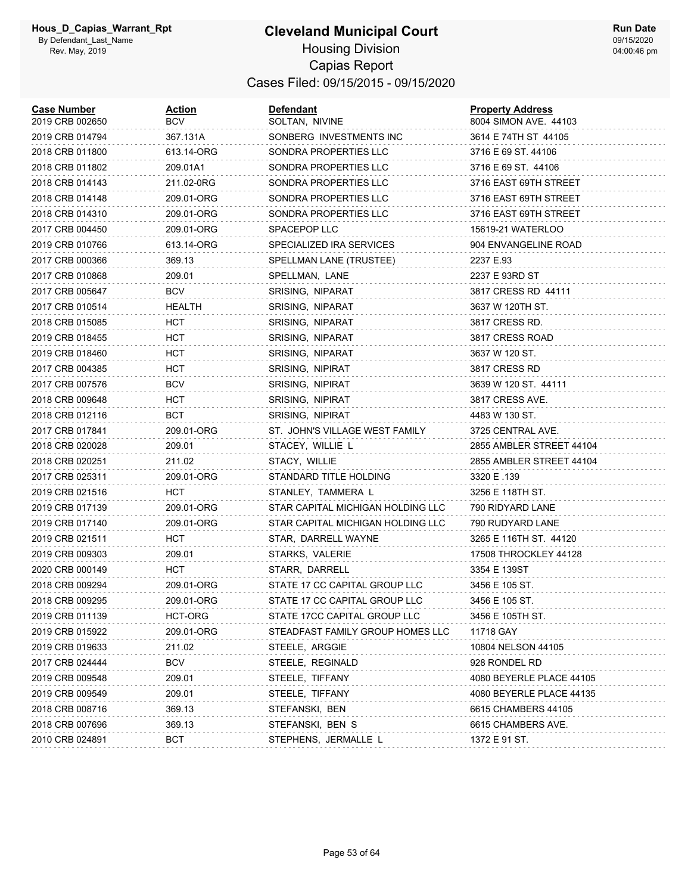# Cleveland Municipal Court

Housing Division

Capias Report

Cases Filed: 09/15/2015 - 09/15/2020

| Case Number | Action | Defendant | Property Address |
|---|---|---|---|
| 2019 CRB 002650 | BCV | SOLTAN, NIVINE | 8004 SIMON AVE. 44103 |
| 2019 CRB 014794 | 367.131A | SONBERG INVESTMENTS INC | 3614 E 74TH ST 44105 |
| 2018 CRB 011800 | 613.14-ORG | SONDRA PROPERTIES LLC | 3716 E 69 ST. 44106 |
| 2018 CRB 011802 | 209.01A1 | SONDRA PROPERTIES LLC | 3716 E 69 ST. 44106 |
| 2018 CRB 014143 | 211.02-0RG | SONDRA PROPERTIES LLC | 3716 EAST 69TH STREET |
| 2018 CRB 014148 | 209.01-ORG | SONDRA PROPERTIES LLC | 3716 EAST 69TH STREET |
| 2018 CRB 014310 | 209.01-ORG | SONDRA PROPERTIES LLC | 3716 EAST 69TH STREET |
| 2017 CRB 004450 | 209.01-ORG | SPACEPOP LLC | 15619-21 WATERLOO |
| 2019 CRB 010766 | 613.14-ORG | SPECIALIZED IRA SERVICES | 904 ENVANGELINE ROAD |
| 2017 CRB 000366 | 369.13 | SPELLMAN LANE (TRUSTEE) | 2237 E.93 |
| 2017 CRB 010868 | 209.01 | SPELLMAN, LANE | 2237 E 93RD ST |
| 2017 CRB 005647 | BCV | SRISING, NIPARAT | 3817 CRESS RD 44111 |
| 2017 CRB 010514 | HEALTH | SRISING, NIPARAT | 3637 W 120TH ST. |
| 2018 CRB 015085 | HCT | SRISING, NIPARAT | 3817 CRESS RD. |
| 2019 CRB 018455 | HCT | SRISING, NIPARAT | 3817 CRESS ROAD |
| 2019 CRB 018460 | HCT | SRISING, NIPARAT | 3637 W 120 ST. |
| 2017 CRB 004385 | HCT | SRISING, NIPIRAT | 3817 CRESS RD |
| 2017 CRB 007576 | BCV | SRISING, NIPIRAT | 3639 W 120 ST. 44111 |
| 2018 CRB 009648 | HCT | SRISING, NIPIRAT | 3817 CRESS AVE. |
| 2018 CRB 012116 | BCT | SRISING, NIPIRAT | 4483 W 130 ST. |
| 2017 CRB 017841 | 209.01-ORG | ST. JOHN'S VILLAGE WEST FAMILY | 3725 CENTRAL AVE. |
| 2018 CRB 020028 | 209.01 | STACEY, WILLIE L | 2855 AMBLER STREET 44104 |
| 2018 CRB 020251 | 211.02 | STACY, WILLIE | 2855 AMBLER STREET 44104 |
| 2017 CRB 025311 | 209.01-ORG | STANDARD TITLE HOLDING | 3320 E .139 |
| 2019 CRB 021516 | HCT | STANLEY, TAMMERA L | 3256 E 118TH ST. |
| 2019 CRB 017139 | 209.01-ORG | STAR CAPITAL MICHIGAN HOLDING LLC | 790 RIDYARD LANE |
| 2019 CRB 017140 | 209.01-ORG | STAR CAPITAL MICHIGAN HOLDING LLC | 790 RUDYARD LANE |
| 2019 CRB 021511 | HCT | STAR, DARRELL WAYNE | 3265 E 116TH ST. 44120 |
| 2019 CRB 009303 | 209.01 | STARKS, VALERIE | 17508 THROCKLEY 44128 |
| 2020 CRB 000149 | HCT | STARR, DARRELL | 3354 E 139ST |
| 2018 CRB 009294 | 209.01-ORG | STATE 17 CC CAPITAL GROUP LLC | 3456 E 105 ST. |
| 2018 CRB 009295 | 209.01-ORG | STATE 17 CC CAPITAL GROUP LLC | 3456 E 105 ST. |
| 2019 CRB 011139 | HCT-ORG | STATE 17CC CAPITAL GROUP LLC | 3456 E 105TH ST. |
| 2019 CRB 015922 | 209.01-ORG | STEADFAST FAMILY GROUP HOMES LLC | 11718 GAY |
| 2019 CRB 019633 | 211.02 | STEELE, ARGGIE | 10804 NELSON 44105 |
| 2017 CRB 024444 | BCV | STEELE, REGINALD | 928 RONDEL RD |
| 2019 CRB 009548 | 209.01 | STEELE, TIFFANY | 4080 BEYERLE PLACE 44105 |
| 2019 CRB 009549 | 209.01 | STEELE, TIFFANY | 4080 BEYERLE PLACE 44135 |
| 2018 CRB 008716 | 369.13 | STEFANSKI, BEN | 6615 CHAMBERS 44105 |
| 2018 CRB 007696 | 369.13 | STEFANSKI, BEN S | 6615 CHAMBERS AVE. |
| 2010 CRB 024891 | BCT | STEPHENS, JERMALLE L | 1372 E 91 ST. |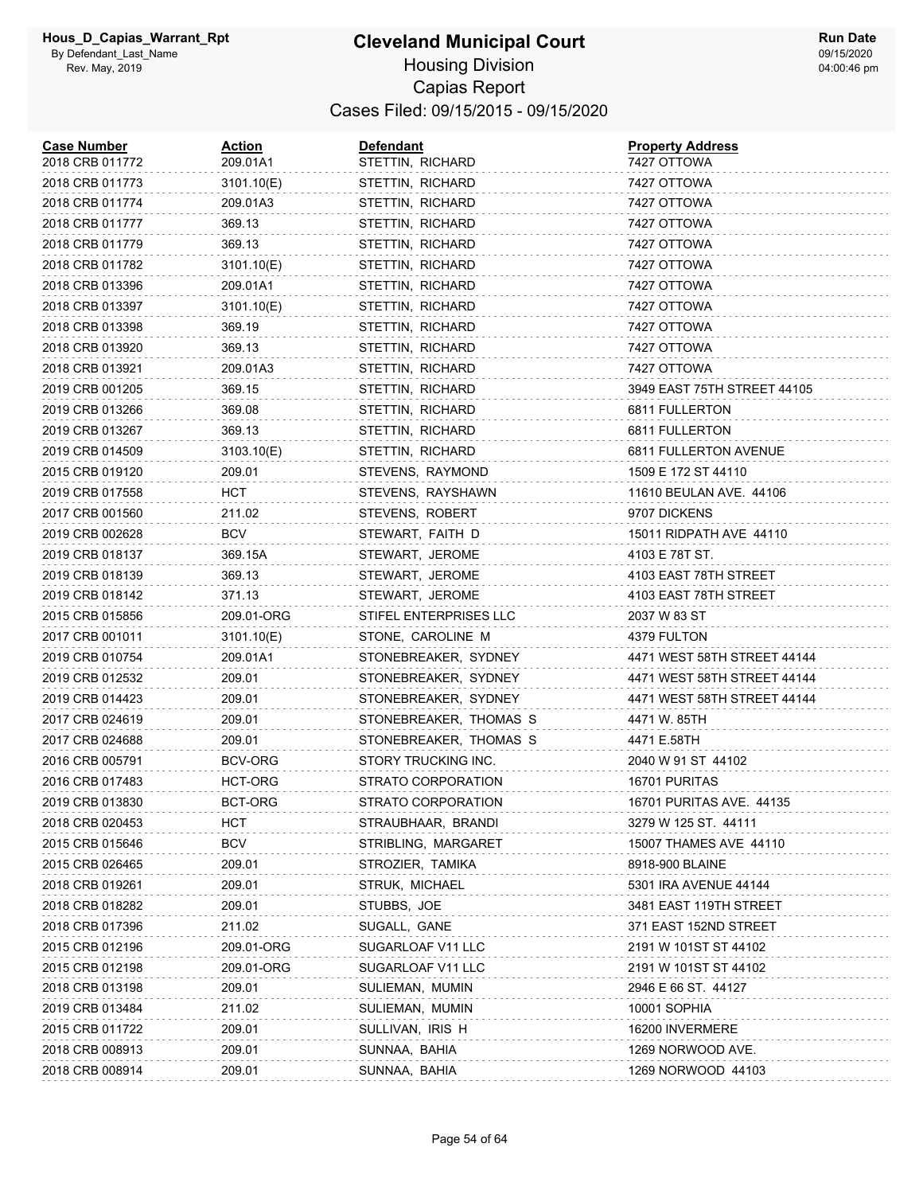# Cleveland Municipal Court

Hous_D_Capias_Warrant_Rpt
By Defendant_Last_Name
Rev. May, 2019

## Housing Division

## Capias Report

## Cases Filed: 09/15/2015 - 09/15/2020

Run Date
09/15/2020
04:00:46 pm

| Case Number | Action | Defendant | Property Address |
|---|---|---|---|
| 2018 CRB 011772 | 209.01A1 | STETTIN, RICHARD | 7427 OTTOWA |
| 2018 CRB 011773 | 3101.10(E) | STETTIN, RICHARD | 7427 OTTOWA |
| 2018 CRB 011774 | 209.01A3 | STETTIN, RICHARD | 7427 OTTOWA |
| 2018 CRB 011777 | 369.13 | STETTIN, RICHARD | 7427 OTTOWA |
| 2018 CRB 011779 | 369.13 | STETTIN, RICHARD | 7427 OTTOWA |
| 2018 CRB 011782 | 3101.10(E) | STETTIN, RICHARD | 7427 OTTOWA |
| 2018 CRB 013396 | 209.01A1 | STETTIN, RICHARD | 7427 OTTOWA |
| 2018 CRB 013397 | 3101.10(E) | STETTIN, RICHARD | 7427 OTTOWA |
| 2018 CRB 013398 | 369.19 | STETTIN, RICHARD | 7427 OTTOWA |
| 2018 CRB 013920 | 369.13 | STETTIN, RICHARD | 7427 OTTOWA |
| 2018 CRB 013921 | 209.01A3 | STETTIN, RICHARD | 7427 OTTOWA |
| 2019 CRB 001205 | 369.15 | STETTIN, RICHARD | 3949 EAST 75TH STREET 44105 |
| 2019 CRB 013266 | 369.08 | STETTIN, RICHARD | 6811 FULLERTON |
| 2019 CRB 013267 | 369.13 | STETTIN, RICHARD | 6811 FULLERTON |
| 2019 CRB 014509 | 3103.10(E) | STETTIN, RICHARD | 6811 FULLERTON AVENUE |
| 2015 CRB 019120 | 209.01 | STEVENS, RAYMOND | 1509 E 172 ST 44110 |
| 2019 CRB 017558 | HCT | STEVENS, RAYSHAWN | 11610 BEULAN AVE. 44106 |
| 2017 CRB 001560 | 211.02 | STEVENS, ROBERT | 9707 DICKENS |
| 2019 CRB 002628 | BCV | STEWART, FAITH D | 15011 RIDPATH AVE 44110 |
| 2019 CRB 018137 | 369.15A | STEWART, JEROME | 4103 E 78T ST. |
| 2019 CRB 018139 | 369.13 | STEWART, JEROME | 4103 EAST 78TH STREET |
| 2019 CRB 018142 | 371.13 | STEWART, JEROME | 4103 EAST 78TH STREET |
| 2015 CRB 015856 | 209.01-ORG | STIFEL ENTERPRISES LLC | 2037 W 83 ST |
| 2017 CRB 001011 | 3101.10(E) | STONE, CAROLINE M | 4379 FULTON |
| 2019 CRB 010754 | 209.01A1 | STONEBREAKER, SYDNEY | 4471 WEST 58TH STREET 44144 |
| 2019 CRB 012532 | 209.01 | STONEBREAKER, SYDNEY | 4471 WEST 58TH STREET 44144 |
| 2019 CRB 014423 | 209.01 | STONEBREAKER, SYDNEY | 4471 WEST 58TH STREET 44144 |
| 2017 CRB 024619 | 209.01 | STONEBREAKER, THOMAS S | 4471 W. 85TH |
| 2017 CRB 024688 | 209.01 | STONEBREAKER, THOMAS S | 4471 E.58TH |
| 2016 CRB 005791 | BCV-ORG | STORY TRUCKING INC. | 2040 W 91 ST 44102 |
| 2016 CRB 017483 | HCT-ORG | STRATO CORPORATION | 16701 PURITAS |
| 2019 CRB 013830 | BCT-ORG | STRATO CORPORATION | 16701 PURITAS AVE. 44135 |
| 2018 CRB 020453 | HCT | STRAUBHAAR, BRANDI | 3279 W 125 ST. 44111 |
| 2015 CRB 015646 | BCV | STRIBLING, MARGARET | 15007 THAMES AVE 44110 |
| 2015 CRB 026465 | 209.01 | STROZIER, TAMIKA | 8918-900 BLAINE |
| 2018 CRB 019261 | 209.01 | STRUK, MICHAEL | 5301 IRA AVENUE 44144 |
| 2018 CRB 018282 | 209.01 | STUBBS, JOE | 3481 EAST 119TH STREET |
| 2018 CRB 017396 | 211.02 | SUGALL, GANE | 371 EAST 152ND STREET |
| 2015 CRB 012196 | 209.01-ORG | SUGARLOAF V11 LLC | 2191 W 101ST ST 44102 |
| 2015 CRB 012198 | 209.01-ORG | SUGARLOAF V11 LLC | 2191 W 101ST ST 44102 |
| 2018 CRB 013198 | 209.01 | SULIEMAN, MUMIN | 2946 E 66 ST. 44127 |
| 2019 CRB 013484 | 211.02 | SULIEMAN, MUMIN | 10001 SOPHIA |
| 2015 CRB 011722 | 209.01 | SULLIVAN, IRIS H | 16200 INVERMERE |
| 2018 CRB 008913 | 209.01 | SUNNAA, BAHIA | 1269 NORWOOD AVE. |
| 2018 CRB 008914 | 209.01 | SUNNAA, BAHIA | 1269 NORWOOD 44103 |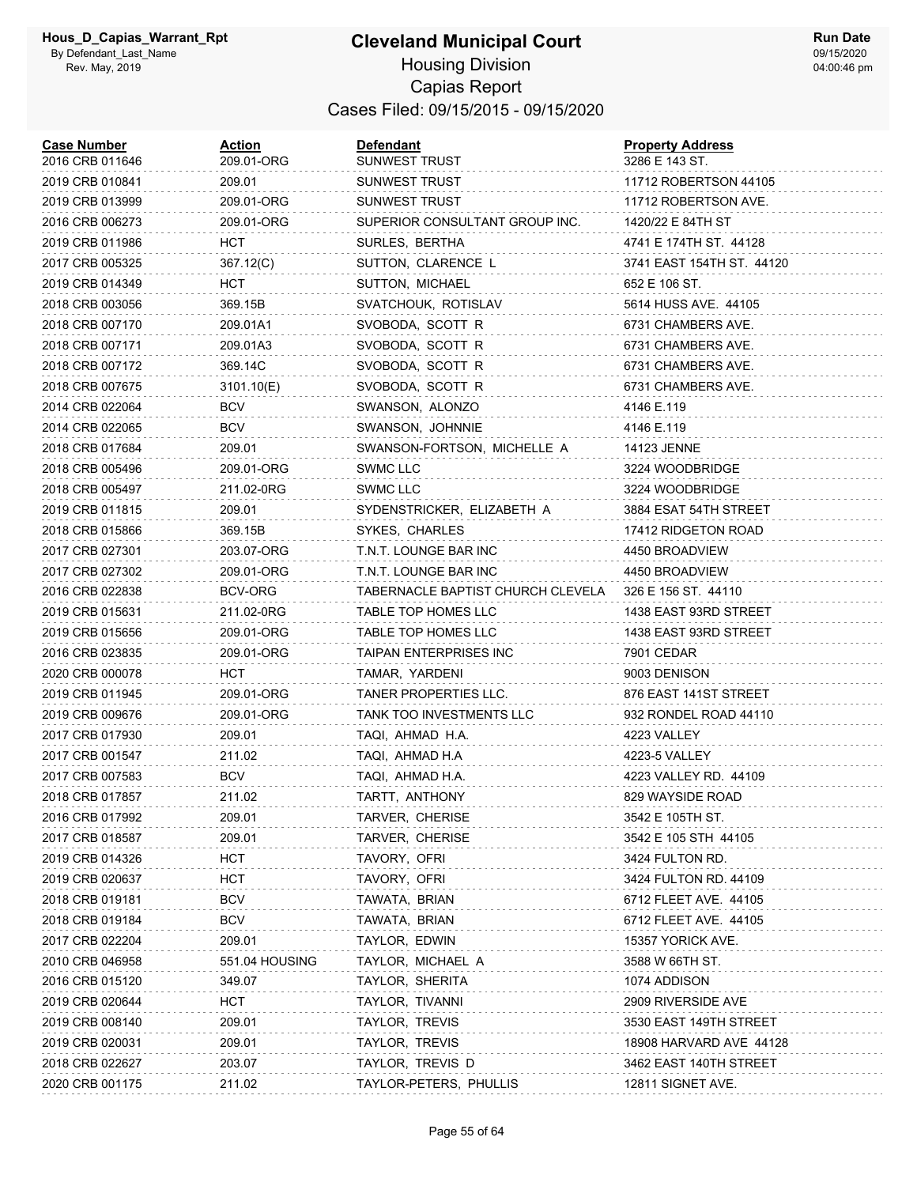# Cleveland Municipal Court

## Housing Division

## Capias Report

### Cases Filed: 09/15/2015 - 09/15/2020

| Case Number | Action | Defendant | Property Address |
|---|---|---|---|
| 2016 CRB 011646 | 209.01-ORG | SUNWEST TRUST | 3286 E 143 ST. |
| 2019 CRB 010841 | 209.01 | SUNWEST TRUST | 11712 ROBERTSON 44105 |
| 2019 CRB 013999 | 209.01-ORG | SUNWEST TRUST | 11712 ROBERTSON AVE. |
| 2016 CRB 006273 | 209.01-ORG | SUPERIOR CONSULTANT GROUP INC. | 1420/22 E 84TH ST |
| 2019 CRB 011986 | HCT | SURLES, BERTHA | 4741 E 174TH ST. 44128 |
| 2017 CRB 005325 | 367.12(C) | SUTTON, CLARENCE L | 3741 EAST 154TH ST. 44120 |
| 2019 CRB 014349 | HCT | SUTTON, MICHAEL | 652 E 106 ST. |
| 2018 CRB 003056 | 369.15B | SVATCHOUK, ROTISLAV | 5614 HUSS AVE. 44105 |
| 2018 CRB 007170 | 209.01A1 | SVOBODA, SCOTT R | 6731 CHAMBERS AVE. |
| 2018 CRB 007171 | 209.01A3 | SVOBODA, SCOTT R | 6731 CHAMBERS AVE. |
| 2018 CRB 007172 | 369.14C | SVOBODA, SCOTT R | 6731 CHAMBERS AVE. |
| 2018 CRB 007675 | 3101.10(E) | SVOBODA, SCOTT R | 6731 CHAMBERS AVE. |
| 2014 CRB 022064 | BCV | SWANSON, ALONZO | 4146 E.119 |
| 2014 CRB 022065 | BCV | SWANSON, JOHNNIE | 4146 E.119 |
| 2018 CRB 017684 | 209.01 | SWANSON-FORTSON, MICHELLE A | 14123 JENNE |
| 2018 CRB 005496 | 209.01-ORG | SWMC LLC | 3224 WOODBRIDGE |
| 2018 CRB 005497 | 211.02-0RG | SWMC LLC | 3224 WOODBRIDGE |
| 2019 CRB 011815 | 209.01 | SYDENSTRICKER, ELIZABETH A | 3884 ESAT 54TH STREET |
| 2018 CRB 015866 | 369.15B | SYKES, CHARLES | 17412 RIDGETON ROAD |
| 2017 CRB 027301 | 203.07-ORG | T.N.T. LOUNGE BAR INC | 4450 BROADVIEW |
| 2017 CRB 027302 | 209.01-ORG | T.N.T. LOUNGE BAR INC | 4450 BROADVIEW |
| 2016 CRB 022838 | BCV-ORG | TABERNACLE BAPTIST CHURCH CLEVELA | 326 E 156 ST. 44110 |
| 2019 CRB 015631 | 211.02-0RG | TABLE TOP HOMES LLC | 1438 EAST 93RD STREET |
| 2019 CRB 015656 | 209.01-ORG | TABLE TOP HOMES LLC | 1438 EAST 93RD STREET |
| 2016 CRB 023835 | 209.01-ORG | TAIPAN ENTERPRISES INC | 7901 CEDAR |
| 2020 CRB 000078 | HCT | TAMAR, YARDENI | 9003 DENISON |
| 2019 CRB 011945 | 209.01-ORG | TANER PROPERTIES LLC. | 876 EAST 141ST STREET |
| 2019 CRB 009676 | 209.01-ORG | TANK TOO INVESTMENTS LLC | 932 RONDEL ROAD 44110 |
| 2017 CRB 017930 | 209.01 | TAQI, AHMAD H.A. | 4223 VALLEY |
| 2017 CRB 001547 | 211.02 | TAQI, AHMAD H.A | 4223-5 VALLEY |
| 2017 CRB 007583 | BCV | TAQI, AHMAD H.A. | 4223 VALLEY RD. 44109 |
| 2018 CRB 017857 | 211.02 | TARTT, ANTHONY | 829 WAYSIDE ROAD |
| 2016 CRB 017992 | 209.01 | TARVER, CHERISE | 3542 E 105TH ST. |
| 2017 CRB 018587 | 209.01 | TARVER, CHERISE | 3542 E 105 STH 44105 |
| 2019 CRB 014326 | HCT | TAVORY, OFRI | 3424 FULTON RD. |
| 2019 CRB 020637 | HCT | TAVORY, OFRI | 3424 FULTON RD. 44109 |
| 2018 CRB 019181 | BCV | TAWATA, BRIAN | 6712 FLEET AVE. 44105 |
| 2018 CRB 019184 | BCV | TAWATA, BRIAN | 6712 FLEET AVE. 44105 |
| 2017 CRB 022204 | 209.01 | TAYLOR, EDWIN | 15357 YORICK AVE. |
| 2010 CRB 046958 | 551.04 HOUSING | TAYLOR, MICHAEL A | 3588 W 66TH ST. |
| 2016 CRB 015120 | 349.07 | TAYLOR, SHERITA | 1074 ADDISON |
| 2019 CRB 020644 | HCT | TAYLOR, TIVANNI | 2909 RIVERSIDE AVE |
| 2019 CRB 008140 | 209.01 | TAYLOR, TREVIS | 3530 EAST 149TH STREET |
| 2019 CRB 020031 | 209.01 | TAYLOR, TREVIS | 18908 HARVARD AVE 44128 |
| 2018 CRB 022627 | 203.07 | TAYLOR, TREVIS D | 3462 EAST 140TH STREET |
| 2020 CRB 001175 | 211.02 | TAYLOR-PETERS, PHULLIS | 12811 SIGNET AVE. |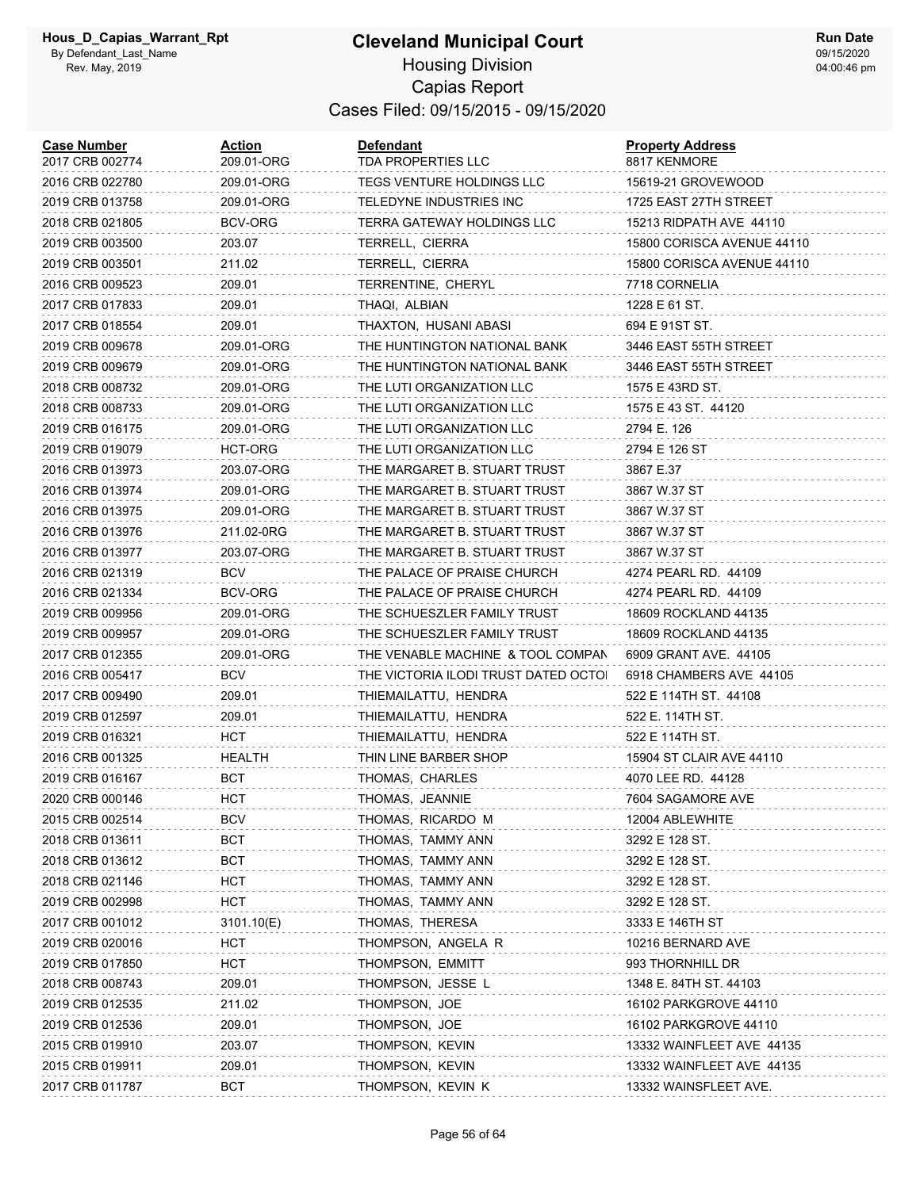# Cleveland Municipal Court

## Housing Division

## Capias Report

### Cases Filed: 09/15/2015 - 09/15/2020

| Case Number | Action | Defendant | Property Address |
|---|---|---|---|
| 2017 CRB 002774 | 209.01-ORG | TDA PROPERTIES LLC | 8817 KENMORE |
| 2016 CRB 022780 | 209.01-ORG | TEGS VENTURE HOLDINGS LLC | 15619-21 GROVEWOOD |
| 2019 CRB 013758 | 209.01-ORG | TELEDYNE INDUSTRIES INC | 1725 EAST 27TH STREET |
| 2018 CRB 021805 | BCV-ORG | TERRA GATEWAY HOLDINGS LLC | 15213 RIDPATH AVE 44110 |
| 2019 CRB 003500 | 203.07 | TERRELL, CIERRA | 15800 CORISCA AVENUE 44110 |
| 2019 CRB 003501 | 211.02 | TERRELL, CIERRA | 15800 CORISCA AVENUE 44110 |
| 2016 CRB 009523 | 209.01 | TERRENTINE, CHERYL | 7718 CORNELIA |
| 2017 CRB 017833 | 209.01 | THAQI, ALBIAN | 1228 E 61 ST. |
| 2017 CRB 018554 | 209.01 | THAXTON, HUSANI ABASI | 694 E 91ST ST. |
| 2019 CRB 009678 | 209.01-ORG | THE HUNTINGTON NATIONAL BANK | 3446 EAST 55TH STREET |
| 2019 CRB 009679 | 209.01-ORG | THE HUNTINGTON NATIONAL BANK | 3446 EAST 55TH STREET |
| 2018 CRB 008732 | 209.01-ORG | THE LUTI ORGANIZATION LLC | 1575 E 43RD ST. |
| 2018 CRB 008733 | 209.01-ORG | THE LUTI ORGANIZATION LLC | 1575 E 43 ST. 44120 |
| 2019 CRB 016175 | 209.01-ORG | THE LUTI ORGANIZATION LLC | 2794 E. 126 |
| 2019 CRB 019079 | HCT-ORG | THE LUTI ORGANIZATION LLC | 2794 E 126 ST |
| 2016 CRB 013973 | 203.07-ORG | THE MARGARET B. STUART TRUST | 3867 E.37 |
| 2016 CRB 013974 | 209.01-ORG | THE MARGARET B. STUART TRUST | 3867 W.37 ST |
| 2016 CRB 013975 | 209.01-ORG | THE MARGARET B. STUART TRUST | 3867 W.37 ST |
| 2016 CRB 013976 | 211.02-0RG | THE MARGARET B. STUART TRUST | 3867 W.37 ST |
| 2016 CRB 013977 | 203.07-ORG | THE MARGARET B. STUART TRUST | 3867 W.37 ST |
| 2016 CRB 021319 | BCV | THE PALACE OF PRAISE CHURCH | 4274 PEARL RD. 44109 |
| 2016 CRB 021334 | BCV-ORG | THE PALACE OF PRAISE CHURCH | 4274 PEARL RD. 44109 |
| 2019 CRB 009956 | 209.01-ORG | THE SCHUESZLER FAMILY TRUST | 18609 ROCKLAND 44135 |
| 2019 CRB 009957 | 209.01-ORG | THE SCHUESZLER FAMILY TRUST | 18609 ROCKLAND 44135 |
| 2017 CRB 012355 | 209.01-ORG | THE VENABLE MACHINE & TOOL COMPAN | 6909 GRANT AVE. 44105 |
| 2016 CRB 005417 | BCV | THE VICTORIA ILODI TRUST DATED OCTOI | 6918 CHAMBERS AVE 44105 |
| 2017 CRB 009490 | 209.01 | THIEMAILATTU, HENDRA | 522 E 114TH ST. 44108 |
| 2019 CRB 012597 | 209.01 | THIEMAILATTU, HENDRA | 522 E. 114TH ST. |
| 2019 CRB 016321 | HCT | THIEMAILATTU, HENDRA | 522 E 114TH ST. |
| 2016 CRB 001325 | HEALTH | THIN LINE BARBER SHOP | 15904 ST CLAIR AVE 44110 |
| 2019 CRB 016167 | BCT | THOMAS, CHARLES | 4070 LEE RD. 44128 |
| 2020 CRB 000146 | HCT | THOMAS, JEANNIE | 7604 SAGAMORE AVE |
| 2015 CRB 002514 | BCV | THOMAS, RICARDO M | 12004 ABLEWHITE |
| 2018 CRB 013611 | BCT | THOMAS, TAMMY ANN | 3292 E 128 ST. |
| 2018 CRB 013612 | BCT | THOMAS, TAMMY ANN | 3292 E 128 ST. |
| 2018 CRB 021146 | HCT | THOMAS, TAMMY ANN | 3292 E 128 ST. |
| 2019 CRB 002998 | HCT | THOMAS, TAMMY ANN | 3292 E 128 ST. |
| 2017 CRB 001012 | 3101.10(E) | THOMAS, THERESA | 3333 E 146TH ST |
| 2019 CRB 020016 | HCT | THOMPSON, ANGELA R | 10216 BERNARD AVE |
| 2019 CRB 017850 | HCT | THOMPSON, EMMITT | 993 THORNHILL DR |
| 2018 CRB 008743 | 209.01 | THOMPSON, JESSE L | 1348 E. 84TH ST. 44103 |
| 2019 CRB 012535 | 211.02 | THOMPSON, JOE | 16102 PARKGROVE 44110 |
| 2019 CRB 012536 | 209.01 | THOMPSON, JOE | 16102 PARKGROVE 44110 |
| 2015 CRB 019910 | 203.07 | THOMPSON, KEVIN | 13332 WAINFLEET AVE 44135 |
| 2015 CRB 019911 | 209.01 | THOMPSON, KEVIN | 13332 WAINFLEET AVE 44135 |
| 2017 CRB 011787 | BCT | THOMPSON, KEVIN K | 13332 WAINSFLEET AVE. |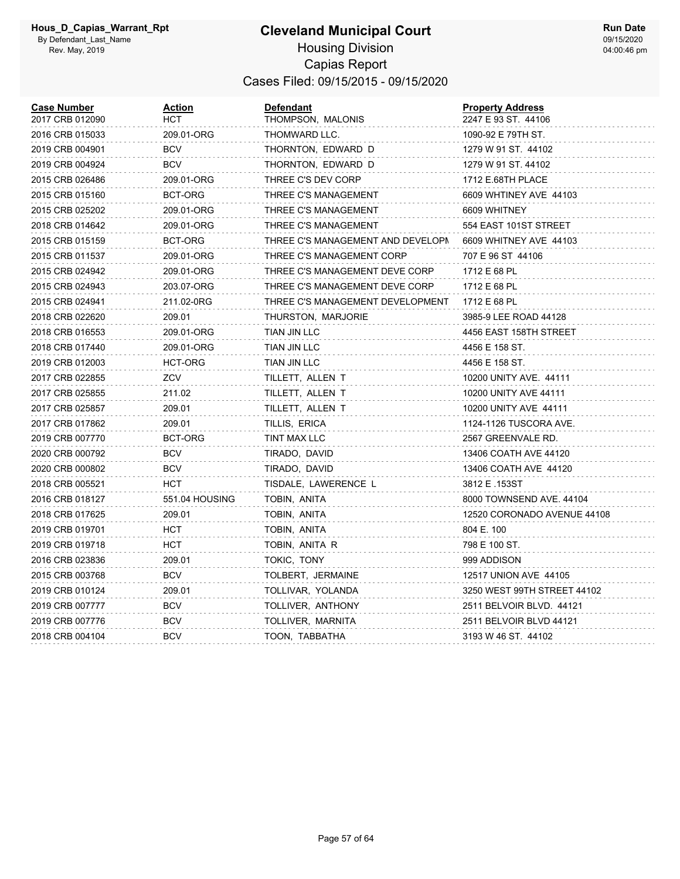# Cleveland Municipal Court

Hous_D_Capias_Warrant_Rpt
By Defendant_Last_Name
Rev. May, 2019

## Housing Division
## Capias Report
### Cases Filed: 09/15/2015 - 09/15/2020

Run Date 09/15/2020 04:00:46 pm

| Case Number | Action | Defendant | Property Address |
|---|---|---|---|
| 2017 CRB 012090 | HCT | THOMPSON, MALONIS | 2247 E 93 ST. 44106 |
| 2016 CRB 015033 | 209.01-ORG | THOMWARD LLC. | 1090-92 E 79TH ST. |
| 2019 CRB 004901 | BCV | THORNTON, EDWARD D | 1279 W 91 ST. 44102 |
| 2019 CRB 004924 | BCV | THORNTON, EDWARD D | 1279 W 91 ST. 44102 |
| 2015 CRB 026486 | 209.01-ORG | THREE C'S DEV CORP | 1712 E.68TH PLACE |
| 2015 CRB 015160 | BCT-ORG | THREE C'S MANAGEMENT | 6609 WHTINEY AVE 44103 |
| 2015 CRB 025202 | 209.01-ORG | THREE C'S MANAGEMENT | 6609 WHITNEY |
| 2018 CRB 014642 | 209.01-ORG | THREE C'S MANAGEMENT | 554 EAST 101ST STREET |
| 2015 CRB 015159 | BCT-ORG | THREE C'S MANAGEMENT AND DEVELOPM | 6609 WHITNEY AVE 44103 |
| 2015 CRB 011537 | 209.01-ORG | THREE C'S MANAGEMENT CORP | 707 E 96 ST 44106 |
| 2015 CRB 024942 | 209.01-ORG | THREE C'S MANAGEMENT DEVE CORP | 1712 E 68 PL |
| 2015 CRB 024943 | 203.07-ORG | THREE C'S MANAGEMENT DEVE CORP | 1712 E 68 PL |
| 2015 CRB 024941 | 211.02-0RG | THREE C'S MANAGEMENT DEVELOPMENT | 1712 E 68 PL |
| 2018 CRB 022620 | 209.01 | THURSTON, MARJORIE | 3985-9 LEE ROAD 44128 |
| 2018 CRB 016553 | 209.01-ORG | TIAN JIN LLC | 4456 EAST 158TH STREET |
| 2018 CRB 017440 | 209.01-ORG | TIAN JIN LLC | 4456 E 158 ST. |
| 2019 CRB 012003 | HCT-ORG | TIAN JIN LLC | 4456 E 158 ST. |
| 2017 CRB 022855 | ZCV | TILLETT, ALLEN T | 10200 UNITY AVE. 44111 |
| 2017 CRB 025855 | 211.02 | TILLETT, ALLEN T | 10200 UNITY AVE 44111 |
| 2017 CRB 025857 | 209.01 | TILLETT, ALLEN T | 10200 UNITY AVE 44111 |
| 2017 CRB 017862 | 209.01 | TILLIS, ERICA | 1124-1126 TUSCORA AVE. |
| 2019 CRB 007770 | BCT-ORG | TINT MAX LLC | 2567 GREENVALE RD. |
| 2020 CRB 000792 | BCV | TIRADO, DAVID | 13406 COATH AVE 44120 |
| 2020 CRB 000802 | BCV | TIRADO, DAVID | 13406 COATH AVE 44120 |
| 2018 CRB 005521 | HCT | TISDALE, LAWERENCE L | 3812 E .153ST |
| 2016 CRB 018127 | 551.04 HOUSING | TOBIN, ANITA | 8000 TOWNSEND AVE. 44104 |
| 2018 CRB 017625 | 209.01 | TOBIN, ANITA | 12520 CORONADO AVENUE 44108 |
| 2019 CRB 019701 | HCT | TOBIN, ANITA | 804 E. 100 |
| 2019 CRB 019718 | HCT | TOBIN, ANITA R | 798 E 100 ST. |
| 2016 CRB 023836 | 209.01 | TOKIC, TONY | 999 ADDISON |
| 2015 CRB 003768 | BCV | TOLBERT, JERMAINE | 12517 UNION AVE 44105 |
| 2019 CRB 010124 | 209.01 | TOLLIVAR, YOLANDA | 3250 WEST 99TH STREET 44102 |
| 2019 CRB 007777 | BCV | TOLLIVER, ANTHONY | 2511 BELVOIR BLVD. 44121 |
| 2019 CRB 007776 | BCV | TOLLIVER, MARNITA | 2511 BELVOIR BLVD 44121 |
| 2018 CRB 004104 | BCV | TOON, TABBATHA | 3193 W 46 ST. 44102 |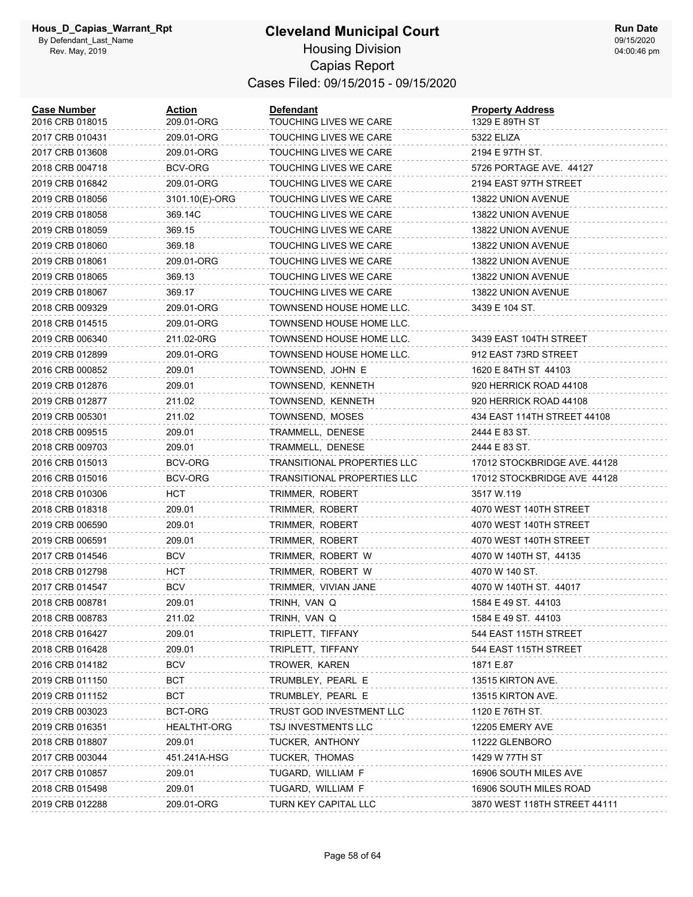# Cleveland Municipal Court

## Housing Division

## Capias Report

### Cases Filed: 09/15/2015 - 09/15/2020

Hous_D_Capias_Warrant_Rpt
By Defendant_Last_Name
Rev. May, 2019

Run Date 09/15/2020 04:00:46 pm

| Case Number | Action | Defendant | Property Address |
|---|---|---|---|
| 2016 CRB 018015 | 209.01-ORG | TOUCHING LIVES WE CARE | 1329 E 89TH ST |
| 2017 CRB 010431 | 209.01-ORG | TOUCHING LIVES WE CARE | 5322 ELIZA |
| 2017 CRB 013608 | 209.01-ORG | TOUCHING LIVES WE CARE | 2194 E 97TH ST. |
| 2018 CRB 004718 | BCV-ORG | TOUCHING LIVES WE CARE | 5726 PORTAGE AVE. 44127 |
| 2019 CRB 016842 | 209.01-ORG | TOUCHING LIVES WE CARE | 2194 EAST 97TH STREET |
| 2019 CRB 018056 | 3101.10(E)-ORG | TOUCHING LIVES WE CARE | 13822 UNION AVENUE |
| 2019 CRB 018058 | 369.14C | TOUCHING LIVES WE CARE | 13822 UNION AVENUE |
| 2019 CRB 018059 | 369.15 | TOUCHING LIVES WE CARE | 13822 UNION AVENUE |
| 2019 CRB 018060 | 369.18 | TOUCHING LIVES WE CARE | 13822 UNION AVENUE |
| 2019 CRB 018061 | 209.01-ORG | TOUCHING LIVES WE CARE | 13822 UNION AVENUE |
| 2019 CRB 018065 | 369.13 | TOUCHING LIVES WE CARE | 13822 UNION AVENUE |
| 2019 CRB 018067 | 369.17 | TOUCHING LIVES WE CARE | 13822 UNION AVENUE |
| 2018 CRB 009329 | 209.01-ORG | TOWNSEND HOUSE HOME LLC. | 3439 E 104 ST. |
| 2018 CRB 014515 | 209.01-ORG | TOWNSEND HOUSE HOME LLC. | |
| 2019 CRB 006340 | 211.02-0RG | TOWNSEND HOUSE HOME LLC. | 3439 EAST 104TH STREET |
| 2019 CRB 012899 | 209.01-ORG | TOWNSEND HOUSE HOME LLC. | 912 EAST 73RD STREET |
| 2016 CRB 000852 | 209.01 | TOWNSEND, JOHN E | 1620 E 84TH ST 44103 |
| 2019 CRB 012876 | 209.01 | TOWNSEND, KENNETH | 920 HERRICK ROAD 44108 |
| 2019 CRB 012877 | 211.02 | TOWNSEND, KENNETH | 920 HERRICK ROAD 44108 |
| 2019 CRB 005301 | 211.02 | TOWNSEND, MOSES | 434 EAST 114TH STREET 44108 |
| 2018 CRB 009515 | 209.01 | TRAMMELL, DENESE | 2444 E 83 ST. |
| 2018 CRB 009703 | 209.01 | TRAMMELL, DENESE | 2444 E 83 ST. |
| 2016 CRB 015013 | BCV-ORG | TRANSITIONAL PROPERTIES LLC | 17012 STOCKBRIDGE AVE. 44128 |
| 2016 CRB 015016 | BCV-ORG | TRANSITIONAL PROPERTIES LLC | 17012 STOCKBRIDGE AVE 44128 |
| 2018 CRB 010306 | HCT | TRIMMER, ROBERT | 3517 W.119 |
| 2018 CRB 018318 | 209.01 | TRIMMER, ROBERT | 4070 WEST 140TH STREET |
| 2019 CRB 006590 | 209.01 | TRIMMER, ROBERT | 4070 WEST 140TH STREET |
| 2019 CRB 006591 | 209.01 | TRIMMER, ROBERT | 4070 WEST 140TH STREET |
| 2017 CRB 014546 | BCV | TRIMMER, ROBERT W | 4070 W 140TH ST, 44135 |
| 2018 CRB 012798 | HCT | TRIMMER, ROBERT W | 4070 W 140 ST. |
| 2017 CRB 014547 | BCV | TRIMMER, VIVIAN JANE | 4070 W 140TH ST. 44017 |
| 2018 CRB 008781 | 209.01 | TRINH, VAN Q | 1584 E 49 ST. 44103 |
| 2018 CRB 008783 | 211.02 | TRINH, VAN Q | 1584 E 49 ST. 44103 |
| 2018 CRB 016427 | 209.01 | TRIPLETT, TIFFANY | 544 EAST 115TH STREET |
| 2018 CRB 016428 | 209.01 | TRIPLETT, TIFFANY | 544 EAST 115TH STREET |
| 2016 CRB 014182 | BCV | TROWER, KAREN | 1871 E.87 |
| 2019 CRB 011150 | BCT | TRUMBLEY, PEARL E | 13515 KIRTON AVE. |
| 2019 CRB 011152 | BCT | TRUMBLEY, PEARL E | 13515 KIRTON AVE. |
| 2019 CRB 003023 | BCT-ORG | TRUST GOD INVESTMENT LLC | 1120 E 76TH ST. |
| 2019 CRB 016351 | HEALTHT-ORG | TSJ INVESTMENTS LLC | 12205 EMERY AVE |
| 2018 CRB 018807 | 209.01 | TUCKER, ANTHONY | 11222 GLENBORO |
| 2017 CRB 003044 | 451.241A-HSG | TUCKER, THOMAS | 1429 W 77TH ST |
| 2017 CRB 010857 | 209.01 | TUGARD, WILLIAM F | 16906 SOUTH MILES AVE |
| 2018 CRB 015498 | 209.01 | TUGARD, WILLIAM F | 16906 SOUTH MILES ROAD |
| 2019 CRB 012288 | 209.01-ORG | TURN KEY CAPITAL LLC | 3870 WEST 118TH STREET 44111 |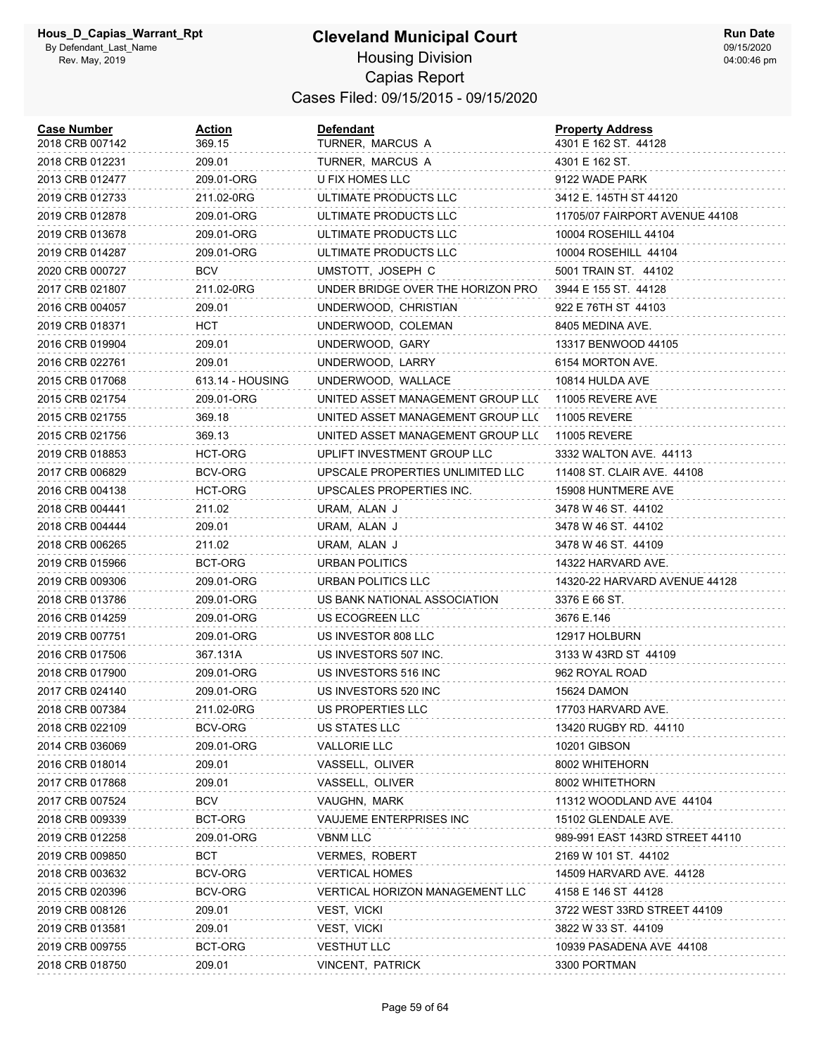# Cleveland Municipal Court

## Housing Division

## Capias Report

### Cases Filed: 09/15/2015 - 09/15/2020

| Case Number | Action | Defendant | Property Address |
|---|---|---|---|
| 2018 CRB 007142 | 369.15 | TURNER, MARCUS A | 4301 E 162 ST. 44128 |
| 2018 CRB 012231 | 209.01 | TURNER, MARCUS A | 4301 E 162 ST. |
| 2013 CRB 012477 | 209.01-ORG | U FIX HOMES LLC | 9122 WADE PARK |
| 2019 CRB 012733 | 211.02-0RG | ULTIMATE PRODUCTS LLC | 3412 E. 145TH ST 44120 |
| 2019 CRB 012878 | 209.01-ORG | ULTIMATE PRODUCTS LLC | 11705/07 FAIRPORT AVENUE 44108 |
| 2019 CRB 013678 | 209.01-ORG | ULTIMATE PRODUCTS LLC | 10004 ROSEHILL 44104 |
| 2019 CRB 014287 | 209.01-ORG | ULTIMATE PRODUCTS LLC | 10004 ROSEHILL 44104 |
| 2020 CRB 000727 | BCV | UMSTOTT, JOSEPH C | 5001 TRAIN ST. 44102 |
| 2017 CRB 021807 | 211.02-0RG | UNDER BRIDGE OVER THE HORIZON PRO | 3944 E 155 ST. 44128 |
| 2016 CRB 004057 | 209.01 | UNDERWOOD, CHRISTIAN | 922 E 76TH ST 44103 |
| 2019 CRB 018371 | HCT | UNDERWOOD, COLEMAN | 8405 MEDINA AVE. |
| 2016 CRB 019904 | 209.01 | UNDERWOOD, GARY | 13317 BENWOOD 44105 |
| 2016 CRB 022761 | 209.01 | UNDERWOOD, LARRY | 6154 MORTON AVE. |
| 2015 CRB 017068 | 613.14 - HOUSING | UNDERWOOD, WALLACE | 10814 HULDA AVE |
| 2015 CRB 021754 | 209.01-ORG | UNITED ASSET MANAGEMENT GROUP LLC | 11005 REVERE AVE |
| 2015 CRB 021755 | 369.18 | UNITED ASSET MANAGEMENT GROUP LLC | 11005 REVERE |
| 2015 CRB 021756 | 369.13 | UNITED ASSET MANAGEMENT GROUP LLC | 11005 REVERE |
| 2019 CRB 018853 | HCT-ORG | UPLIFT INVESTMENT GROUP LLC | 3332 WALTON AVE. 44113 |
| 2017 CRB 006829 | BCV-ORG | UPSCALE PROPERTIES UNLIMITED LLC | 11408 ST. CLAIR AVE. 44108 |
| 2016 CRB 004138 | HCT-ORG | UPSCALES PROPERTIES INC. | 15908 HUNTMERE AVE |
| 2018 CRB 004441 | 211.02 | URAM, ALAN J | 3478 W 46 ST. 44102 |
| 2018 CRB 004444 | 209.01 | URAM, ALAN J | 3478 W 46 ST. 44102 |
| 2018 CRB 006265 | 211.02 | URAM, ALAN J | 3478 W 46 ST. 44109 |
| 2019 CRB 015966 | BCT-ORG | URBAN POLITICS | 14322 HARVARD AVE. |
| 2019 CRB 009306 | 209.01-ORG | URBAN POLITICS LLC | 14320-22 HARVARD AVENUE 44128 |
| 2018 CRB 013786 | 209.01-ORG | US BANK NATIONAL ASSOCIATION | 3376 E 66 ST. |
| 2016 CRB 014259 | 209.01-ORG | US ECOGREEN LLC | 3676 E.146 |
| 2019 CRB 007751 | 209.01-ORG | US INVESTOR 808 LLC | 12917 HOLBURN |
| 2016 CRB 017506 | 367.131A | US INVESTORS 507 INC. | 3133 W 43RD ST 44109 |
| 2018 CRB 017900 | 209.01-ORG | US INVESTORS 516 INC | 962 ROYAL ROAD |
| 2017 CRB 024140 | 209.01-ORG | US INVESTORS 520 INC | 15624 DAMON |
| 2018 CRB 007384 | 211.02-0RG | US PROPERTIES LLC | 17703 HARVARD AVE. |
| 2018 CRB 022109 | BCV-ORG | US STATES LLC | 13420 RUGBY RD. 44110 |
| 2014 CRB 036069 | 209.01-ORG | VALLORIE LLC | 10201 GIBSON |
| 2016 CRB 018014 | 209.01 | VASSELL, OLIVER | 8002 WHITEHORN |
| 2017 CRB 017868 | 209.01 | VASSELL, OLIVER | 8002 WHITETHORN |
| 2017 CRB 007524 | BCV | VAUGHN, MARK | 11312 WOODLAND AVE 44104 |
| 2018 CRB 009339 | BCT-ORG | VAUJEME ENTERPRISES INC | 15102 GLENDALE AVE. |
| 2019 CRB 012258 | 209.01-ORG | VBNM LLC | 989-991 EAST 143RD STREET 44110 |
| 2019 CRB 009850 | BCT | VERMES, ROBERT | 2169 W 101 ST. 44102 |
| 2018 CRB 003632 | BCV-ORG | VERTICAL HOMES | 14509 HARVARD AVE. 44128 |
| 2015 CRB 020396 | BCV-ORG | VERTICAL HORIZON MANAGEMENT LLC | 4158 E 146 ST 44128 |
| 2019 CRB 008126 | 209.01 | VEST, VICKI | 3722 WEST 33RD STREET 44109 |
| 2019 CRB 013581 | 209.01 | VEST, VICKI | 3822 W 33 ST. 44109 |
| 2019 CRB 009755 | BCT-ORG | VESTHUT LLC | 10939 PASADENA AVE 44108 |
| 2018 CRB 018750 | 209.01 | VINCENT, PATRICK | 3300 PORTMAN |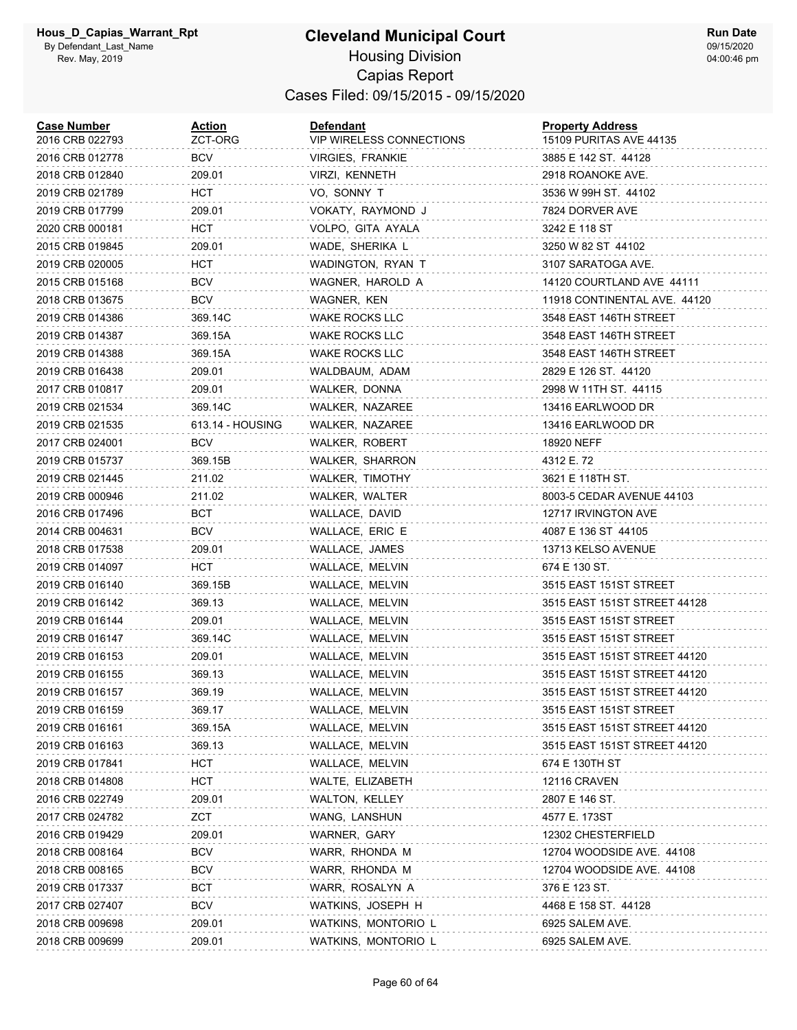# Cleveland Municipal Court

Housing Division

Capias Report

Cases Filed: 09/15/2015 - 09/15/2020

| Case Number | Action | Defendant | Property Address |
|---|---|---|---|
| 2016 CRB 022793 | ZCT-ORG | VIP WIRELESS CONNECTIONS | 15109 PURITAS AVE 44135 |
| 2016 CRB 012778 | BCV | VIRGIES, FRANKIE | 3885 E 142 ST. 44128 |
| 2018 CRB 012840 | 209.01 | VIRZI, KENNETH | 2918 ROANOKE AVE. |
| 2019 CRB 021789 | HCT | VO, SONNY T | 3536 W 99H ST. 44102 |
| 2019 CRB 017799 | 209.01 | VOKATY, RAYMOND J | 7824 DORVER AVE |
| 2020 CRB 000181 | HCT | VOLPO, GITA AYALA | 3242 E 118 ST |
| 2015 CRB 019845 | 209.01 | WADE, SHERIKA L | 3250 W 82 ST 44102 |
| 2019 CRB 020005 | HCT | WADINGTON, RYAN T | 3107 SARATOGA AVE. |
| 2015 CRB 015168 | BCV | WAGNER, HAROLD A | 14120 COURTLAND AVE 44111 |
| 2018 CRB 013675 | BCV | WAGNER, KEN | 11918 CONTINENTAL AVE. 44120 |
| 2019 CRB 014386 | 369.14C | WAKE ROCKS LLC | 3548 EAST 146TH STREET |
| 2019 CRB 014387 | 369.15A | WAKE ROCKS LLC | 3548 EAST 146TH STREET |
| 2019 CRB 014388 | 369.15A | WAKE ROCKS LLC | 3548 EAST 146TH STREET |
| 2019 CRB 016438 | 209.01 | WALDBAUM, ADAM | 2829 E 126 ST. 44120 |
| 2017 CRB 010817 | 209.01 | WALKER, DONNA | 2998 W 11TH ST. 44115 |
| 2019 CRB 021534 | 369.14C | WALKER, NAZAREE | 13416 EARLWOOD DR |
| 2019 CRB 021535 | 613.14 - HOUSING | WALKER, NAZAREE | 13416 EARLWOOD DR |
| 2017 CRB 024001 | BCV | WALKER, ROBERT | 18920 NEFF |
| 2019 CRB 015737 | 369.15B | WALKER, SHARRON | 4312 E. 72 |
| 2019 CRB 021445 | 211.02 | WALKER, TIMOTHY | 3621 E 118TH ST. |
| 2019 CRB 000946 | 211.02 | WALKER, WALTER | 8003-5 CEDAR AVENUE 44103 |
| 2016 CRB 017496 | BCT | WALLACE, DAVID | 12717 IRVINGTON AVE |
| 2014 CRB 004631 | BCV | WALLACE, ERIC E | 4087 E 136 ST 44105 |
| 2018 CRB 017538 | 209.01 | WALLACE, JAMES | 13713 KELSO AVENUE |
| 2019 CRB 014097 | HCT | WALLACE, MELVIN | 674 E 130 ST. |
| 2019 CRB 016140 | 369.15B | WALLACE, MELVIN | 3515 EAST 151ST STREET |
| 2019 CRB 016142 | 369.13 | WALLACE, MELVIN | 3515 EAST 151ST STREET 44128 |
| 2019 CRB 016144 | 209.01 | WALLACE, MELVIN | 3515 EAST 151ST STREET |
| 2019 CRB 016147 | 369.14C | WALLACE, MELVIN | 3515 EAST 151ST STREET |
| 2019 CRB 016153 | 209.01 | WALLACE, MELVIN | 3515 EAST 151ST STREET 44120 |
| 2019 CRB 016155 | 369.13 | WALLACE, MELVIN | 3515 EAST 151ST STREET 44120 |
| 2019 CRB 016157 | 369.19 | WALLACE, MELVIN | 3515 EAST 151ST STREET 44120 |
| 2019 CRB 016159 | 369.17 | WALLACE, MELVIN | 3515 EAST 151ST STREET |
| 2019 CRB 016161 | 369.15A | WALLACE, MELVIN | 3515 EAST 151ST STREET 44120 |
| 2019 CRB 016163 | 369.13 | WALLACE, MELVIN | 3515 EAST 151ST STREET 44120 |
| 2019 CRB 017841 | HCT | WALLACE, MELVIN | 674 E 130TH ST |
| 2018 CRB 014808 | HCT | WALTE, ELIZABETH | 12116 CRAVEN |
| 2016 CRB 022749 | 209.01 | WALTON, KELLEY | 2807 E 146 ST. |
| 2017 CRB 024782 | ZCT | WANG, LANSHUN | 4577 E. 173ST |
| 2016 CRB 019429 | 209.01 | WARNER, GARY | 12302 CHESTERFIELD |
| 2018 CRB 008164 | BCV | WARR, RHONDA M | 12704 WOODSIDE AVE. 44108 |
| 2018 CRB 008165 | BCV | WARR, RHONDA M | 12704 WOODSIDE AVE. 44108 |
| 2019 CRB 017337 | BCT | WARR, ROSALYN A | 376 E 123 ST. |
| 2017 CRB 027407 | BCV | WATKINS, JOSEPH H | 4468 E 158 ST. 44128 |
| 2018 CRB 009698 | 209.01 | WATKINS, MONTORIO L | 6925 SALEM AVE. |
| 2018 CRB 009699 | 209.01 | WATKINS, MONTORIO L | 6925 SALEM AVE. |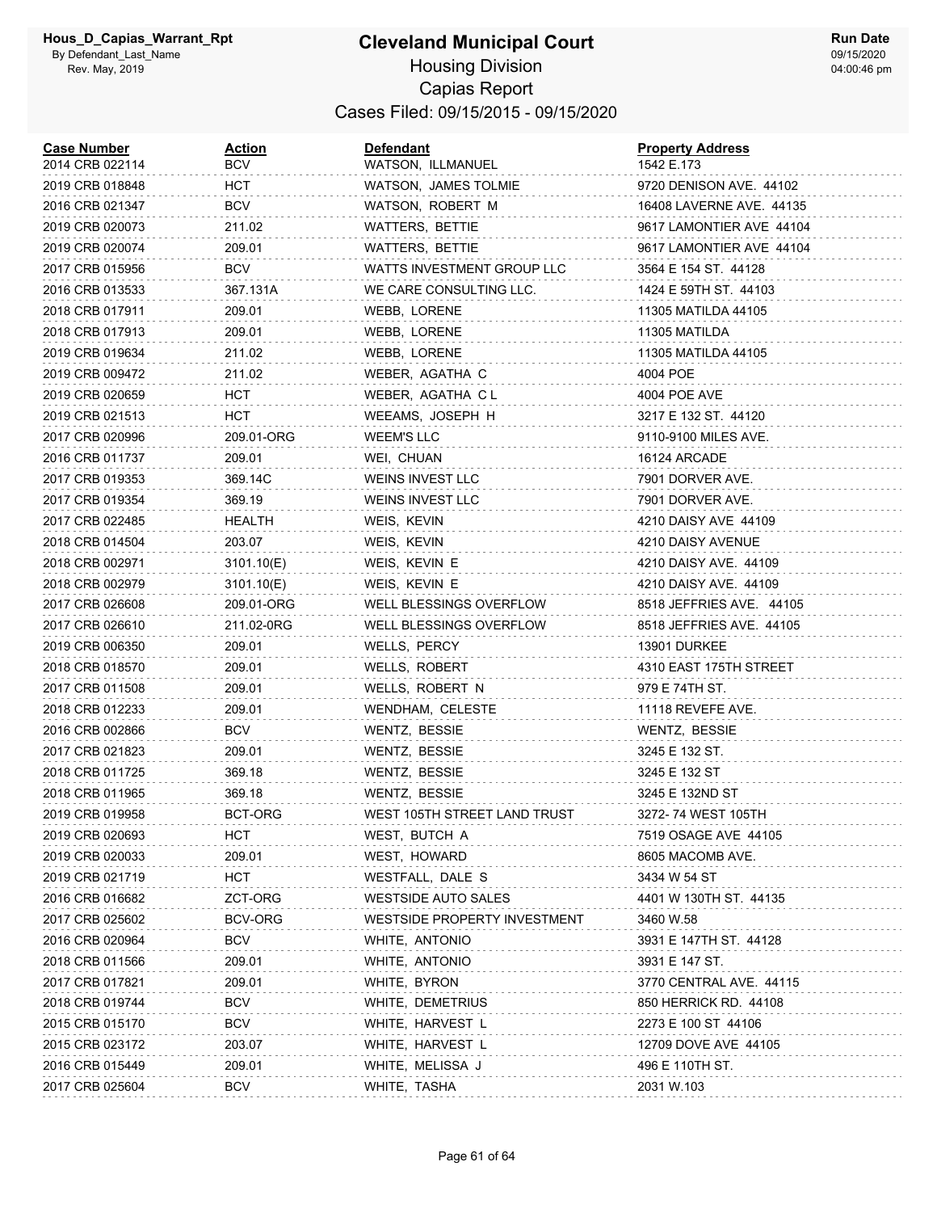| Case Number | Action | Defendant | Property Address |
|---|---|---|---|
| 2014 CRB 022114 | BCV | WATSON, ILLMANUEL | 1542 E.173 |
| 2019 CRB 018848 | HCT | WATSON, JAMES TOLMIE | 9720 DENISON AVE. 44102 |
| 2016 CRB 021347 | BCV | WATSON, ROBERT M | 16408 LAVERNE AVE. 44135 |
| 2019 CRB 020073 | 211.02 | WATTERS, BETTIE | 9617 LAMONTIER AVE 44104 |
| 2019 CRB 020074 | 209.01 | WATTERS, BETTIE | 9617 LAMONTIER AVE 44104 |
| 2017 CRB 015956 | BCV | WATTS INVESTMENT GROUP LLC | 3564 E 154 ST. 44128 |
| 2016 CRB 013533 | 367.131A | WE CARE CONSULTING LLC. | 1424 E 59TH ST. 44103 |
| 2018 CRB 017911 | 209.01 | WEBB, LORENE | 11305 MATILDA 44105 |
| 2018 CRB 017913 | 209.01 | WEBB, LORENE | 11305 MATILDA |
| 2019 CRB 019634 | 211.02 | WEBB, LORENE | 11305 MATILDA 44105 |
| 2019 CRB 009472 | 211.02 | WEBER, AGATHA C | 4004 POE |
| 2019 CRB 020659 | HCT | WEBER, AGATHA C L | 4004 POE AVE |
| 2019 CRB 021513 | HCT | WEEAMS, JOSEPH H | 3217 E 132 ST. 44120 |
| 2017 CRB 020996 | 209.01-ORG | WEEM'S LLC | 9110-9100 MILES AVE. |
| 2016 CRB 011737 | 209.01 | WEI, CHUAN | 16124 ARCADE |
| 2017 CRB 019353 | 369.14C | WEINS INVEST LLC | 7901 DORVER AVE. |
| 2017 CRB 019354 | 369.19 | WEINS INVEST LLC | 7901 DORVER AVE. |
| 2017 CRB 022485 | HEALTH | WEIS, KEVIN | 4210 DAISY AVE 44109 |
| 2018 CRB 014504 | 203.07 | WEIS, KEVIN | 4210 DAISY AVENUE |
| 2018 CRB 002971 | 3101.10(E) | WEIS, KEVIN E | 4210 DAISY AVE. 44109 |
| 2018 CRB 002979 | 3101.10(E) | WEIS, KEVIN E | 4210 DAISY AVE. 44109 |
| 2017 CRB 026608 | 209.01-ORG | WELL BLESSINGS OVERFLOW | 8518 JEFFRIES AVE. 44105 |
| 2017 CRB 026610 | 211.02-0RG | WELL BLESSINGS OVERFLOW | 8518 JEFFRIES AVE. 44105 |
| 2019 CRB 006350 | 209.01 | WELLS, PERCY | 13901 DURKEE |
| 2018 CRB 018570 | 209.01 | WELLS, ROBERT | 4310 EAST 175TH STREET |
| 2017 CRB 011508 | 209.01 | WELLS, ROBERT N | 979 E 74TH ST. |
| 2018 CRB 012233 | 209.01 | WENDHAM, CELESTE | 11118 REVEFE AVE. |
| 2016 CRB 002866 | BCV | WENTZ, BESSIE | WENTZ, BESSIE |
| 2017 CRB 021823 | 209.01 | WENTZ, BESSIE | 3245 E 132 ST. |
| 2018 CRB 011725 | 369.18 | WENTZ, BESSIE | 3245 E 132 ST |
| 2018 CRB 011965 | 369.18 | WENTZ, BESSIE | 3245 E 132ND ST |
| 2019 CRB 019958 | BCT-ORG | WEST 105TH STREET LAND TRUST | 3272- 74 WEST 105TH |
| 2019 CRB 020693 | HCT | WEST, BUTCH A | 7519 OSAGE AVE 44105 |
| 2019 CRB 020033 | 209.01 | WEST, HOWARD | 8605 MACOMB AVE. |
| 2019 CRB 021719 | HCT | WESTFALL, DALE S | 3434 W 54 ST |
| 2016 CRB 016682 | ZCT-ORG | WESTSIDE AUTO SALES | 4401 W 130TH ST. 44135 |
| 2017 CRB 025602 | BCV-ORG | WESTSIDE PROPERTY INVESTMENT | 3460 W.58 |
| 2016 CRB 020964 | BCV | WHITE, ANTONIO | 3931 E 147TH ST. 44128 |
| 2018 CRB 011566 | 209.01 | WHITE, ANTONIO | 3931 E 147 ST. |
| 2017 CRB 017821 | 209.01 | WHITE, BYRON | 3770 CENTRAL AVE. 44115 |
| 2018 CRB 019744 | BCV | WHITE, DEMETRIUS | 850 HERRICK RD. 44108 |
| 2015 CRB 015170 | BCV | WHITE, HARVEST L | 2273 E 100 ST 44106 |
| 2015 CRB 023172 | 203.07 | WHITE, HARVEST L | 12709 DOVE AVE 44105 |
| 2016 CRB 015449 | 209.01 | WHITE, MELISSA J | 496 E 110TH ST. |
| 2017 CRB 025604 | BCV | WHITE, TASHA | 2031 W.103 |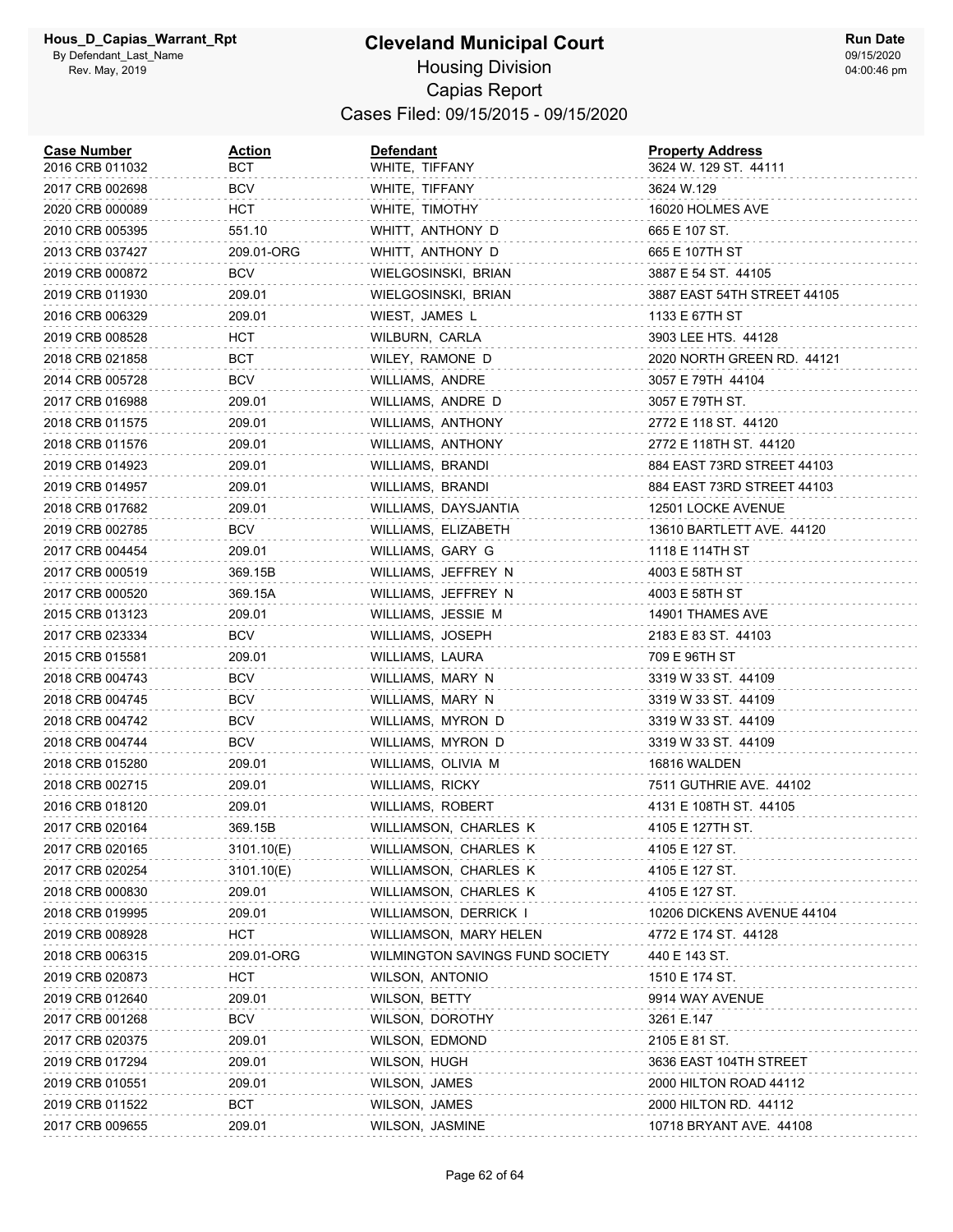# Cleveland Municipal Court

## Housing Division

## Capias Report

### Cases Filed: 09/15/2015 - 09/15/2020

| Case Number | Action | Defendant | Property Address |
|---|---|---|---|
| 2016 CRB 011032 | BCT | WHITE, TIFFANY | 3624 W. 129 ST. 44111 |
| 2017 CRB 002698 | BCV | WHITE, TIFFANY | 3624 W.129 |
| 2020 CRB 000089 | HCT | WHITE, TIMOTHY | 16020 HOLMES AVE |
| 2010 CRB 005395 | 551.10 | WHITT, ANTHONY D | 665 E 107 ST. |
| 2013 CRB 037427 | 209.01-ORG | WHITT, ANTHONY D | 665 E 107TH ST |
| 2019 CRB 000872 | BCV | WIELGOSINSKI, BRIAN | 3887 E 54 ST. 44105 |
| 2019 CRB 011930 | 209.01 | WIELGOSINSKI, BRIAN | 3887 EAST 54TH STREET 44105 |
| 2016 CRB 006329 | 209.01 | WIEST, JAMES L | 1133 E 67TH ST |
| 2019 CRB 008528 | HCT | WILBURN, CARLA | 3903 LEE HTS. 44128 |
| 2018 CRB 021858 | BCT | WILEY, RAMONE D | 2020 NORTH GREEN RD. 44121 |
| 2014 CRB 005728 | BCV | WILLIAMS, ANDRE | 3057 E 79TH 44104 |
| 2017 CRB 016988 | 209.01 | WILLIAMS, ANDRE D | 3057 E 79TH ST. |
| 2018 CRB 011575 | 209.01 | WILLIAMS, ANTHONY | 2772 E 118 ST. 44120 |
| 2018 CRB 011576 | 209.01 | WILLIAMS, ANTHONY | 2772 E 118TH ST. 44120 |
| 2019 CRB 014923 | 209.01 | WILLIAMS, BRANDI | 884 EAST 73RD STREET 44103 |
| 2019 CRB 014957 | 209.01 | WILLIAMS, BRANDI | 884 EAST 73RD STREET 44103 |
| 2018 CRB 017682 | 209.01 | WILLIAMS, DAYSJANTIA | 12501 LOCKE AVENUE |
| 2019 CRB 002785 | BCV | WILLIAMS, ELIZABETH | 13610 BARTLETT AVE. 44120 |
| 2017 CRB 004454 | 209.01 | WILLIAMS, GARY G | 1118 E 114TH ST |
| 2017 CRB 000519 | 369.15B | WILLIAMS, JEFFREY N | 4003 E 58TH ST |
| 2017 CRB 000520 | 369.15A | WILLIAMS, JEFFREY N | 4003 E 58TH ST |
| 2015 CRB 013123 | 209.01 | WILLIAMS, JESSIE M | 14901 THAMES AVE |
| 2017 CRB 023334 | BCV | WILLIAMS, JOSEPH | 2183 E 83 ST. 44103 |
| 2015 CRB 015581 | 209.01 | WILLIAMS, LAURA | 709 E 96TH ST |
| 2018 CRB 004743 | BCV | WILLIAMS, MARY N | 3319 W 33 ST. 44109 |
| 2018 CRB 004745 | BCV | WILLIAMS, MARY N | 3319 W 33 ST. 44109 |
| 2018 CRB 004742 | BCV | WILLIAMS, MYRON D | 3319 W 33 ST. 44109 |
| 2018 CRB 004744 | BCV | WILLIAMS, MYRON D | 3319 W 33 ST. 44109 |
| 2018 CRB 015280 | 209.01 | WILLIAMS, OLIVIA M | 16816 WALDEN |
| 2018 CRB 002715 | 209.01 | WILLIAMS, RICKY | 7511 GUTHRIE AVE. 44102 |
| 2016 CRB 018120 | 209.01 | WILLIAMS, ROBERT | 4131 E 108TH ST. 44105 |
| 2017 CRB 020164 | 369.15B | WILLIAMSON, CHARLES K | 4105 E 127TH ST. |
| 2017 CRB 020165 | 3101.10(E) | WILLIAMSON, CHARLES K | 4105 E 127 ST. |
| 2017 CRB 020254 | 3101.10(E) | WILLIAMSON, CHARLES K | 4105 E 127 ST. |
| 2018 CRB 000830 | 209.01 | WILLIAMSON, CHARLES K | 4105 E 127 ST. |
| 2018 CRB 019995 | 209.01 | WILLIAMSON, DERRICK I | 10206 DICKENS AVENUE 44104 |
| 2019 CRB 008928 | HCT | WILLIAMSON, MARY HELEN | 4772 E 174 ST. 44128 |
| 2018 CRB 006315 | 209.01-ORG | WILMINGTON SAVINGS FUND SOCIETY | 440 E 143 ST. |
| 2019 CRB 020873 | HCT | WILSON, ANTONIO | 1510 E 174 ST. |
| 2019 CRB 012640 | 209.01 | WILSON, BETTY | 9914 WAY AVENUE |
| 2017 CRB 001268 | BCV | WILSON, DOROTHY | 3261 E.147 |
| 2017 CRB 020375 | 209.01 | WILSON, EDMOND | 2105 E 81 ST. |
| 2019 CRB 017294 | 209.01 | WILSON, HUGH | 3636 EAST 104TH STREET |
| 2019 CRB 010551 | 209.01 | WILSON, JAMES | 2000 HILTON ROAD 44112 |
| 2019 CRB 011522 | BCT | WILSON, JAMES | 2000 HILTON RD. 44112 |
| 2017 CRB 009655 | 209.01 | WILSON, JASMINE | 10718 BRYANT AVE. 44108 |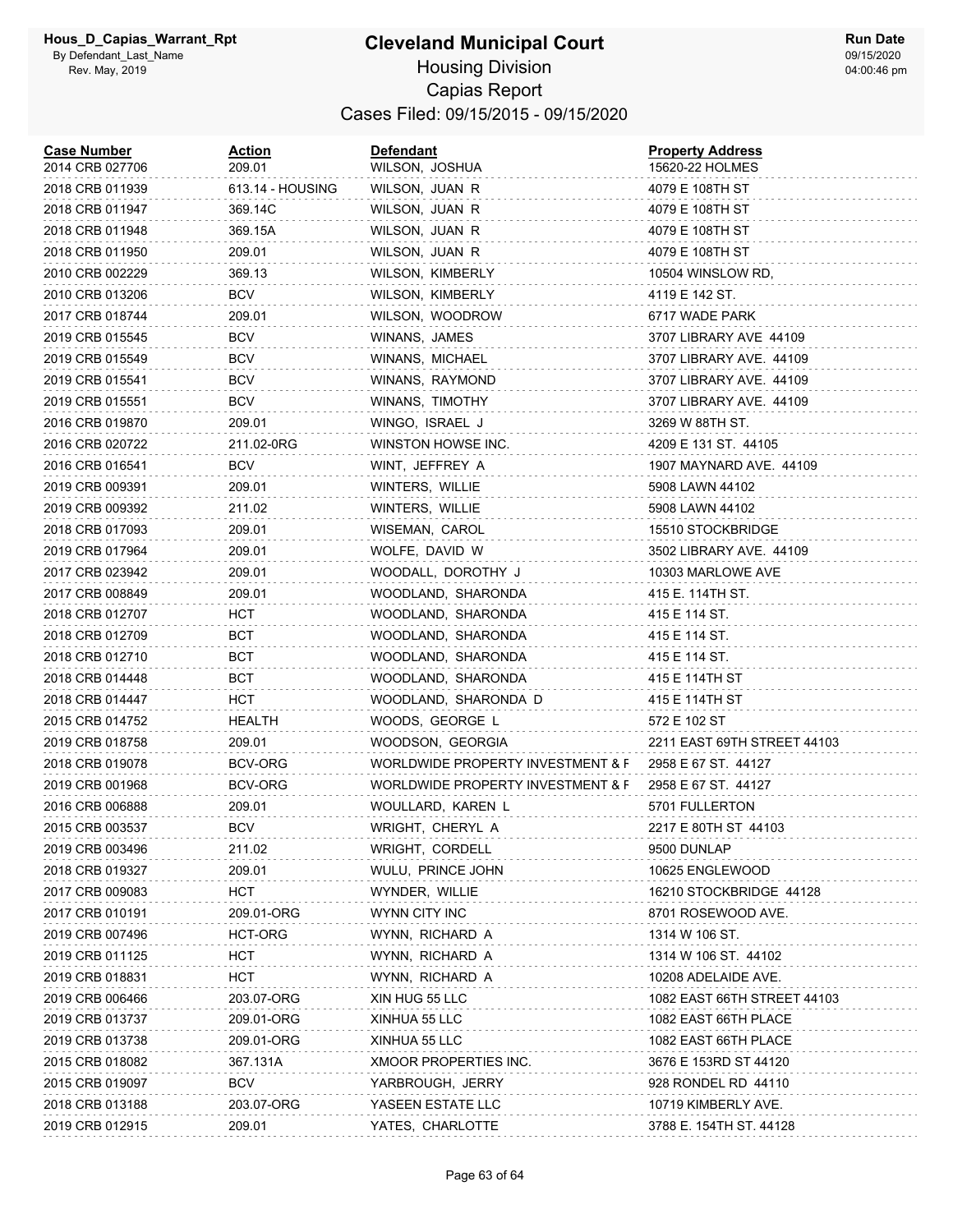| Case Number | Action | Defendant | Property Address |
|---|---|---|---|
| 2014 CRB 027706 | 209.01 | WILSON, JOSHUA | 15620-22 HOLMES |
| 2018 CRB 011939 | 613.14 - HOUSING | WILSON, JUAN R | 4079 E 108TH ST |
| 2018 CRB 011947 | 369.14C | WILSON, JUAN R | 4079 E 108TH ST |
| 2018 CRB 011948 | 369.15A | WILSON, JUAN R | 4079 E 108TH ST |
| 2018 CRB 011950 | 209.01 | WILSON, JUAN R | 4079 E 108TH ST |
| 2010 CRB 002229 | 369.13 | WILSON, KIMBERLY | 10504 WINSLOW RD, |
| 2010 CRB 013206 | BCV | WILSON, KIMBERLY | 4119 E 142 ST. |
| 2017 CRB 018744 | 209.01 | WILSON, WOODROW | 6717 WADE PARK |
| 2019 CRB 015545 | BCV | WINANS, JAMES | 3707 LIBRARY AVE 44109 |
| 2019 CRB 015549 | BCV | WINANS, MICHAEL | 3707 LIBRARY AVE. 44109 |
| 2019 CRB 015541 | BCV | WINANS, RAYMOND | 3707 LIBRARY AVE. 44109 |
| 2019 CRB 015551 | BCV | WINANS, TIMOTHY | 3707 LIBRARY AVE. 44109 |
| 2016 CRB 019870 | 209.01 | WINGO, ISRAEL J | 3269 W 88TH ST. |
| 2016 CRB 020722 | 211.02-0RG | WINSTON HOWSE INC. | 4209 E 131 ST. 44105 |
| 2016 CRB 016541 | BCV | WINT, JEFFREY A | 1907 MAYNARD AVE. 44109 |
| 2019 CRB 009391 | 209.01 | WINTERS, WILLIE | 5908 LAWN 44102 |
| 2019 CRB 009392 | 211.02 | WINTERS, WILLIE | 5908 LAWN 44102 |
| 2018 CRB 017093 | 209.01 | WISEMAN, CAROL | 15510 STOCKBRIDGE |
| 2019 CRB 017964 | 209.01 | WOLFE, DAVID W | 3502 LIBRARY AVE. 44109 |
| 2017 CRB 023942 | 209.01 | WOODALL, DOROTHY J | 10303 MARLOWE AVE |
| 2017 CRB 008849 | 209.01 | WOODLAND, SHARONDA | 415 E. 114TH ST. |
| 2018 CRB 012707 | HCT | WOODLAND, SHARONDA | 415 E 114 ST. |
| 2018 CRB 012709 | BCT | WOODLAND, SHARONDA | 415 E 114 ST. |
| 2018 CRB 012710 | BCT | WOODLAND, SHARONDA | 415 E 114 ST. |
| 2018 CRB 014448 | BCT | WOODLAND, SHARONDA | 415 E 114TH ST |
| 2018 CRB 014447 | HCT | WOODLAND, SHARONDA D | 415 E 114TH ST |
| 2015 CRB 014752 | HEALTH | WOODS, GEORGE L | 572 E 102 ST |
| 2019 CRB 018758 | 209.01 | WOODSON, GEORGIA | 2211 EAST 69TH STREET 44103 |
| 2018 CRB 019078 | BCV-ORG | WORLDWIDE PROPERTY INVESTMENT & F | 2958 E 67 ST. 44127 |
| 2019 CRB 001968 | BCV-ORG | WORLDWIDE PROPERTY INVESTMENT & F | 2958 E 67 ST. 44127 |
| 2016 CRB 006888 | 209.01 | WOULLARD, KAREN L | 5701 FULLERTON |
| 2015 CRB 003537 | BCV | WRIGHT, CHERYL A | 2217 E 80TH ST 44103 |
| 2019 CRB 003496 | 211.02 | WRIGHT, CORDELL | 9500 DUNLAP |
| 2018 CRB 019327 | 209.01 | WULU, PRINCE JOHN | 10625 ENGLEWOOD |
| 2017 CRB 009083 | HCT | WYNDER, WILLIE | 16210 STOCKBRIDGE 44128 |
| 2017 CRB 010191 | 209.01-ORG | WYNN CITY INC | 8701 ROSEWOOD AVE. |
| 2019 CRB 007496 | HCT-ORG | WYNN, RICHARD A | 1314 W 106 ST. |
| 2019 CRB 011125 | HCT | WYNN, RICHARD A | 1314 W 106 ST. 44102 |
| 2019 CRB 018831 | HCT | WYNN, RICHARD A | 10208 ADELAIDE AVE. |
| 2019 CRB 006466 | 203.07-ORG | XIN HUG 55 LLC | 1082 EAST 66TH STREET 44103 |
| 2019 CRB 013737 | 209.01-ORG | XINHUA 55 LLC | 1082 EAST 66TH PLACE |
| 2019 CRB 013738 | 209.01-ORG | XINHUA 55 LLC | 1082 EAST 66TH PLACE |
| 2015 CRB 018082 | 367.131A | XMOOR PROPERTIES INC. | 3676 E 153RD ST 44120 |
| 2015 CRB 019097 | BCV | YARBROUGH, JERRY | 928 RONDEL RD 44110 |
| 2018 CRB 013188 | 203.07-ORG | YASEEN ESTATE LLC | 10719 KIMBERLY AVE. |
| 2019 CRB 012915 | 209.01 | YATES, CHARLOTTE | 3788 E. 154TH ST. 44128 |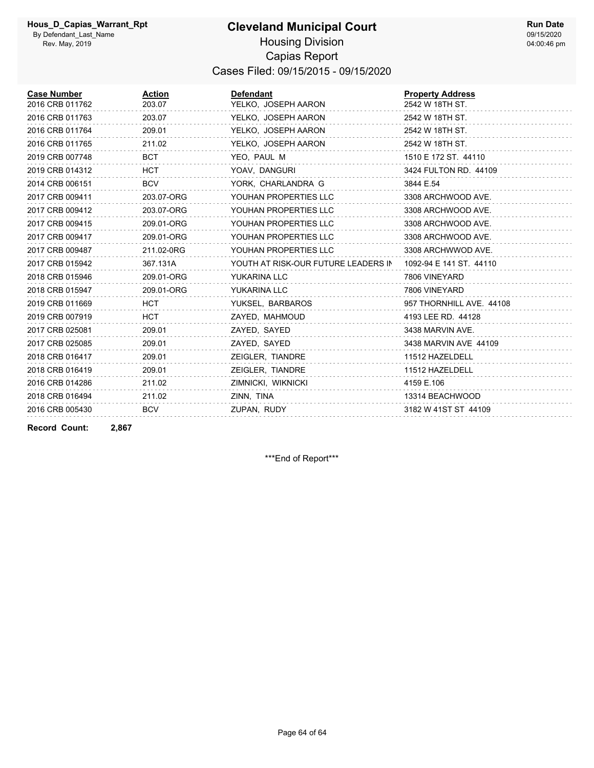# Cleveland Municipal Court

Housing Division

Capias Report

Cases Filed: 09/15/2015 - 09/15/2020

| Case Number | Action | Defendant | Property Address |
|---|---|---|---|
| 2016 CRB 011762 | 203.07 | YELKO, JOSEPH AARON | 2542 W 18TH ST. |
| 2016 CRB 011763 | 203.07 | YELKO, JOSEPH AARON | 2542 W 18TH ST. |
| 2016 CRB 011764 | 209.01 | YELKO, JOSEPH AARON | 2542 W 18TH ST. |
| 2016 CRB 011765 | 211.02 | YELKO, JOSEPH AARON | 2542 W 18TH ST. |
| 2019 CRB 007748 | BCT | YEO, PAUL M | 1510 E 172 ST. 44110 |
| 2019 CRB 014312 | HCT | YOAV, DANGURI | 3424 FULTON RD. 44109 |
| 2014 CRB 006151 | BCV | YORK, CHARLANDRA G | 3844 E.54 |
| 2017 CRB 009411 | 203.07-ORG | YOUHAN PROPERTIES LLC | 3308 ARCHWOOD AVE. |
| 2017 CRB 009412 | 203.07-ORG | YOUHAN PROPERTIES LLC | 3308 ARCHWOOD AVE. |
| 2017 CRB 009415 | 209.01-ORG | YOUHAN PROPERTIES LLC | 3308 ARCHWOOD AVE. |
| 2017 CRB 009417 | 209.01-ORG | YOUHAN PROPERTIES LLC | 3308 ARCHWOOD AVE. |
| 2017 CRB 009487 | 211.02-0RG | YOUHAN PROPERTIES LLC | 3308 ARCHWWOD AVE. |
| 2017 CRB 015942 | 367.131A | YOUTH AT RISK-OUR FUTURE LEADERS IN | 1092-94 E 141 ST. 44110 |
| 2018 CRB 015946 | 209.01-ORG | YUKARINA LLC | 7806 VINEYARD |
| 2018 CRB 015947 | 209.01-ORG | YUKARINA LLC | 7806 VINEYARD |
| 2019 CRB 011669 | HCT | YUKSEL, BARBAROS | 957 THORNHILL AVE. 44108 |
| 2019 CRB 007919 | HCT | ZAYED, MAHMOUD | 4193 LEE RD. 44128 |
| 2017 CRB 025081 | 209.01 | ZAYED, SAYED | 3438 MARVIN AVE. |
| 2017 CRB 025085 | 209.01 | ZAYED, SAYED | 3438 MARVIN AVE 44109 |
| 2018 CRB 016417 | 209.01 | ZEIGLER, TIANDRE | 11512 HAZELDELL |
| 2018 CRB 016419 | 209.01 | ZEIGLER, TIANDRE | 11512 HAZELDELL |
| 2016 CRB 014286 | 211.02 | ZIMNICKI, WIKNICKI | 4159 E.106 |
| 2018 CRB 016494 | 211.02 | ZINN, TINA | 13314 BEACHWOOD |
| 2016 CRB 005430 | BCV | ZUPAN, RUDY | 3182 W 41ST ST 44109 |

**Record Count: 2,867**

***End of Report***